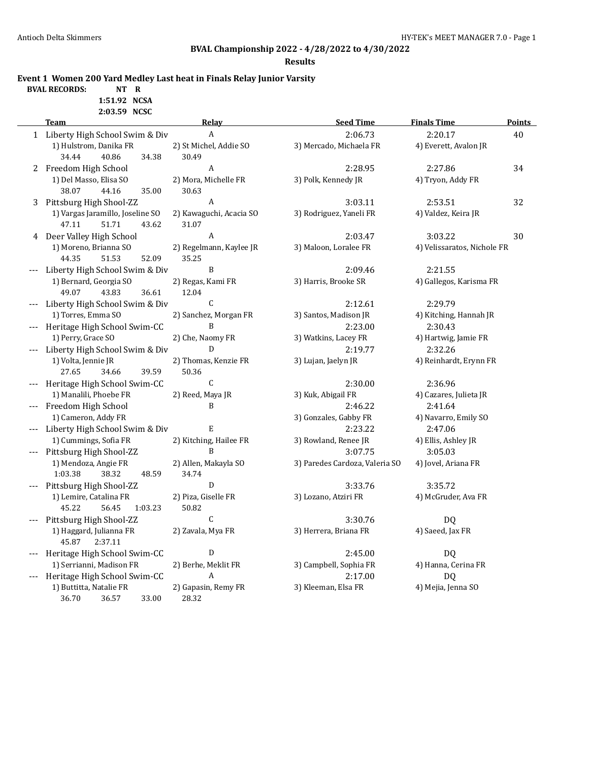**BVAL Championship 2022 - 4/28/2022 to 4/30/2022**

**Results**

**Event 1 Women 200 Yard Medley Last heat in Finals Relay Junior Varsity**

**BVAL RECORDS:** NT R
1:51.92 NCSA
2:03.59 NCSC

| | Team | Relay | Seed Time | Finals Time | Points |
|---|---|---|---|---|---|
| 1 | Liberty High School Swim & Div | A | 2:06.73 | 2:20.17 | 40 |
| | 1) Hulstrom, Danika FR | 2) St Michel, Addie SO | 3) Mercado, Michaela FR | 4) Everett, Avalon JR | |
| | 34.44 40.86 34.38 | 30.49 | | | |
| 2 | Freedom High School | A | 2:28.95 | 2:27.86 | 34 |
| | 1) Del Masso, Elisa SO | 2) Mora, Michelle FR | 3) Polk, Kennedy JR | 4) Tryon, Addy FR | |
| | 38.07 44.16 35.00 | 30.63 | | | |
| 3 | Pittsburg High Shool-ZZ | A | 3:03.11 | 2:53.51 | 32 |
| | 1) Vargas Jaramillo, Joseline SO | 2) Kawaguchi, Acacia SO | 3) Rodriguez, Yaneli FR | 4) Valdez, Keira JR | |
| | 47.11 51.71 43.62 | 31.07 | | | |
| 4 | Deer Valley High School | A | 2:03.47 | 3:03.22 | 30 |
| | 1) Moreno, Brianna SO | 2) Regelmann, Kaylee JR | 3) Maloon, Loralee FR | 4) Velissaratos, Nichole FR | |
| | 44.35 51.53 52.09 | 35.25 | | | |
| --- | Liberty High School Swim & Div | B | 2:09.46 | 2:21.55 | |
| | 1) Bernard, Georgia SO | 2) Regas, Kami FR | 3) Harris, Brooke SR | 4) Gallegos, Karisma FR | |
| | 49.07 43.83 36.61 | 12.04 | | | |
| --- | Liberty High School Swim & Div | C | 2:12.61 | 2:29.79 | |
| | 1) Torres, Emma SO | 2) Sanchez, Morgan FR | 3) Santos, Madison JR | 4) Kitching, Hannah JR | |
| --- | Heritage High School Swim-CC | B | 2:23.00 | 2:30.43 | |
| | 1) Perry, Grace SO | 2) Che, Naomy FR | 3) Watkins, Lacey FR | 4) Hartwig, Jamie FR | |
| --- | Liberty High School Swim & Div | D | 2:19.77 | 2:32.26 | |
| | 1) Volta, Jennie JR | 2) Thomas, Kenzie FR | 3) Lujan, Jaelyn JR | 4) Reinhardt, Erynn FR | |
| | 27.65 34.66 39.59 | 50.36 | | | |
| --- | Heritage High School Swim-CC | C | 2:30.00 | 2:36.96 | |
| | 1) Manalili, Phoebe FR | 2) Reed, Maya JR | 3) Kuk, Abigail FR | 4) Cazares, Julieta JR | |
| --- | Freedom High School | B | 2:46.22 | 2:41.64 | |
| | 1) Cameron, Addy FR | | 3) Gonzales, Gabby FR | 4) Navarro, Emily SO | |
| --- | Liberty High School Swim & Div | E | 2:23.22 | 2:47.06 | |
| | 1) Cummings, Sofia FR | 2) Kitching, Hailee FR | 3) Rowland, Renee JR | 4) Ellis, Ashley JR | |
| --- | Pittsburg High Shool-ZZ | B | 3:07.75 | 3:05.03 | |
| | 1) Mendoza, Angie FR | 2) Allen, Makayla SO | 3) Paredes Cardoza, Valeria SO | 4) Jovel, Ariana FR | |
| | 1:03.38 38.32 48.59 | 34.74 | | | |
| --- | Pittsburg High Shool-ZZ | D | 3:33.76 | 3:35.72 | |
| | 1) Lemire, Catalina FR | 2) Piza, Giselle FR | 3) Lozano, Atziri FR | 4) McGruder, Ava FR | |
| | 45.22 56.45 1:03.23 | 50.82 | | | |
| --- | Pittsburg High Shool-ZZ | C | 3:30.76 | DQ | |
| | 1) Haggard, Julianna FR | 2) Zavala, Mya FR | 3) Herrera, Briana FR | 4) Saeed, Jax FR | |
| | 45.87 2:37.11 | | | | |
| --- | Heritage High School Swim-CC | D | 2:45.00 | DQ | |
| | 1) Serrianni, Madison FR | 2) Berhe, Meklit FR | 3) Campbell, Sophia FR | 4) Hanna, Cerina FR | |
| --- | Heritage High School Swim-CC | A | 2:17.00 | DQ | |
| | 1) Buttita, Natalie FR | 2) Gapasin, Remy FR | 3) Kleeman, Elsa FR | 4) Mejia, Jenna SO | |
| | 36.70 36.57 33.00 | 28.32 | | | |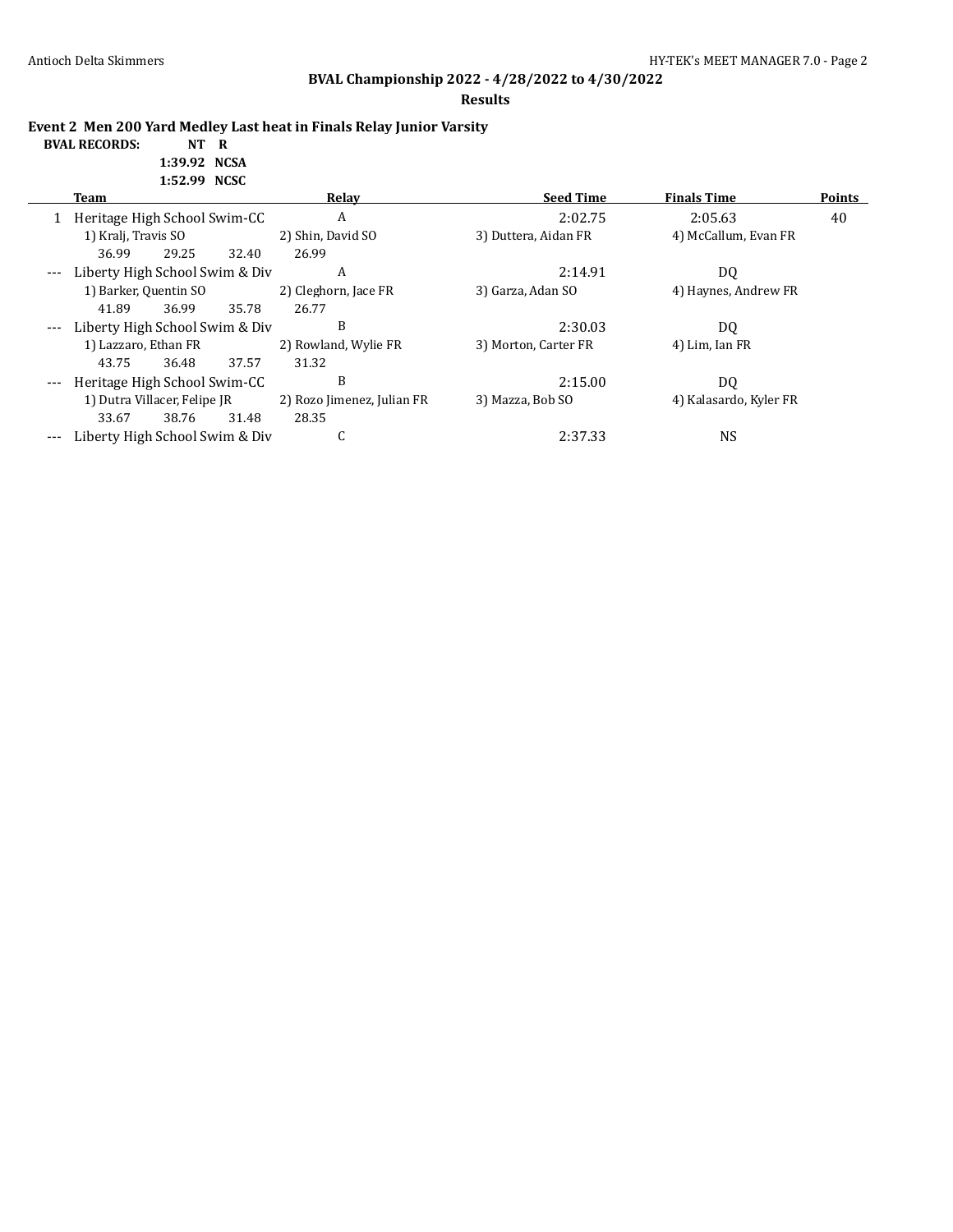## BVAL Championship 2022 - 4/28/2022 to 4/30/2022

**Results**

### Event 2 Men 200 Yard Medley Last heat in Finals Relay Junior Varsity

**BVAL RECORDS:** NT R
1:39.92 NCSA
1:52.99 NCSC

| | Team | Relay | Seed Time | Finals Time | Points |
|---|---|---|---|---|---|
| 1 | Heritage High School Swim-CC | A | 2:02.75 | 2:05.63 | 40 |
| | 1) Kralj, Travis SO | 2) Shin, David SO | 3) Duttera, Aidan FR | 4) McCallum, Evan FR | |
| | 36.99 29.25 32.40 26.99 | | | | |
| --- | Liberty High School Swim & Div | A | 2:14.91 | DQ | |
| | 1) Barker, Quentin SO | 2) Cleghorn, Jace FR | 3) Garza, Adan SO | 4) Haynes, Andrew FR | |
| | 41.89 36.99 35.78 26.77 | | | | |
| --- | Liberty High School Swim & Div | B | 2:30.03 | DQ | |
| | 1) Lazzaro, Ethan FR | 2) Rowland, Wylie FR | 3) Morton, Carter FR | 4) Lim, Ian FR | |
| | 43.75 36.48 37.57 31.32 | | | | |
| --- | Heritage High School Swim-CC | B | 2:15.00 | DQ | |
| | 1) Dutra Villacer, Felipe JR | 2) Rozo Jimenez, Julian FR | 3) Mazza, Bob SO | 4) Kalasardo, Kyler FR | |
| | 33.67 38.76 31.48 28.35 | | | | |
| --- | Liberty High School Swim & Div | C | 2:37.33 | NS | |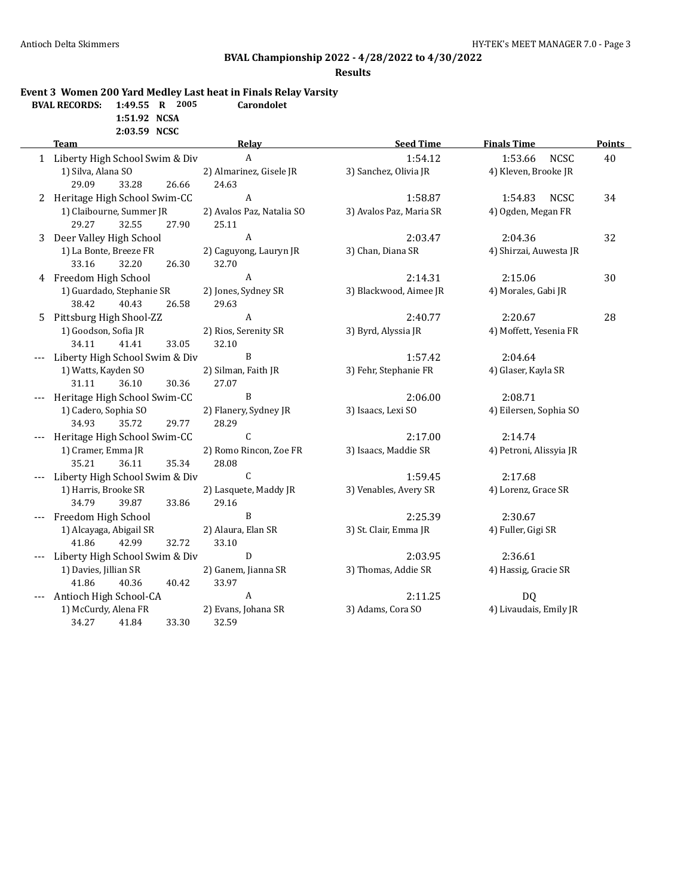## BVAL Championship 2022 - 4/28/2022 to 4/30/2022

### Results

**Event 3 Women 200 Yard Medley Last heat in Finals Relay Varsity**

**BVAL RECORDS:** 1:49.55 R 2005 Carondolet
1:51.92 NCSA
2:03.59 NCSC

| | Team | Relay | Seed Time | Finals Time | Points |
|---|---|---|---|---|---|
| 1 | Liberty High School Swim & Div | A | 1:54.12 | 1:53.66 NCSC | 40 |
| | 1) Silva, Alana SO | 2) Almarinez, Gisele JR | 3) Sanchez, Olivia JR | 4) Kleven, Brooke JR | |
| | 29.09 33.28 26.66 24.63 | | | | |
| 2 | Heritage High School Swim-CC | A | 1:58.87 | 1:54.83 NCSC | 34 |
| | 1) Claibourne, Summer JR | 2) Avalos Paz, Natalia SO | 3) Avalos Paz, Maria SR | 4) Ogden, Megan FR | |
| | 29.27 32.55 27.90 25.11 | | | | |
| 3 | Deer Valley High School | A | 2:03.47 | 2:04.36 | 32 |
| | 1) La Bonte, Breeze FR | 2) Caguyong, Lauryn JR | 3) Chan, Diana SR | 4) Shirzai, Auwesta JR | |
| | 33.16 32.20 26.30 32.70 | | | | |
| 4 | Freedom High School | A | 2:14.31 | 2:15.06 | 30 |
| | 1) Guardado, Stephanie SR | 2) Jones, Sydney SR | 3) Blackwood, Aimee JR | 4) Morales, Gabi JR | |
| | 38.42 40.43 26.58 29.63 | | | | |
| 5 | Pittsburg High Shool-ZZ | A | 2:40.77 | 2:20.67 | 28 |
| | 1) Goodson, Sofia JR | 2) Rios, Serenity SR | 3) Byrd, Alyssia JR | 4) Moffett, Yesenia FR | |
| | 34.11 41.41 33.05 32.10 | | | | |
| --- | Liberty High School Swim & Div | B | 1:57.42 | 2:04.64 | |
| | 1) Watts, Kayden SO | 2) Silman, Faith JR | 3) Fehr, Stephanie FR | 4) Glaser, Kayla SR | |
| | 31.11 36.10 30.36 27.07 | | | | |
| --- | Heritage High School Swim-CC | B | 2:06.00 | 2:08.71 | |
| | 1) Cadero, Sophia SO | 2) Flanery, Sydney JR | 3) Isaacs, Lexi SO | 4) Eilersen, Sophia SO | |
| | 34.93 35.72 29.77 28.29 | | | | |
| --- | Heritage High School Swim-CC | C | 2:17.00 | 2:14.74 | |
| | 1) Cramer, Emma JR | 2) Romo Rincon, Zoe FR | 3) Isaacs, Maddie SR | 4) Petroni, Alissyia JR | |
| | 35.21 36.11 35.34 28.08 | | | | |
| --- | Liberty High School Swim & Div | C | 1:59.45 | 2:17.68 | |
| | 1) Harris, Brooke SR | 2) Lasquete, Maddy JR | 3) Venables, Avery SR | 4) Lorenz, Grace SR | |
| | 34.79 39.87 33.86 29.16 | | | | |
| --- | Freedom High School | B | 2:25.39 | 2:30.67 | |
| | 1) Alcayaga, Abigail SR | 2) Alaura, Elan SR | 3) St. Clair, Emma JR | 4) Fuller, Gigi SR | |
| | 41.86 42.99 32.72 33.10 | | | | |
| --- | Liberty High School Swim & Div | D | 2:03.95 | 2:36.61 | |
| | 1) Davies, Jillian SR | 2) Ganem, Jianna SR | 3) Thomas, Addie SR | 4) Hassig, Gracie SR | |
| | 41.86 40.36 40.42 33.97 | | | | |
| --- | Antioch High School-CA | A | 2:11.25 | DQ | |
| | 1) McCurdy, Alena FR | 2) Evans, Johana SR | 3) Adams, Cora SO | 4) Livaudais, Emily JR | |
| | 34.27 41.84 33.30 32.59 | | | | |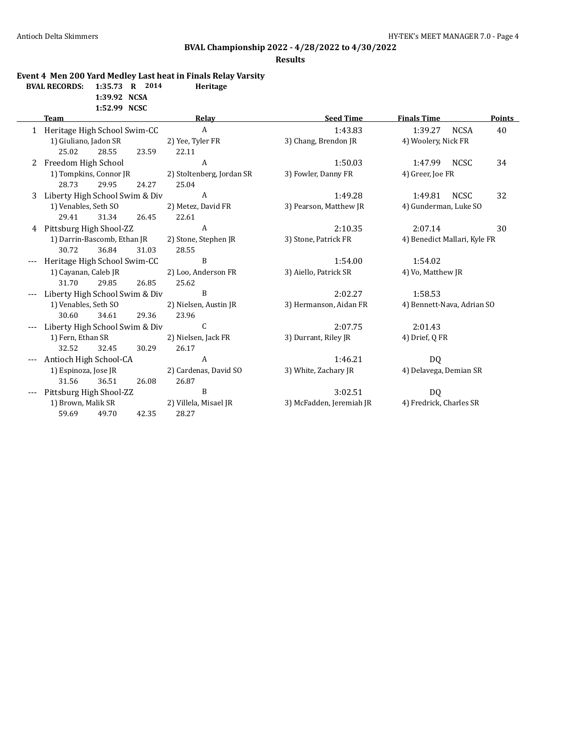## BVAL Championship 2022 - 4/28/2022 to 4/30/2022

**Results**

### Event 4 Men 200 Yard Medley Last heat in Finals Relay Varsity

**BVAL RECORDS:** 1:35.73 R 2014 Heritage
1:39.92 NCSA
1:52.99 NCSC

| | Team | Relay | Seed Time | Finals Time | Points |
|---|---|---|---|---|---|
| 1 | Heritage High School Swim-CC | A | 1:43.83 | 1:39.27 NCSA | 40 |
| | 1) Giuliano, Jadon SR; 2) Yee, Tyler FR; 3) Chang, Brendon JR; 4) Woolery, Nick FR | | | | |
| | 25.02 28.55 23.59 22.11 | | | | |
| 2 | Freedom High School | A | 1:50.03 | 1:47.99 NCSC | 34 |
| | 1) Tompkins, Connor JR; 2) Stoltenberg, Jordan SR; 3) Fowler, Danny FR; 4) Greer, Joe FR | | | | |
| | 28.73 29.95 24.27 25.04 | | | | |
| 3 | Liberty High School Swim & Div | A | 1:49.28 | 1:49.81 NCSC | 32 |
| | 1) Venables, Seth SO; 2) Metez, David FR; 3) Pearson, Matthew JR; 4) Gunderman, Luke SO | | | | |
| | 29.41 31.34 26.45 22.61 | | | | |
| 4 | Pittsburg High Shool-ZZ | A | 2:10.35 | 2:07.14 | 30 |
| | 1) Darrin-Bascomb, Ethan JR; 2) Stone, Stephen JR; 3) Stone, Patrick FR; 4) Benedict Mallari, Kyle FR | | | | |
| | 30.72 36.84 31.03 28.55 | | | | |
| --- | Heritage High School Swim-CC | B | 1:54.00 | 1:54.02 | |
| | 1) Cayanan, Caleb JR; 2) Loo, Anderson FR; 3) Aiello, Patrick SR; 4) Vo, Matthew JR | | | | |
| | 31.70 29.85 26.85 25.62 | | | | |
| --- | Liberty High School Swim & Div | B | 2:02.27 | 1:58.53 | |
| | 1) Venables, Seth SO; 2) Nielsen, Austin JR; 3) Hermanson, Aidan FR; 4) Bennett-Nava, Adrian SO | | | | |
| | 30.60 34.61 29.36 23.96 | | | | |
| --- | Liberty High School Swim & Div | C | 2:07.75 | 2:01.43 | |
| | 1) Fern, Ethan SR; 2) Nielsen, Jack FR; 3) Durrant, Riley JR; 4) Drief, Q FR | | | | |
| | 32.52 32.45 30.29 26.17 | | | | |
| --- | Antioch High School-CA | A | 1:46.21 | DQ | |
| | 1) Espinoza, Jose JR; 2) Cardenas, David SO; 3) White, Zachary JR; 4) Delavega, Demian SR | | | | |
| | 31.56 36.51 26.08 26.87 | | | | |
| --- | Pittsburg High Shool-ZZ | B | 3:02.51 | DQ | |
| | 1) Brown, Malik SR; 2) Villela, Misael JR; 3) McFadden, Jeremiah JR; 4) Fredrick, Charles SR | | | | |
| | 59.69 49.70 42.35 28.27 | | | | |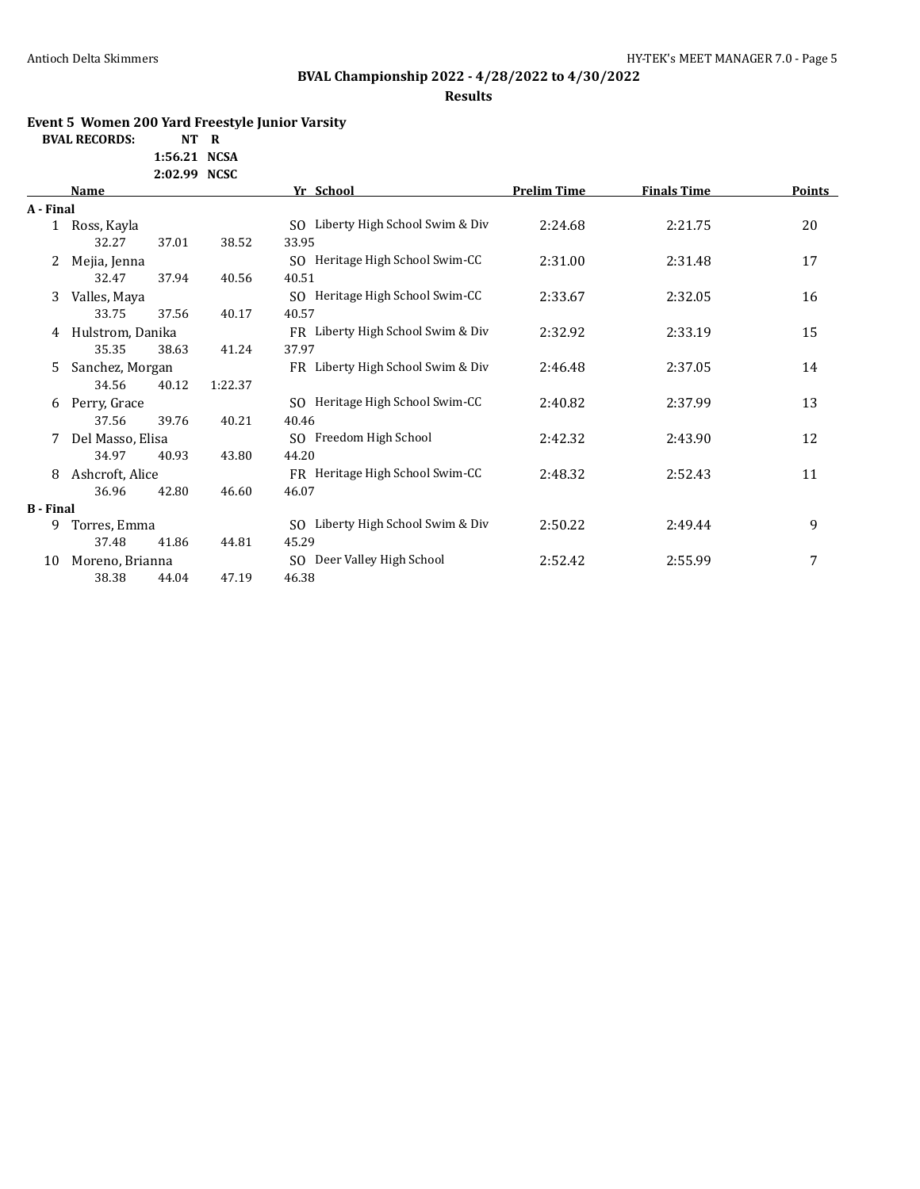## BVAL Championship 2022 - 4/28/2022 to 4/30/2022

### Results

**Event 5 Women 200 Yard Freestyle Junior Varsity**

**BVAL RECORDS:** NT R
1:56.21 NCSA
2:02.99 NCSC

| | Name | Yr | School | Prelim Time | Finals Time | Points |
|---|---|---|---|---|---|---|
| **A - Final** | | | | | | |
| 1 | Ross, Kayla | SO | Liberty High School Swim & Div | 2:24.68 | 2:21.75 | 20 |
| | 32.27 37.01 38.52 33.95 | | | | | |
| 2 | Mejia, Jenna | SO | Heritage High School Swim-CC | 2:31.00 | 2:31.48 | 17 |
| | 32.47 37.94 40.56 40.51 | | | | | |
| 3 | Valles, Maya | SO | Heritage High School Swim-CC | 2:33.67 | 2:32.05 | 16 |
| | 33.75 37.56 40.17 40.57 | | | | | |
| 4 | Hulstrom, Danika | FR | Liberty High School Swim & Div | 2:32.92 | 2:33.19 | 15 |
| | 35.35 38.63 41.24 37.97 | | | | | |
| 5 | Sanchez, Morgan | FR | Liberty High School Swim & Div | 2:46.48 | 2:37.05 | 14 |
| | 34.56 40.12 1:22.37 | | | | | |
| 6 | Perry, Grace | SO | Heritage High School Swim-CC | 2:40.82 | 2:37.99 | 13 |
| | 37.56 39.76 40.21 40.46 | | | | | |
| 7 | Del Masso, Elisa | SO | Freedom High School | 2:42.32 | 2:43.90 | 12 |
| | 34.97 40.93 43.80 44.20 | | | | | |
| 8 | Ashcroft, Alice | FR | Heritage High School Swim-CC | 2:48.32 | 2:52.43 | 11 |
| | 36.96 42.80 46.60 46.07 | | | | | |
| **B - Final** | | | | | | |
| 9 | Torres, Emma | SO | Liberty High School Swim & Div | 2:50.22 | 2:49.44 | 9 |
| | 37.48 41.86 44.81 45.29 | | | | | |
| 10 | Moreno, Brianna | SO | Deer Valley High School | 2:52.42 | 2:55.99 | 7 |
| | 38.38 44.04 47.19 46.38 | | | | | |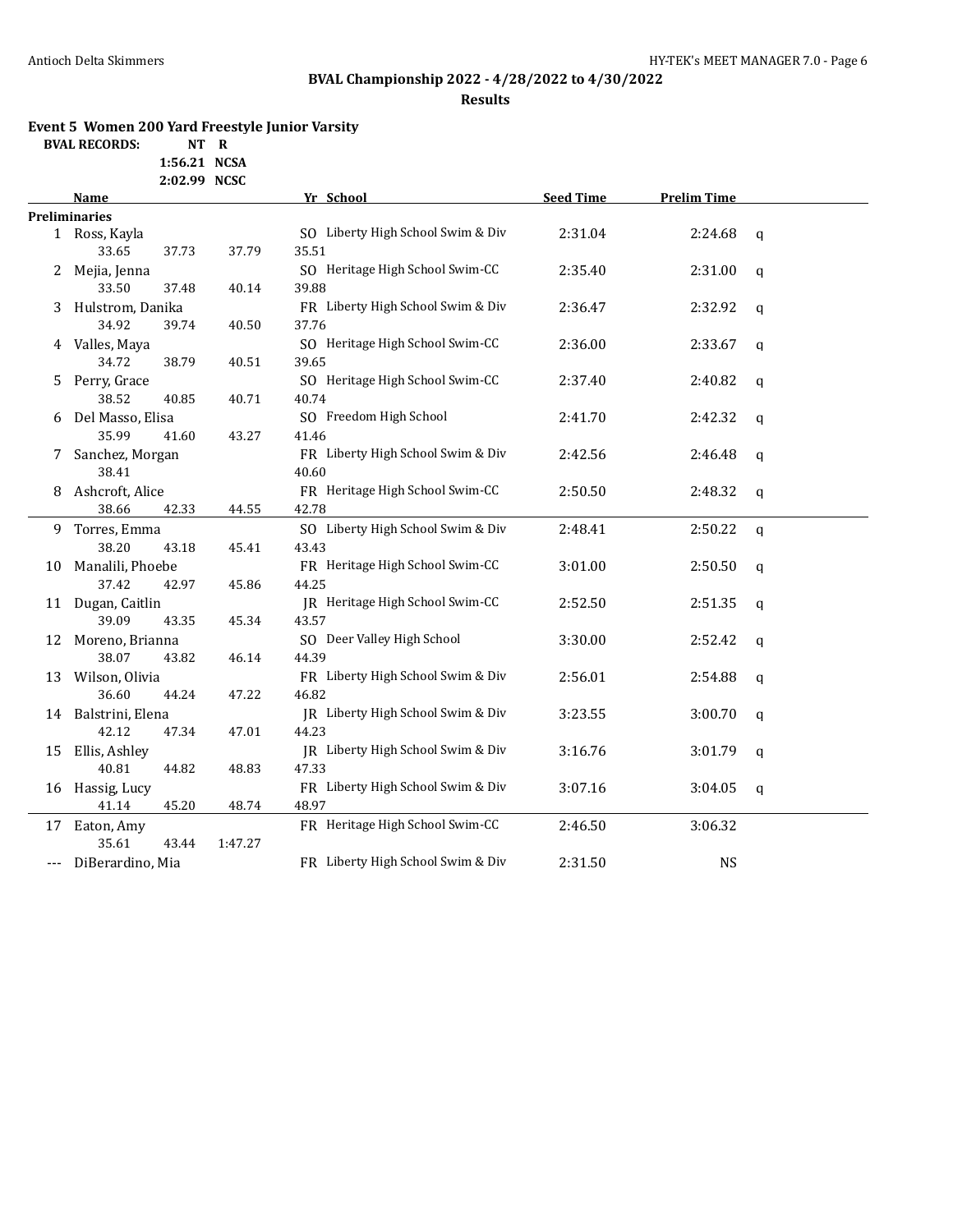## BVAL Championship 2022 - 4/28/2022 to 4/30/2022

**Results**

### Event 5 Women 200 Yard Freestyle Junior Varsity

**BVAL RECORDS:** NT R
1:56.21 NCSA
2:02.99 NCSC

| | Name | Yr | School | Seed Time | Prelim Time | |
|---|---|---|---|---|---|---|
| **Preliminaries** | | | | | | |
| 1 | Ross, Kayla | SO | Liberty High School Swim & Div | 2:31.04 | 2:24.68 | q |
| | 33.65 37.73 37.79 35.51 | | | | | |
| 2 | Mejia, Jenna | SO | Heritage High School Swim-CC | 2:35.40 | 2:31.00 | q |
| | 33.50 37.48 40.14 39.88 | | | | | |
| 3 | Hulstrom, Danika | FR | Liberty High School Swim & Div | 2:36.47 | 2:32.92 | q |
| | 34.92 39.74 40.50 37.76 | | | | | |
| 4 | Valles, Maya | SO | Heritage High School Swim-CC | 2:36.00 | 2:33.67 | q |
| | 34.72 38.79 40.51 39.65 | | | | | |
| 5 | Perry, Grace | SO | Heritage High School Swim-CC | 2:37.40 | 2:40.82 | q |
| | 38.52 40.85 40.71 40.74 | | | | | |
| 6 | Del Masso, Elisa | SO | Freedom High School | 2:41.70 | 2:42.32 | q |
| | 35.99 41.60 43.27 41.46 | | | | | |
| 7 | Sanchez, Morgan | FR | Liberty High School Swim & Div | 2:42.56 | 2:46.48 | q |
| | 38.41 40.60 | | | | | |
| 8 | Ashcroft, Alice | FR | Heritage High School Swim-CC | 2:50.50 | 2:48.32 | q |
| | 38.66 42.33 44.55 42.78 | | | | | |
| 9 | Torres, Emma | SO | Liberty High School Swim & Div | 2:48.41 | 2:50.22 | q |
| | 38.20 43.18 45.41 43.43 | | | | | |
| 10 | Manalili, Phoebe | FR | Heritage High School Swim-CC | 3:01.00 | 2:50.50 | q |
| | 37.42 42.97 45.86 44.25 | | | | | |
| 11 | Dugan, Caitlin | JR | Heritage High School Swim-CC | 2:52.50 | 2:51.35 | q |
| | 39.09 43.35 45.34 43.57 | | | | | |
| 12 | Moreno, Brianna | SO | Deer Valley High School | 3:30.00 | 2:52.42 | q |
| | 38.07 43.82 46.14 44.39 | | | | | |
| 13 | Wilson, Olivia | FR | Liberty High School Swim & Div | 2:56.01 | 2:54.88 | q |
| | 36.60 44.24 47.22 46.82 | | | | | |
| 14 | Balstrini, Elena | JR | Liberty High School Swim & Div | 3:23.55 | 3:00.70 | q |
| | 42.12 47.34 47.01 44.23 | | | | | |
| 15 | Ellis, Ashley | JR | Liberty High School Swim & Div | 3:16.76 | 3:01.79 | q |
| | 40.81 44.82 48.83 47.33 | | | | | |
| 16 | Hassig, Lucy | FR | Liberty High School Swim & Div | 3:07.16 | 3:04.05 | q |
| | 41.14 45.20 48.74 48.97 | | | | | |
| 17 | Eaton, Amy | FR | Heritage High School Swim-CC | 2:46.50 | 3:06.32 | |
| | 35.61 43.44 1:47.27 | | | | | |
| --- | DiBerardino, Mia | FR | Liberty High School Swim & Div | 2:31.50 | NS | |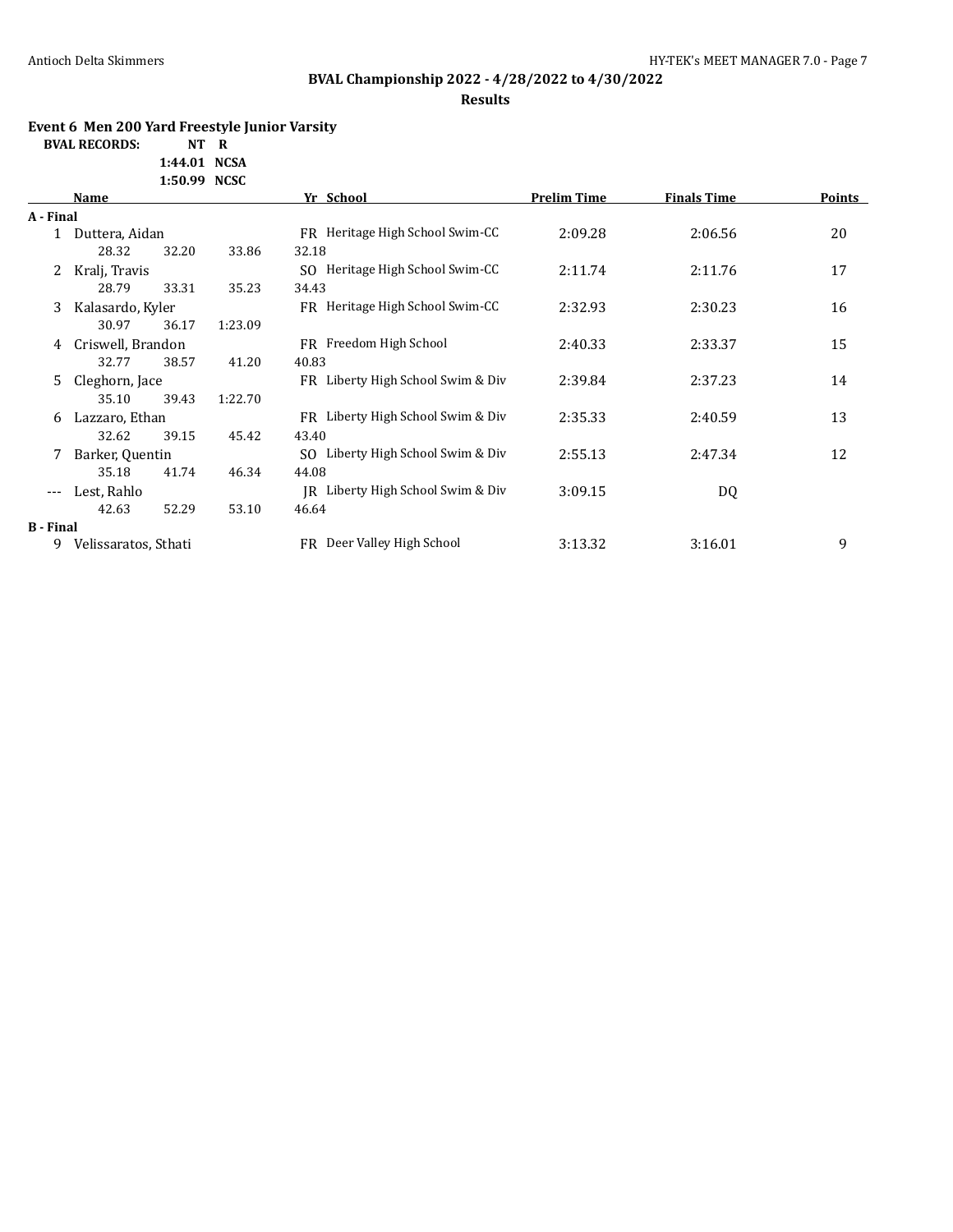## BVAL Championship 2022 - 4/28/2022 to 4/30/2022

### Results

**Event 6 Men 200 Yard Freestyle Junior Varsity**

| BVAL RECORDS: | | |
|---|---|---|
| | NT | R |
| | 1:44.01 | NCSA |
| | 1:50.99 | NCSC |

| | Name | Yr | School | Prelim Time | Finals Time | Points |
|---|---|---|---|---|---|---|
| **A - Final** | | | | | | |
| 1 | Duttera, Aidan | FR | Heritage High School Swim-CC | 2:09.28 | 2:06.56 | 20 |
| | 28.32 32.20 33.86 32.18 | | | | | |
| 2 | Kralj, Travis | SO | Heritage High School Swim-CC | 2:11.74 | 2:11.76 | 17 |
| | 28.79 33.31 35.23 34.43 | | | | | |
| 3 | Kalasardo, Kyler | FR | Heritage High School Swim-CC | 2:32.93 | 2:30.23 | 16 |
| | 30.97 36.17 1:23.09 | | | | | |
| 4 | Criswell, Brandon | FR | Freedom High School | 2:40.33 | 2:33.37 | 15 |
| | 32.77 38.57 41.20 40.83 | | | | | |
| 5 | Cleghorn, Jace | FR | Liberty High School Swim & Div | 2:39.84 | 2:37.23 | 14 |
| | 35.10 39.43 1:22.70 | | | | | |
| 6 | Lazzaro, Ethan | FR | Liberty High School Swim & Div | 2:35.33 | 2:40.59 | 13 |
| | 32.62 39.15 45.42 43.40 | | | | | |
| 7 | Barker, Quentin | SO | Liberty High School Swim & Div | 2:55.13 | 2:47.34 | 12 |
| | 35.18 41.74 46.34 44.08 | | | | | |
| --- | Lest, Rahlo | JR | Liberty High School Swim & Div | 3:09.15 | DQ | |
| | 42.63 52.29 53.10 46.64 | | | | | |
| **B - Final** | | | | | | |
| 9 | Velissaratos, Sthati | FR | Deer Valley High School | 3:13.32 | 3:16.01 | 9 |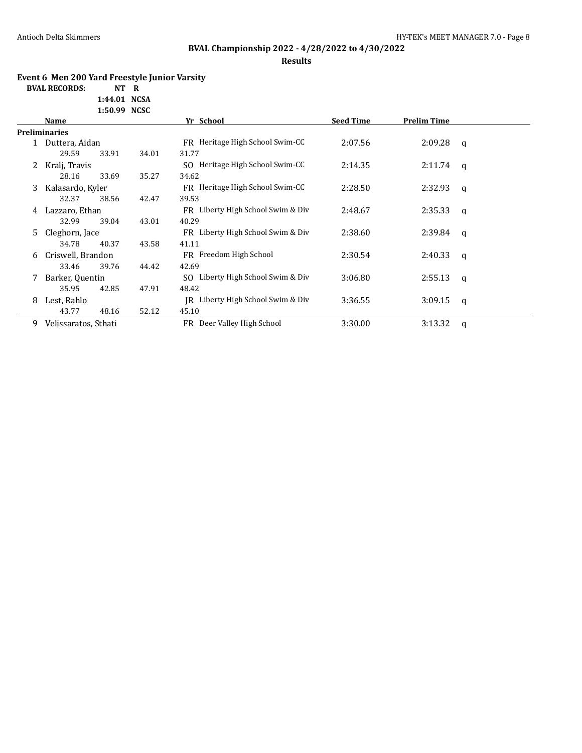**BVAL Championship 2022 - 4/28/2022 to 4/30/2022**

**Results**

### Event 6 Men 200 Yard Freestyle Junior Varsity

**BVAL RECORDS:** NT R
1:44.01 NCSA
1:50.99 NCSC

| | Name | Yr | School | Seed Time | Prelim Time | |
|---|---|---|---|---|---|---|
| **Preliminaries** | | | | | | |
| 1 | Duttera, Aidan | FR | Heritage High School Swim-CC | 2:07.56 | 2:09.28 | q |
| | 29.59 33.91 34.01 31.77 | | | | | |
| 2 | Kralj, Travis | SO | Heritage High School Swim-CC | 2:14.35 | 2:11.74 | q |
| | 28.16 33.69 35.27 34.62 | | | | | |
| 3 | Kalasardo, Kyler | FR | Heritage High School Swim-CC | 2:28.50 | 2:32.93 | q |
| | 32.37 38.56 42.47 39.53 | | | | | |
| 4 | Lazzaro, Ethan | FR | Liberty High School Swim & Div | 2:48.67 | 2:35.33 | q |
| | 32.99 39.04 43.01 40.29 | | | | | |
| 5 | Cleghorn, Jace | FR | Liberty High School Swim & Div | 2:38.60 | 2:39.84 | q |
| | 34.78 40.37 43.58 41.11 | | | | | |
| 6 | Criswell, Brandon | FR | Freedom High School | 2:30.54 | 2:40.33 | q |
| | 33.46 39.76 44.42 42.69 | | | | | |
| 7 | Barker, Quentin | SO | Liberty High School Swim & Div | 3:06.80 | 2:55.13 | q |
| | 35.95 42.85 47.91 48.42 | | | | | |
| 8 | Lest, Rahlo | JR | Liberty High School Swim & Div | 3:36.55 | 3:09.15 | q |
| | 43.77 48.16 52.12 45.10 | | | | | |
| 9 | Velissaratos, Sthati | FR | Deer Valley High School | 3:30.00 | 3:13.32 | q |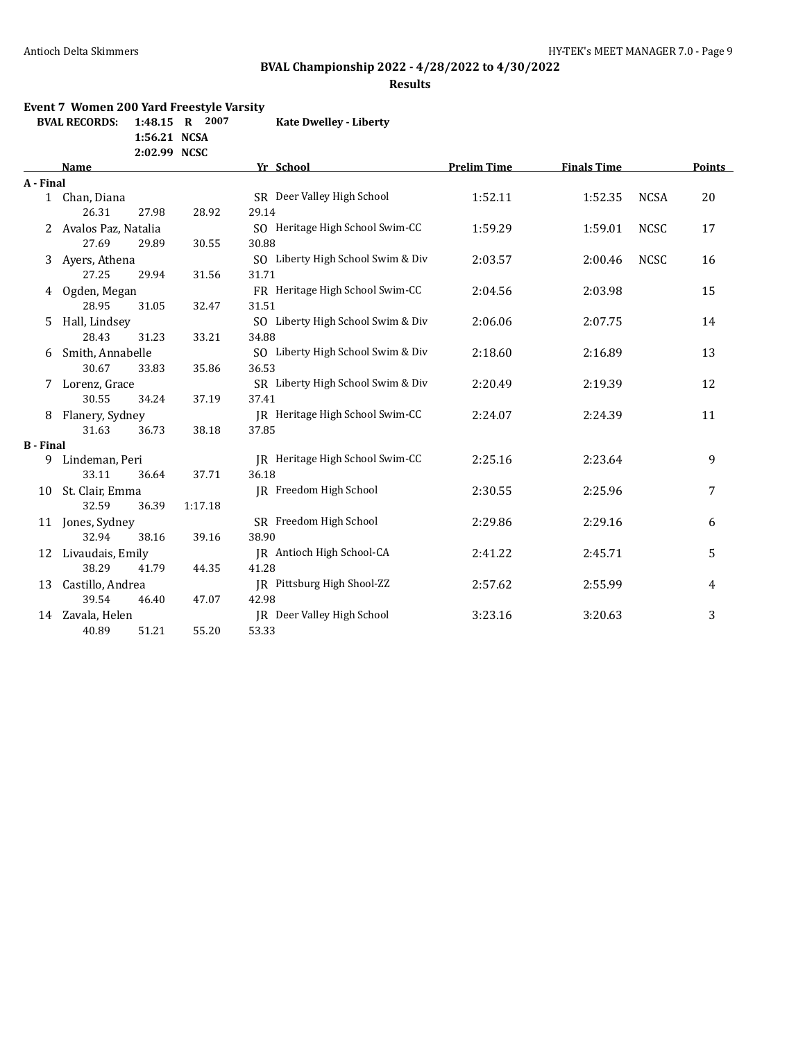## BVAL Championship 2022 - 4/28/2022 to 4/30/2022

### Results

**Event 7 Women 200 Yard Freestyle Varsity**

| BVAL RECORDS: | | | |
|---|---|---|---|
| 1:48.15 | R | 2007 | Kate Dwelley - Liberty |
| 1:56.21 | NCSA | | |
| 2:02.99 | NCSC | | |

| | Name | Yr | School | Prelim Time | Finals Time | | Points |
|---|---|---|---|---|---|---|---|
| **A - Final** | | | | | | | |
| 1 | Chan, Diana | SR | Deer Valley High School | 1:52.11 | 1:52.35 | NCSA | 20 |
| | 26.31 27.98 28.92 29.14 | | | | | | |
| 2 | Avalos Paz, Natalia | SO | Heritage High School Swim-CC | 1:59.29 | 1:59.01 | NCSC | 17 |
| | 27.69 29.89 30.55 30.88 | | | | | | |
| 3 | Ayers, Athena | SO | Liberty High School Swim & Div | 2:03.57 | 2:00.46 | NCSC | 16 |
| | 27.25 29.94 31.56 31.71 | | | | | | |
| 4 | Ogden, Megan | FR | Heritage High School Swim-CC | 2:04.56 | 2:03.98 | | 15 |
| | 28.95 31.05 32.47 31.51 | | | | | | |
| 5 | Hall, Lindsey | SO | Liberty High School Swim & Div | 2:06.06 | 2:07.75 | | 14 |
| | 28.43 31.23 33.21 34.88 | | | | | | |
| 6 | Smith, Annabelle | SO | Liberty High School Swim & Div | 2:18.60 | 2:16.89 | | 13 |
| | 30.67 33.83 35.86 36.53 | | | | | | |
| 7 | Lorenz, Grace | SR | Liberty High School Swim & Div | 2:20.49 | 2:19.39 | | 12 |
| | 30.55 34.24 37.19 37.41 | | | | | | |
| 8 | Flanery, Sydney | JR | Heritage High School Swim-CC | 2:24.07 | 2:24.39 | | 11 |
| | 31.63 36.73 38.18 37.85 | | | | | | |
| **B - Final** | | | | | | | |
| 9 | Lindeman, Peri | JR | Heritage High School Swim-CC | 2:25.16 | 2:23.64 | | 9 |
| | 33.11 36.64 37.71 36.18 | | | | | | |
| 10 | St. Clair, Emma | JR | Freedom High School | 2:30.55 | 2:25.96 | | 7 |
| | 32.59 36.39 1:17.18 | | | | | | |
| 11 | Jones, Sydney | SR | Freedom High School | 2:29.86 | 2:29.16 | | 6 |
| | 32.94 38.16 39.16 38.90 | | | | | | |
| 12 | Livaudais, Emily | JR | Antioch High School-CA | 2:41.22 | 2:45.71 | | 5 |
| | 38.29 41.79 44.35 41.28 | | | | | | |
| 13 | Castillo, Andrea | JR | Pittsburg High Shool-ZZ | 2:57.62 | 2:55.99 | | 4 |
| | 39.54 46.40 47.07 42.98 | | | | | | |
| 14 | Zavala, Helen | JR | Deer Valley High School | 3:23.16 | 3:20.63 | | 3 |
| | 40.89 51.21 55.20 53.33 | | | | | | |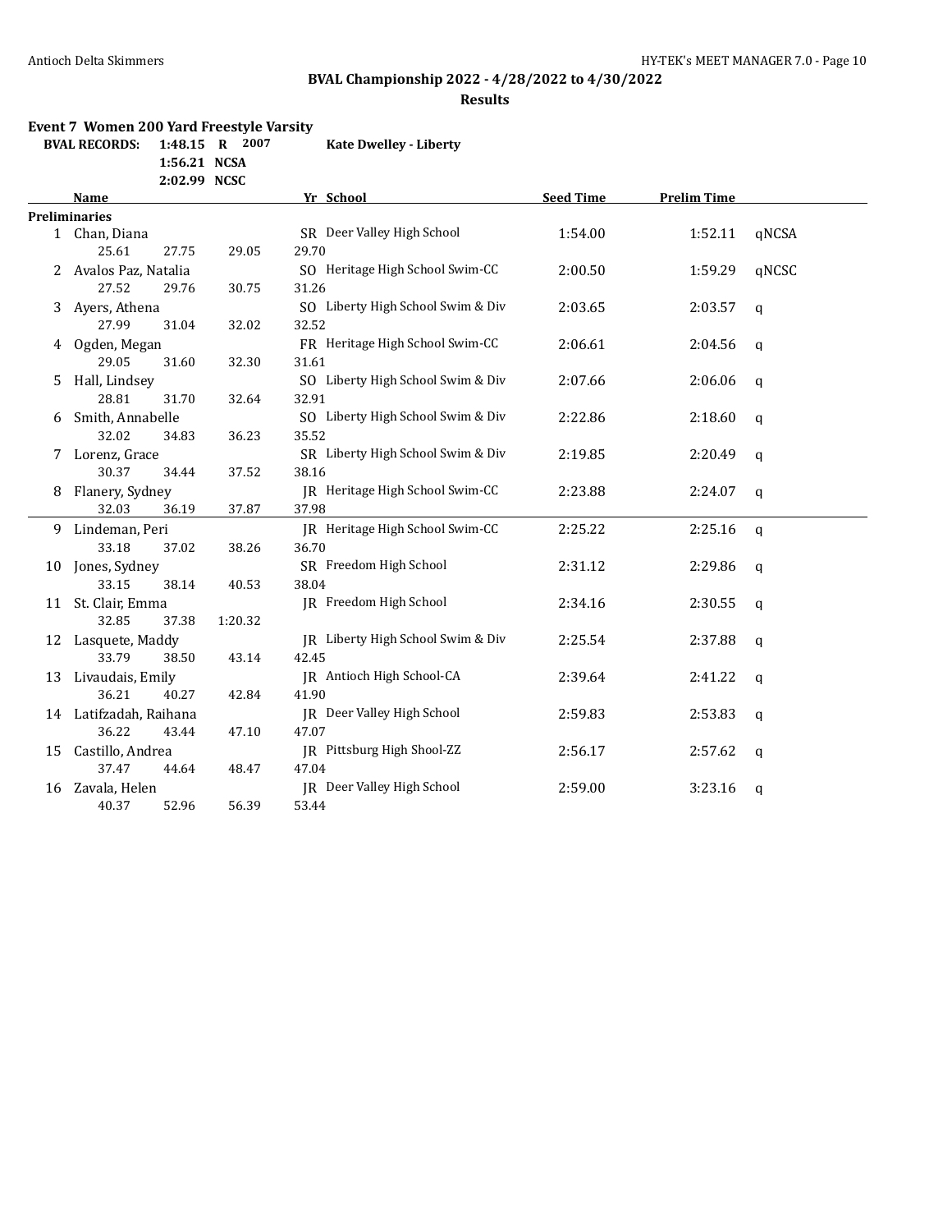**Antioch Delta Skimmers** HY-TEK's MEET MANAGER 7.0

## BVAL Championship 2022 - 4/28/2022 to 4/30/2022

### Results

**Event 7 Women 200 Yard Freestyle Varsity**

| BVAL RECORDS: | 1:48.15 | R | 2007 | Kate Dwelley - Liberty |
|---|---|---|---|---|
| | 1:56.21 | NCSA | | |
| | 2:02.99 | NCSC | | |

**Preliminaries**

| | Name | Yr | School | Seed Time | Prelim Time | |
|---|---|---|---|---|---|---|
| 1 | Chan, Diana | SR | Deer Valley High School | 1:54.00 | 1:52.11 | qNCSA |
| | 25.61 27.75 29.05 29.70 | | | | | |
| 2 | Avalos Paz, Natalia | SO | Heritage High School Swim-CC | 2:00.50 | 1:59.29 | qNCSC |
| | 27.52 29.76 30.75 31.26 | | | | | |
| 3 | Ayers, Athena | SO | Liberty High School Swim & Div | 2:03.65 | 2:03.57 | q |
| | 27.99 31.04 32.02 32.52 | | | | | |
| 4 | Ogden, Megan | FR | Heritage High School Swim-CC | 2:06.61 | 2:04.56 | q |
| | 29.05 31.60 32.30 31.61 | | | | | |
| 5 | Hall, Lindsey | SO | Liberty High School Swim & Div | 2:07.66 | 2:06.06 | q |
| | 28.81 31.70 32.64 32.91 | | | | | |
| 6 | Smith, Annabelle | SO | Liberty High School Swim & Div | 2:22.86 | 2:18.60 | q |
| | 32.02 34.83 36.23 35.52 | | | | | |
| 7 | Lorenz, Grace | SR | Liberty High School Swim & Div | 2:19.85 | 2:20.49 | q |
| | 30.37 34.44 37.52 38.16 | | | | | |
| 8 | Flanery, Sydney | JR | Heritage High School Swim-CC | 2:23.88 | 2:24.07 | q |
| | 32.03 36.19 37.87 37.98 | | | | | |
| 9 | Lindeman, Peri | JR | Heritage High School Swim-CC | 2:25.22 | 2:25.16 | q |
| | 33.18 37.02 38.26 36.70 | | | | | |
| 10 | Jones, Sydney | SR | Freedom High School | 2:31.12 | 2:29.86 | q |
| | 33.15 38.14 40.53 38.04 | | | | | |
| 11 | St. Clair, Emma | JR | Freedom High School | 2:34.16 | 2:30.55 | q |
| | 32.85 37.38 1:20.32 | | | | | |
| 12 | Lasquete, Maddy | JR | Liberty High School Swim & Div | 2:25.54 | 2:37.88 | q |
| | 33.79 38.50 43.14 42.45 | | | | | |
| 13 | Livaudais, Emily | JR | Antioch High School-CA | 2:39.64 | 2:41.22 | q |
| | 36.21 40.27 42.84 41.90 | | | | | |
| 14 | Latifzadah, Raihana | JR | Deer Valley High School | 2:59.83 | 2:53.83 | q |
| | 36.22 43.44 47.10 47.07 | | | | | |
| 15 | Castillo, Andrea | JR | Pittsburg High Shool-ZZ | 2:56.17 | 2:57.62 | q |
| | 37.47 44.64 48.47 47.04 | | | | | |
| 16 | Zavala, Helen | JR | Deer Valley High School | 2:59.00 | 3:23.16 | q |
| | 40.37 52.96 56.39 53.44 | | | | | |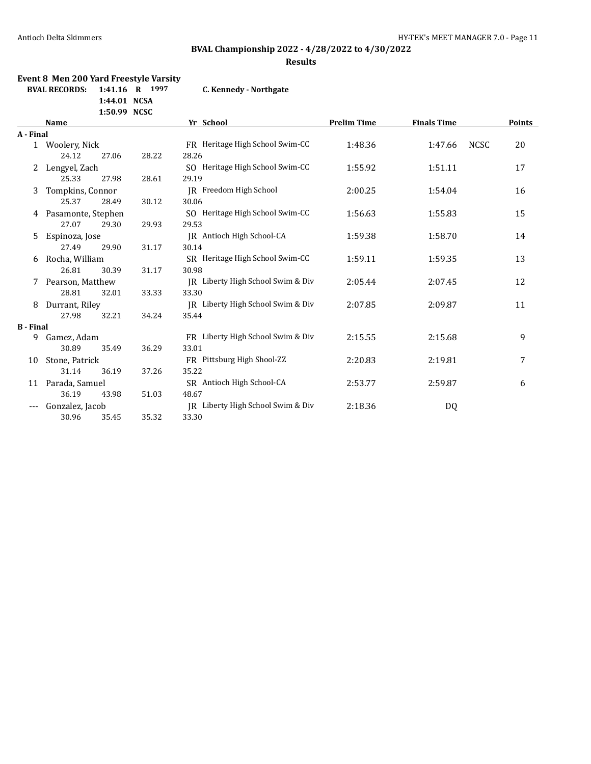## BVAL Championship 2022 - 4/28/2022 to 4/30/2022

### Results

**Event 8 Men 200 Yard Freestyle Varsity**

| BVAL RECORDS: | | | |
|---|---|---|---|
| 1:41.16 | R | 1997 | C. Kennedy - Northgate |
| 1:44.01 | NCSA | | |
| 1:50.99 | NCSC | | |

| | Name | Yr | School | Prelim Time | Finals Time | | Points |
|---|---|---|---|---|---|---|---|
| **A - Final** | | | | | | | |
| 1 | Woolery, Nick | FR | Heritage High School Swim-CC | 1:48.36 | 1:47.66 | NCSC | 20 |
| | 24.12 27.06 28.22 28.26 | | | | | | |
| 2 | Lengyel, Zach | SO | Heritage High School Swim-CC | 1:55.92 | 1:51.11 | | 17 |
| | 25.33 27.98 28.61 29.19 | | | | | | |
| 3 | Tompkins, Connor | JR | Freedom High School | 2:00.25 | 1:54.04 | | 16 |
| | 25.37 28.49 30.12 30.06 | | | | | | |
| 4 | Pasamonte, Stephen | SO | Heritage High School Swim-CC | 1:56.63 | 1:55.83 | | 15 |
| | 27.07 29.30 29.93 29.53 | | | | | | |
| 5 | Espinoza, Jose | JR | Antioch High School-CA | 1:59.38 | 1:58.70 | | 14 |
| | 27.49 29.90 31.17 30.14 | | | | | | |
| 6 | Rocha, William | SR | Heritage High School Swim-CC | 1:59.11 | 1:59.35 | | 13 |
| | 26.81 30.39 31.17 30.98 | | | | | | |
| 7 | Pearson, Matthew | JR | Liberty High School Swim & Div | 2:05.44 | 2:07.45 | | 12 |
| | 28.81 32.01 33.33 33.30 | | | | | | |
| 8 | Durrant, Riley | JR | Liberty High School Swim & Div | 2:07.85 | 2:09.87 | | 11 |
| | 27.98 32.21 34.24 35.44 | | | | | | |
| **B - Final** | | | | | | | |
| 9 | Gamez, Adam | FR | Liberty High School Swim & Div | 2:15.55 | 2:15.68 | | 9 |
| | 30.89 35.49 36.29 33.01 | | | | | | |
| 10 | Stone, Patrick | FR | Pittsburg High Shool-ZZ | 2:20.83 | 2:19.81 | | 7 |
| | 31.14 36.19 37.26 35.22 | | | | | | |
| 11 | Parada, Samuel | SR | Antioch High School-CA | 2:53.77 | 2:59.87 | | 6 |
| | 36.19 43.98 51.03 48.67 | | | | | | |
| --- | Gonzalez, Jacob | JR | Liberty High School Swim & Div | 2:18.36 | DQ | | |
| | 30.96 35.45 35.32 33.30 | | | | | | |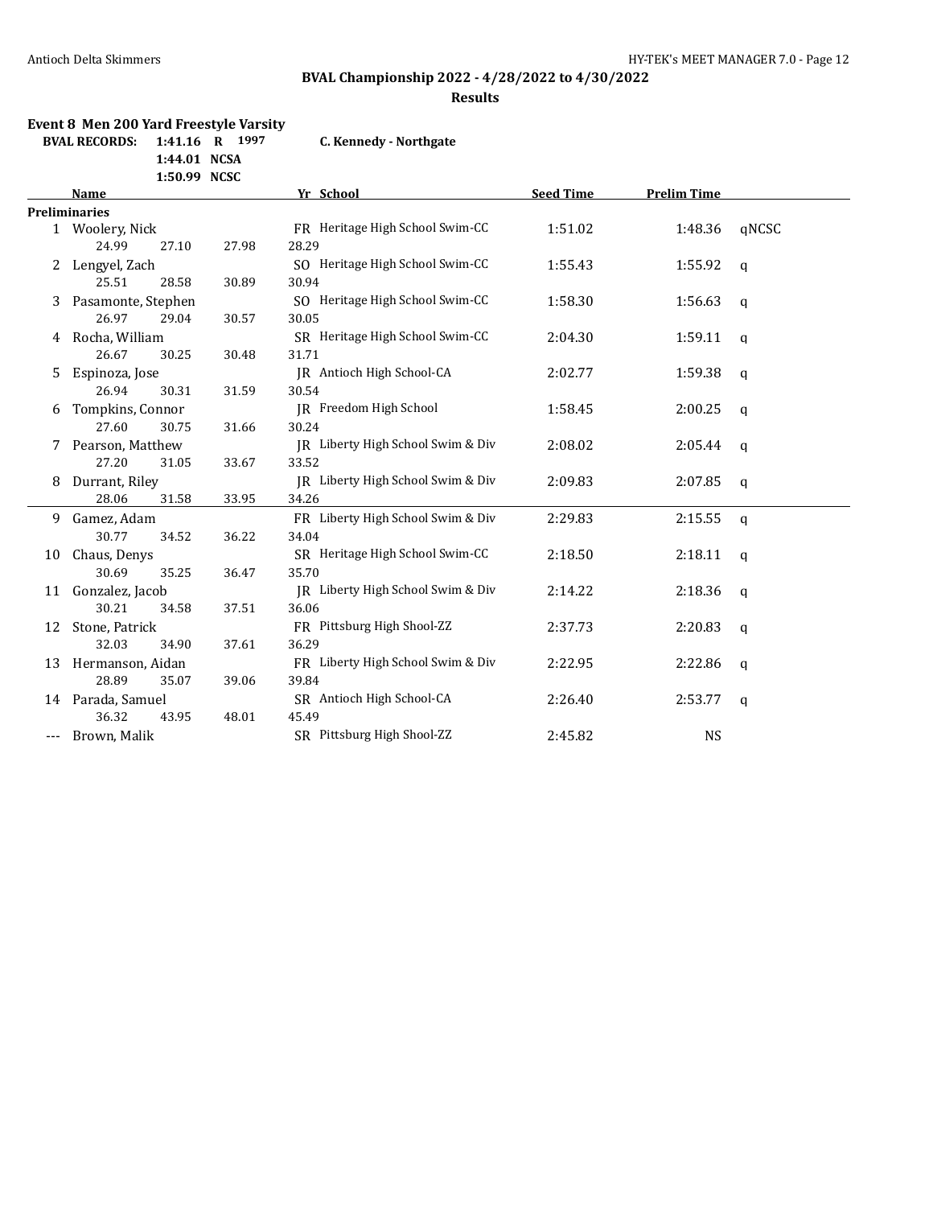**BVAL Championship 2022 - 4/28/2022 to 4/30/2022**

**Results**

**Event 8 Men 200 Yard Freestyle Varsity**

| BVAL RECORDS: | | | |
|---|---|---|---|
| 1:41.16 | R | 1997 | C. Kennedy - Northgate |
| 1:44.01 | NCSA | | |
| 1:50.99 | NCSC | | |

| | Name | Yr | School | Seed Time | Prelim Time | |
|---|---|---|---|---|---|---|
| **Preliminaries** | | | | | | |
| 1 | Woolery, Nick | FR | Heritage High School Swim-CC | 1:51.02 | 1:48.36 | qNCSC |
| | 24.99 27.10 27.98 28.29 | | | | | |
| 2 | Lengyel, Zach | SO | Heritage High School Swim-CC | 1:55.43 | 1:55.92 | q |
| | 25.51 28.58 30.89 30.94 | | | | | |
| 3 | Pasamonte, Stephen | SO | Heritage High School Swim-CC | 1:58.30 | 1:56.63 | q |
| | 26.97 29.04 30.57 30.05 | | | | | |
| 4 | Rocha, William | SR | Heritage High School Swim-CC | 2:04.30 | 1:59.11 | q |
| | 26.67 30.25 30.48 31.71 | | | | | |
| 5 | Espinoza, Jose | JR | Antioch High School-CA | 2:02.77 | 1:59.38 | q |
| | 26.94 30.31 31.59 30.54 | | | | | |
| 6 | Tompkins, Connor | JR | Freedom High School | 1:58.45 | 2:00.25 | q |
| | 27.60 30.75 31.66 30.24 | | | | | |
| 7 | Pearson, Matthew | JR | Liberty High School Swim & Div | 2:08.02 | 2:05.44 | q |
| | 27.20 31.05 33.67 33.52 | | | | | |
| 8 | Durrant, Riley | JR | Liberty High School Swim & Div | 2:09.83 | 2:07.85 | q |
| | 28.06 31.58 33.95 34.26 | | | | | |
| 9 | Gamez, Adam | FR | Liberty High School Swim & Div | 2:29.83 | 2:15.55 | q |
| | 30.77 34.52 36.22 34.04 | | | | | |
| 10 | Chaus, Denys | SR | Heritage High School Swim-CC | 2:18.50 | 2:18.11 | q |
| | 30.69 35.25 36.47 35.70 | | | | | |
| 11 | Gonzalez, Jacob | JR | Liberty High School Swim & Div | 2:14.22 | 2:18.36 | q |
| | 30.21 34.58 37.51 36.06 | | | | | |
| 12 | Stone, Patrick | FR | Pittsburg High Shool-ZZ | 2:37.73 | 2:20.83 | q |
| | 32.03 34.90 37.61 36.29 | | | | | |
| 13 | Hermanson, Aidan | FR | Liberty High School Swim & Div | 2:22.95 | 2:22.86 | q |
| | 28.89 35.07 39.06 39.84 | | | | | |
| 14 | Parada, Samuel | SR | Antioch High School-CA | 2:26.40 | 2:53.77 | q |
| | 36.32 43.95 48.01 45.49 | | | | | |
| --- | Brown, Malik | SR | Pittsburg High Shool-ZZ | 2:45.82 | NS | |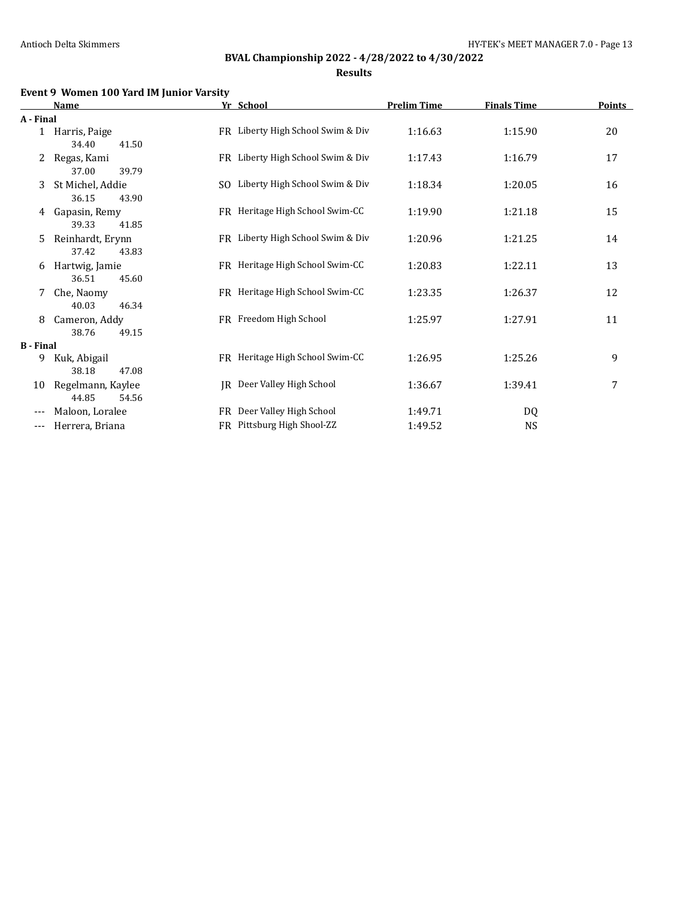## BVAL Championship 2022 - 4/28/2022 to 4/30/2022

### Results

**Event 9 Women 100 Yard IM Junior Varsity**

| | Name | Yr | School | Prelim Time | Finals Time | Points |
|---|---|---|---|---|---|---|
| **A - Final** | | | | | | |
| 1 | Harris, Paige | FR | Liberty High School Swim & Div | 1:16.63 | 1:15.90 | 20 |
| | 34.40 41.50 | | | | | |
| 2 | Regas, Kami | FR | Liberty High School Swim & Div | 1:17.43 | 1:16.79 | 17 |
| | 37.00 39.79 | | | | | |
| 3 | St Michel, Addie | SO | Liberty High School Swim & Div | 1:18.34 | 1:20.05 | 16 |
| | 36.15 43.90 | | | | | |
| 4 | Gapasin, Remy | FR | Heritage High School Swim-CC | 1:19.90 | 1:21.18 | 15 |
| | 39.33 41.85 | | | | | |
| 5 | Reinhardt, Erynn | FR | Liberty High School Swim & Div | 1:20.96 | 1:21.25 | 14 |
| | 37.42 43.83 | | | | | |
| 6 | Hartwig, Jamie | FR | Heritage High School Swim-CC | 1:20.83 | 1:22.11 | 13 |
| | 36.51 45.60 | | | | | |
| 7 | Che, Naomy | FR | Heritage High School Swim-CC | 1:23.35 | 1:26.37 | 12 |
| | 40.03 46.34 | | | | | |
| 8 | Cameron, Addy | FR | Freedom High School | 1:25.97 | 1:27.91 | 11 |
| | 38.76 49.15 | | | | | |
| **B - Final** | | | | | | |
| 9 | Kuk, Abigail | FR | Heritage High School Swim-CC | 1:26.95 | 1:25.26 | 9 |
| | 38.18 47.08 | | | | | |
| 10 | Regelmann, Kaylee | JR | Deer Valley High School | 1:36.67 | 1:39.41 | 7 |
| | 44.85 54.56 | | | | | |
| --- | Maloon, Loralee | FR | Deer Valley High School | 1:49.71 | DQ | |
| --- | Herrera, Briana | FR | Pittsburg High Shool-ZZ | 1:49.52 | NS | |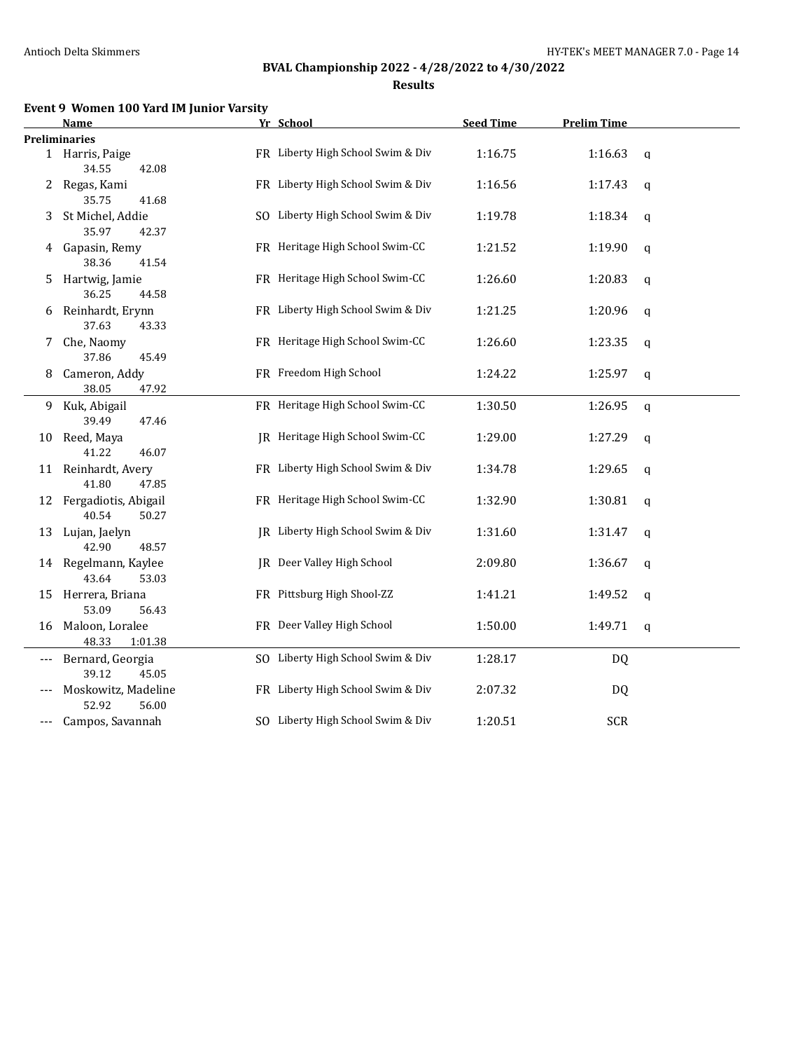## BVAL Championship 2022 - 4/28/2022 to 4/30/2022

### Results

**Event 9 Women 100 Yard IM Junior Varsity**

| | Name | Yr | School | Seed Time | Prelim Time | |
|---|---|---|---|---|---|---|
| **Preliminaries** | | | | | | |
| 1 | Harris, Paige | FR | Liberty High School Swim & Div | 1:16.75 | 1:16.63 | q |
| | 34.55 42.08 | | | | | |
| 2 | Regas, Kami | FR | Liberty High School Swim & Div | 1:16.56 | 1:17.43 | q |
| | 35.75 41.68 | | | | | |
| 3 | St Michel, Addie | SO | Liberty High School Swim & Div | 1:19.78 | 1:18.34 | q |
| | 35.97 42.37 | | | | | |
| 4 | Gapasin, Remy | FR | Heritage High School Swim-CC | 1:21.52 | 1:19.90 | q |
| | 38.36 41.54 | | | | | |
| 5 | Hartwig, Jamie | FR | Heritage High School Swim-CC | 1:26.60 | 1:20.83 | q |
| | 36.25 44.58 | | | | | |
| 6 | Reinhardt, Erynn | FR | Liberty High School Swim & Div | 1:21.25 | 1:20.96 | q |
| | 37.63 43.33 | | | | | |
| 7 | Che, Naomy | FR | Heritage High School Swim-CC | 1:26.60 | 1:23.35 | q |
| | 37.86 45.49 | | | | | |
| 8 | Cameron, Addy | FR | Freedom High School | 1:24.22 | 1:25.97 | q |
| | 38.05 47.92 | | | | | |
| 9 | Kuk, Abigail | FR | Heritage High School Swim-CC | 1:30.50 | 1:26.95 | q |
| | 39.49 47.46 | | | | | |
| 10 | Reed, Maya | JR | Heritage High School Swim-CC | 1:29.00 | 1:27.29 | q |
| | 41.22 46.07 | | | | | |
| 11 | Reinhardt, Avery | FR | Liberty High School Swim & Div | 1:34.78 | 1:29.65 | q |
| | 41.80 47.85 | | | | | |
| 12 | Fergadiotis, Abigail | FR | Heritage High School Swim-CC | 1:32.90 | 1:30.81 | q |
| | 40.54 50.27 | | | | | |
| 13 | Lujan, Jaelyn | JR | Liberty High School Swim & Div | 1:31.60 | 1:31.47 | q |
| | 42.90 48.57 | | | | | |
| 14 | Regelmann, Kaylee | JR | Deer Valley High School | 2:09.80 | 1:36.67 | q |
| | 43.64 53.03 | | | | | |
| 15 | Herrera, Briana | FR | Pittsburg High Shool-ZZ | 1:41.21 | 1:49.52 | q |
| | 53.09 56.43 | | | | | |
| 16 | Maloon, Loralee | FR | Deer Valley High School | 1:50.00 | 1:49.71 | q |
| | 48.33 1:01.38 | | | | | |
| --- | Bernard, Georgia | SO | Liberty High School Swim & Div | 1:28.17 | DQ | |
| | 39.12 45.05 | | | | | |
| --- | Moskowitz, Madeline | FR | Liberty High School Swim & Div | 2:07.32 | DQ | |
| | 52.92 56.00 | | | | | |
| --- | Campos, Savannah | SO | Liberty High School Swim & Div | 1:20.51 | SCR | |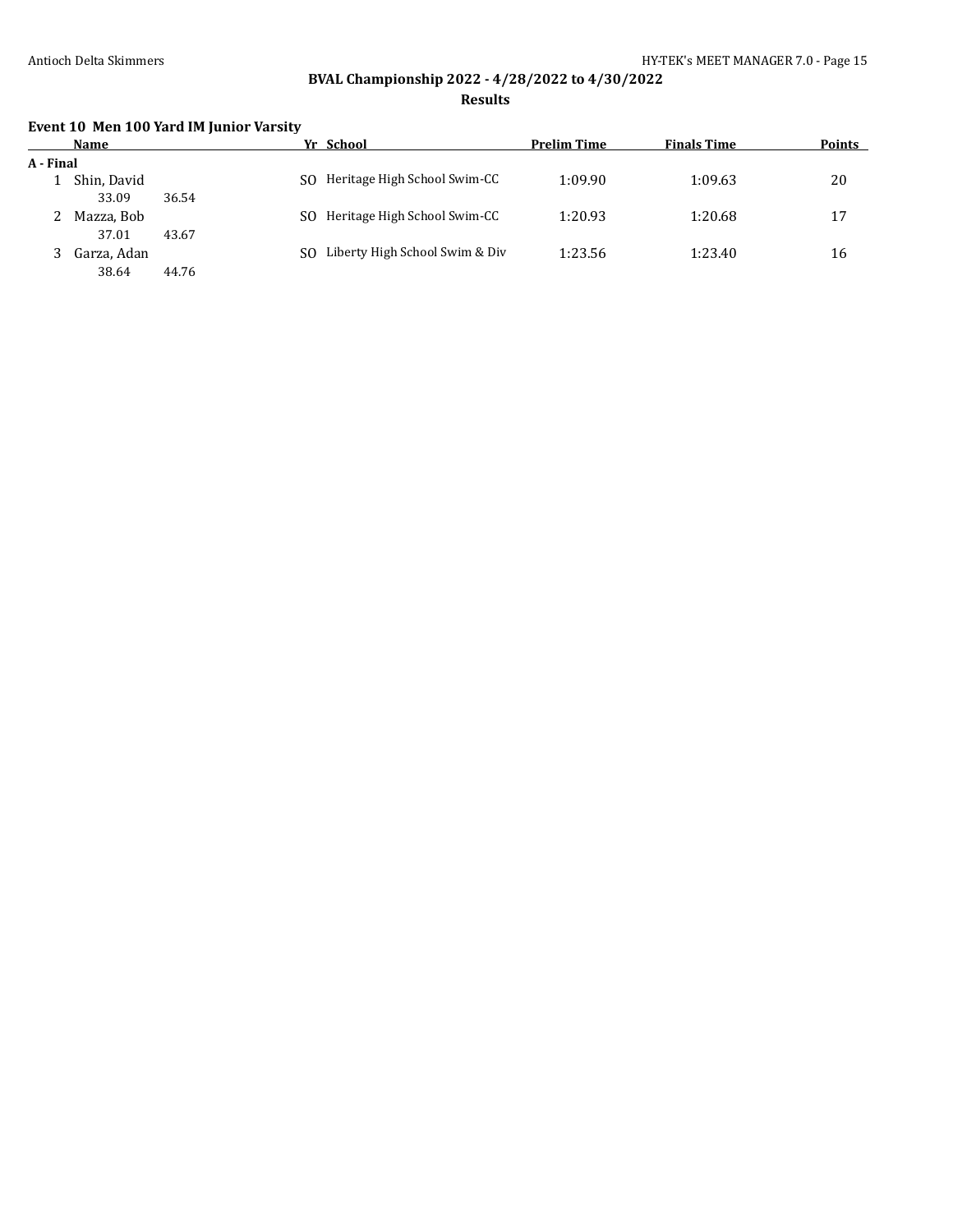## BVAL Championship 2022 - 4/28/2022 to 4/30/2022

### Results

#### Event 10 Men 100 Yard IM Junior Varsity

| | Name | Yr | School | Prelim Time | Finals Time | Points |
|---|---|---|---|---|---|---|
| **A - Final** | | | | | | |
| 1 | Shin, David | SO | Heritage High School Swim-CC | 1:09.90 | 1:09.63 | 20 |
| | 33.09 36.54 | | | | | |
| 2 | Mazza, Bob | SO | Heritage High School Swim-CC | 1:20.93 | 1:20.68 | 17 |
| | 37.01 43.67 | | | | | |
| 3 | Garza, Adan | SO | Liberty High School Swim & Div | 1:23.56 | 1:23.40 | 16 |
| | 38.64 44.76 | | | | | |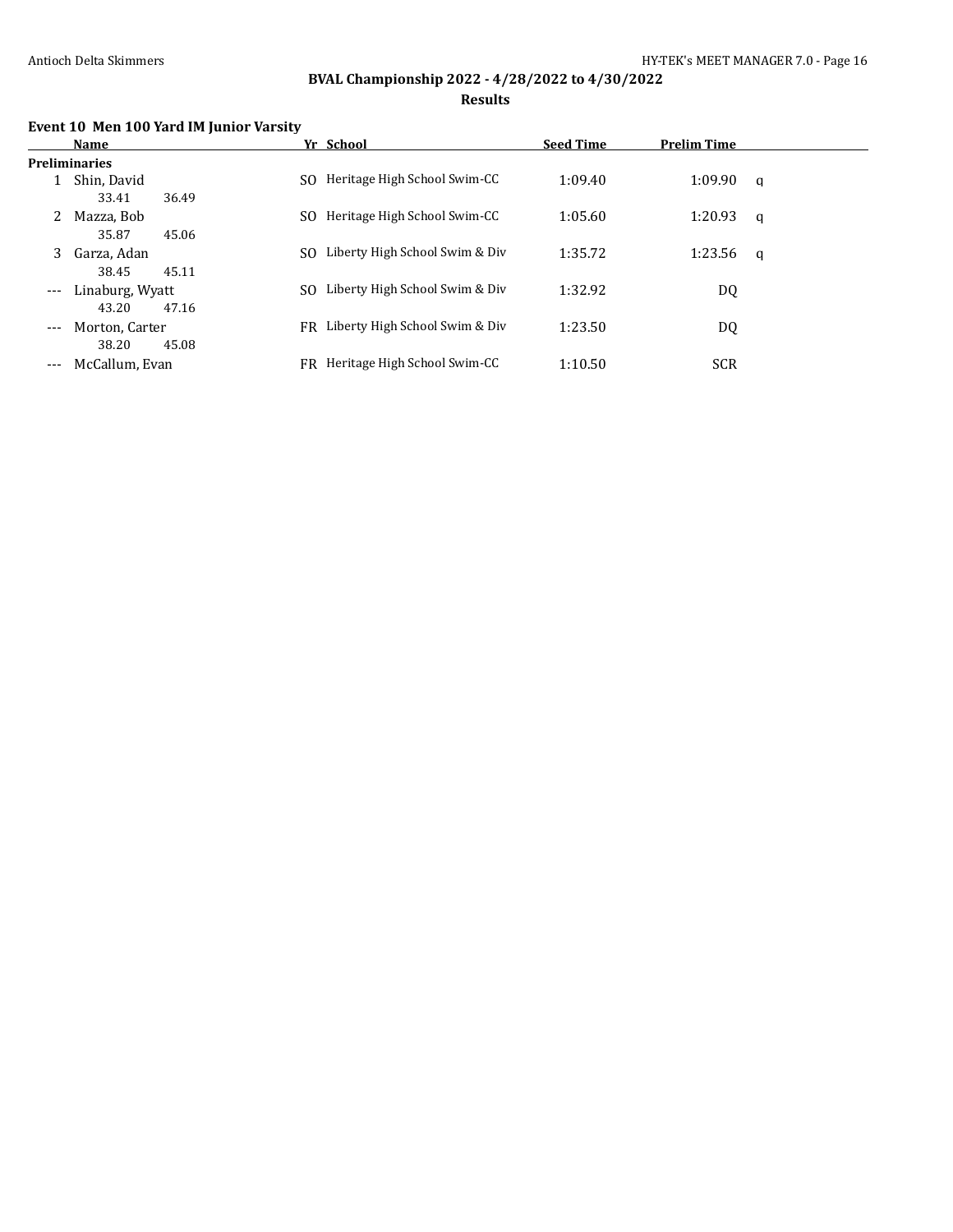## BVAL Championship 2022 - 4/28/2022 to 4/30/2022

### Results

#### Event 10 Men 100 Yard IM Junior Varsity

| | Name | Yr | School | Seed Time | Prelim Time | |
|---|---|---|---|---|---|---|
| **Preliminaries** | | | | | | |
| 1 | Shin, David | SO | Heritage High School Swim-CC | 1:09.40 | 1:09.90 | q |
| | 33.41 36.49 | | | | | |
| 2 | Mazza, Bob | SO | Heritage High School Swim-CC | 1:05.60 | 1:20.93 | q |
| | 35.87 45.06 | | | | | |
| 3 | Garza, Adan | SO | Liberty High School Swim & Div | 1:35.72 | 1:23.56 | q |
| | 38.45 45.11 | | | | | |
| --- | Linaburg, Wyatt | SO | Liberty High School Swim & Div | 1:32.92 | DQ | |
| | 43.20 47.16 | | | | | |
| --- | Morton, Carter | FR | Liberty High School Swim & Div | 1:23.50 | DQ | |
| | 38.20 45.08 | | | | | |
| --- | McCallum, Evan | FR | Heritage High School Swim-CC | 1:10.50 | SCR | |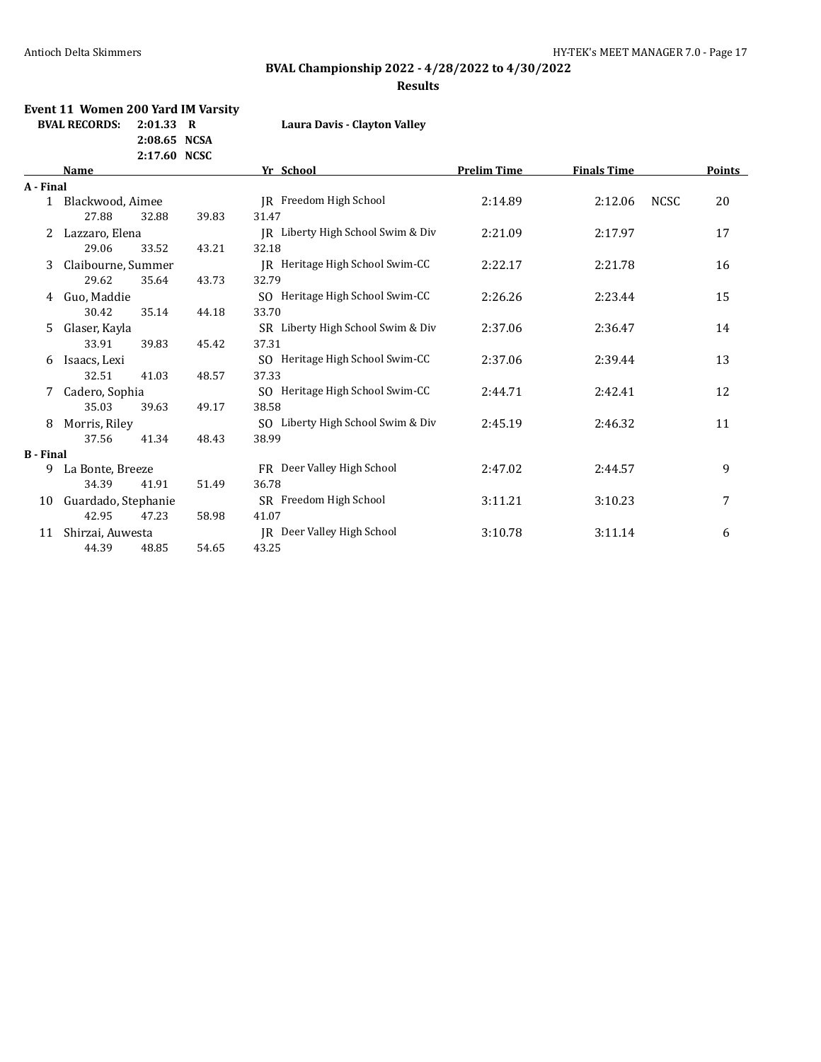## BVAL Championship 2022 - 4/28/2022 to 4/30/2022

### Results

**Event 11 Women 200 Yard IM Varsity**

| BVAL RECORDS: | | | |
|---|---|---|---|
| 2:01.33 | R | Laura Davis - Clayton Valley | |
| 2:08.65 | NCSA | | |
| 2:17.60 | NCSC | | |

| | Name | Yr | School | Prelim Time | Finals Time | | Points |
|---|---|---|---|---|---|---|---|
| **A - Final** | | | | | | | |
| 1 | Blackwood, Aimee | JR | Freedom High School | 2:14.89 | 2:12.06 | NCSC | 20 |
| | 27.88 32.88 39.83 31.47 | | | | | | |
| 2 | Lazzaro, Elena | JR | Liberty High School Swim & Div | 2:21.09 | 2:17.97 | | 17 |
| | 29.06 33.52 43.21 32.18 | | | | | | |
| 3 | Claibourne, Summer | JR | Heritage High School Swim-CC | 2:22.17 | 2:21.78 | | 16 |
| | 29.62 35.64 43.73 32.79 | | | | | | |
| 4 | Guo, Maddie | SO | Heritage High School Swim-CC | 2:26.26 | 2:23.44 | | 15 |
| | 30.42 35.14 44.18 33.70 | | | | | | |
| 5 | Glaser, Kayla | SR | Liberty High School Swim & Div | 2:37.06 | 2:36.47 | | 14 |
| | 33.91 39.83 45.42 37.31 | | | | | | |
| 6 | Isaacs, Lexi | SO | Heritage High School Swim-CC | 2:37.06 | 2:39.44 | | 13 |
| | 32.51 41.03 48.57 37.33 | | | | | | |
| 7 | Cadero, Sophia | SO | Heritage High School Swim-CC | 2:44.71 | 2:42.41 | | 12 |
| | 35.03 39.63 49.17 38.58 | | | | | | |
| 8 | Morris, Riley | SO | Liberty High School Swim & Div | 2:45.19 | 2:46.32 | | 11 |
| | 37.56 41.34 48.43 38.99 | | | | | | |
| **B - Final** | | | | | | | |
| 9 | La Bonte, Breeze | FR | Deer Valley High School | 2:47.02 | 2:44.57 | | 9 |
| | 34.39 41.91 51.49 36.78 | | | | | | |
| 10 | Guardado, Stephanie | SR | Freedom High School | 3:11.21 | 3:10.23 | | 7 |
| | 42.95 47.23 58.98 41.07 | | | | | | |
| 11 | Shirzai, Auwesta | JR | Deer Valley High School | 3:10.78 | 3:11.14 | | 6 |
| | 44.39 48.85 54.65 43.25 | | | | | | |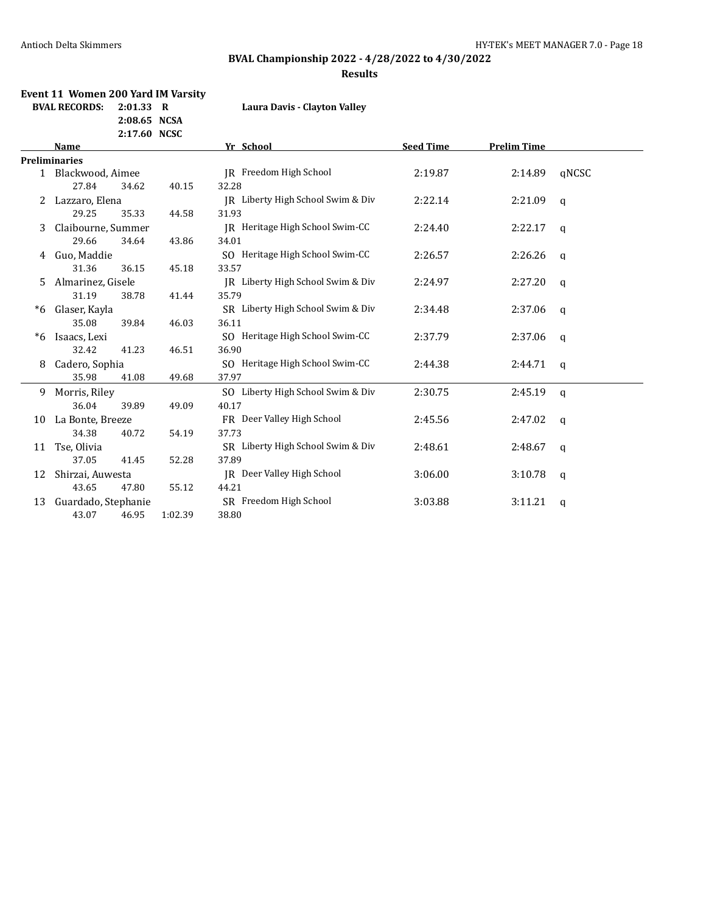# BVAL Championship 2022 - 4/28/2022 to 4/30/2022

## Results

### Event 11 Women 200 Yard IM Varsity

**BVAL RECORDS:** **2:01.33 R** — **Laura Davis - Clayton Valley**
**2:08.65 NCSA**
**2:17.60 NCSC**

| | Name | Yr | School | Seed Time | Prelim Time | |
|---|---|---|---|---|---|---|
| **Preliminaries** | | | | | | |
| 1 | Blackwood, Aimee | JR | Freedom High School | 2:19.87 | 2:14.89 | qNCSC |
| | 27.84 34.62 40.15 32.28 | | | | | |
| 2 | Lazzaro, Elena | JR | Liberty High School Swim & Div | 2:22.14 | 2:21.09 | q |
| | 29.25 35.33 44.58 31.93 | | | | | |
| 3 | Claibourne, Summer | JR | Heritage High School Swim-CC | 2:24.40 | 2:22.17 | q |
| | 29.66 34.64 43.86 34.01 | | | | | |
| 4 | Guo, Maddie | SO | Heritage High School Swim-CC | 2:26.57 | 2:26.26 | q |
| | 31.36 36.15 45.18 33.57 | | | | | |
| 5 | Almarinez, Gisele | JR | Liberty High School Swim & Div | 2:24.97 | 2:27.20 | q |
| | 31.19 38.78 41.44 35.79 | | | | | |
| *6 | Glaser, Kayla | SR | Liberty High School Swim & Div | 2:34.48 | 2:37.06 | q |
| | 35.08 39.84 46.03 36.11 | | | | | |
| *6 | Isaacs, Lexi | SO | Heritage High School Swim-CC | 2:37.79 | 2:37.06 | q |
| | 32.42 41.23 46.51 36.90 | | | | | |
| 8 | Cadero, Sophia | SO | Heritage High School Swim-CC | 2:44.38 | 2:44.71 | q |
| | 35.98 41.08 49.68 37.97 | | | | | |
| 9 | Morris, Riley | SO | Liberty High School Swim & Div | 2:30.75 | 2:45.19 | q |
| | 36.04 39.89 49.09 40.17 | | | | | |
| 10 | La Bonte, Breeze | FR | Deer Valley High School | 2:45.56 | 2:47.02 | q |
| | 34.38 40.72 54.19 37.73 | | | | | |
| 11 | Tse, Olivia | SR | Liberty High School Swim & Div | 2:48.61 | 2:48.67 | q |
| | 37.05 41.45 52.28 37.89 | | | | | |
| 12 | Shirzai, Auwesta | JR | Deer Valley High School | 3:06.00 | 3:10.78 | q |
| | 43.65 47.80 55.12 44.21 | | | | | |
| 13 | Guardado, Stephanie | SR | Freedom High School | 3:03.88 | 3:11.21 | q |
| | 43.07 46.95 1:02.39 38.80 | | | | | |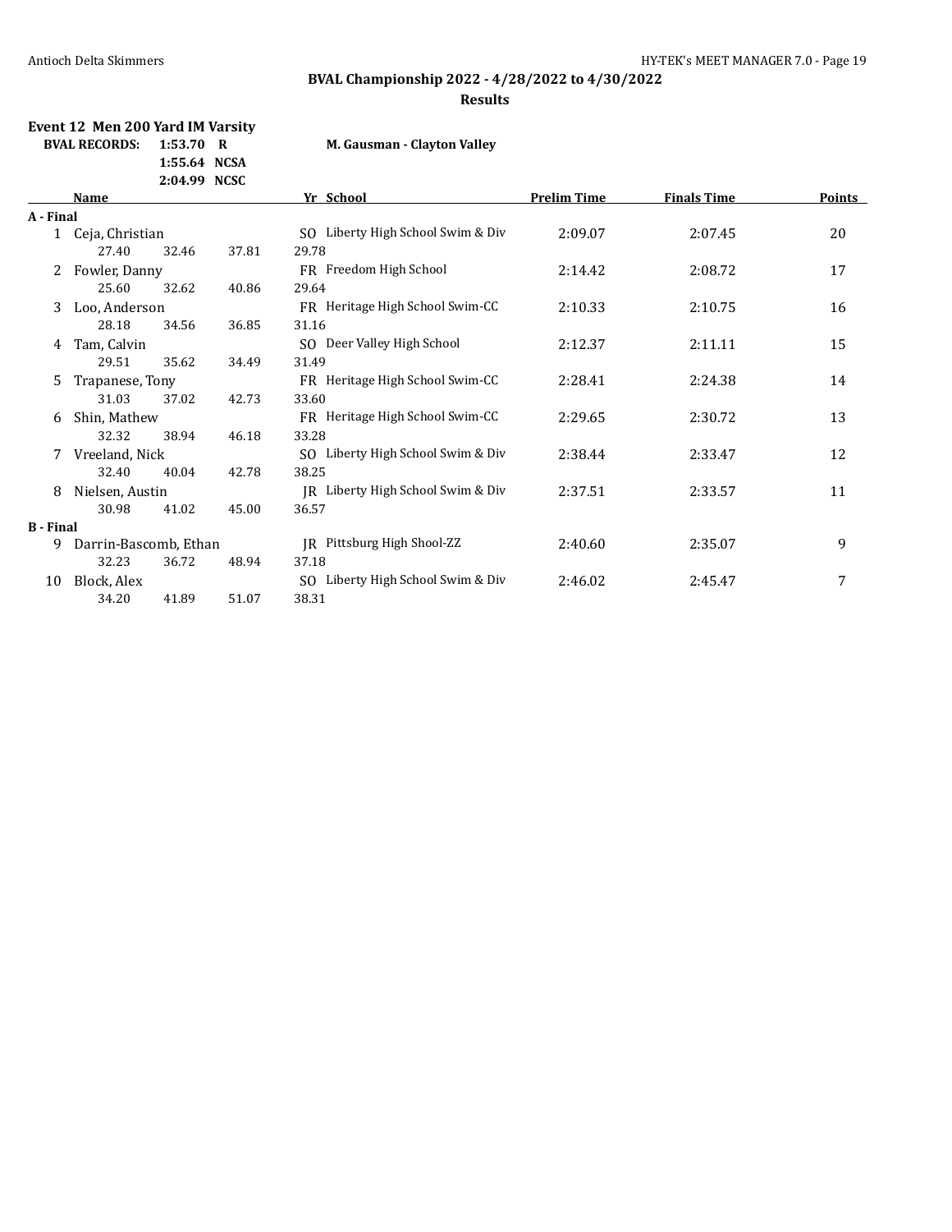**BVAL Championship 2022 - 4/28/2022 to 4/30/2022**

**Results**

### Event 12 Men 200 Yard IM Varsity

| BVAL RECORDS: | | |
|---|---|---|
| 1:53.70 | R | M. Gausman - Clayton Valley |
| 1:55.64 | NCSA | |
| 2:04.99 | NCSC | |

| | Name | Yr | School | Prelim Time | Finals Time | Points |
|---|---|---|---|---|---|---|
| **A - Final** | | | | | | |
| 1 | Ceja, Christian | SO | Liberty High School Swim & Div | 2:09.07 | 2:07.45 | 20 |
| | 27.40 32.46 37.81 29.78 | | | | | |
| 2 | Fowler, Danny | FR | Freedom High School | 2:14.42 | 2:08.72 | 17 |
| | 25.60 32.62 40.86 29.64 | | | | | |
| 3 | Loo, Anderson | FR | Heritage High School Swim-CC | 2:10.33 | 2:10.75 | 16 |
| | 28.18 34.56 36.85 31.16 | | | | | |
| 4 | Tam, Calvin | SO | Deer Valley High School | 2:12.37 | 2:11.11 | 15 |
| | 29.51 35.62 34.49 31.49 | | | | | |
| 5 | Trapanese, Tony | FR | Heritage High School Swim-CC | 2:28.41 | 2:24.38 | 14 |
| | 31.03 37.02 42.73 33.60 | | | | | |
| 6 | Shin, Mathew | FR | Heritage High School Swim-CC | 2:29.65 | 2:30.72 | 13 |
| | 32.32 38.94 46.18 33.28 | | | | | |
| 7 | Vreeland, Nick | SO | Liberty High School Swim & Div | 2:38.44 | 2:33.47 | 12 |
| | 32.40 40.04 42.78 38.25 | | | | | |
| 8 | Nielsen, Austin | JR | Liberty High School Swim & Div | 2:37.51 | 2:33.57 | 11 |
| | 30.98 41.02 45.00 36.57 | | | | | |
| **B - Final** | | | | | | |
| 9 | Darrin-Bascomb, Ethan | JR | Pittsburg High Shool-ZZ | 2:40.60 | 2:35.07 | 9 |
| | 32.23 36.72 48.94 37.18 | | | | | |
| 10 | Block, Alex | SO | Liberty High School Swim & Div | 2:46.02 | 2:45.47 | 7 |
| | 34.20 41.89 51.07 38.31 | | | | | |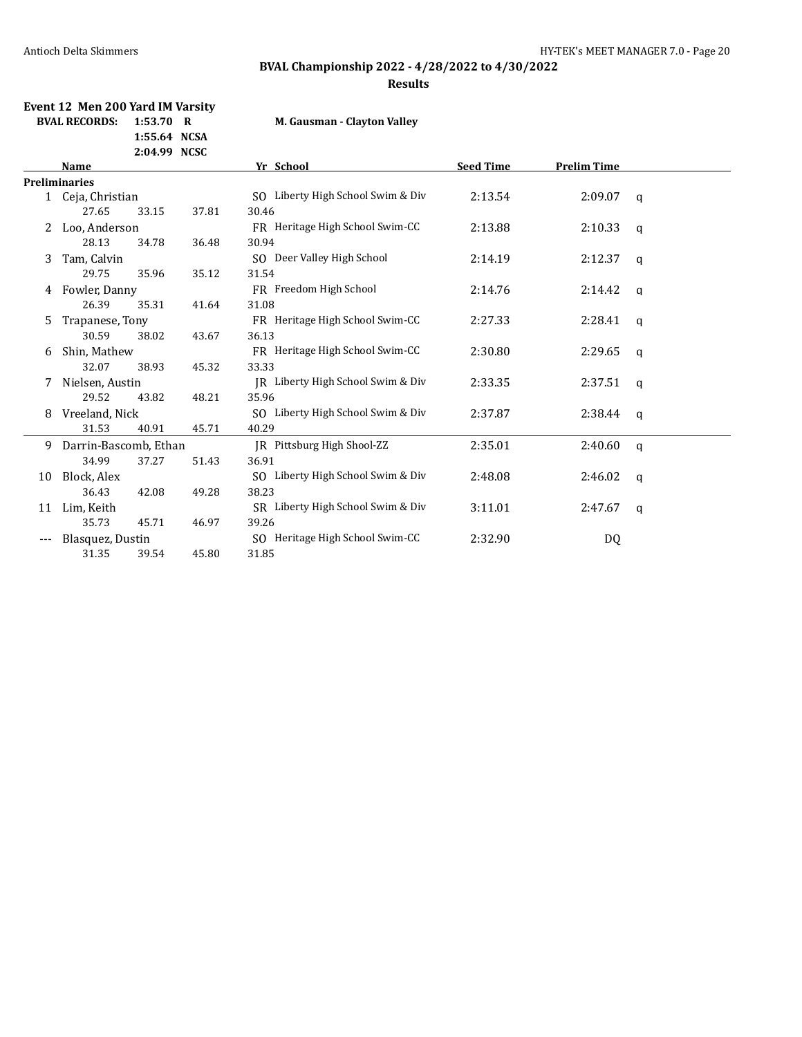# BVAL Championship 2022 - 4/28/2022 to 4/30/2022

## Results

### Event 12 Men 200 Yard IM Varsity

| BVAL RECORDS: | 1:53.70 | R | M. Gausman - Clayton Valley |
|---|---|---|---|
| | 1:55.64 | NCSA | |
| | 2:04.99 | NCSC | |

| | Name | Yr | School | Seed Time | Prelim Time | |
|---|---|---|---|---|---|---|
| **Preliminaries** | | | | | | |
| 1 | Ceja, Christian | SO | Liberty High School Swim & Div | 2:13.54 | 2:09.07 | q |
| | 27.65 33.15 37.81 30.46 | | | | | |
| 2 | Loo, Anderson | FR | Heritage High School Swim-CC | 2:13.88 | 2:10.33 | q |
| | 28.13 34.78 36.48 30.94 | | | | | |
| 3 | Tam, Calvin | SO | Deer Valley High School | 2:14.19 | 2:12.37 | q |
| | 29.75 35.96 35.12 31.54 | | | | | |
| 4 | Fowler, Danny | FR | Freedom High School | 2:14.76 | 2:14.42 | q |
| | 26.39 35.31 41.64 31.08 | | | | | |
| 5 | Trapanese, Tony | FR | Heritage High School Swim-CC | 2:27.33 | 2:28.41 | q |
| | 30.59 38.02 43.67 36.13 | | | | | |
| 6 | Shin, Mathew | FR | Heritage High School Swim-CC | 2:30.80 | 2:29.65 | q |
| | 32.07 38.93 45.32 33.33 | | | | | |
| 7 | Nielsen, Austin | JR | Liberty High School Swim & Div | 2:33.35 | 2:37.51 | q |
| | 29.52 43.82 48.21 35.96 | | | | | |
| 8 | Vreeland, Nick | SO | Liberty High School Swim & Div | 2:37.87 | 2:38.44 | q |
| | 31.53 40.91 45.71 40.29 | | | | | |
| 9 | Darrin-Bascomb, Ethan | JR | Pittsburg High Shool-ZZ | 2:35.01 | 2:40.60 | q |
| | 34.99 37.27 51.43 36.91 | | | | | |
| 10 | Block, Alex | SO | Liberty High School Swim & Div | 2:48.08 | 2:46.02 | q |
| | 36.43 42.08 49.28 38.23 | | | | | |
| 11 | Lim, Keith | SR | Liberty High School Swim & Div | 3:11.01 | 2:47.67 | q |
| | 35.73 45.71 46.97 39.26 | | | | | |
| --- | Blasquez, Dustin | SO | Heritage High School Swim-CC | 2:32.90 | DQ | |
| | 31.35 39.54 45.80 31.85 | | | | | |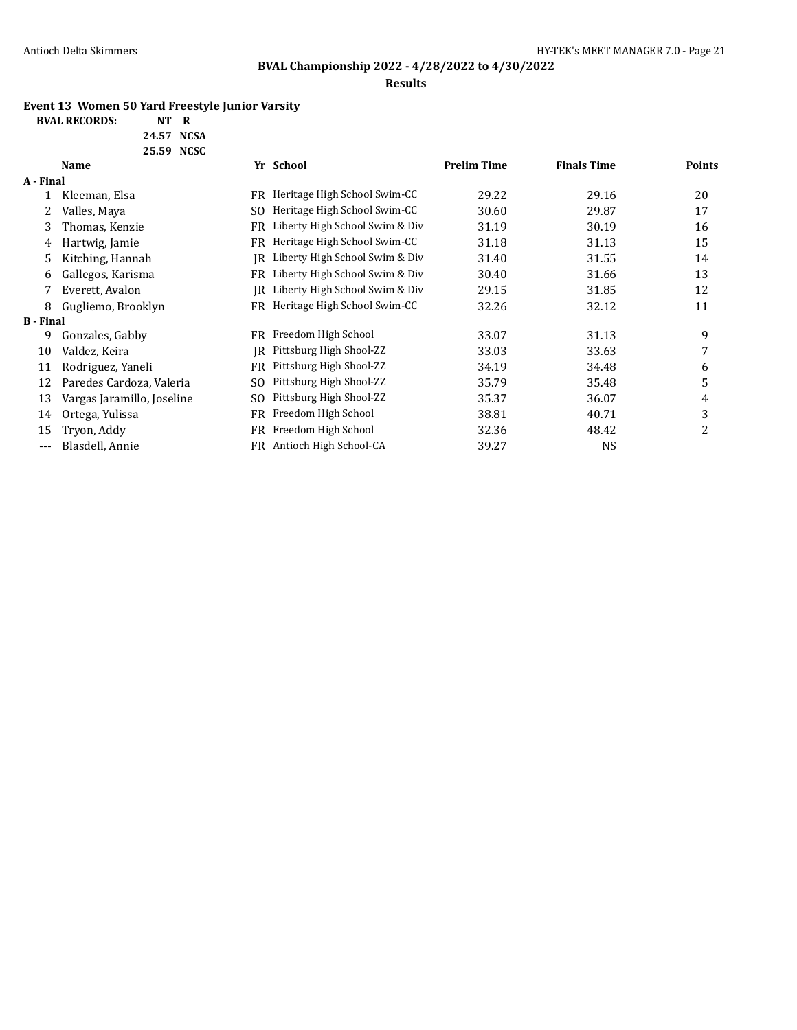## BVAL Championship 2022 - 4/28/2022 to 4/30/2022

### Results

**Event 13 Women 50 Yard Freestyle Junior Varsity**

**BVAL RECORDS:** NT R
24.57 NCSA
25.59 NCSC

| | Name | Yr | School | Prelim Time | Finals Time | Points |
|---|---|---|---|---|---|---|
| **A - Final** | | | | | | |
| 1 | Kleeman, Elsa | FR | Heritage High School Swim-CC | 29.22 | 29.16 | 20 |
| 2 | Valles, Maya | SO | Heritage High School Swim-CC | 30.60 | 29.87 | 17 |
| 3 | Thomas, Kenzie | FR | Liberty High School Swim & Div | 31.19 | 30.19 | 16 |
| 4 | Hartwig, Jamie | FR | Heritage High School Swim-CC | 31.18 | 31.13 | 15 |
| 5 | Kitching, Hannah | JR | Liberty High School Swim & Div | 31.40 | 31.55 | 14 |
| 6 | Gallegos, Karisma | FR | Liberty High School Swim & Div | 30.40 | 31.66 | 13 |
| 7 | Everett, Avalon | JR | Liberty High School Swim & Div | 29.15 | 31.85 | 12 |
| 8 | Gugliemo, Brooklyn | FR | Heritage High School Swim-CC | 32.26 | 32.12 | 11 |
| **B - Final** | | | | | | |
| 9 | Gonzales, Gabby | FR | Freedom High School | 33.07 | 31.13 | 9 |
| 10 | Valdez, Keira | JR | Pittsburg High Shool-ZZ | 33.03 | 33.63 | 7 |
| 11 | Rodriguez, Yaneli | FR | Pittsburg High Shool-ZZ | 34.19 | 34.48 | 6 |
| 12 | Paredes Cardoza, Valeria | SO | Pittsburg High Shool-ZZ | 35.79 | 35.48 | 5 |
| 13 | Vargas Jaramillo, Joseline | SO | Pittsburg High Shool-ZZ | 35.37 | 36.07 | 4 |
| 14 | Ortega, Yulissa | FR | Freedom High School | 38.81 | 40.71 | 3 |
| 15 | Tryon, Addy | FR | Freedom High School | 32.36 | 48.42 | 2 |
| --- | Blasdell, Annie | FR | Antioch High School-CA | 39.27 | NS | |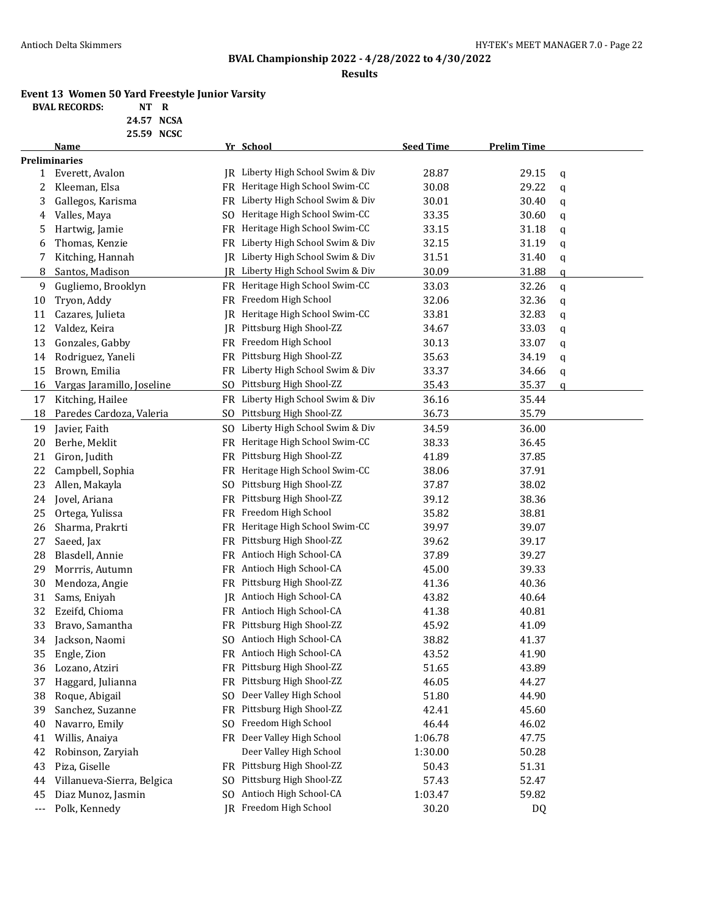## BVAL Championship 2022 - 4/28/2022 to 4/30/2022

### Results

**Event 13 Women 50 Yard Freestyle Junior Varsity**

| BVAL RECORDS: | NT | R |
|---|---|---|
| | 24.57 | NCSA |
| | 25.59 | NCSC |

| | Name | Yr | School | Seed Time | Prelim Time | |
|---|---|---|---|---|---|---|
| **Preliminaries** | | | | | | |
| 1 | Everett, Avalon | JR | Liberty High School Swim & Div | 28.87 | 29.15 | q |
| 2 | Kleeman, Elsa | FR | Heritage High School Swim-CC | 30.08 | 29.22 | q |
| 3 | Gallegos, Karisma | FR | Liberty High School Swim & Div | 30.01 | 30.40 | q |
| 4 | Valles, Maya | SO | Heritage High School Swim-CC | 33.35 | 30.60 | q |
| 5 | Hartwig, Jamie | FR | Heritage High School Swim-CC | 33.15 | 31.18 | q |
| 6 | Thomas, Kenzie | FR | Liberty High School Swim & Div | 32.15 | 31.19 | q |
| 7 | Kitching, Hannah | JR | Liberty High School Swim & Div | 31.51 | 31.40 | q |
| 8 | Santos, Madison | JR | Liberty High School Swim & Div | 30.09 | 31.88 | q |
| 9 | Gugliemo, Brooklyn | FR | Heritage High School Swim-CC | 33.03 | 32.26 | q |
| 10 | Tryon, Addy | FR | Freedom High School | 32.06 | 32.36 | q |
| 11 | Cazares, Julieta | JR | Heritage High School Swim-CC | 33.81 | 32.83 | q |
| 12 | Valdez, Keira | JR | Pittsburg High Shool-ZZ | 34.67 | 33.03 | q |
| 13 | Gonzales, Gabby | FR | Freedom High School | 30.13 | 33.07 | q |
| 14 | Rodriguez, Yaneli | FR | Pittsburg High Shool-ZZ | 35.63 | 34.19 | q |
| 15 | Brown, Emilia | FR | Liberty High School Swim & Div | 33.37 | 34.66 | q |
| 16 | Vargas Jaramillo, Joseline | SO | Pittsburg High Shool-ZZ | 35.43 | 35.37 | q |
| 17 | Kitching, Hailee | FR | Liberty High School Swim & Div | 36.16 | 35.44 | |
| 18 | Paredes Cardoza, Valeria | SO | Pittsburg High Shool-ZZ | 36.73 | 35.79 | |
| 19 | Javier, Faith | SO | Liberty High School Swim & Div | 34.59 | 36.00 | |
| 20 | Berhe, Meklit | FR | Heritage High School Swim-CC | 38.33 | 36.45 | |
| 21 | Giron, Judith | FR | Pittsburg High Shool-ZZ | 41.89 | 37.85 | |
| 22 | Campbell, Sophia | FR | Heritage High School Swim-CC | 38.06 | 37.91 | |
| 23 | Allen, Makayla | SO | Pittsburg High Shool-ZZ | 37.87 | 38.02 | |
| 24 | Jovel, Ariana | FR | Pittsburg High Shool-ZZ | 39.12 | 38.36 | |
| 25 | Ortega, Yulissa | FR | Freedom High School | 35.82 | 38.81 | |
| 26 | Sharma, Prakrti | FR | Heritage High School Swim-CC | 39.97 | 39.07 | |
| 27 | Saeed, Jax | FR | Pittsburg High Shool-ZZ | 39.62 | 39.17 | |
| 28 | Blasdell, Annie | FR | Antioch High School-CA | 37.89 | 39.27 | |
| 29 | Morrris, Autumn | FR | Antioch High School-CA | 45.00 | 39.33 | |
| 30 | Mendoza, Angie | FR | Pittsburg High Shool-ZZ | 41.36 | 40.36 | |
| 31 | Sams, Eniyah | JR | Antioch High School-CA | 43.82 | 40.64 | |
| 32 | Ezeifd, Chioma | FR | Antioch High School-CA | 41.38 | 40.81 | |
| 33 | Bravo, Samantha | FR | Pittsburg High Shool-ZZ | 45.92 | 41.09 | |
| 34 | Jackson, Naomi | SO | Antioch High School-CA | 38.82 | 41.37 | |
| 35 | Engle, Zion | FR | Antioch High School-CA | 43.52 | 41.90 | |
| 36 | Lozano, Atziri | FR | Pittsburg High Shool-ZZ | 51.65 | 43.89 | |
| 37 | Haggard, Julianna | FR | Pittsburg High Shool-ZZ | 46.05 | 44.27 | |
| 38 | Roque, Abigail | SO | Deer Valley High School | 51.80 | 44.90 | |
| 39 | Sanchez, Suzanne | FR | Pittsburg High Shool-ZZ | 42.41 | 45.60 | |
| 40 | Navarro, Emily | SO | Freedom High School | 46.44 | 46.02 | |
| 41 | Willis, Anaiya | FR | Deer Valley High School | 1:06.78 | 47.75 | |
| 42 | Robinson, Zaryiah | | Deer Valley High School | 1:30.00 | 50.28 | |
| 43 | Piza, Giselle | FR | Pittsburg High Shool-ZZ | 50.43 | 51.31 | |
| 44 | Villanueva-Sierra, Belgica | SO | Pittsburg High Shool-ZZ | 57.43 | 52.47 | |
| 45 | Diaz Munoz, Jasmin | SO | Antioch High School-CA | 1:03.47 | 59.82 | |
| --- | Polk, Kennedy | JR | Freedom High School | 30.20 | DQ | |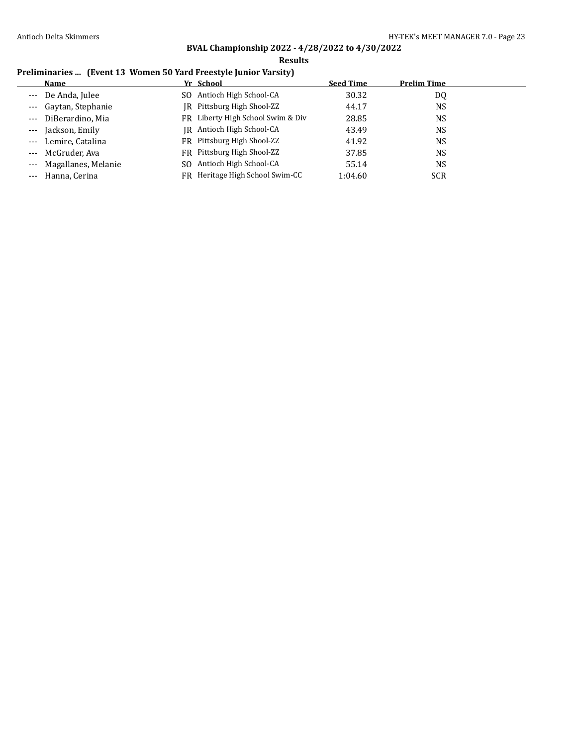## BVAL Championship 2022 - 4/28/2022 to 4/30/2022

### Results

#### Preliminaries ... (Event 13 Women 50 Yard Freestyle Junior Varsity)

| | Name | Yr | School | Seed Time | Prelim Time |
|---|---|---|---|---|---|
| --- | De Anda, Julee | SO | Antioch High School-CA | 30.32 | DQ |
| --- | Gaytan, Stephanie | JR | Pittsburg High Shool-ZZ | 44.17 | NS |
| --- | DiBerardino, Mia | FR | Liberty High School Swim & Div | 28.85 | NS |
| --- | Jackson, Emily | JR | Antioch High School-CA | 43.49 | NS |
| --- | Lemire, Catalina | FR | Pittsburg High Shool-ZZ | 41.92 | NS |
| --- | McGruder, Ava | FR | Pittsburg High Shool-ZZ | 37.85 | NS |
| --- | Magallanes, Melanie | SO | Antioch High School-CA | 55.14 | NS |
| --- | Hanna, Cerina | FR | Heritage High School Swim-CC | 1:04.60 | SCR |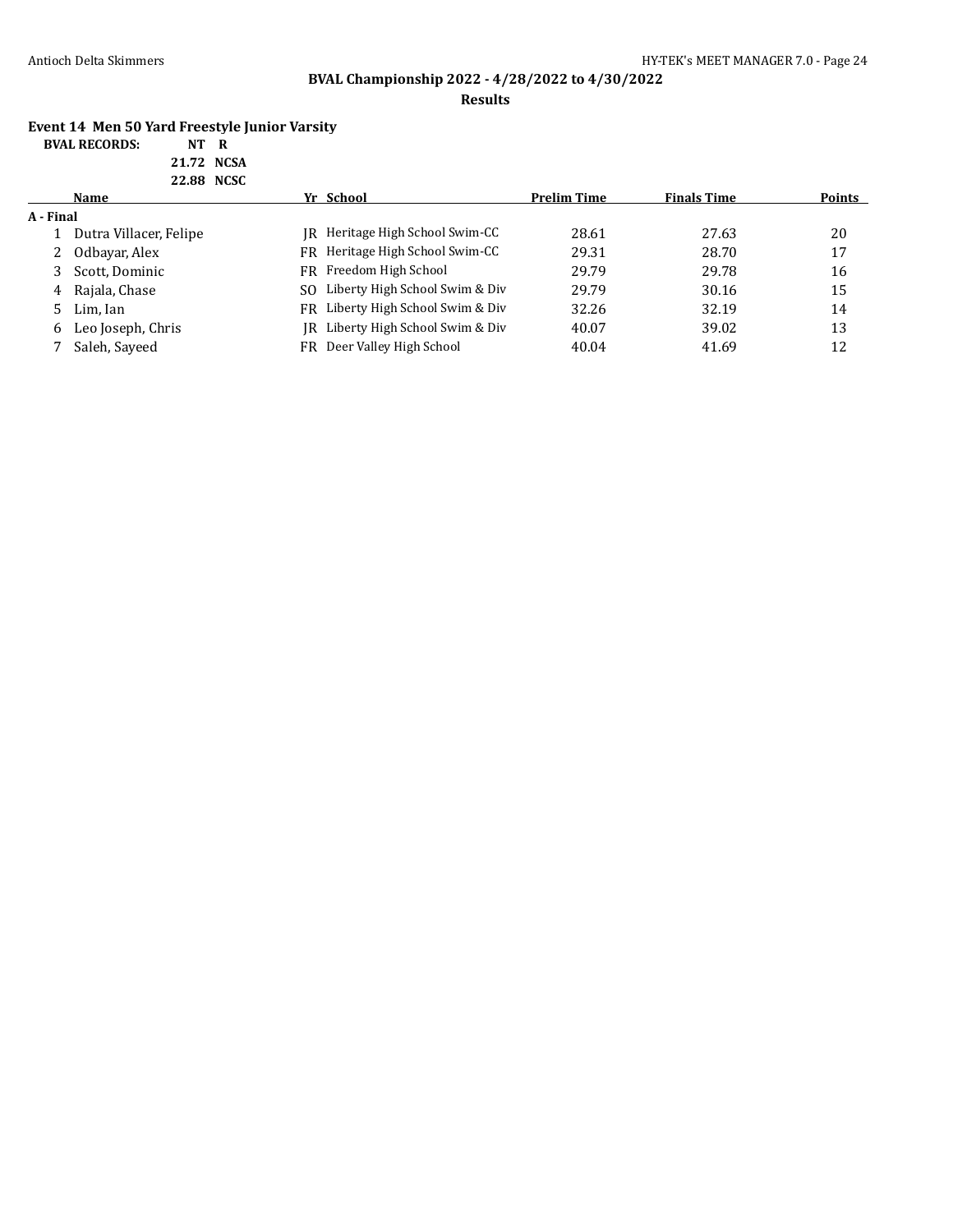**BVAL Championship 2022 - 4/28/2022 to 4/30/2022**

**Results**

### Event 14 Men 50 Yard Freestyle Junior Varsity

**BVAL RECORDS:** NT R
21.72 NCSA
22.88 NCSC

| | Name | Yr | School | Prelim Time | Finals Time | Points |
|---|---|---|---|---|---|---|
| **A - Final** | | | | | | |
| 1 | Dutra Villacer, Felipe | JR | Heritage High School Swim-CC | 28.61 | 27.63 | 20 |
| 2 | Odbayar, Alex | FR | Heritage High School Swim-CC | 29.31 | 28.70 | 17 |
| 3 | Scott, Dominic | FR | Freedom High School | 29.79 | 29.78 | 16 |
| 4 | Rajala, Chase | SO | Liberty High School Swim & Div | 29.79 | 30.16 | 15 |
| 5 | Lim, Ian | FR | Liberty High School Swim & Div | 32.26 | 32.19 | 14 |
| 6 | Leo Joseph, Chris | JR | Liberty High School Swim & Div | 40.07 | 39.02 | 13 |
| 7 | Saleh, Sayeed | FR | Deer Valley High School | 40.04 | 41.69 | 12 |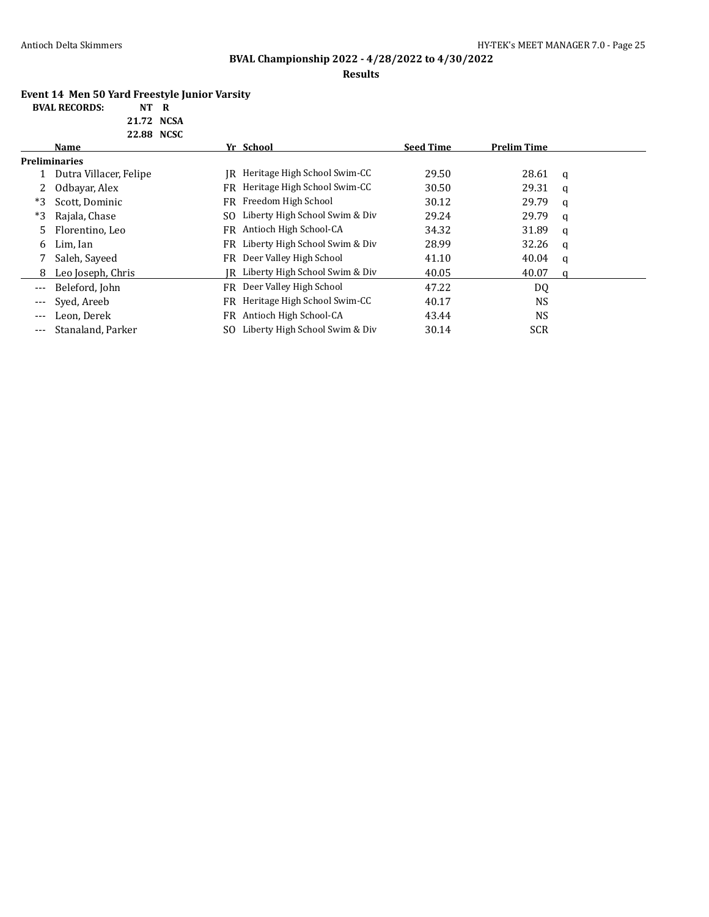## BVAL Championship 2022 - 4/28/2022 to 4/30/2022

**Results**

### Event 14 Men 50 Yard Freestyle Junior Varsity

**BVAL RECORDS:** NT R
21.72 NCSA
22.88 NCSC

| | Name | Yr | School | Seed Time | Prelim Time | |
|---|---|---|---|---|---|---|
| **Preliminaries** | | | | | | |
| 1 | Dutra Villacer, Felipe | JR | Heritage High School Swim-CC | 29.50 | 28.61 | q |
| 2 | Odbayar, Alex | FR | Heritage High School Swim-CC | 30.50 | 29.31 | q |
| *3 | Scott, Dominic | FR | Freedom High School | 30.12 | 29.79 | q |
| *3 | Rajala, Chase | SO | Liberty High School Swim & Div | 29.24 | 29.79 | q |
| 5 | Florentino, Leo | FR | Antioch High School-CA | 34.32 | 31.89 | q |
| 6 | Lim, Ian | FR | Liberty High School Swim & Div | 28.99 | 32.26 | q |
| 7 | Saleh, Sayeed | FR | Deer Valley High School | 41.10 | 40.04 | q |
| 8 | Leo Joseph, Chris | JR | Liberty High School Swim & Div | 40.05 | 40.07 | q |
| --- | Beleford, John | FR | Deer Valley High School | 47.22 | DQ | |
| --- | Syed, Areeb | FR | Heritage High School Swim-CC | 40.17 | NS | |
| --- | Leon, Derek | FR | Antioch High School-CA | 43.44 | NS | |
| --- | Stanaland, Parker | SO | Liberty High School Swim & Div | 30.14 | SCR | |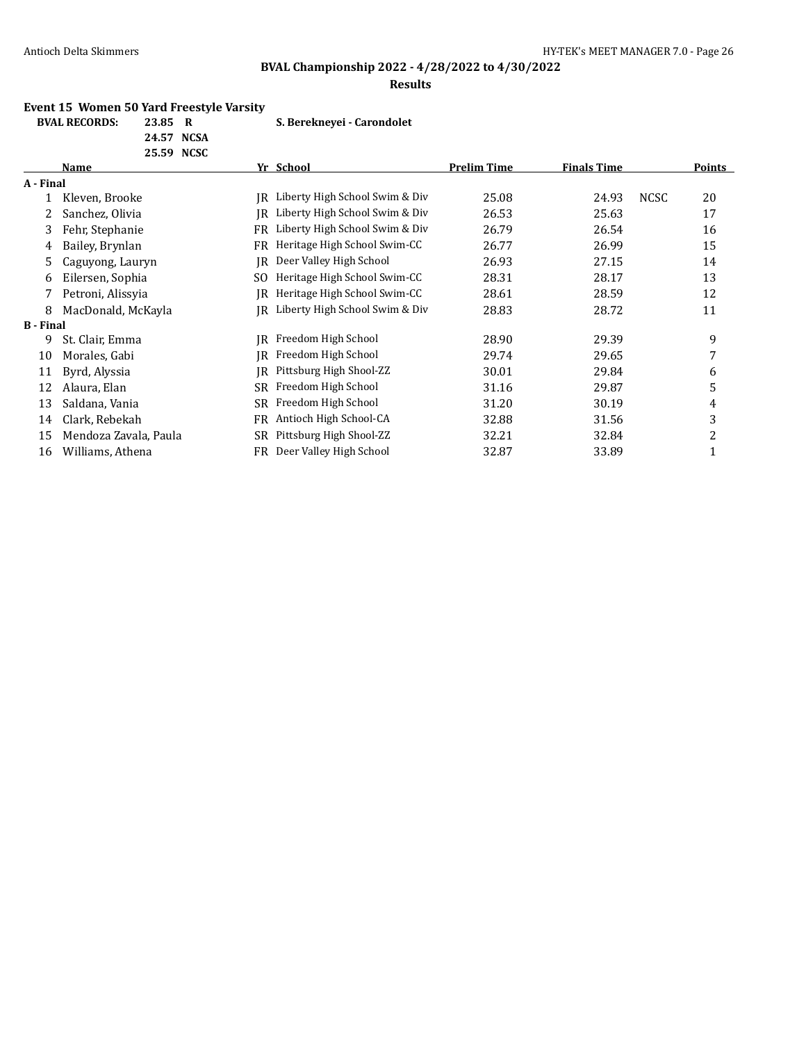**BVAL Championship 2022 - 4/28/2022 to 4/30/2022**

**Results**

### Event 15 Women 50 Yard Freestyle Varsity

| BVAL RECORDS: | | | |
|---|---|---|---|
| 23.85 | R | S. Berekneyei - Carondolet | |
| 24.57 | NCSA | | |
| 25.59 | NCSC | | |

| | Name | Yr | School | Prelim Time | Finals Time | | Points |
|---|---|---|---|---|---|---|---|
| **A - Final** | | | | | | | |
| 1 | Kleven, Brooke | JR | Liberty High School Swim & Div | 25.08 | 24.93 | NCSC | 20 |
| 2 | Sanchez, Olivia | JR | Liberty High School Swim & Div | 26.53 | 25.63 | | 17 |
| 3 | Fehr, Stephanie | FR | Liberty High School Swim & Div | 26.79 | 26.54 | | 16 |
| 4 | Bailey, Brynlan | FR | Heritage High School Swim-CC | 26.77 | 26.99 | | 15 |
| 5 | Caguyong, Lauryn | JR | Deer Valley High School | 26.93 | 27.15 | | 14 |
| 6 | Eilersen, Sophia | SO | Heritage High School Swim-CC | 28.31 | 28.17 | | 13 |
| 7 | Petroni, Alissyia | JR | Heritage High School Swim-CC | 28.61 | 28.59 | | 12 |
| 8 | MacDonald, McKayla | JR | Liberty High School Swim & Div | 28.83 | 28.72 | | 11 |
| **B - Final** | | | | | | | |
| 9 | St. Clair, Emma | JR | Freedom High School | 28.90 | 29.39 | | 9 |
| 10 | Morales, Gabi | JR | Freedom High School | 29.74 | 29.65 | | 7 |
| 11 | Byrd, Alyssia | JR | Pittsburg High Shool-ZZ | 30.01 | 29.84 | | 6 |
| 12 | Alaura, Elan | SR | Freedom High School | 31.16 | 29.87 | | 5 |
| 13 | Saldana, Vania | SR | Freedom High School | 31.20 | 30.19 | | 4 |
| 14 | Clark, Rebekah | FR | Antioch High School-CA | 32.88 | 31.56 | | 3 |
| 15 | Mendoza Zavala, Paula | SR | Pittsburg High Shool-ZZ | 32.21 | 32.84 | | 2 |
| 16 | Williams, Athena | FR | Deer Valley High School | 32.87 | 33.89 | | 1 |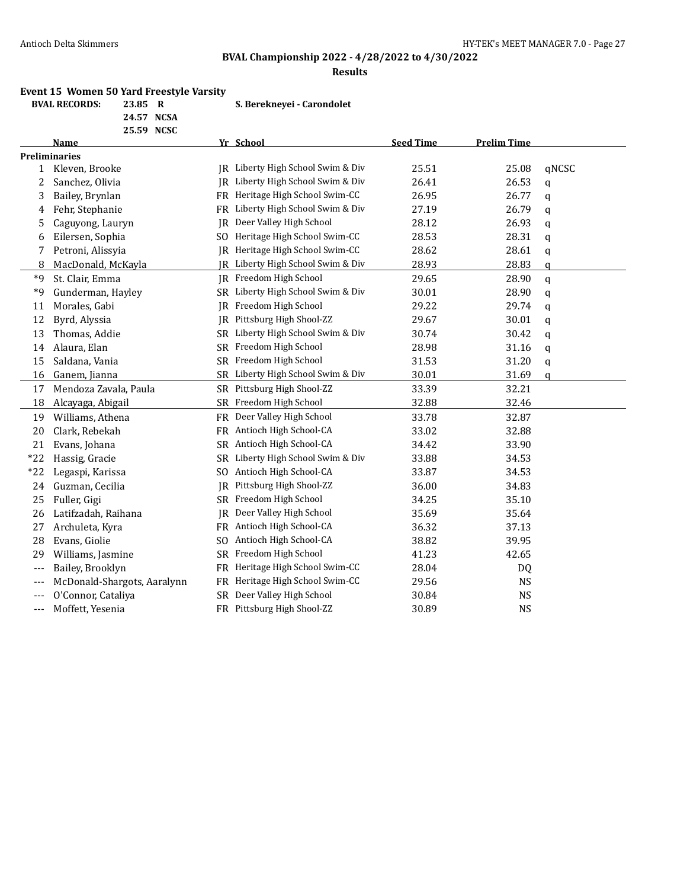**BVAL Championship 2022 - 4/28/2022 to 4/30/2022**

**Results**

**Event 15 Women 50 Yard Freestyle Varsity**

| BVAL RECORDS: | 23.85 | R | S. Berekneyei - Carondolet |
|---|---|---|---|
| | 24.57 | NCSA | |
| | 25.59 | NCSC | |

| | Name | Yr | School | Seed Time | Prelim Time | |
|---|---|---|---|---|---|---|
| **Preliminaries** | | | | | | |
| 1 | Kleven, Brooke | JR | Liberty High School Swim & Div | 25.51 | 25.08 | qNCSC |
| 2 | Sanchez, Olivia | JR | Liberty High School Swim & Div | 26.41 | 26.53 | q |
| 3 | Bailey, Brynlan | FR | Heritage High School Swim-CC | 26.95 | 26.77 | q |
| 4 | Fehr, Stephanie | FR | Liberty High School Swim & Div | 27.19 | 26.79 | q |
| 5 | Caguyong, Lauryn | JR | Deer Valley High School | 28.12 | 26.93 | q |
| 6 | Eilersen, Sophia | SO | Heritage High School Swim-CC | 28.53 | 28.31 | q |
| 7 | Petroni, Alissyia | JR | Heritage High School Swim-CC | 28.62 | 28.61 | q |
| 8 | MacDonald, McKayla | JR | Liberty High School Swim & Div | 28.93 | 28.83 | q |
| *9 | St. Clair, Emma | JR | Freedom High School | 29.65 | 28.90 | q |
| *9 | Gunderman, Hayley | SR | Liberty High School Swim & Div | 30.01 | 28.90 | q |
| 11 | Morales, Gabi | JR | Freedom High School | 29.22 | 29.74 | q |
| 12 | Byrd, Alyssia | JR | Pittsburg High Shool-ZZ | 29.67 | 30.01 | q |
| 13 | Thomas, Addie | SR | Liberty High School Swim & Div | 30.74 | 30.42 | q |
| 14 | Alaura, Elan | SR | Freedom High School | 28.98 | 31.16 | q |
| 15 | Saldana, Vania | SR | Freedom High School | 31.53 | 31.20 | q |
| 16 | Ganem, Jianna | SR | Liberty High School Swim & Div | 30.01 | 31.69 | q |
| 17 | Mendoza Zavala, Paula | SR | Pittsburg High Shool-ZZ | 33.39 | 32.21 | |
| 18 | Alcayaga, Abigail | SR | Freedom High School | 32.88 | 32.46 | |
| 19 | Williams, Athena | FR | Deer Valley High School | 33.78 | 32.87 | |
| 20 | Clark, Rebekah | FR | Antioch High School-CA | 33.02 | 32.88 | |
| 21 | Evans, Johana | SR | Antioch High School-CA | 34.42 | 33.90 | |
| *22 | Hassig, Gracie | SR | Liberty High School Swim & Div | 33.88 | 34.53 | |
| *22 | Legaspi, Karissa | SO | Antioch High School-CA | 33.87 | 34.53 | |
| 24 | Guzman, Cecilia | JR | Pittsburg High Shool-ZZ | 36.00 | 34.83 | |
| 25 | Fuller, Gigi | SR | Freedom High School | 34.25 | 35.10 | |
| 26 | Latifzadah, Raihana | JR | Deer Valley High School | 35.69 | 35.64 | |
| 27 | Archuleta, Kyra | FR | Antioch High School-CA | 36.32 | 37.13 | |
| 28 | Evans, Giolie | SO | Antioch High School-CA | 38.82 | 39.95 | |
| 29 | Williams, Jasmine | SR | Freedom High School | 41.23 | 42.65 | |
| --- | Bailey, Brooklyn | FR | Heritage High School Swim-CC | 28.04 | DQ | |
| --- | McDonald-Shargots, Aaralynn | FR | Heritage High School Swim-CC | 29.56 | NS | |
| --- | O'Connor, Cataliya | SR | Deer Valley High School | 30.84 | NS | |
| --- | Moffett, Yesenia | FR | Pittsburg High Shool-ZZ | 30.89 | NS | |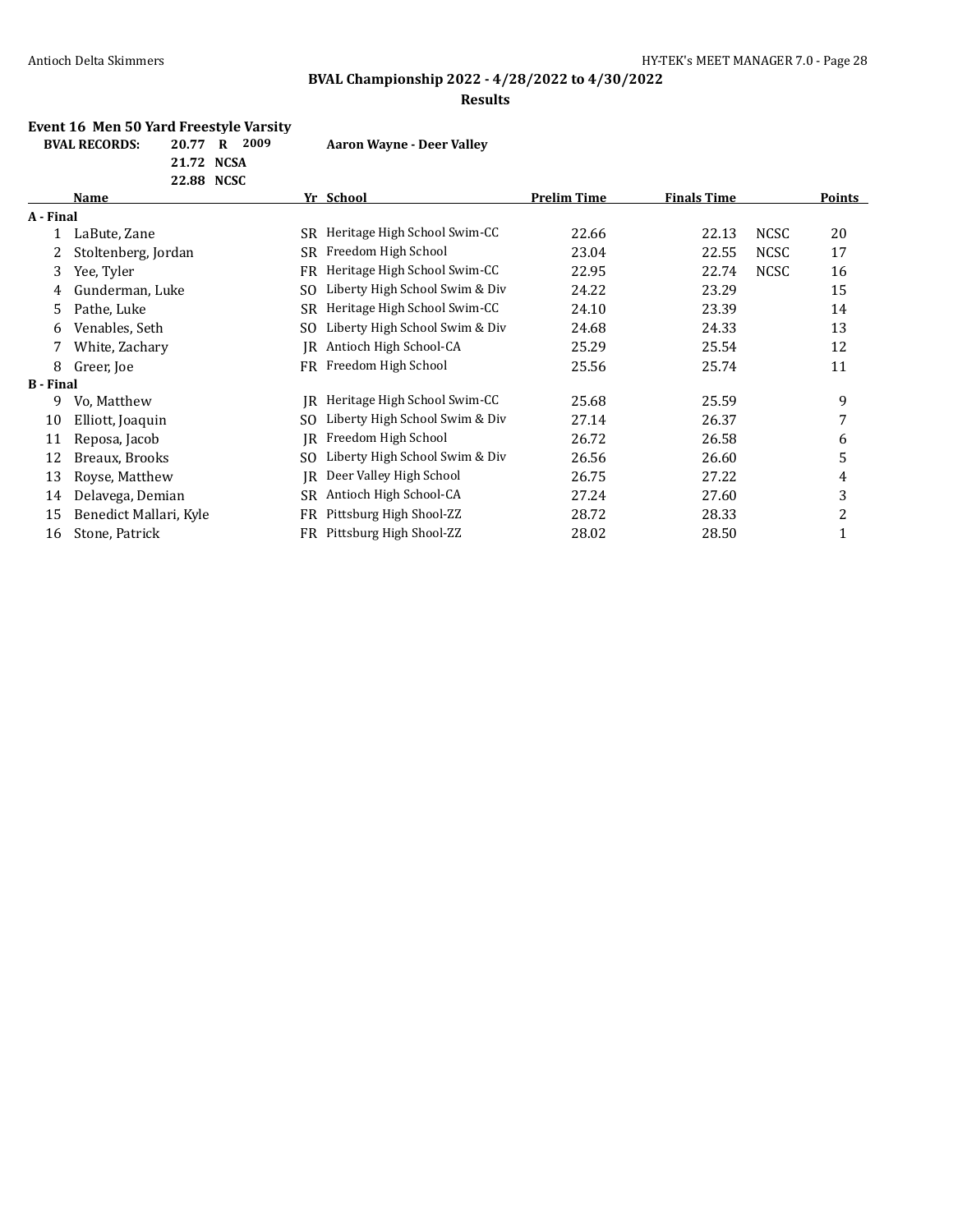## BVAL Championship 2022 - 4/28/2022 to 4/30/2022

### Results

**Event 16 Men 50 Yard Freestyle Varsity**

| BVAL RECORDS: | | | |
|---|---|---|---|
| 20.77 | R | 2009 | Aaron Wayne - Deer Valley |
| 21.72 | NCSA | | |
| 22.88 | NCSC | | |

| | Name | Yr | School | Prelim Time | Finals Time | | Points |
|---|---|---|---|---|---|---|---|
| **A - Final** | | | | | | | |
| 1 | LaBute, Zane | SR | Heritage High School Swim-CC | 22.66 | 22.13 | NCSC | 20 |
| 2 | Stoltenberg, Jordan | SR | Freedom High School | 23.04 | 22.55 | NCSC | 17 |
| 3 | Yee, Tyler | FR | Heritage High School Swim-CC | 22.95 | 22.74 | NCSC | 16 |
| 4 | Gunderman, Luke | SO | Liberty High School Swim & Div | 24.22 | 23.29 | | 15 |
| 5 | Pathe, Luke | SR | Heritage High School Swim-CC | 24.10 | 23.39 | | 14 |
| 6 | Venables, Seth | SO | Liberty High School Swim & Div | 24.68 | 24.33 | | 13 |
| 7 | White, Zachary | JR | Antioch High School-CA | 25.29 | 25.54 | | 12 |
| 8 | Greer, Joe | FR | Freedom High School | 25.56 | 25.74 | | 11 |
| **B - Final** | | | | | | | |
| 9 | Vo, Matthew | JR | Heritage High School Swim-CC | 25.68 | 25.59 | | 9 |
| 10 | Elliott, Joaquin | SO | Liberty High School Swim & Div | 27.14 | 26.37 | | 7 |
| 11 | Reposa, Jacob | JR | Freedom High School | 26.72 | 26.58 | | 6 |
| 12 | Breaux, Brooks | SO | Liberty High School Swim & Div | 26.56 | 26.60 | | 5 |
| 13 | Royse, Matthew | JR | Deer Valley High School | 26.75 | 27.22 | | 4 |
| 14 | Delavega, Demian | SR | Antioch High School-CA | 27.24 | 27.60 | | 3 |
| 15 | Benedict Mallari, Kyle | FR | Pittsburg High Shool-ZZ | 28.72 | 28.33 | | 2 |
| 16 | Stone, Patrick | FR | Pittsburg High Shool-ZZ | 28.02 | 28.50 | | 1 |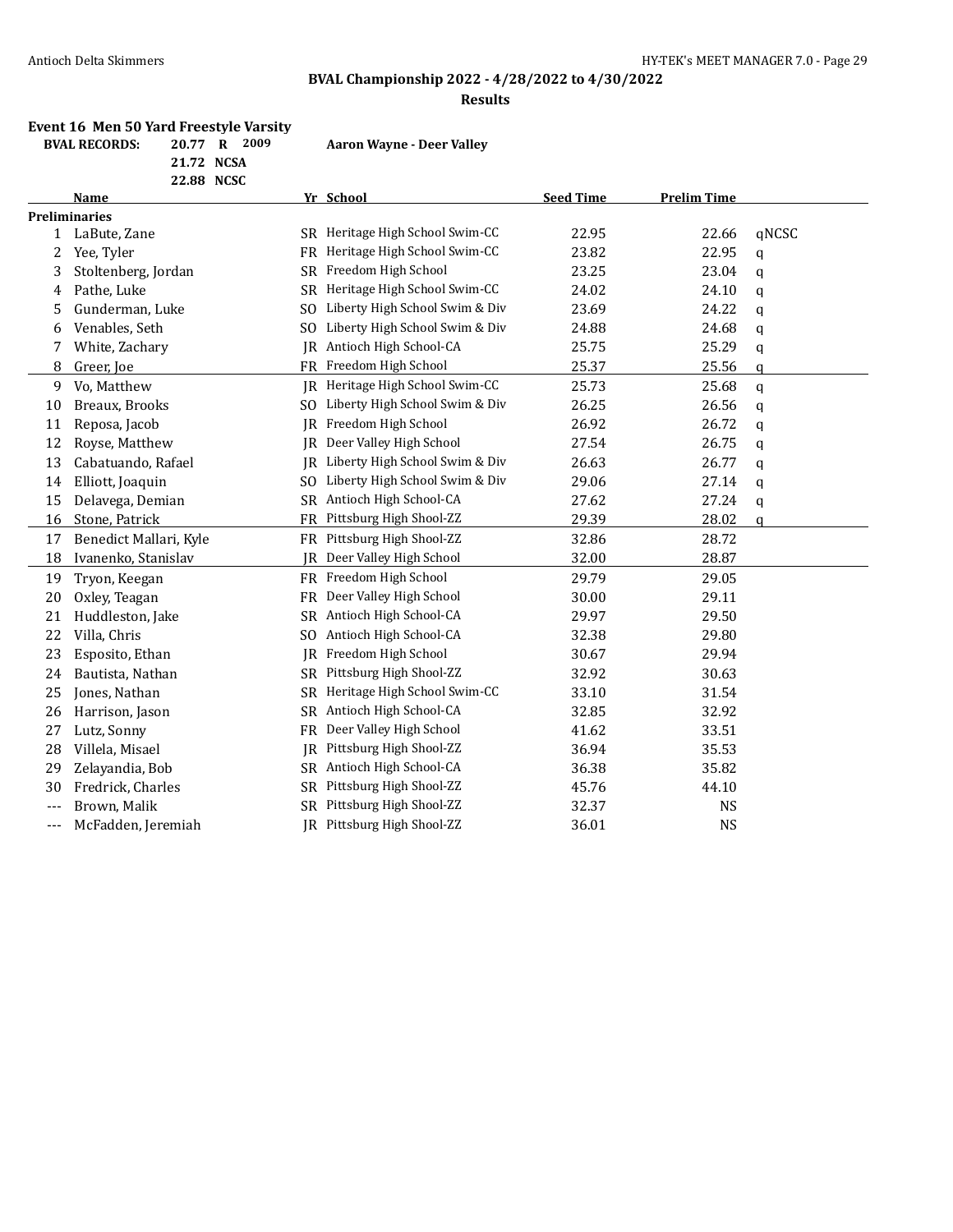## BVAL Championship 2022 - 4/28/2022 to 4/30/2022

### Results

**Event 16 Men 50 Yard Freestyle Varsity**

| BVAL RECORDS: | | | |
|---|---|---|---|
| 20.77 | R | 2009 | Aaron Wayne - Deer Valley |
| 21.72 | NCSA | | |
| 22.88 | NCSC | | |

| | Name | Yr | School | Seed Time | Prelim Time | |
|---|---|---|---|---|---|---|
| **Preliminaries** | | | | | | |
| 1 | LaBute, Zane | SR | Heritage High School Swim-CC | 22.95 | 22.66 | qNCSC |
| 2 | Yee, Tyler | FR | Heritage High School Swim-CC | 23.82 | 22.95 | q |
| 3 | Stoltenberg, Jordan | SR | Freedom High School | 23.25 | 23.04 | q |
| 4 | Pathe, Luke | SR | Heritage High School Swim-CC | 24.02 | 24.10 | q |
| 5 | Gunderman, Luke | SO | Liberty High School Swim & Div | 23.69 | 24.22 | q |
| 6 | Venables, Seth | SO | Liberty High School Swim & Div | 24.88 | 24.68 | q |
| 7 | White, Zachary | JR | Antioch High School-CA | 25.75 | 25.29 | q |
| 8 | Greer, Joe | FR | Freedom High School | 25.37 | 25.56 | q |
| 9 | Vo, Matthew | JR | Heritage High School Swim-CC | 25.73 | 25.68 | q |
| 10 | Breaux, Brooks | SO | Liberty High School Swim & Div | 26.25 | 26.56 | q |
| 11 | Reposa, Jacob | JR | Freedom High School | 26.92 | 26.72 | q |
| 12 | Royse, Matthew | JR | Deer Valley High School | 27.54 | 26.75 | q |
| 13 | Cabatuando, Rafael | JR | Liberty High School Swim & Div | 26.63 | 26.77 | q |
| 14 | Elliott, Joaquin | SO | Liberty High School Swim & Div | 29.06 | 27.14 | q |
| 15 | Delavega, Demian | SR | Antioch High School-CA | 27.62 | 27.24 | q |
| 16 | Stone, Patrick | FR | Pittsburg High Shool-ZZ | 29.39 | 28.02 | q |
| 17 | Benedict Mallari, Kyle | FR | Pittsburg High Shool-ZZ | 32.86 | 28.72 | |
| 18 | Ivanenko, Stanislav | JR | Deer Valley High School | 32.00 | 28.87 | |
| 19 | Tryon, Keegan | FR | Freedom High School | 29.79 | 29.05 | |
| 20 | Oxley, Teagan | FR | Deer Valley High School | 30.00 | 29.11 | |
| 21 | Huddleston, Jake | SR | Antioch High School-CA | 29.97 | 29.50 | |
| 22 | Villa, Chris | SO | Antioch High School-CA | 32.38 | 29.80 | |
| 23 | Esposito, Ethan | JR | Freedom High School | 30.67 | 29.94 | |
| 24 | Bautista, Nathan | SR | Pittsburg High Shool-ZZ | 32.92 | 30.63 | |
| 25 | Jones, Nathan | SR | Heritage High School Swim-CC | 33.10 | 31.54 | |
| 26 | Harrison, Jason | SR | Antioch High School-CA | 32.85 | 32.92 | |
| 27 | Lutz, Sonny | FR | Deer Valley High School | 41.62 | 33.51 | |
| 28 | Villela, Misael | JR | Pittsburg High Shool-ZZ | 36.94 | 35.53 | |
| 29 | Zelayandia, Bob | SR | Antioch High School-CA | 36.38 | 35.82 | |
| 30 | Fredrick, Charles | SR | Pittsburg High Shool-ZZ | 45.76 | 44.10 | |
| --- | Brown, Malik | SR | Pittsburg High Shool-ZZ | 32.37 | NS | |
| --- | McFadden, Jeremiah | JR | Pittsburg High Shool-ZZ | 36.01 | NS | |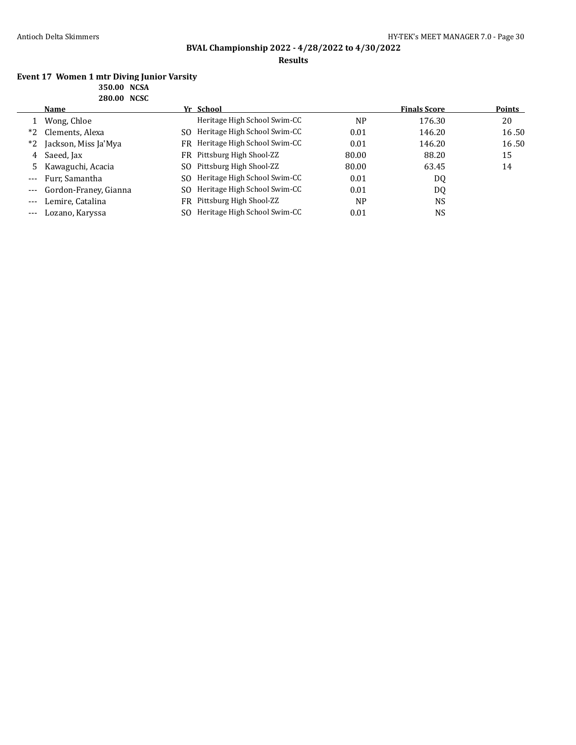# BVAL Championship 2022 - 4/28/2022 to 4/30/2022

## Results

### Event 17 Women 1 mtr Diving Junior Varsity

350.00 NCSA
280.00 NCSC

| | Name | Yr | School | | Finals Score | Points |
|---|---|---|---|---|---|---|
| 1 | Wong, Chloe | | Heritage High School Swim-CC | NP | 176.30 | 20 |
| *2 | Clements, Alexa | SO | Heritage High School Swim-CC | 0.01 | 146.20 | 16.50 |
| *2 | Jackson, Miss Ja'Mya | FR | Heritage High School Swim-CC | 0.01 | 146.20 | 16.50 |
| 4 | Saeed, Jax | FR | Pittsburg High Shool-ZZ | 80.00 | 88.20 | 15 |
| 5 | Kawaguchi, Acacia | SO | Pittsburg High Shool-ZZ | 80.00 | 63.45 | 14 |
| --- | Furr, Samantha | SO | Heritage High School Swim-CC | 0.01 | DQ | |
| --- | Gordon-Franey, Gianna | SO | Heritage High School Swim-CC | 0.01 | DQ | |
| --- | Lemire, Catalina | FR | Pittsburg High Shool-ZZ | NP | NS | |
| --- | Lozano, Karyssa | SO | Heritage High School Swim-CC | 0.01 | NS | |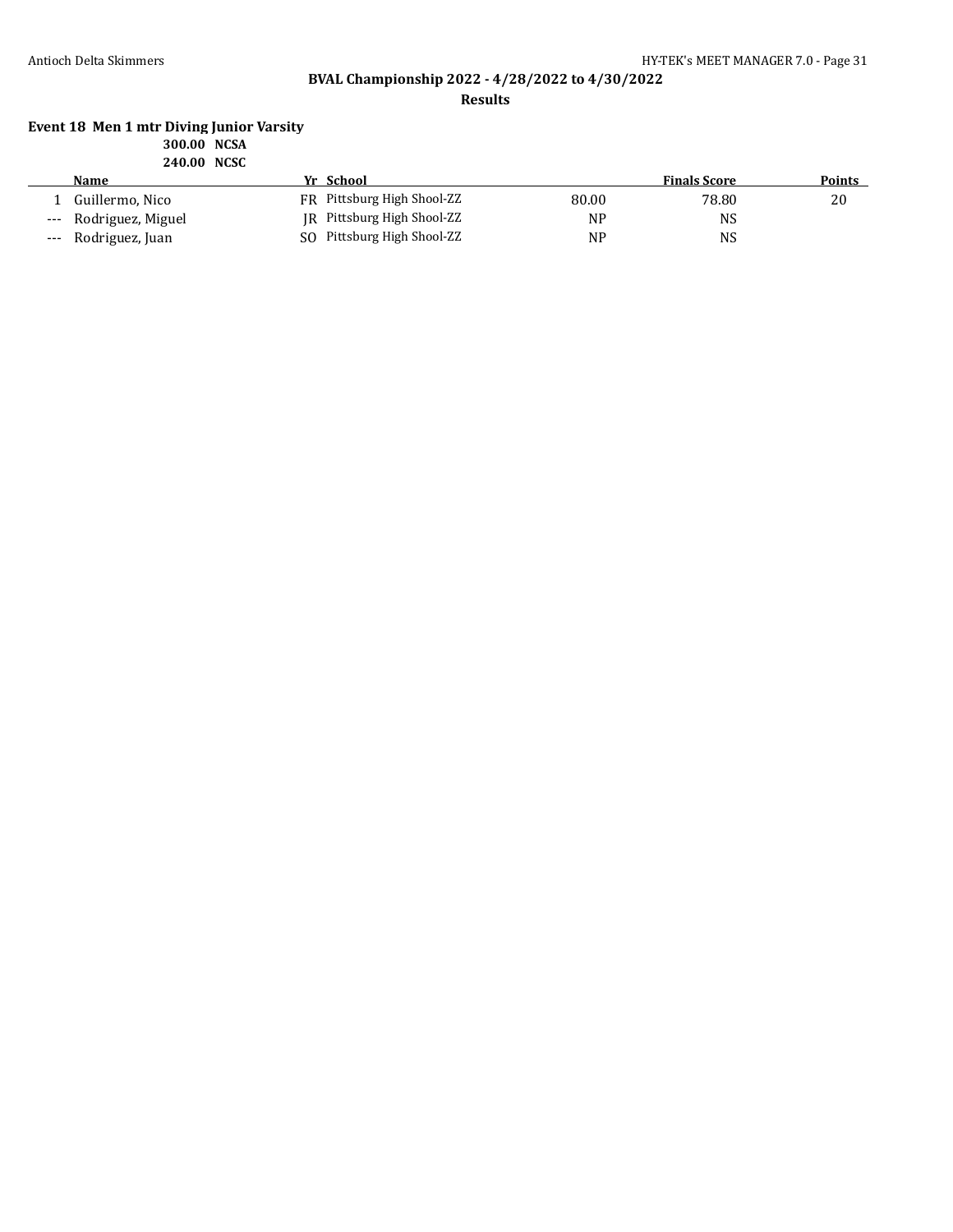**BVAL Championship 2022 - 4/28/2022 to 4/30/2022**

**Results**

**Event 18 Men 1 mtr Diving Junior Varsity**

**300.00 NCSA**

**240.00 NCSC**

| | Name | Yr | School | | Finals Score | Points |
|---|---|---|---|---|---|---|
| 1 | Guillermo, Nico | FR | Pittsburg High Shool-ZZ | 80.00 | 78.80 | 20 |
| --- | Rodriguez, Miguel | JR | Pittsburg High Shool-ZZ | NP | NS | |
| --- | Rodriguez, Juan | SO | Pittsburg High Shool-ZZ | NP | NS | |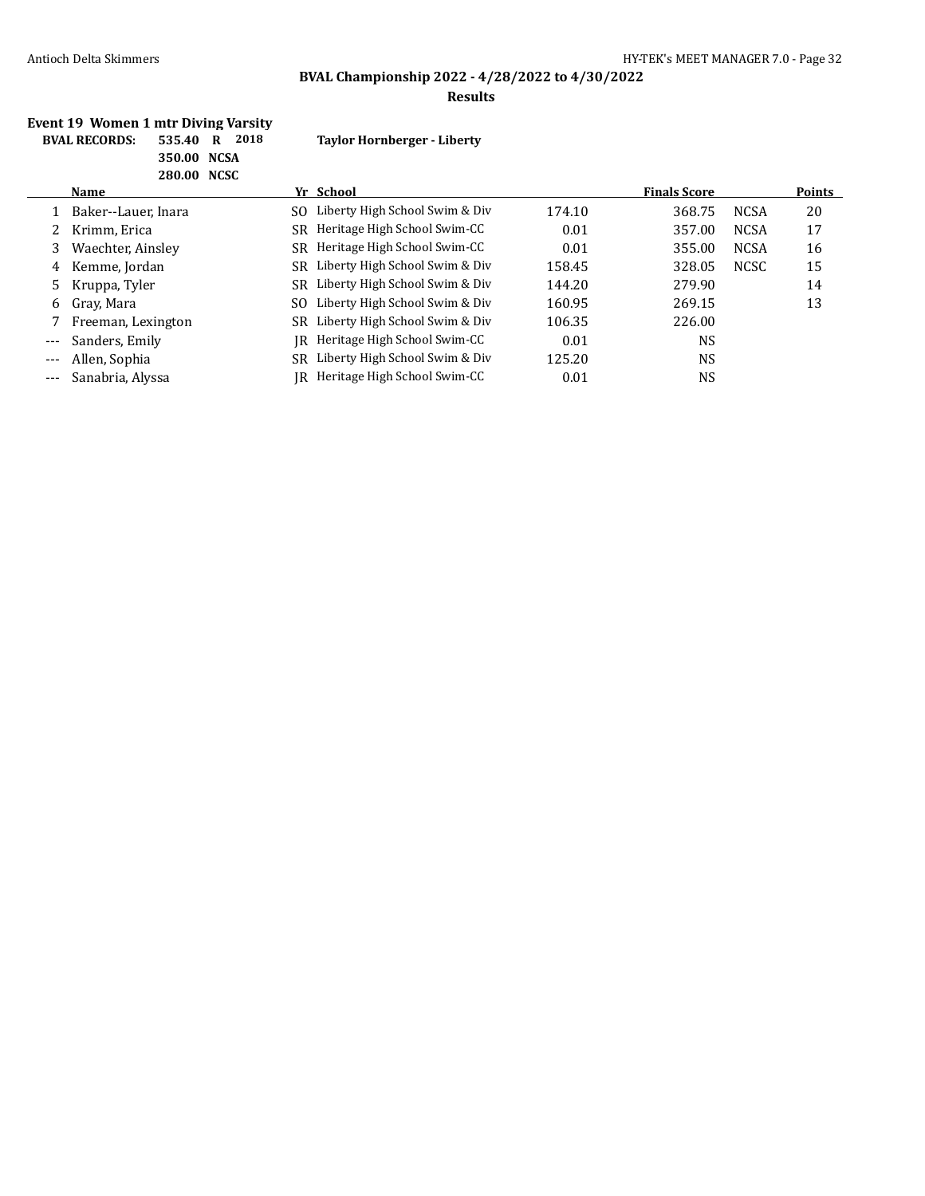## BVAL Championship 2022 - 4/28/2022 to 4/30/2022

### Results

**Event 19 Women 1 mtr Diving Varsity**

| BVAL RECORDS: | | | |
|---|---|---|---|
| 535.40 | R | 2018 | Taylor Hornberger - Liberty |
| 350.00 | NCSA | | |
| 280.00 | NCSC | | |

| | Name | Yr | School | | Finals Score | | Points |
|---|---|---|---|---|---|---|---|
| 1 | Baker--Lauer, Inara | SO | Liberty High School Swim & Div | 174.10 | 368.75 | NCSA | 20 |
| 2 | Krimm, Erica | SR | Heritage High School Swim-CC | 0.01 | 357.00 | NCSA | 17 |
| 3 | Waechter, Ainsley | SR | Heritage High School Swim-CC | 0.01 | 355.00 | NCSA | 16 |
| 4 | Kemme, Jordan | SR | Liberty High School Swim & Div | 158.45 | 328.05 | NCSC | 15 |
| 5 | Kruppa, Tyler | SR | Liberty High School Swim & Div | 144.20 | 279.90 | | 14 |
| 6 | Gray, Mara | SO | Liberty High School Swim & Div | 160.95 | 269.15 | | 13 |
| 7 | Freeman, Lexington | SR | Liberty High School Swim & Div | 106.35 | 226.00 | | |
| --- | Sanders, Emily | JR | Heritage High School Swim-CC | 0.01 | NS | | |
| --- | Allen, Sophia | SR | Liberty High School Swim & Div | 125.20 | NS | | |
| --- | Sanabria, Alyssa | JR | Heritage High School Swim-CC | 0.01 | NS | | |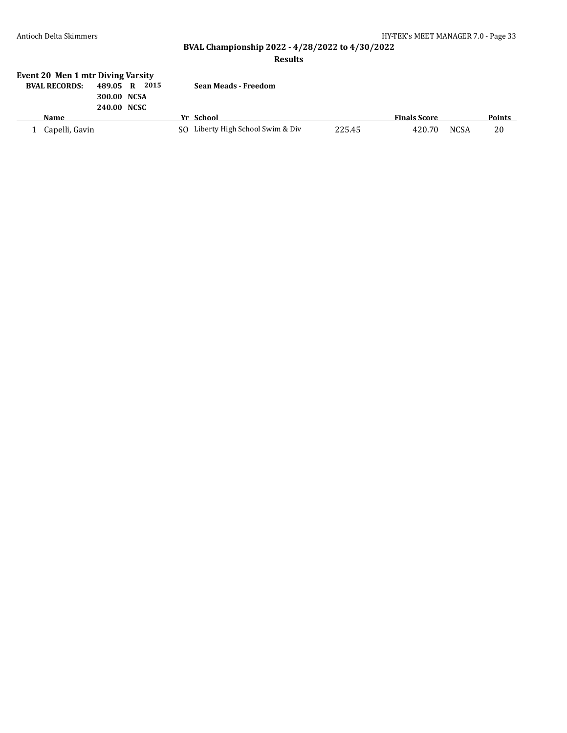## BVAL Championship 2022 - 4/28/2022 to 4/30/2022

### Results

**Event 20 Men 1 mtr Diving Varsity**

| BVAL RECORDS: | | | |
|---|---|---|---|
| 489.05 | R | 2015 | Sean Meads - Freedom |
| 300.00 | NCSA | | |
| 240.00 | NCSC | | |

| | Name | Yr | School | | Finals Score | | Points |
|---|---|---|---|---|---|---|---|
| 1 | Capelli, Gavin | SO | Liberty High School Swim & Div | 225.45 | 420.70 | NCSA | 20 |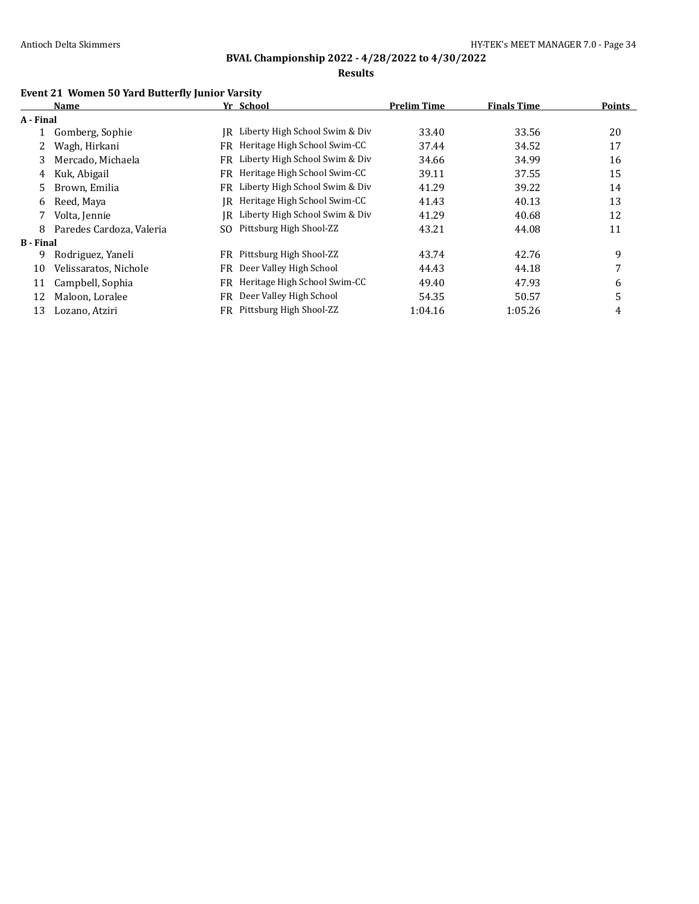**BVAL Championship 2022 - 4/28/2022 to 4/30/2022**

**Results**

### Event 21 Women 50 Yard Butterfly Junior Varsity

| | Name | Yr | School | Prelim Time | Finals Time | Points |
|---|---|---|---|---|---|---|
| **A - Final** | | | | | | |
| 1 | Gomberg, Sophie | JR | Liberty High School Swim & Div | 33.40 | 33.56 | 20 |
| 2 | Wagh, Hirkani | FR | Heritage High School Swim-CC | 37.44 | 34.52 | 17 |
| 3 | Mercado, Michaela | FR | Liberty High School Swim & Div | 34.66 | 34.99 | 16 |
| 4 | Kuk, Abigail | FR | Heritage High School Swim-CC | 39.11 | 37.55 | 15 |
| 5 | Brown, Emilia | FR | Liberty High School Swim & Div | 41.29 | 39.22 | 14 |
| 6 | Reed, Maya | JR | Heritage High School Swim-CC | 41.43 | 40.13 | 13 |
| 7 | Volta, Jennie | JR | Liberty High School Swim & Div | 41.29 | 40.68 | 12 |
| 8 | Paredes Cardoza, Valeria | SO | Pittsburg High Shool-ZZ | 43.21 | 44.08 | 11 |
| **B - Final** | | | | | | |
| 9 | Rodriguez, Yaneli | FR | Pittsburg High Shool-ZZ | 43.74 | 42.76 | 9 |
| 10 | Velissaratos, Nichole | FR | Deer Valley High School | 44.43 | 44.18 | 7 |
| 11 | Campbell, Sophia | FR | Heritage High School Swim-CC | 49.40 | 47.93 | 6 |
| 12 | Maloon, Loralee | FR | Deer Valley High School | 54.35 | 50.57 | 5 |
| 13 | Lozano, Atziri | FR | Pittsburg High Shool-ZZ | 1:04.16 | 1:05.26 | 4 |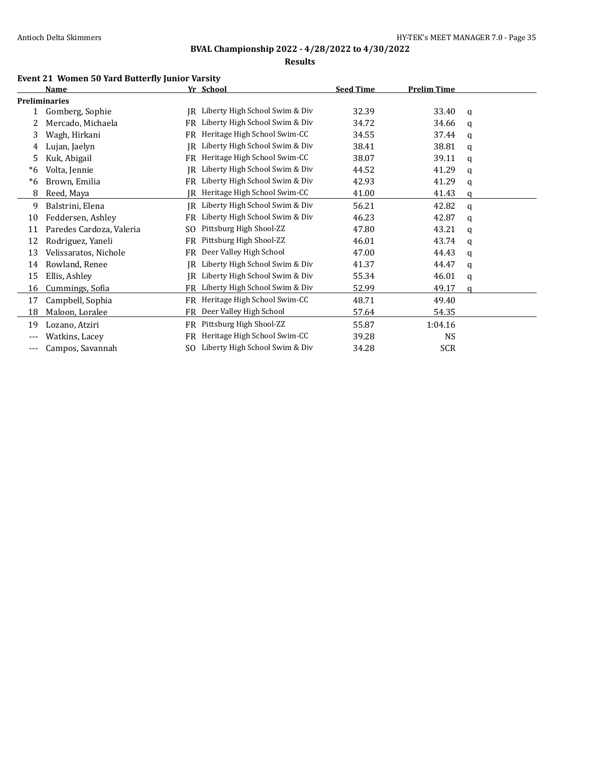**BVAL Championship 2022 - 4/28/2022 to 4/30/2022**

**Results**

### Event 21 Women 50 Yard Butterfly Junior Varsity

| | Name | Yr | School | Seed Time | Prelim Time | |
|---|---|---|---|---|---|---|
| **Preliminaries** | | | | | | |
| 1 | Gomberg, Sophie | JR | Liberty High School Swim & Div | 32.39 | 33.40 | q |
| 2 | Mercado, Michaela | FR | Liberty High School Swim & Div | 34.72 | 34.66 | q |
| 3 | Wagh, Hirkani | FR | Heritage High School Swim-CC | 34.55 | 37.44 | q |
| 4 | Lujan, Jaelyn | JR | Liberty High School Swim & Div | 38.41 | 38.81 | q |
| 5 | Kuk, Abigail | FR | Heritage High School Swim-CC | 38.07 | 39.11 | q |
| *6 | Volta, Jennie | JR | Liberty High School Swim & Div | 44.52 | 41.29 | q |
| *6 | Brown, Emilia | FR | Liberty High School Swim & Div | 42.93 | 41.29 | q |
| 8 | Reed, Maya | JR | Heritage High School Swim-CC | 41.00 | 41.43 | q |
| 9 | Balstrini, Elena | JR | Liberty High School Swim & Div | 56.21 | 42.82 | q |
| 10 | Feddersen, Ashley | FR | Liberty High School Swim & Div | 46.23 | 42.87 | q |
| 11 | Paredes Cardoza, Valeria | SO | Pittsburg High Shool-ZZ | 47.80 | 43.21 | q |
| 12 | Rodriguez, Yaneli | FR | Pittsburg High Shool-ZZ | 46.01 | 43.74 | q |
| 13 | Velissaratos, Nichole | FR | Deer Valley High School | 47.00 | 44.43 | q |
| 14 | Rowland, Renee | JR | Liberty High School Swim & Div | 41.37 | 44.47 | q |
| 15 | Ellis, Ashley | JR | Liberty High School Swim & Div | 55.34 | 46.01 | q |
| 16 | Cummings, Sofia | FR | Liberty High School Swim & Div | 52.99 | 49.17 | q |
| 17 | Campbell, Sophia | FR | Heritage High School Swim-CC | 48.71 | 49.40 | |
| 18 | Maloon, Loralee | FR | Deer Valley High School | 57.64 | 54.35 | |
| 19 | Lozano, Atziri | FR | Pittsburg High Shool-ZZ | 55.87 | 1:04.16 | |
| --- | Watkins, Lacey | FR | Heritage High School Swim-CC | 39.28 | NS | |
| --- | Campos, Savannah | SO | Liberty High School Swim & Div | 34.28 | SCR | |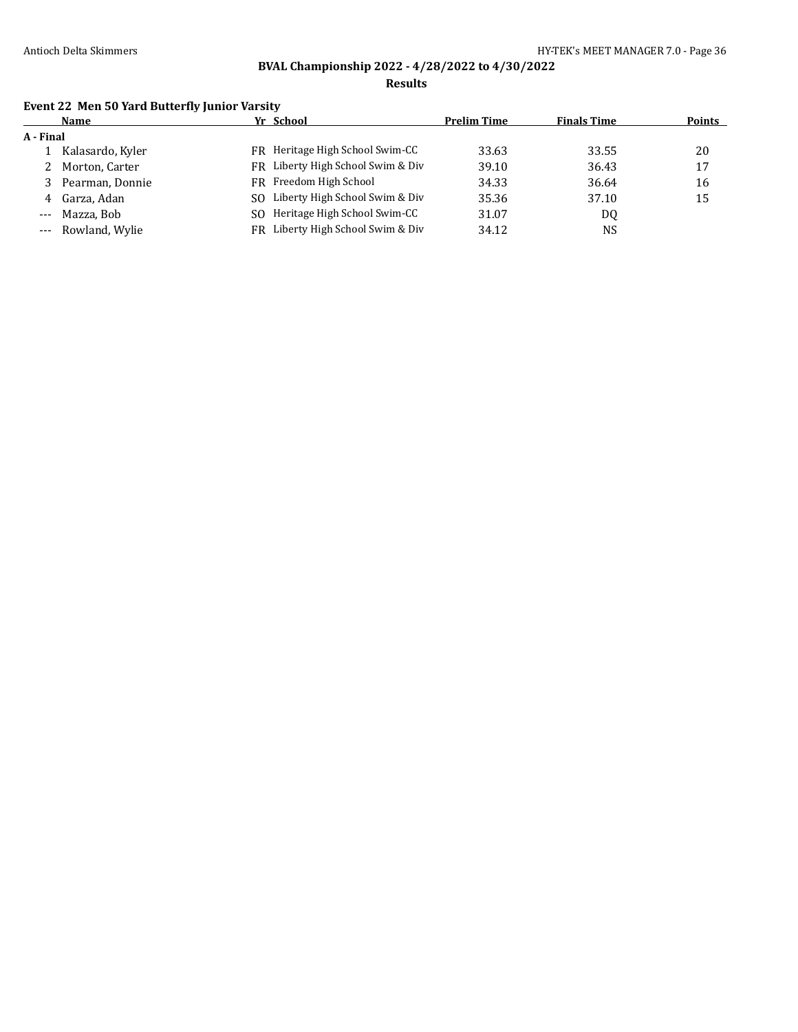**BVAL Championship 2022 - 4/28/2022 to 4/30/2022**

**Results**

### Event 22 Men 50 Yard Butterfly Junior Varsity

| | Name | Yr | School | Prelim Time | Finals Time | Points |
|---|---|---|---|---|---|---|
| **A - Final** | | | | | | |
| 1 | Kalasardo, Kyler | FR | Heritage High School Swim-CC | 33.63 | 33.55 | 20 |
| 2 | Morton, Carter | FR | Liberty High School Swim & Div | 39.10 | 36.43 | 17 |
| 3 | Pearman, Donnie | FR | Freedom High School | 34.33 | 36.64 | 16 |
| 4 | Garza, Adan | SO | Liberty High School Swim & Div | 35.36 | 37.10 | 15 |
| --- | Mazza, Bob | SO | Heritage High School Swim-CC | 31.07 | DQ | |
| --- | Rowland, Wylie | FR | Liberty High School Swim & Div | 34.12 | NS | |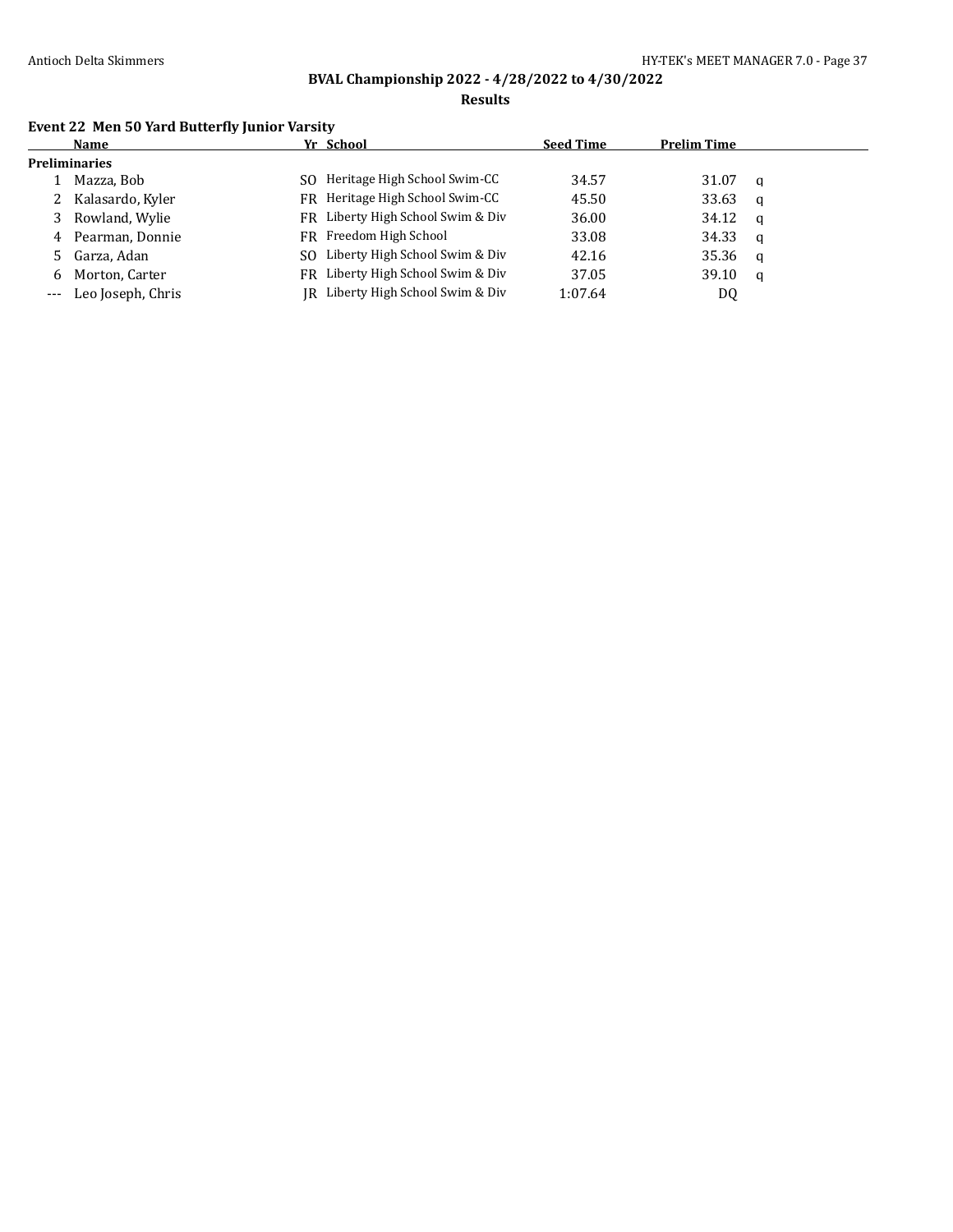## BVAL Championship 2022 - 4/28/2022 to 4/30/2022

**Results**

### Event 22 Men 50 Yard Butterfly Junior Varsity

| | Name | Yr | School | Seed Time | Prelim Time | |
|---|---|---|---|---|---|---|
| **Preliminaries** | | | | | | |
| 1 | Mazza, Bob | SO | Heritage High School Swim-CC | 34.57 | 31.07 | q |
| 2 | Kalasardo, Kyler | FR | Heritage High School Swim-CC | 45.50 | 33.63 | q |
| 3 | Rowland, Wylie | FR | Liberty High School Swim & Div | 36.00 | 34.12 | q |
| 4 | Pearman, Donnie | FR | Freedom High School | 33.08 | 34.33 | q |
| 5 | Garza, Adan | SO | Liberty High School Swim & Div | 42.16 | 35.36 | q |
| 6 | Morton, Carter | FR | Liberty High School Swim & Div | 37.05 | 39.10 | q |
| --- | Leo Joseph, Chris | JR | Liberty High School Swim & Div | 1:07.64 | DQ | |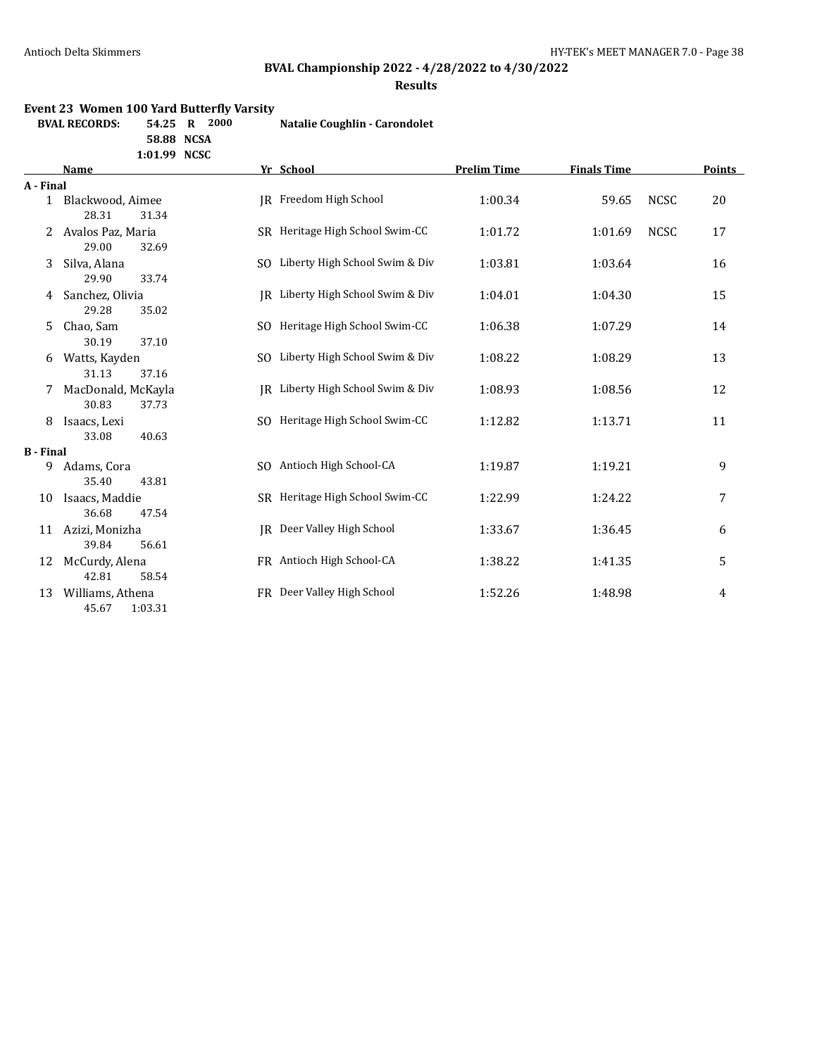## BVAL Championship 2022 - 4/28/2022 to 4/30/2022

### Results

**Event 23 Women 100 Yard Butterfly Varsity**

| BVAL RECORDS: | | | |
|---|---|---|---|
| 54.25 | R | 2000 | Natalie Coughlin - Carondolet |
| 58.88 | NCSA | | |
| 1:01.99 | NCSC | | |

| | Name | Yr | School | Prelim Time | Finals Time | | Points |
|---|---|---|---|---|---|---|---|
| **A - Final** | | | | | | | |
| 1 | Blackwood, Aimee | JR | Freedom High School | 1:00.34 | 59.65 | NCSC | 20 |
| | 28.31 31.34 | | | | | | |
| 2 | Avalos Paz, Maria | SR | Heritage High School Swim-CC | 1:01.72 | 1:01.69 | NCSC | 17 |
| | 29.00 32.69 | | | | | | |
| 3 | Silva, Alana | SO | Liberty High School Swim & Div | 1:03.81 | 1:03.64 | | 16 |
| | 29.90 33.74 | | | | | | |
| 4 | Sanchez, Olivia | JR | Liberty High School Swim & Div | 1:04.01 | 1:04.30 | | 15 |
| | 29.28 35.02 | | | | | | |
| 5 | Chao, Sam | SO | Heritage High School Swim-CC | 1:06.38 | 1:07.29 | | 14 |
| | 30.19 37.10 | | | | | | |
| 6 | Watts, Kayden | SO | Liberty High School Swim & Div | 1:08.22 | 1:08.29 | | 13 |
| | 31.13 37.16 | | | | | | |
| 7 | MacDonald, McKayla | JR | Liberty High School Swim & Div | 1:08.93 | 1:08.56 | | 12 |
| | 30.83 37.73 | | | | | | |
| 8 | Isaacs, Lexi | SO | Heritage High School Swim-CC | 1:12.82 | 1:13.71 | | 11 |
| | 33.08 40.63 | | | | | | |
| **B - Final** | | | | | | | |
| 9 | Adams, Cora | SO | Antioch High School-CA | 1:19.87 | 1:19.21 | | 9 |
| | 35.40 43.81 | | | | | | |
| 10 | Isaacs, Maddie | SR | Heritage High School Swim-CC | 1:22.99 | 1:24.22 | | 7 |
| | 36.68 47.54 | | | | | | |
| 11 | Azizi, Monizha | JR | Deer Valley High School | 1:33.67 | 1:36.45 | | 6 |
| | 39.84 56.61 | | | | | | |
| 12 | McCurdy, Alena | FR | Antioch High School-CA | 1:38.22 | 1:41.35 | | 5 |
| | 42.81 58.54 | | | | | | |
| 13 | Williams, Athena | FR | Deer Valley High School | 1:52.26 | 1:48.98 | | 4 |
| | 45.67 1:03.31 | | | | | | |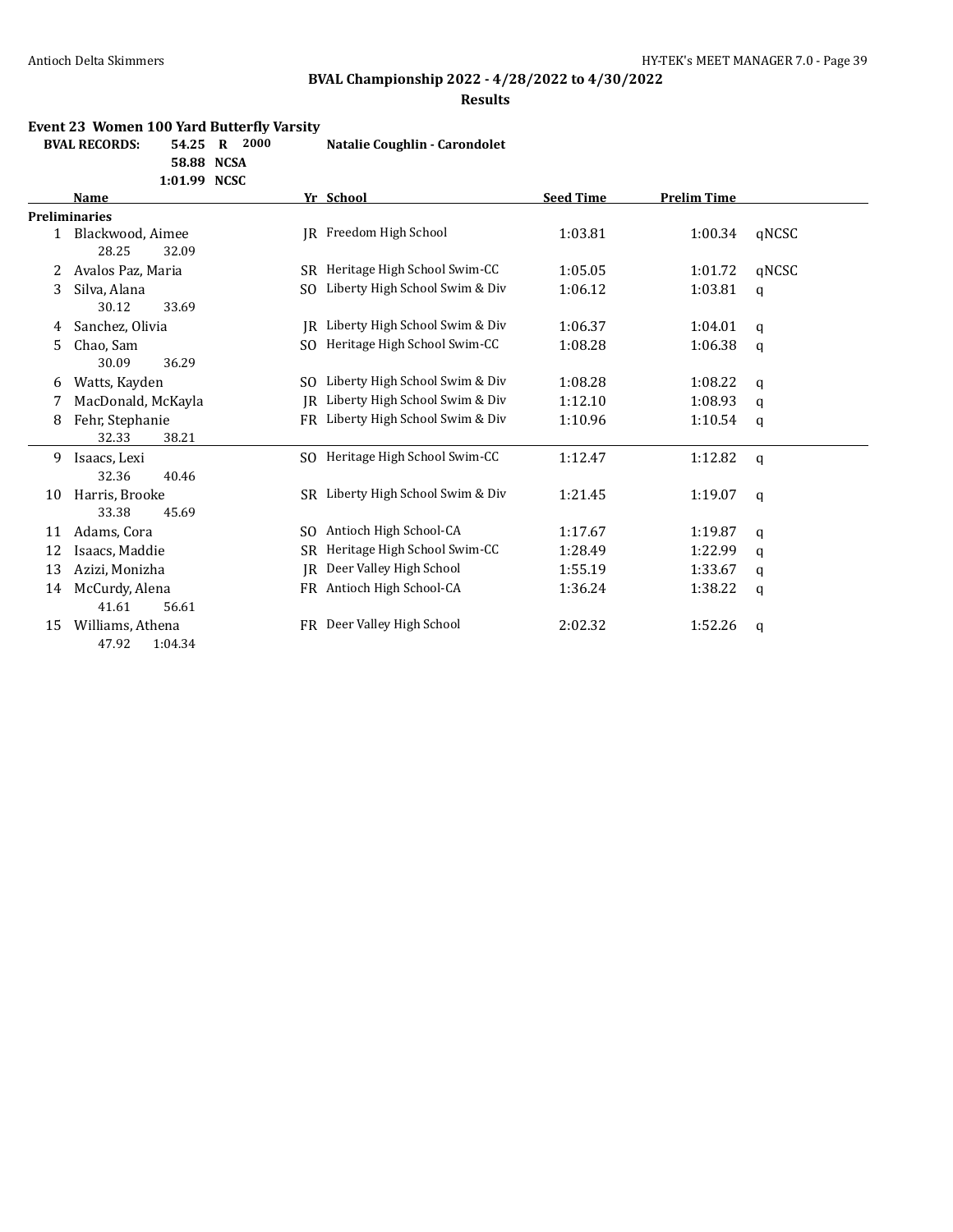## BVAL Championship 2022 - 4/28/2022 to 4/30/2022

### Results

**Event 23 Women 100 Yard Butterfly Varsity**

| BVAL RECORDS: | | | |
|---|---|---|---|
| 54.25 | R | 2000 | Natalie Coughlin - Carondolet |
| 58.88 | NCSA | | |
| 1:01.99 | NCSC | | |

| | Name | Yr | School | Seed Time | Prelim Time | |
|---|---|---|---|---|---|---|
| **Preliminaries** | | | | | | |
| 1 | Blackwood, Aimee | JR | Freedom High School | 1:03.81 | 1:00.34 | qNCSC |
| | 28.25 32.09 | | | | | |
| 2 | Avalos Paz, Maria | SR | Heritage High School Swim-CC | 1:05.05 | 1:01.72 | qNCSC |
| 3 | Silva, Alana | SO | Liberty High School Swim & Div | 1:06.12 | 1:03.81 | q |
| | 30.12 33.69 | | | | | |
| 4 | Sanchez, Olivia | JR | Liberty High School Swim & Div | 1:06.37 | 1:04.01 | q |
| 5 | Chao, Sam | SO | Heritage High School Swim-CC | 1:08.28 | 1:06.38 | q |
| | 30.09 36.29 | | | | | |
| 6 | Watts, Kayden | SO | Liberty High School Swim & Div | 1:08.28 | 1:08.22 | q |
| 7 | MacDonald, McKayla | JR | Liberty High School Swim & Div | 1:12.10 | 1:08.93 | q |
| 8 | Fehr, Stephanie | FR | Liberty High School Swim & Div | 1:10.96 | 1:10.54 | q |
| | 32.33 38.21 | | | | | |
| 9 | Isaacs, Lexi | SO | Heritage High School Swim-CC | 1:12.47 | 1:12.82 | q |
| | 32.36 40.46 | | | | | |
| 10 | Harris, Brooke | SR | Liberty High School Swim & Div | 1:21.45 | 1:19.07 | q |
| | 33.38 45.69 | | | | | |
| 11 | Adams, Cora | SO | Antioch High School-CA | 1:17.67 | 1:19.87 | q |
| 12 | Isaacs, Maddie | SR | Heritage High School Swim-CC | 1:28.49 | 1:22.99 | q |
| 13 | Azizi, Monizha | JR | Deer Valley High School | 1:55.19 | 1:33.67 | q |
| 14 | McCurdy, Alena | FR | Antioch High School-CA | 1:36.24 | 1:38.22 | q |
| | 41.61 56.61 | | | | | |
| 15 | Williams, Athena | FR | Deer Valley High School | 2:02.32 | 1:52.26 | q |
| | 47.92 1:04.34 | | | | | |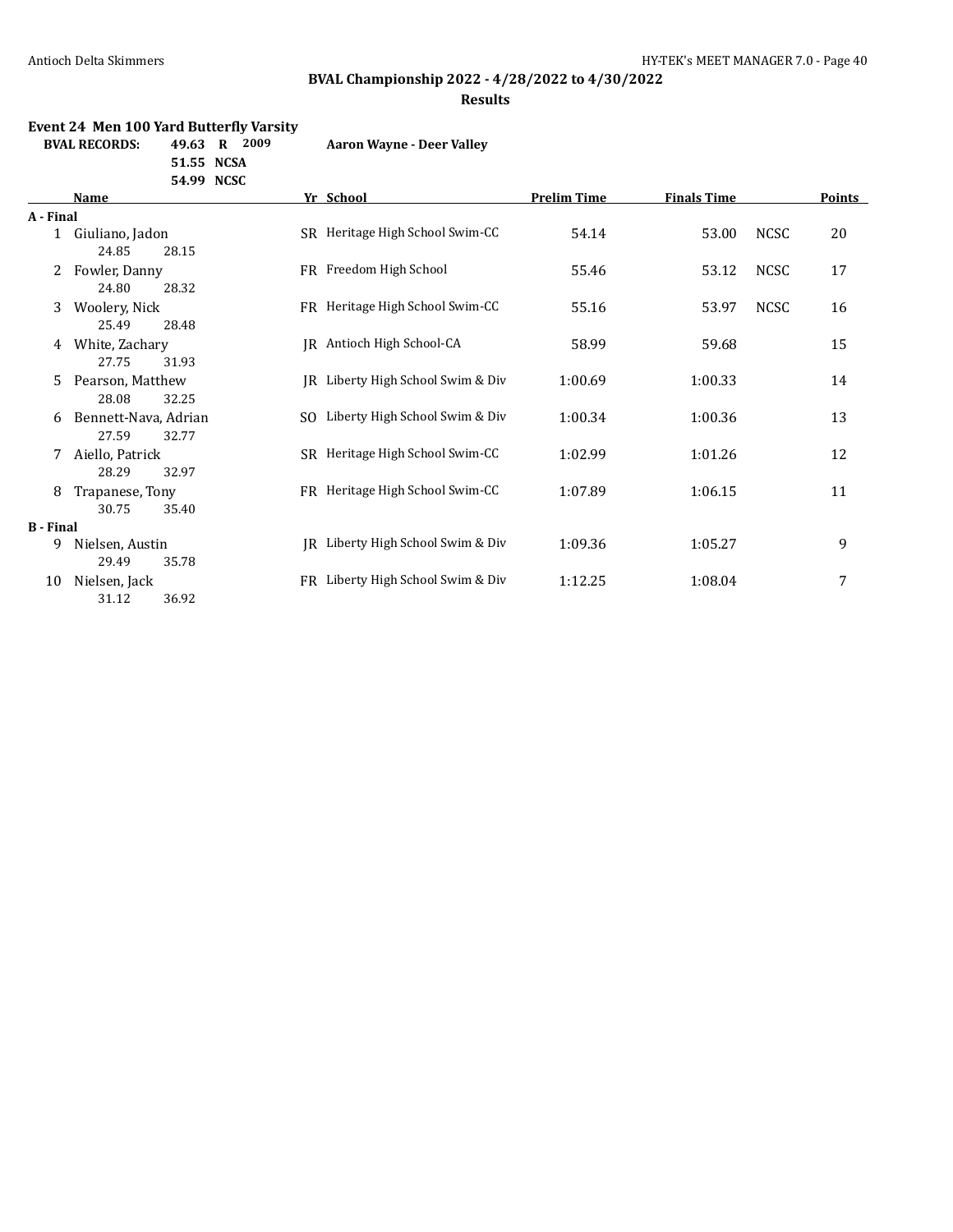## BVAL Championship 2022 - 4/28/2022 to 4/30/2022

### Results

**Event 24 Men 100 Yard Butterfly Varsity**

**BVAL RECORDS:** **49.63 R 2009** **Aaron Wayne - Deer Valley**
**51.55 NCSA**
**54.99 NCSC**

| | Name | Yr | School | Prelim Time | Finals Time | | Points |
|---|---|---|---|---|---|---|---|
| **A - Final** | | | | | | | |
| 1 | Giuliano, Jadon | SR | Heritage High School Swim-CC | 54.14 | 53.00 | NCSC | 20 |
| | 24.85 28.15 | | | | | | |
| 2 | Fowler, Danny | FR | Freedom High School | 55.46 | 53.12 | NCSC | 17 |
| | 24.80 28.32 | | | | | | |
| 3 | Woolery, Nick | FR | Heritage High School Swim-CC | 55.16 | 53.97 | NCSC | 16 |
| | 25.49 28.48 | | | | | | |
| 4 | White, Zachary | JR | Antioch High School-CA | 58.99 | 59.68 | | 15 |
| | 27.75 31.93 | | | | | | |
| 5 | Pearson, Matthew | JR | Liberty High School Swim & Div | 1:00.69 | 1:00.33 | | 14 |
| | 28.08 32.25 | | | | | | |
| 6 | Bennett-Nava, Adrian | SO | Liberty High School Swim & Div | 1:00.34 | 1:00.36 | | 13 |
| | 27.59 32.77 | | | | | | |
| 7 | Aiello, Patrick | SR | Heritage High School Swim-CC | 1:02.99 | 1:01.26 | | 12 |
| | 28.29 32.97 | | | | | | |
| 8 | Trapanese, Tony | FR | Heritage High School Swim-CC | 1:07.89 | 1:06.15 | | 11 |
| | 30.75 35.40 | | | | | | |
| **B - Final** | | | | | | | |
| 9 | Nielsen, Austin | JR | Liberty High School Swim & Div | 1:09.36 | 1:05.27 | | 9 |
| | 29.49 35.78 | | | | | | |
| 10 | Nielsen, Jack | FR | Liberty High School Swim & Div | 1:12.25 | 1:08.04 | | 7 |
| | 31.12 36.92 | | | | | | |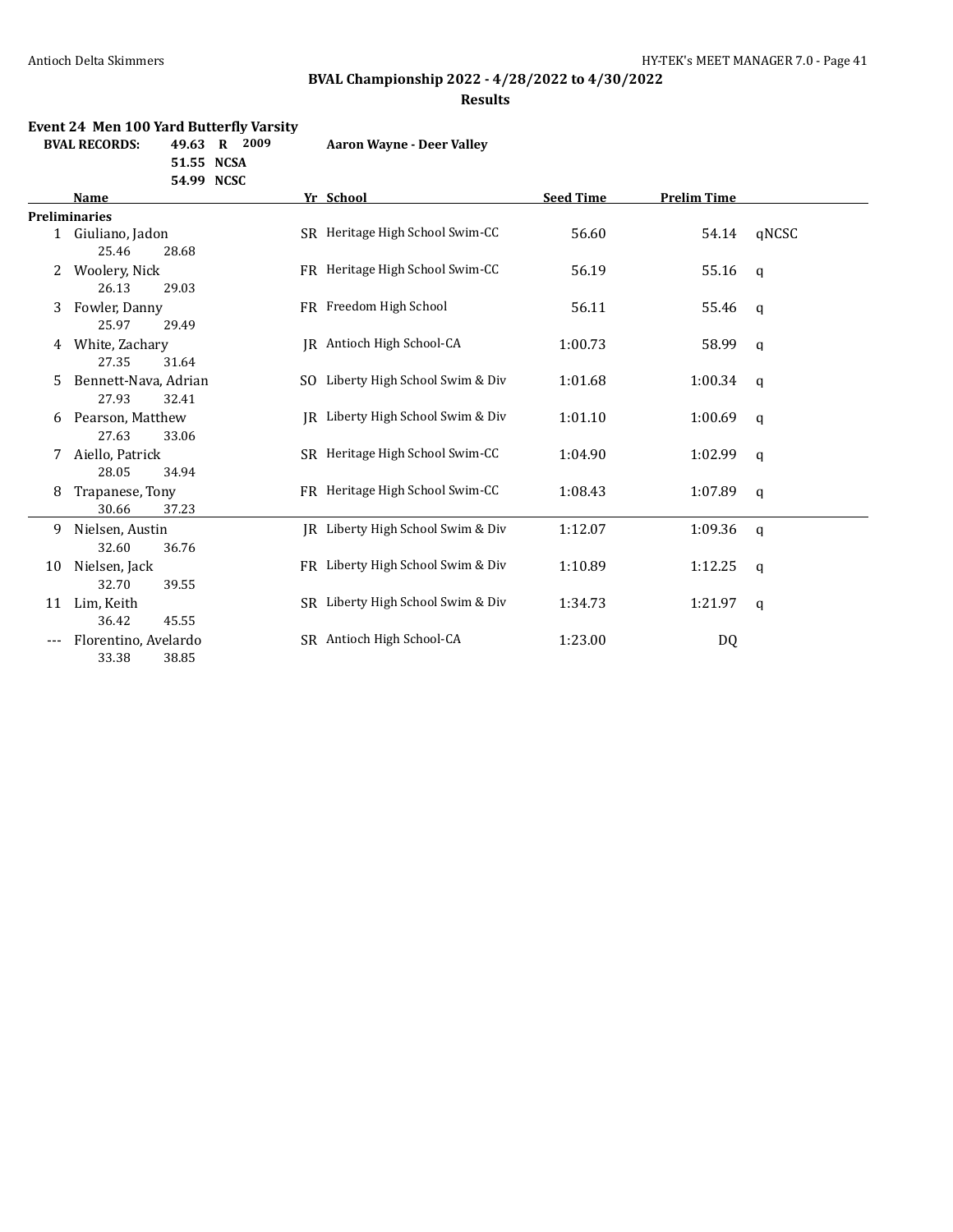## BVAL Championship 2022 - 4/28/2022 to 4/30/2022

### Results

**Event 24 Men 100 Yard Butterfly Varsity**

**BVAL RECORDS:** 49.63 R 2009 **Aaron Wayne - Deer Valley**
51.55 NCSA
54.99 NCSC

| | Name | Yr | School | Seed Time | Prelim Time | |
|---|---|---|---|---|---|---|
| **Preliminaries** | | | | | | |
| 1 | Giuliano, Jadon | SR | Heritage High School Swim-CC | 56.60 | 54.14 | qNCSC |
| | 25.46 28.68 | | | | | |
| 2 | Woolery, Nick | FR | Heritage High School Swim-CC | 56.19 | 55.16 | q |
| | 26.13 29.03 | | | | | |
| 3 | Fowler, Danny | FR | Freedom High School | 56.11 | 55.46 | q |
| | 25.97 29.49 | | | | | |
| 4 | White, Zachary | JR | Antioch High School-CA | 1:00.73 | 58.99 | q |
| | 27.35 31.64 | | | | | |
| 5 | Bennett-Nava, Adrian | SO | Liberty High School Swim & Div | 1:01.68 | 1:00.34 | q |
| | 27.93 32.41 | | | | | |
| 6 | Pearson, Matthew | JR | Liberty High School Swim & Div | 1:01.10 | 1:00.69 | q |
| | 27.63 33.06 | | | | | |
| 7 | Aiello, Patrick | SR | Heritage High School Swim-CC | 1:04.90 | 1:02.99 | q |
| | 28.05 34.94 | | | | | |
| 8 | Trapanese, Tony | FR | Heritage High School Swim-CC | 1:08.43 | 1:07.89 | q |
| | 30.66 37.23 | | | | | |
| 9 | Nielsen, Austin | JR | Liberty High School Swim & Div | 1:12.07 | 1:09.36 | q |
| | 32.60 36.76 | | | | | |
| 10 | Nielsen, Jack | FR | Liberty High School Swim & Div | 1:10.89 | 1:12.25 | q |
| | 32.70 39.55 | | | | | |
| 11 | Lim, Keith | SR | Liberty High School Swim & Div | 1:34.73 | 1:21.97 | q |
| | 36.42 45.55 | | | | | |
| --- | Florentino, Avelardo | SR | Antioch High School-CA | 1:23.00 | DQ | |
| | 33.38 38.85 | | | | | |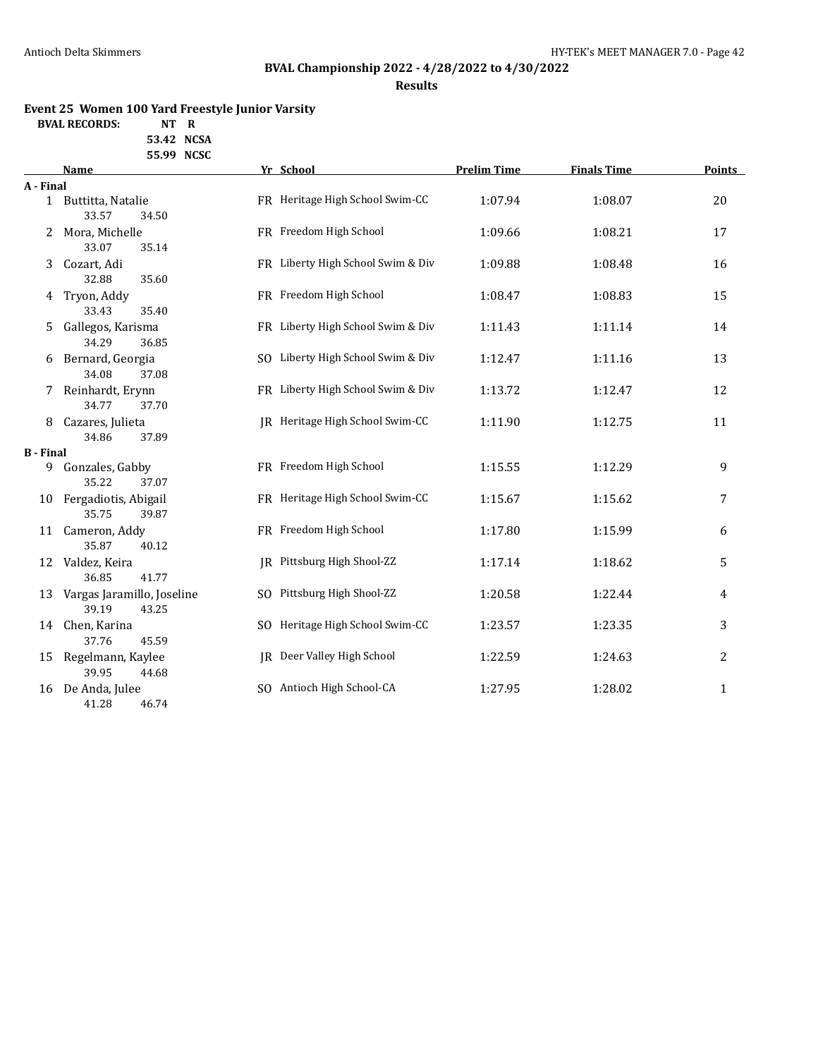## BVAL Championship 2022 - 4/28/2022 to 4/30/2022

**Results**

### Event 25 Women 100 Yard Freestyle Junior Varsity

**BVAL RECORDS:** NT R
53.42 NCSA
55.99 NCSC

| | Name | Yr | School | Prelim Time | Finals Time | Points |
|---|---|---|---|---|---|---|
| **A - Final** | | | | | | |
| 1 | Buttitta, Natalie | FR | Heritage High School Swim-CC | 1:07.94 | 1:08.07 | 20 |
| | 33.57 34.50 | | | | | |
| 2 | Mora, Michelle | FR | Freedom High School | 1:09.66 | 1:08.21 | 17 |
| | 33.07 35.14 | | | | | |
| 3 | Cozart, Adi | FR | Liberty High School Swim & Div | 1:09.88 | 1:08.48 | 16 |
| | 32.88 35.60 | | | | | |
| 4 | Tryon, Addy | FR | Freedom High School | 1:08.47 | 1:08.83 | 15 |
| | 33.43 35.40 | | | | | |
| 5 | Gallegos, Karisma | FR | Liberty High School Swim & Div | 1:11.43 | 1:11.14 | 14 |
| | 34.29 36.85 | | | | | |
| 6 | Bernard, Georgia | SO | Liberty High School Swim & Div | 1:12.47 | 1:11.16 | 13 |
| | 34.08 37.08 | | | | | |
| 7 | Reinhardt, Erynn | FR | Liberty High School Swim & Div | 1:13.72 | 1:12.47 | 12 |
| | 34.77 37.70 | | | | | |
| 8 | Cazares, Julieta | JR | Heritage High School Swim-CC | 1:11.90 | 1:12.75 | 11 |
| | 34.86 37.89 | | | | | |
| **B - Final** | | | | | | |
| 9 | Gonzales, Gabby | FR | Freedom High School | 1:15.55 | 1:12.29 | 9 |
| | 35.22 37.07 | | | | | |
| 10 | Fergadiotis, Abigail | FR | Heritage High School Swim-CC | 1:15.67 | 1:15.62 | 7 |
| | 35.75 39.87 | | | | | |
| 11 | Cameron, Addy | FR | Freedom High School | 1:17.80 | 1:15.99 | 6 |
| | 35.87 40.12 | | | | | |
| 12 | Valdez, Keira | JR | Pittsburg High Shool-ZZ | 1:17.14 | 1:18.62 | 5 |
| | 36.85 41.77 | | | | | |
| 13 | Vargas Jaramillo, Joseline | SO | Pittsburg High Shool-ZZ | 1:20.58 | 1:22.44 | 4 |
| | 39.19 43.25 | | | | | |
| 14 | Chen, Karina | SO | Heritage High School Swim-CC | 1:23.57 | 1:23.35 | 3 |
| | 37.76 45.59 | | | | | |
| 15 | Regelmann, Kaylee | JR | Deer Valley High School | 1:22.59 | 1:24.63 | 2 |
| | 39.95 44.68 | | | | | |
| 16 | De Anda, Julee | SO | Antioch High School-CA | 1:27.95 | 1:28.02 | 1 |
| | 41.28 46.74 | | | | | |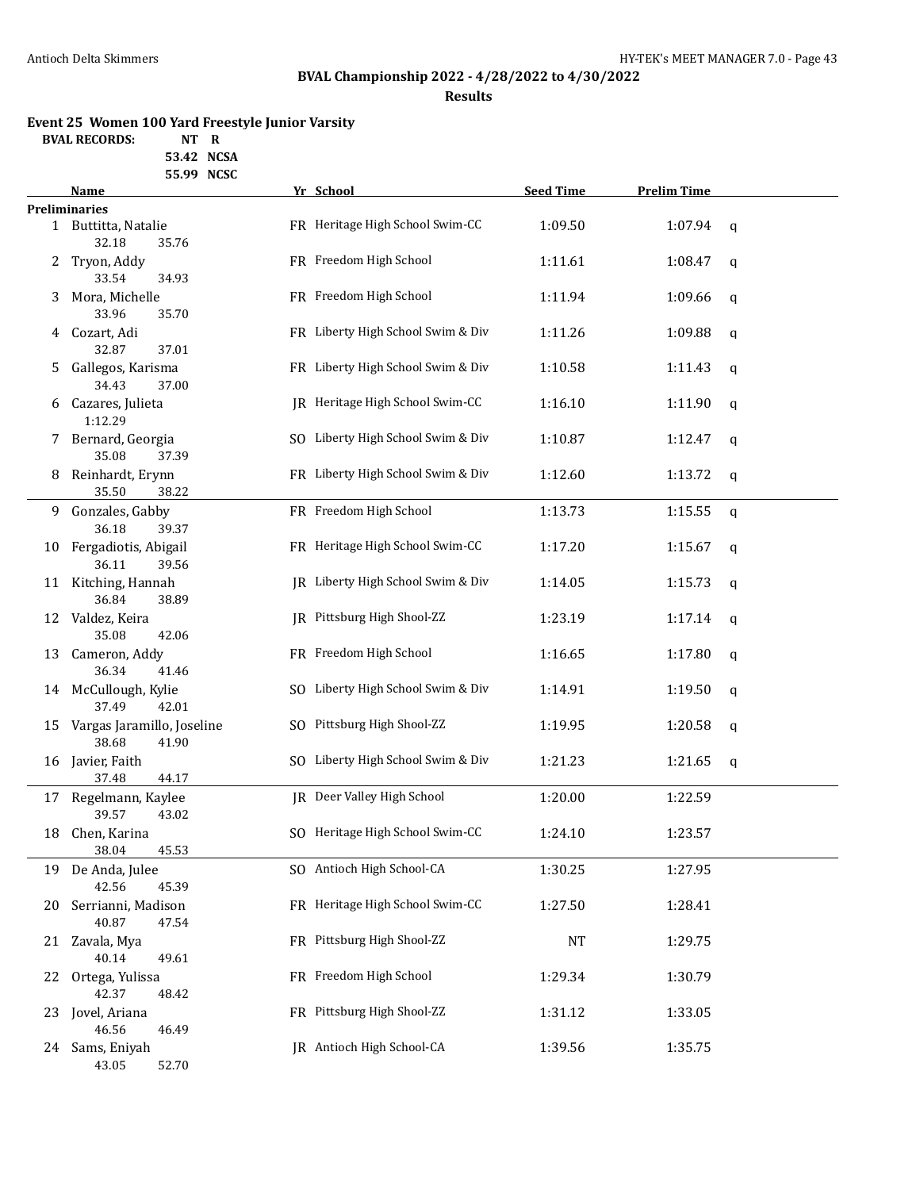## BVAL Championship 2022 - 4/28/2022 to 4/30/2022

**Results**

### Event 25 Women 100 Yard Freestyle Junior Varsity

**BVAL RECORDS:** NT R
53.42 NCSA
55.99 NCSC

| | Name | Yr | School | Seed Time | Prelim Time | |
|---|---|---|---|---|---|---|
| **Preliminaries** | | | | | | |
| 1 | Buttitta, Natalie | FR | Heritage High School Swim-CC | 1:09.50 | 1:07.94 | q |
| | 32.18 35.76 | | | | | |
| 2 | Tryon, Addy | FR | Freedom High School | 1:11.61 | 1:08.47 | q |
| | 33.54 34.93 | | | | | |
| 3 | Mora, Michelle | FR | Freedom High School | 1:11.94 | 1:09.66 | q |
| | 33.96 35.70 | | | | | |
| 4 | Cozart, Adi | FR | Liberty High School Swim & Div | 1:11.26 | 1:09.88 | q |
| | 32.87 37.01 | | | | | |
| 5 | Gallegos, Karisma | FR | Liberty High School Swim & Div | 1:10.58 | 1:11.43 | q |
| | 34.43 37.00 | | | | | |
| 6 | Cazares, Julieta | JR | Heritage High School Swim-CC | 1:16.10 | 1:11.90 | q |
| | 1:12.29 | | | | | |
| 7 | Bernard, Georgia | SO | Liberty High School Swim & Div | 1:10.87 | 1:12.47 | q |
| | 35.08 37.39 | | | | | |
| 8 | Reinhardt, Erynn | FR | Liberty High School Swim & Div | 1:12.60 | 1:13.72 | q |
| | 35.50 38.22 | | | | | |
| 9 | Gonzales, Gabby | FR | Freedom High School | 1:13.73 | 1:15.55 | q |
| | 36.18 39.37 | | | | | |
| 10 | Fergadiotis, Abigail | FR | Heritage High School Swim-CC | 1:17.20 | 1:15.67 | q |
| | 36.11 39.56 | | | | | |
| 11 | Kitching, Hannah | JR | Liberty High School Swim & Div | 1:14.05 | 1:15.73 | q |
| | 36.84 38.89 | | | | | |
| 12 | Valdez, Keira | JR | Pittsburg High Shool-ZZ | 1:23.19 | 1:17.14 | q |
| | 35.08 42.06 | | | | | |
| 13 | Cameron, Addy | FR | Freedom High School | 1:16.65 | 1:17.80 | q |
| | 36.34 41.46 | | | | | |
| 14 | McCullough, Kylie | SO | Liberty High School Swim & Div | 1:14.91 | 1:19.50 | q |
| | 37.49 42.01 | | | | | |
| 15 | Vargas Jaramillo, Joseline | SO | Pittsburg High Shool-ZZ | 1:19.95 | 1:20.58 | q |
| | 38.68 41.90 | | | | | |
| 16 | Javier, Faith | SO | Liberty High School Swim & Div | 1:21.23 | 1:21.65 | q |
| | 37.48 44.17 | | | | | |
| 17 | Regelmann, Kaylee | JR | Deer Valley High School | 1:20.00 | 1:22.59 | |
| | 39.57 43.02 | | | | | |
| 18 | Chen, Karina | SO | Heritage High School Swim-CC | 1:24.10 | 1:23.57 | |
| | 38.04 45.53 | | | | | |
| 19 | De Anda, Julee | SO | Antioch High School-CA | 1:30.25 | 1:27.95 | |
| | 42.56 45.39 | | | | | |
| 20 | Serrianni, Madison | FR | Heritage High School Swim-CC | 1:27.50 | 1:28.41 | |
| | 40.87 47.54 | | | | | |
| 21 | Zavala, Mya | FR | Pittsburg High Shool-ZZ | NT | 1:29.75 | |
| | 40.14 49.61 | | | | | |
| 22 | Ortega, Yulissa | FR | Freedom High School | 1:29.34 | 1:30.79 | |
| | 42.37 48.42 | | | | | |
| 23 | Jovel, Ariana | FR | Pittsburg High Shool-ZZ | 1:31.12 | 1:33.05 | |
| | 46.56 46.49 | | | | | |
| 24 | Sams, Eniyah | JR | Antioch High School-CA | 1:39.56 | 1:35.75 | |
| | 43.05 52.70 | | | | | |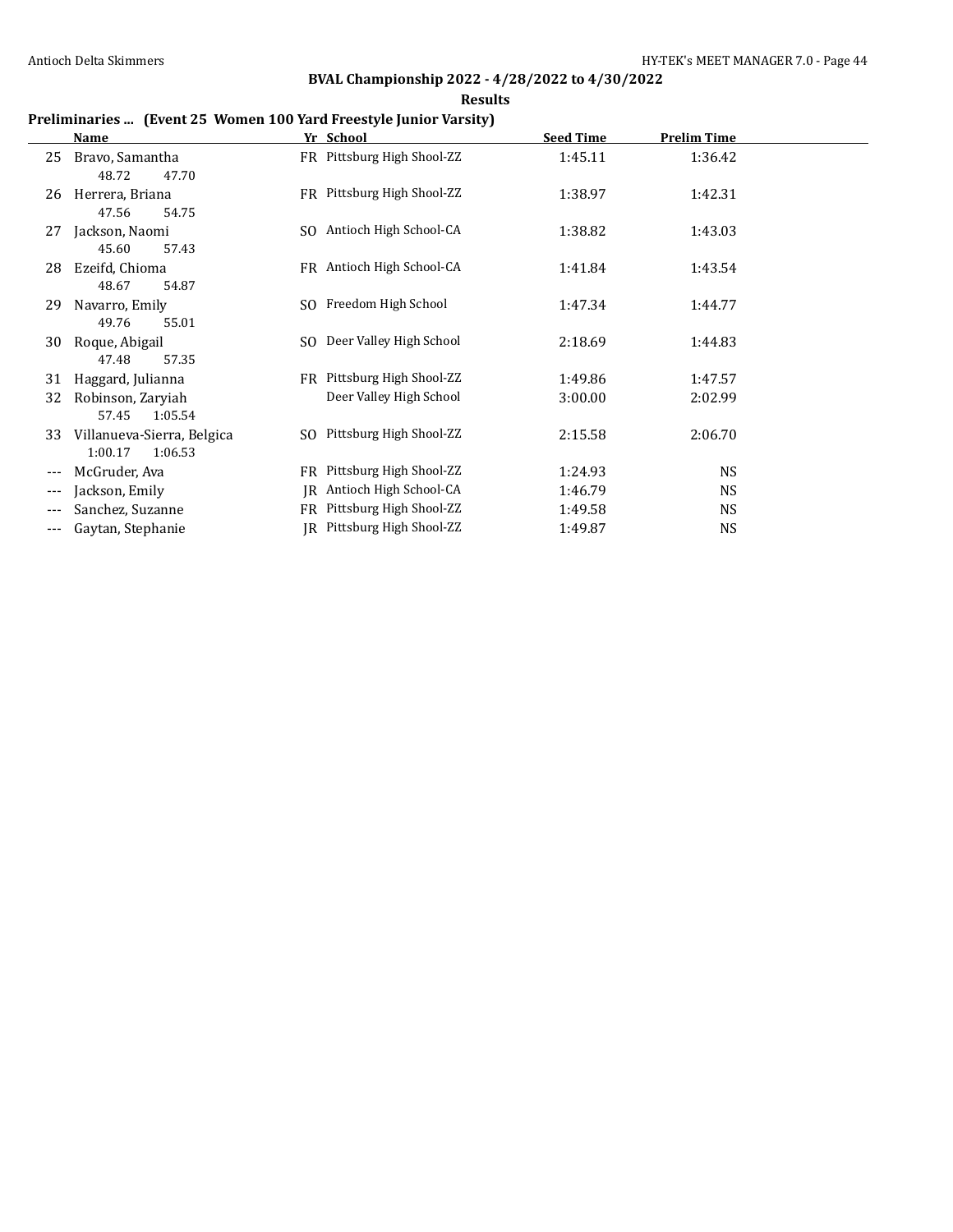## BVAL Championship 2022 - 4/28/2022 to 4/30/2022

**Results**

### Preliminaries ... (Event 25 Women 100 Yard Freestyle Junior Varsity)

| | Name | Yr | School | Seed Time | Prelim Time |
|---|---|---|---|---|---|
| 25 | Bravo, Samantha | FR | Pittsburg High Shool-ZZ | 1:45.11 | 1:36.42 |
| | 48.72 47.70 | | | | |
| 26 | Herrera, Briana | FR | Pittsburg High Shool-ZZ | 1:38.97 | 1:42.31 |
| | 47.56 54.75 | | | | |
| 27 | Jackson, Naomi | SO | Antioch High School-CA | 1:38.82 | 1:43.03 |
| | 45.60 57.43 | | | | |
| 28 | Ezeifd, Chioma | FR | Antioch High School-CA | 1:41.84 | 1:43.54 |
| | 48.67 54.87 | | | | |
| 29 | Navarro, Emily | SO | Freedom High School | 1:47.34 | 1:44.77 |
| | 49.76 55.01 | | | | |
| 30 | Roque, Abigail | SO | Deer Valley High School | 2:18.69 | 1:44.83 |
| | 47.48 57.35 | | | | |
| 31 | Haggard, Julianna | FR | Pittsburg High Shool-ZZ | 1:49.86 | 1:47.57 |
| 32 | Robinson, Zaryiah | | Deer Valley High School | 3:00.00 | 2:02.99 |
| | 57.45 1:05.54 | | | | |
| 33 | Villanueva-Sierra, Belgica | SO | Pittsburg High Shool-ZZ | 2:15.58 | 2:06.70 |
| | 1:00.17 1:06.53 | | | | |
| --- | McGruder, Ava | FR | Pittsburg High Shool-ZZ | 1:24.93 | NS |
| --- | Jackson, Emily | JR | Antioch High School-CA | 1:46.79 | NS |
| --- | Sanchez, Suzanne | FR | Pittsburg High Shool-ZZ | 1:49.58 | NS |
| --- | Gaytan, Stephanie | JR | Pittsburg High Shool-ZZ | 1:49.87 | NS |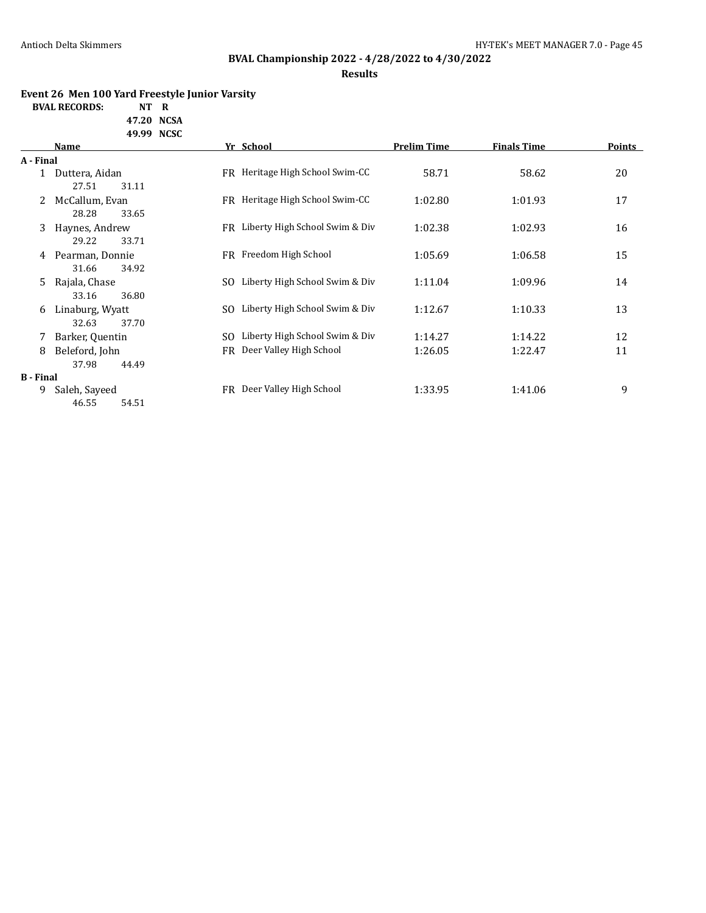**BVAL Championship 2022 - 4/28/2022 to 4/30/2022**

**Results**

### Event 26 Men 100 Yard Freestyle Junior Varsity

**BVAL RECORDS:** NT R
47.20 NCSA
49.99 NCSC

| | Name | Yr | School | Prelim Time | Finals Time | Points |
|---|---|---|---|---|---|---|
| **A - Final** | | | | | | |
| 1 | Duttera, Aidan | FR | Heritage High School Swim-CC | 58.71 | 58.62 | 20 |
| | 27.51 31.11 | | | | | |
| 2 | McCallum, Evan | FR | Heritage High School Swim-CC | 1:02.80 | 1:01.93 | 17 |
| | 28.28 33.65 | | | | | |
| 3 | Haynes, Andrew | FR | Liberty High School Swim & Div | 1:02.38 | 1:02.93 | 16 |
| | 29.22 33.71 | | | | | |
| 4 | Pearman, Donnie | FR | Freedom High School | 1:05.69 | 1:06.58 | 15 |
| | 31.66 34.92 | | | | | |
| 5 | Rajala, Chase | SO | Liberty High School Swim & Div | 1:11.04 | 1:09.96 | 14 |
| | 33.16 36.80 | | | | | |
| 6 | Linaburg, Wyatt | SO | Liberty High School Swim & Div | 1:12.67 | 1:10.33 | 13 |
| | 32.63 37.70 | | | | | |
| 7 | Barker, Quentin | SO | Liberty High School Swim & Div | 1:14.27 | 1:14.22 | 12 |
| 8 | Beleford, John | FR | Deer Valley High School | 1:26.05 | 1:22.47 | 11 |
| | 37.98 44.49 | | | | | |
| **B - Final** | | | | | | |
| 9 | Saleh, Sayeed | FR | Deer Valley High School | 1:33.95 | 1:41.06 | 9 |
| | 46.55 54.51 | | | | | |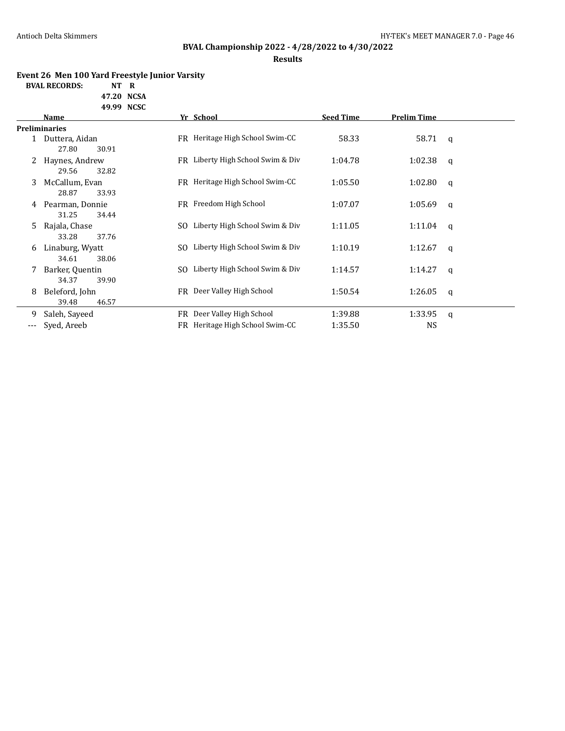## BVAL Championship 2022 - 4/28/2022 to 4/30/2022

### Results

**Event 26 Men 100 Yard Freestyle Junior Varsity**

**BVAL RECORDS:** NT R
47.20 NCSA
49.99 NCSC

| | Name | Yr | School | Seed Time | Prelim Time | |
|---|---|---|---|---|---|---|
| **Preliminaries** | | | | | | |
| 1 | Duttera, Aidan | FR | Heritage High School Swim-CC | 58.33 | 58.71 | q |
| | 27.80 30.91 | | | | | |
| 2 | Haynes, Andrew | FR | Liberty High School Swim & Div | 1:04.78 | 1:02.38 | q |
| | 29.56 32.82 | | | | | |
| 3 | McCallum, Evan | FR | Heritage High School Swim-CC | 1:05.50 | 1:02.80 | q |
| | 28.87 33.93 | | | | | |
| 4 | Pearman, Donnie | FR | Freedom High School | 1:07.07 | 1:05.69 | q |
| | 31.25 34.44 | | | | | |
| 5 | Rajala, Chase | SO | Liberty High School Swim & Div | 1:11.05 | 1:11.04 | q |
| | 33.28 37.76 | | | | | |
| 6 | Linaburg, Wyatt | SO | Liberty High School Swim & Div | 1:10.19 | 1:12.67 | q |
| | 34.61 38.06 | | | | | |
| 7 | Barker, Quentin | SO | Liberty High School Swim & Div | 1:14.57 | 1:14.27 | q |
| | 34.37 39.90 | | | | | |
| 8 | Beleford, John | FR | Deer Valley High School | 1:50.54 | 1:26.05 | q |
| | 39.48 46.57 | | | | | |
| 9 | Saleh, Sayeed | FR | Deer Valley High School | 1:39.88 | 1:33.95 | q |
| --- | Syed, Areeb | FR | Heritage High School Swim-CC | 1:35.50 | NS | |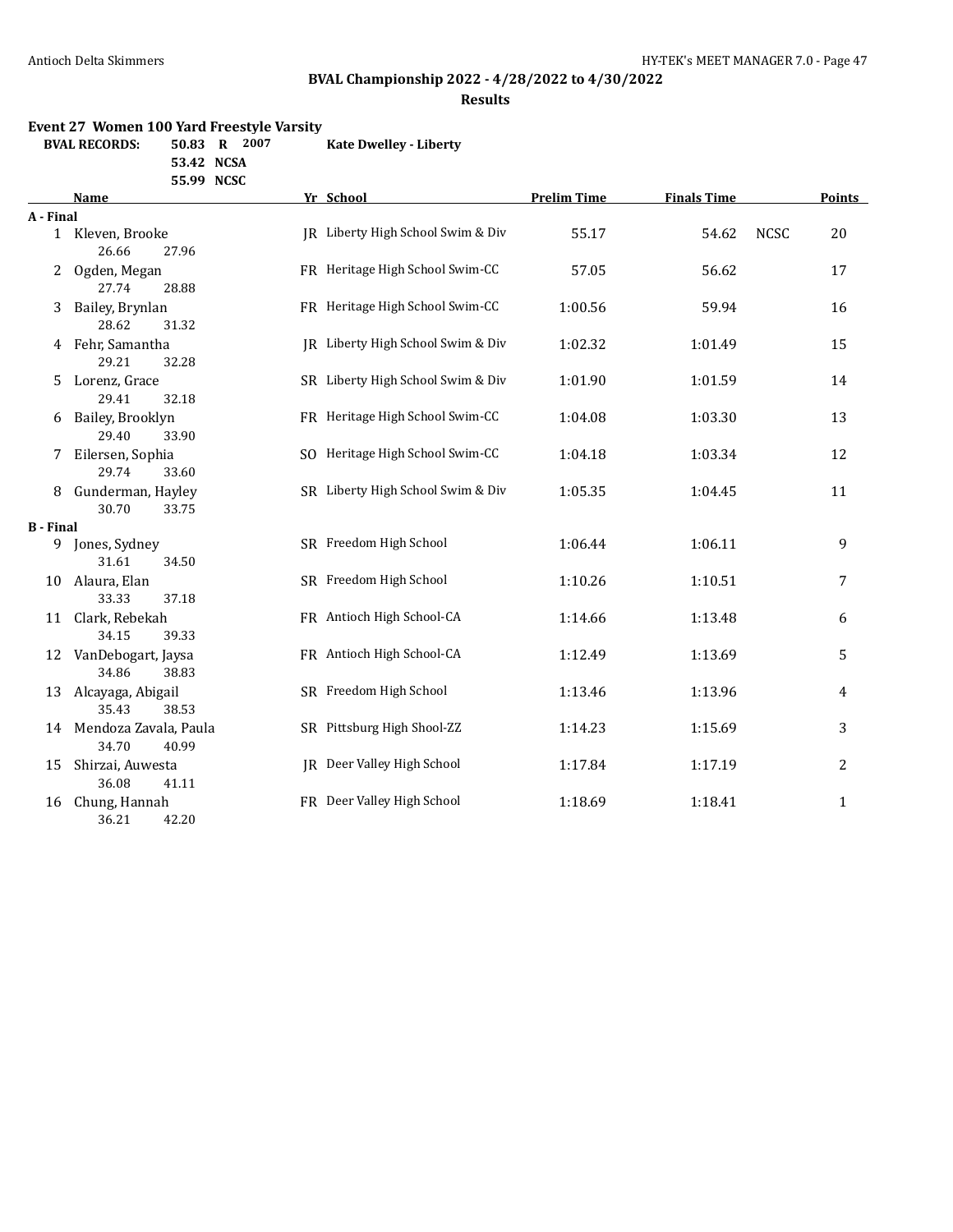## BVAL Championship 2022 - 4/28/2022 to 4/30/2022

### Results

**Event 27 Women 100 Yard Freestyle Varsity**

**BVAL RECORDS:** 50.83 R 2007 **Kate Dwelley - Liberty**
53.42 NCSA
55.99 NCSC

| | Name | Yr | School | Prelim Time | Finals Time | | Points |
|---|---|---|---|---|---|---|---|
| **A - Final** | | | | | | | |
| 1 | Kleven, Brooke | JR | Liberty High School Swim & Div | 55.17 | 54.62 | NCSC | 20 |
| | 26.66 27.96 | | | | | | |
| 2 | Ogden, Megan | FR | Heritage High School Swim-CC | 57.05 | 56.62 | | 17 |
| | 27.74 28.88 | | | | | | |
| 3 | Bailey, Brynlan | FR | Heritage High School Swim-CC | 1:00.56 | 59.94 | | 16 |
| | 28.62 31.32 | | | | | | |
| 4 | Fehr, Samantha | JR | Liberty High School Swim & Div | 1:02.32 | 1:01.49 | | 15 |
| | 29.21 32.28 | | | | | | |
| 5 | Lorenz, Grace | SR | Liberty High School Swim & Div | 1:01.90 | 1:01.59 | | 14 |
| | 29.41 32.18 | | | | | | |
| 6 | Bailey, Brooklyn | FR | Heritage High School Swim-CC | 1:04.08 | 1:03.30 | | 13 |
| | 29.40 33.90 | | | | | | |
| 7 | Eilersen, Sophia | SO | Heritage High School Swim-CC | 1:04.18 | 1:03.34 | | 12 |
| | 29.74 33.60 | | | | | | |
| 8 | Gunderman, Hayley | SR | Liberty High School Swim & Div | 1:05.35 | 1:04.45 | | 11 |
| | 30.70 33.75 | | | | | | |
| **B - Final** | | | | | | | |
| 9 | Jones, Sydney | SR | Freedom High School | 1:06.44 | 1:06.11 | | 9 |
| | 31.61 34.50 | | | | | | |
| 10 | Alaura, Elan | SR | Freedom High School | 1:10.26 | 1:10.51 | | 7 |
| | 33.33 37.18 | | | | | | |
| 11 | Clark, Rebekah | FR | Antioch High School-CA | 1:14.66 | 1:13.48 | | 6 |
| | 34.15 39.33 | | | | | | |
| 12 | VanDebogart, Jaysa | FR | Antioch High School-CA | 1:12.49 | 1:13.69 | | 5 |
| | 34.86 38.83 | | | | | | |
| 13 | Alcayaga, Abigail | SR | Freedom High School | 1:13.46 | 1:13.96 | | 4 |
| | 35.43 38.53 | | | | | | |
| 14 | Mendoza Zavala, Paula | SR | Pittsburg High Shool-ZZ | 1:14.23 | 1:15.69 | | 3 |
| | 34.70 40.99 | | | | | | |
| 15 | Shirzai, Auwesta | JR | Deer Valley High School | 1:17.84 | 1:17.19 | | 2 |
| | 36.08 41.11 | | | | | | |
| 16 | Chung, Hannah | FR | Deer Valley High School | 1:18.69 | 1:18.41 | | 1 |
| | 36.21 42.20 | | | | | | |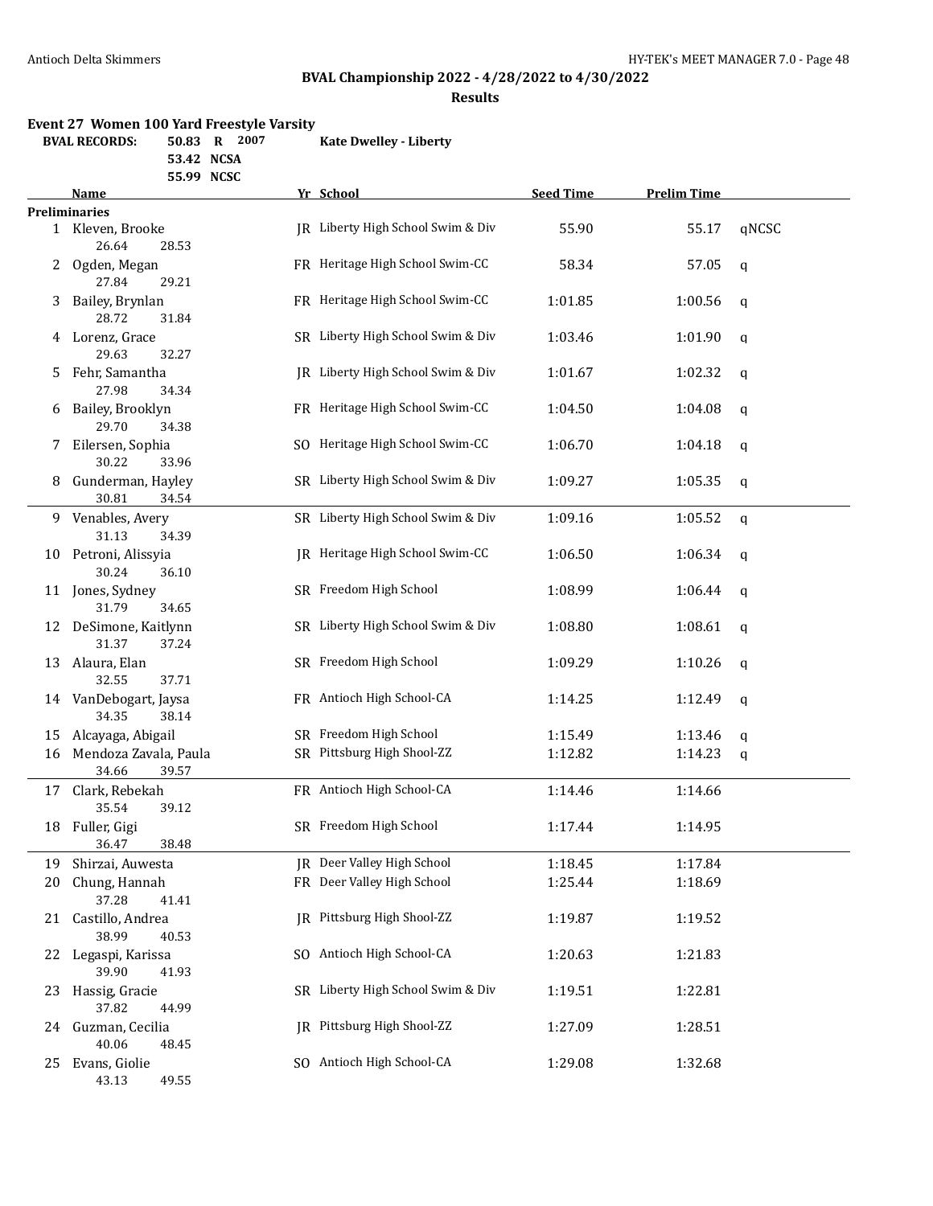## BVAL Championship 2022 - 4/28/2022 to 4/30/2022

### Results

**Event 27 Women 100 Yard Freestyle Varsity**

| BVAL RECORDS: | | | |
|---|---|---|---|
| 50.83 | R | 2007 | Kate Dwelley - Liberty |
| 53.42 | NCSA | | |
| 55.99 | NCSC | | |

| | Name | Yr | School | Seed Time | Prelim Time | |
|---|---|---|---|---|---|---|
| **Preliminaries** | | | | | | |
| 1 | Kleven, Brooke | JR | Liberty High School Swim & Div | 55.90 | 55.17 | qNCSC |
| | 26.64 28.53 | | | | | |
| 2 | Ogden, Megan | FR | Heritage High School Swim-CC | 58.34 | 57.05 | q |
| | 27.84 29.21 | | | | | |
| 3 | Bailey, Brynlan | FR | Heritage High School Swim-CC | 1:01.85 | 1:00.56 | q |
| | 28.72 31.84 | | | | | |
| 4 | Lorenz, Grace | SR | Liberty High School Swim & Div | 1:03.46 | 1:01.90 | q |
| | 29.63 32.27 | | | | | |
| 5 | Fehr, Samantha | JR | Liberty High School Swim & Div | 1:01.67 | 1:02.32 | q |
| | 27.98 34.34 | | | | | |
| 6 | Bailey, Brooklyn | FR | Heritage High School Swim-CC | 1:04.50 | 1:04.08 | q |
| | 29.70 34.38 | | | | | |
| 7 | Eilersen, Sophia | SO | Heritage High School Swim-CC | 1:06.70 | 1:04.18 | q |
| | 30.22 33.96 | | | | | |
| 8 | Gunderman, Hayley | SR | Liberty High School Swim & Div | 1:09.27 | 1:05.35 | q |
| | 30.81 34.54 | | | | | |
| 9 | Venables, Avery | SR | Liberty High School Swim & Div | 1:09.16 | 1:05.52 | q |
| | 31.13 34.39 | | | | | |
| 10 | Petroni, Alissyia | JR | Heritage High School Swim-CC | 1:06.50 | 1:06.34 | q |
| | 30.24 36.10 | | | | | |
| 11 | Jones, Sydney | SR | Freedom High School | 1:08.99 | 1:06.44 | q |
| | 31.79 34.65 | | | | | |
| 12 | DeSimone, Kaitlynn | SR | Liberty High School Swim & Div | 1:08.80 | 1:08.61 | q |
| | 31.37 37.24 | | | | | |
| 13 | Alaura, Elan | SR | Freedom High School | 1:09.29 | 1:10.26 | q |
| | 32.55 37.71 | | | | | |
| 14 | VanDebogart, Jaysa | FR | Antioch High School-CA | 1:14.25 | 1:12.49 | q |
| | 34.35 38.14 | | | | | |
| 15 | Alcayaga, Abigail | SR | Freedom High School | 1:15.49 | 1:13.46 | q |
| 16 | Mendoza Zavala, Paula | SR | Pittsburg High Shool-ZZ | 1:12.82 | 1:14.23 | q |
| | 34.66 39.57 | | | | | |
| 17 | Clark, Rebekah | FR | Antioch High School-CA | 1:14.46 | 1:14.66 | |
| | 35.54 39.12 | | | | | |
| 18 | Fuller, Gigi | SR | Freedom High School | 1:17.44 | 1:14.95 | |
| | 36.47 38.48 | | | | | |
| 19 | Shirzai, Auwesta | JR | Deer Valley High School | 1:18.45 | 1:17.84 | |
| 20 | Chung, Hannah | FR | Deer Valley High School | 1:25.44 | 1:18.69 | |
| | 37.28 41.41 | | | | | |
| 21 | Castillo, Andrea | JR | Pittsburg High Shool-ZZ | 1:19.87 | 1:19.52 | |
| | 38.99 40.53 | | | | | |
| 22 | Legaspi, Karissa | SO | Antioch High School-CA | 1:20.63 | 1:21.83 | |
| | 39.90 41.93 | | | | | |
| 23 | Hassig, Gracie | SR | Liberty High School Swim & Div | 1:19.51 | 1:22.81 | |
| | 37.82 44.99 | | | | | |
| 24 | Guzman, Cecilia | JR | Pittsburg High Shool-ZZ | 1:27.09 | 1:28.51 | |
| | 40.06 48.45 | | | | | |
| 25 | Evans, Giolie | SO | Antioch High School-CA | 1:29.08 | 1:32.68 | |
| | 43.13 49.55 | | | | | |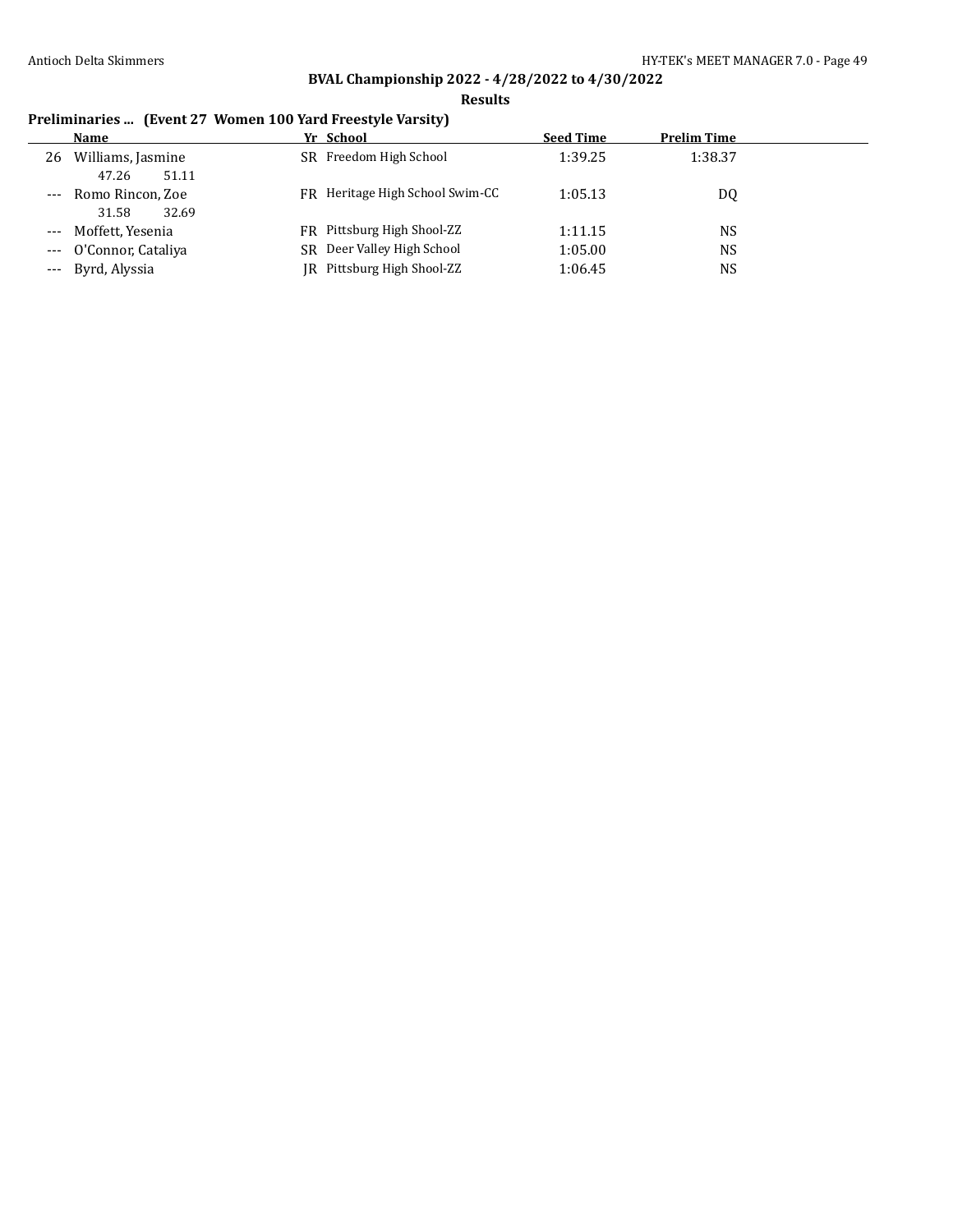## BVAL Championship 2022 - 4/28/2022 to 4/30/2022

### Results

#### Preliminaries ... (Event 27 Women 100 Yard Freestyle Varsity)

| | Name | Yr | School | Seed Time | Prelim Time |
|---|---|---|---|---|---|
| 26 | Williams, Jasmine | SR | Freedom High School | 1:39.25 | 1:38.37 |
| | 47.26 51.11 | | | | |
| --- | Romo Rincon, Zoe | FR | Heritage High School Swim-CC | 1:05.13 | DQ |
| | 31.58 32.69 | | | | |
| --- | Moffett, Yesenia | FR | Pittsburg High Shool-ZZ | 1:11.15 | NS |
| --- | O'Connor, Cataliya | SR | Deer Valley High School | 1:05.00 | NS |
| --- | Byrd, Alyssia | JR | Pittsburg High Shool-ZZ | 1:06.45 | NS |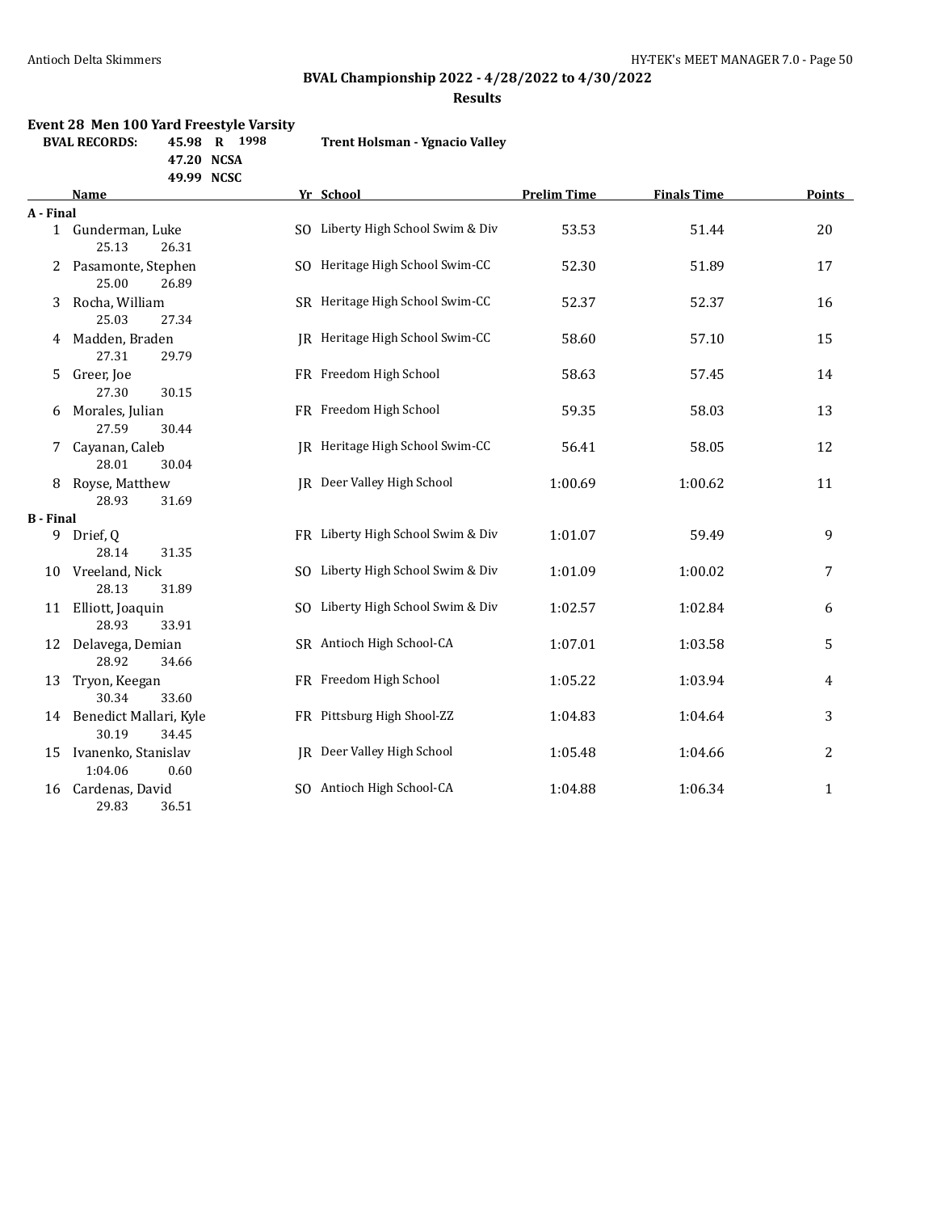## BVAL Championship 2022 - 4/28/2022 to 4/30/2022

### Results

**Event 28 Men 100 Yard Freestyle Varsity**

| BVAL RECORDS: | | | |
|---|---|---|---|
| 45.98 | R | 1998 | Trent Holsman - Ygnacio Valley |
| 47.20 | NCSA | | |
| 49.99 | NCSC | | |

| | Name | Yr | School | Prelim Time | Finals Time | Points |
|---|---|---|---|---|---|---|
| **A - Final** | | | | | | |
| 1 | Gunderman, Luke | SO | Liberty High School Swim & Div | 53.53 | 51.44 | 20 |
| | 25.13 26.31 | | | | | |
| 2 | Pasamonte, Stephen | SO | Heritage High School Swim-CC | 52.30 | 51.89 | 17 |
| | 25.00 26.89 | | | | | |
| 3 | Rocha, William | SR | Heritage High School Swim-CC | 52.37 | 52.37 | 16 |
| | 25.03 27.34 | | | | | |
| 4 | Madden, Braden | JR | Heritage High School Swim-CC | 58.60 | 57.10 | 15 |
| | 27.31 29.79 | | | | | |
| 5 | Greer, Joe | FR | Freedom High School | 58.63 | 57.45 | 14 |
| | 27.30 30.15 | | | | | |
| 6 | Morales, Julian | FR | Freedom High School | 59.35 | 58.03 | 13 |
| | 27.59 30.44 | | | | | |
| 7 | Cayanan, Caleb | JR | Heritage High School Swim-CC | 56.41 | 58.05 | 12 |
| | 28.01 30.04 | | | | | |
| 8 | Royse, Matthew | JR | Deer Valley High School | 1:00.69 | 1:00.62 | 11 |
| | 28.93 31.69 | | | | | |
| **B - Final** | | | | | | |
| 9 | Drief, Q | FR | Liberty High School Swim & Div | 1:01.07 | 59.49 | 9 |
| | 28.14 31.35 | | | | | |
| 10 | Vreeland, Nick | SO | Liberty High School Swim & Div | 1:01.09 | 1:00.02 | 7 |
| | 28.13 31.89 | | | | | |
| 11 | Elliott, Joaquin | SO | Liberty High School Swim & Div | 1:02.57 | 1:02.84 | 6 |
| | 28.93 33.91 | | | | | |
| 12 | Delavega, Demian | SR | Antioch High School-CA | 1:07.01 | 1:03.58 | 5 |
| | 28.92 34.66 | | | | | |
| 13 | Tryon, Keegan | FR | Freedom High School | 1:05.22 | 1:03.94 | 4 |
| | 30.34 33.60 | | | | | |
| 14 | Benedict Mallari, Kyle | FR | Pittsburg High Shool-ZZ | 1:04.83 | 1:04.64 | 3 |
| | 30.19 34.45 | | | | | |
| 15 | Ivanenko, Stanislav | JR | Deer Valley High School | 1:05.48 | 1:04.66 | 2 |
| | 1:04.06 0.60 | | | | | |
| 16 | Cardenas, David | SO | Antioch High School-CA | 1:04.88 | 1:06.34 | 1 |
| | 29.83 36.51 | | | | | |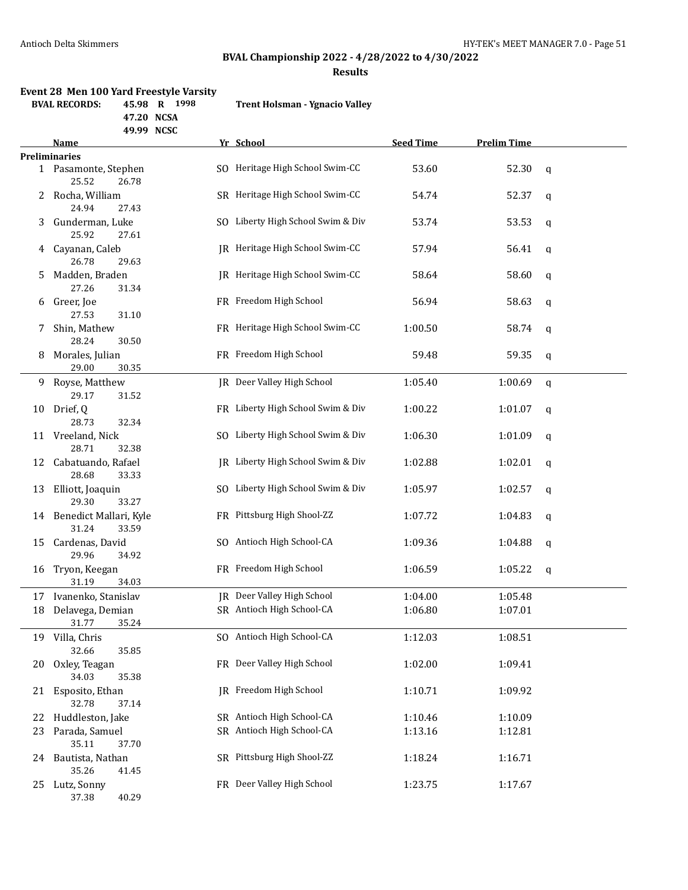## BVAL Championship 2022 - 4/28/2022 to 4/30/2022

### Results

**Event 28 Men 100 Yard Freestyle Varsity**

| BVAL RECORDS: | | | |
|---|---|---|---|
| 45.98 | R | 1998 | Trent Holsman - Ygnacio Valley |
| 47.20 | NCSA | | |
| 49.99 | NCSC | | |

**Preliminaries**

| | Name | Yr | School | Seed Time | Prelim Time | |
|---|---|---|---|---|---|---|
| 1 | Pasamonte, Stephen | SO | Heritage High School Swim-CC | 53.60 | 52.30 | q |
| | 25.52 26.78 | | | | | |
| 2 | Rocha, William | SR | Heritage High School Swim-CC | 54.74 | 52.37 | q |
| | 24.94 27.43 | | | | | |
| 3 | Gunderman, Luke | SO | Liberty High School Swim & Div | 53.74 | 53.53 | q |
| | 25.92 27.61 | | | | | |
| 4 | Cayanan, Caleb | JR | Heritage High School Swim-CC | 57.94 | 56.41 | q |
| | 26.78 29.63 | | | | | |
| 5 | Madden, Braden | JR | Heritage High School Swim-CC | 58.64 | 58.60 | q |
| | 27.26 31.34 | | | | | |
| 6 | Greer, Joe | FR | Freedom High School | 56.94 | 58.63 | q |
| | 27.53 31.10 | | | | | |
| 7 | Shin, Mathew | FR | Heritage High School Swim-CC | 1:00.50 | 58.74 | q |
| | 28.24 30.50 | | | | | |
| 8 | Morales, Julian | FR | Freedom High School | 59.48 | 59.35 | q |
| | 29.00 30.35 | | | | | |
| 9 | Royse, Matthew | JR | Deer Valley High School | 1:05.40 | 1:00.69 | q |
| | 29.17 31.52 | | | | | |
| 10 | Drief, Q | FR | Liberty High School Swim & Div | 1:00.22 | 1:01.07 | q |
| | 28.73 32.34 | | | | | |
| 11 | Vreeland, Nick | SO | Liberty High School Swim & Div | 1:06.30 | 1:01.09 | q |
| | 28.71 32.38 | | | | | |
| 12 | Cabatuando, Rafael | JR | Liberty High School Swim & Div | 1:02.88 | 1:02.01 | q |
| | 28.68 33.33 | | | | | |
| 13 | Elliott, Joaquin | SO | Liberty High School Swim & Div | 1:05.97 | 1:02.57 | q |
| | 29.30 33.27 | | | | | |
| 14 | Benedict Mallari, Kyle | FR | Pittsburg High Shool-ZZ | 1:07.72 | 1:04.83 | q |
| | 31.24 33.59 | | | | | |
| 15 | Cardenas, David | SO | Antioch High School-CA | 1:09.36 | 1:04.88 | q |
| | 29.96 34.92 | | | | | |
| 16 | Tryon, Keegan | FR | Freedom High School | 1:06.59 | 1:05.22 | q |
| | 31.19 34.03 | | | | | |
| 17 | Ivanenko, Stanislav | JR | Deer Valley High School | 1:04.00 | 1:05.48 | |
| 18 | Delavega, Demian | SR | Antioch High School-CA | 1:06.80 | 1:07.01 | |
| | 31.77 35.24 | | | | | |
| 19 | Villa, Chris | SO | Antioch High School-CA | 1:12.03 | 1:08.51 | |
| | 32.66 35.85 | | | | | |
| 20 | Oxley, Teagan | FR | Deer Valley High School | 1:02.00 | 1:09.41 | |
| | 34.03 35.38 | | | | | |
| 21 | Esposito, Ethan | JR | Freedom High School | 1:10.71 | 1:09.92 | |
| | 32.78 37.14 | | | | | |
| 22 | Huddleston, Jake | SR | Antioch High School-CA | 1:10.46 | 1:10.09 | |
| 23 | Parada, Samuel | SR | Antioch High School-CA | 1:13.16 | 1:12.81 | |
| | 35.11 37.70 | | | | | |
| 24 | Bautista, Nathan | SR | Pittsburg High Shool-ZZ | 1:18.24 | 1:16.71 | |
| | 35.26 41.45 | | | | | |
| 25 | Lutz, Sonny | FR | Deer Valley High School | 1:23.75 | 1:17.67 | |
| | 37.38 40.29 | | | | | |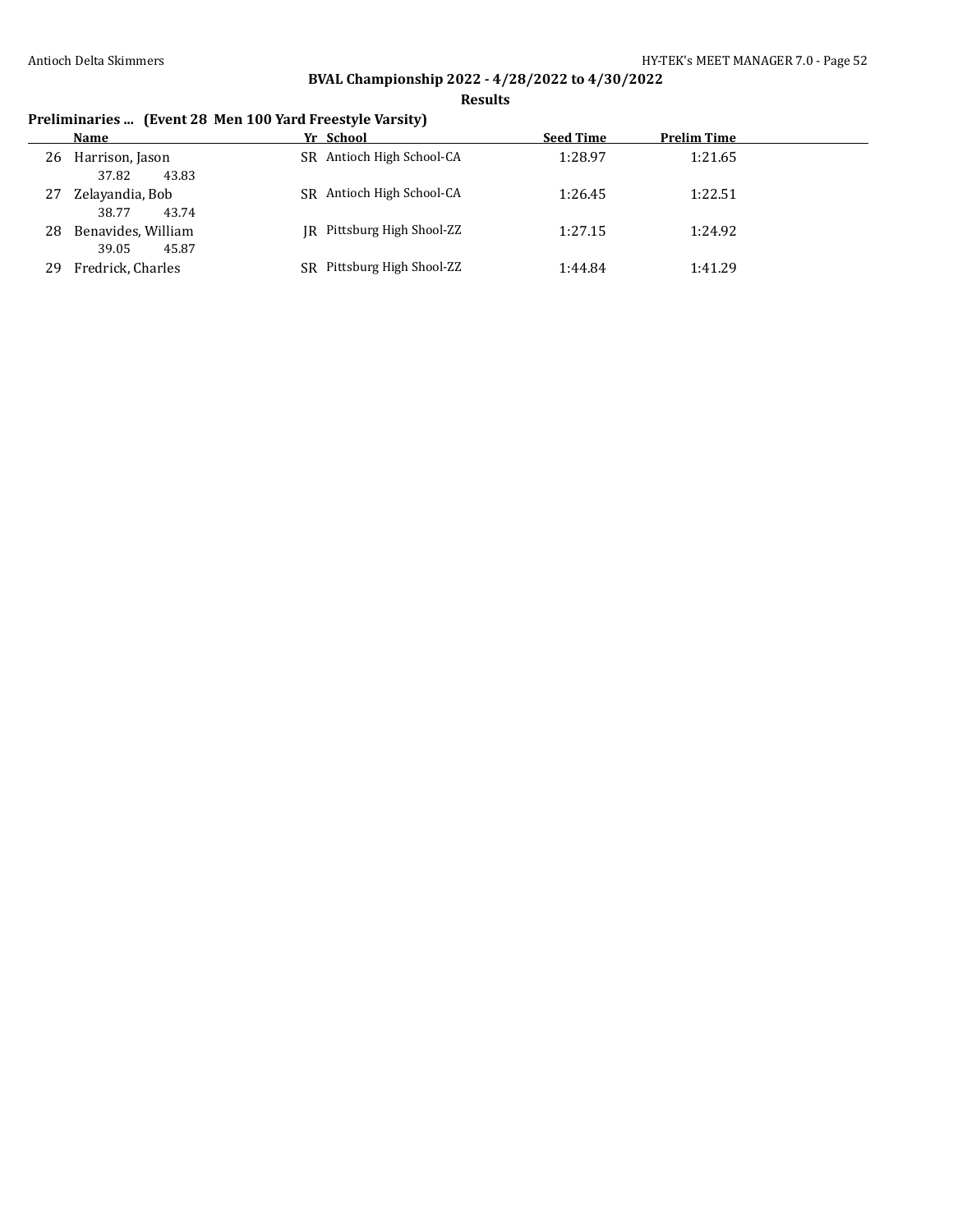## BVAL Championship 2022 - 4/28/2022 to 4/30/2022

### Results

**Preliminaries ... (Event 28 Men 100 Yard Freestyle Varsity)**

| | Name | Yr | School | Seed Time | Prelim Time |
|---|---|---|---|---|---|
| 26 | Harrison, Jason | SR | Antioch High School-CA | 1:28.97 | 1:21.65 |
| | 37.82 43.83 | | | | |
| 27 | Zelayandia, Bob | SR | Antioch High School-CA | 1:26.45 | 1:22.51 |
| | 38.77 43.74 | | | | |
| 28 | Benavides, William | JR | Pittsburg High Shool-ZZ | 1:27.15 | 1:24.92 |
| | 39.05 45.87 | | | | |
| 29 | Fredrick, Charles | SR | Pittsburg High Shool-ZZ | 1:44.84 | 1:41.29 |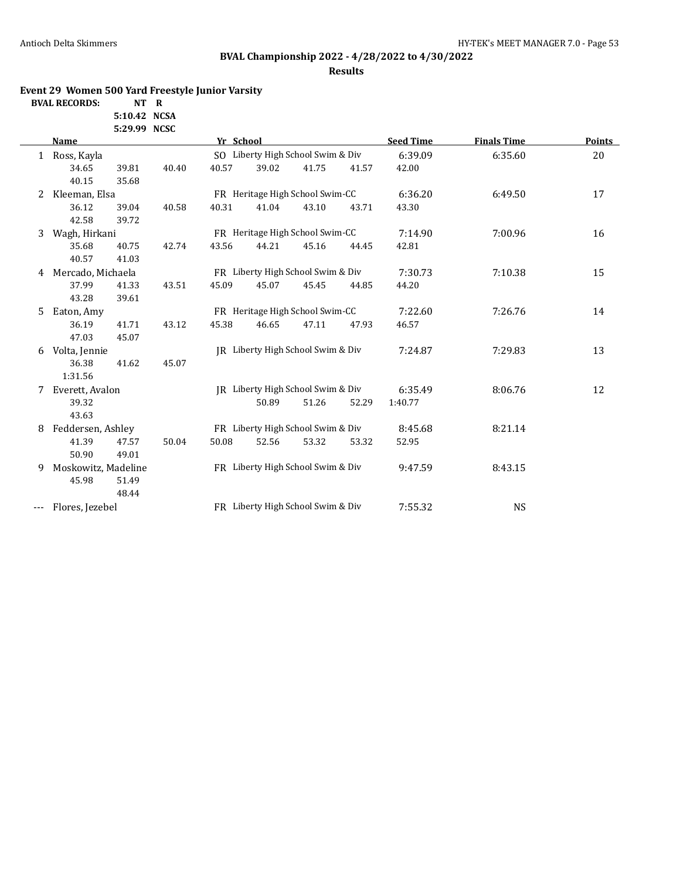## BVAL Championship 2022 - 4/28/2022 to 4/30/2022

**Results**

### Event 29 Women 500 Yard Freestyle Junior Varsity

| BVAL RECORDS: | | |
|---|---|---|
| | NT | R |
| | 5:10.42 | NCSA |
| | 5:29.99 | NCSC |

| | Name | Yr | School | Seed Time | Finals Time | Points |
|---|---|---|---|---|---|---|
| 1 | Ross, Kayla | SO | Liberty High School Swim & Div | 6:39.09 | 6:35.60 | 20 |
| | 34.65 39.81 40.40 40.57 39.02 41.75 41.57 42.00 40.15 35.68 | | | | | |
| 2 | Kleeman, Elsa | FR | Heritage High School Swim-CC | 6:36.20 | 6:49.50 | 17 |
| | 36.12 39.04 40.58 40.31 41.04 43.10 43.71 43.30 42.58 39.72 | | | | | |
| 3 | Wagh, Hirkani | FR | Heritage High School Swim-CC | 7:14.90 | 7:00.96 | 16 |
| | 35.68 40.75 42.74 43.56 44.21 45.16 44.45 42.81 40.57 41.03 | | | | | |
| 4 | Mercado, Michaela | FR | Liberty High School Swim & Div | 7:30.73 | 7:10.38 | 15 |
| | 37.99 41.33 43.51 45.09 45.07 45.45 44.85 44.20 43.28 39.61 | | | | | |
| 5 | Eaton, Amy | FR | Heritage High School Swim-CC | 7:22.60 | 7:26.76 | 14 |
| | 36.19 41.71 43.12 45.38 46.65 47.11 47.93 46.57 47.03 45.07 | | | | | |
| 6 | Volta, Jennie | JR | Liberty High School Swim & Div | 7:24.87 | 7:29.83 | 13 |
| | 36.38 41.62 45.07 1:31.56 | | | | | |
| 7 | Everett, Avalon | JR | Liberty High School Swim & Div | 6:35.49 | 8:06.76 | 12 |
| | 39.32 50.89 51.26 52.29 1:40.77 43.63 | | | | | |
| 8 | Feddersen, Ashley | FR | Liberty High School Swim & Div | 8:45.68 | 8:21.14 | |
| | 41.39 47.57 50.04 50.08 52.56 53.32 53.32 52.95 50.90 49.01 | | | | | |
| 9 | Moskowitz, Madeline | FR | Liberty High School Swim & Div | 9:47.59 | 8:43.15 | |
| | 45.98 51.49 48.44 | | | | | |
| --- | Flores, Jezebel | FR | Liberty High School Swim & Div | 7:55.32 | NS | |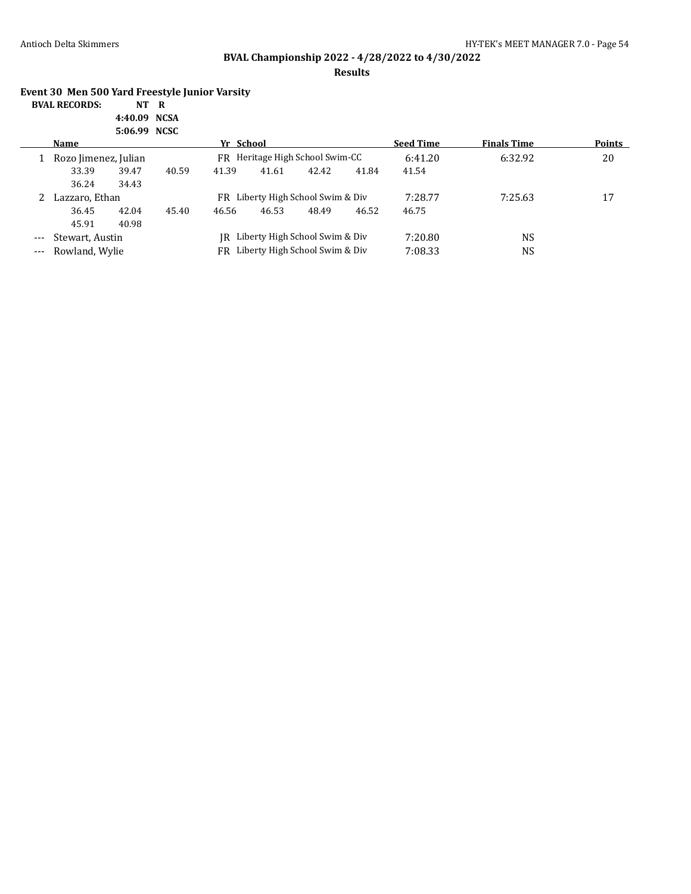## BVAL Championship 2022 - 4/28/2022 to 4/30/2022

### Results

**Event 30 Men 500 Yard Freestyle Junior Varsity**

**BVAL RECORDS:**

| | |
|---|---|
| NT | R |
| 4:40.09 | NCSA |
| 5:06.99 | NCSC |

| | Name | Yr | School | Seed Time | Finals Time | Points |
|---|---|---|---|---|---|---|
| 1 | Rozo Jimenez, Julian | FR | Heritage High School Swim-CC | 6:41.20 | 6:32.92 | 20 |
| | 33.39 39.47 40.59 41.39 41.61 42.42 41.84 41.54 36.24 34.43 | | | | | |
| 2 | Lazzaro, Ethan | FR | Liberty High School Swim & Div | 7:28.77 | 7:25.63 | 17 |
| | 36.45 42.04 45.40 46.56 46.53 48.49 46.52 46.75 45.91 40.98 | | | | | |
| --- | Stewart, Austin | JR | Liberty High School Swim & Div | 7:20.80 | NS | |
| --- | Rowland, Wylie | FR | Liberty High School Swim & Div | 7:08.33 | NS | |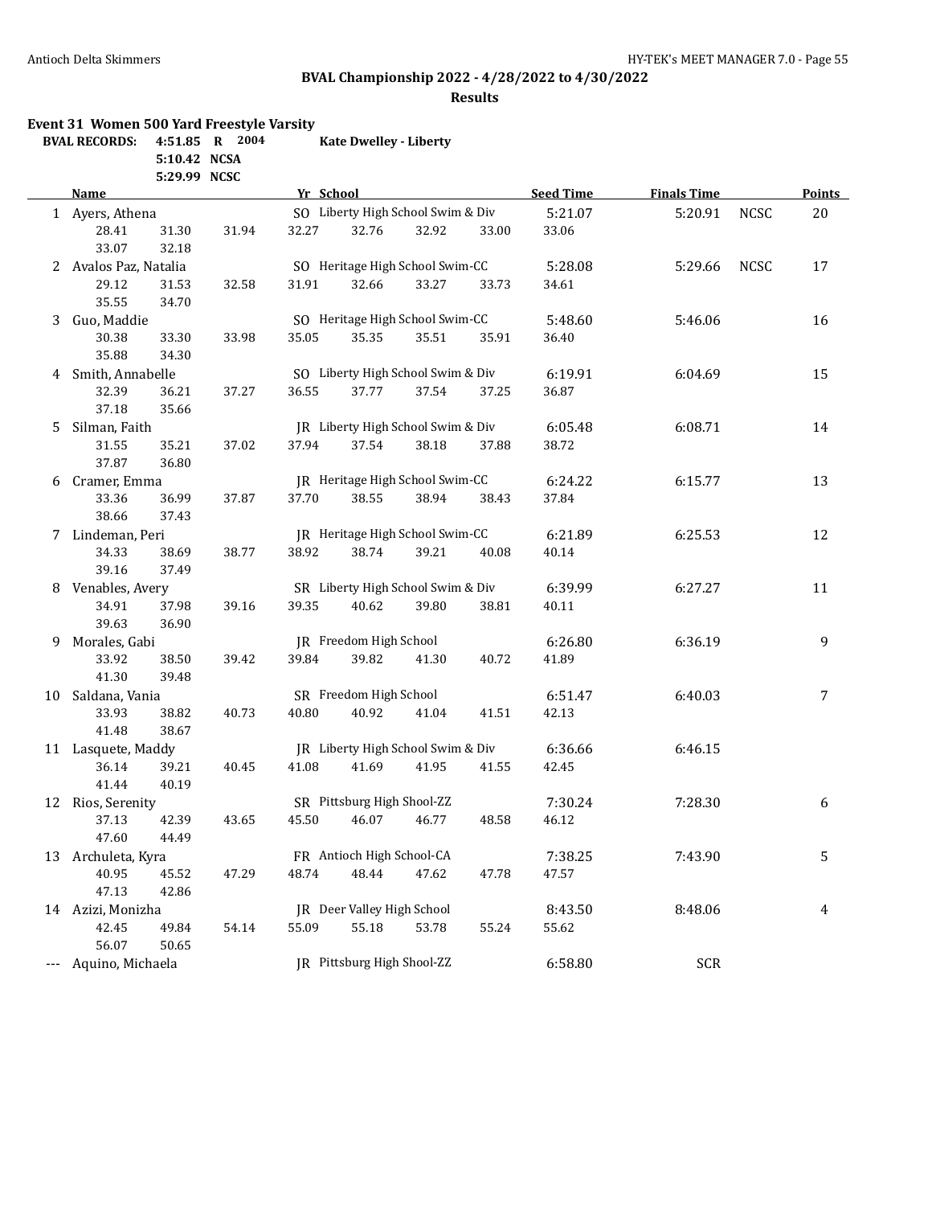**BVAL Championship 2022 - 4/28/2022 to 4/30/2022**

**Results**

### Event 31 Women 500 Yard Freestyle Varsity

| BVAL RECORDS: | | | |
|---|---|---|---|
| 4:51.85 | R | 2004 | Kate Dwelley - Liberty |
| 5:10.42 | NCSA | | |
| 5:29.99 | NCSC | | |

| | Name | Yr | School | Seed Time | Finals Time | | Points |
|---|---|---|---|---|---|---|---|
| 1 | Ayers, Athena | SO | Liberty High School Swim & Div | 5:21.07 | 5:20.91 | NCSC | 20 |
| | 28.41 31.30 31.94 32.27 32.76 32.92 33.00 33.06 33.07 32.18 | | | | | | |
| 2 | Avalos Paz, Natalia | SO | Heritage High School Swim-CC | 5:28.08 | 5:29.66 | NCSC | 17 |
| | 29.12 31.53 32.58 31.91 32.66 33.27 33.73 34.61 35.55 34.70 | | | | | | |
| 3 | Guo, Maddie | SO | Heritage High School Swim-CC | 5:48.60 | 5:46.06 | | 16 |
| | 30.38 33.30 33.98 35.05 35.35 35.51 35.91 36.40 35.88 34.30 | | | | | | |
| 4 | Smith, Annabelle | SO | Liberty High School Swim & Div | 6:19.91 | 6:04.69 | | 15 |
| | 32.39 36.21 37.27 36.55 37.77 37.54 37.25 36.87 37.18 35.66 | | | | | | |
| 5 | Silman, Faith | JR | Liberty High School Swim & Div | 6:05.48 | 6:08.71 | | 14 |
| | 31.55 35.21 37.02 37.94 37.54 38.18 37.88 38.72 37.87 36.80 | | | | | | |
| 6 | Cramer, Emma | JR | Heritage High School Swim-CC | 6:24.22 | 6:15.77 | | 13 |
| | 33.36 36.99 37.87 37.70 38.55 38.94 38.43 37.84 38.66 37.43 | | | | | | |
| 7 | Lindeman, Peri | JR | Heritage High School Swim-CC | 6:21.89 | 6:25.53 | | 12 |
| | 34.33 38.69 38.77 38.92 38.74 39.21 40.08 40.14 39.16 37.49 | | | | | | |
| 8 | Venables, Avery | SR | Liberty High School Swim & Div | 6:39.99 | 6:27.27 | | 11 |
| | 34.91 37.98 39.16 39.35 40.62 39.80 38.81 40.11 39.63 36.90 | | | | | | |
| 9 | Morales, Gabi | JR | Freedom High School | 6:26.80 | 6:36.19 | | 9 |
| | 33.92 38.50 39.42 39.84 39.82 41.30 40.72 41.89 41.30 39.48 | | | | | | |
| 10 | Saldana, Vania | SR | Freedom High School | 6:51.47 | 6:40.03 | | 7 |
| | 33.93 38.82 40.73 40.80 40.92 41.04 41.51 42.13 41.48 38.67 | | | | | | |
| 11 | Lasquete, Maddy | JR | Liberty High School Swim & Div | 6:36.66 | 6:46.15 | | |
| | 36.14 39.21 40.45 41.08 41.69 41.95 41.55 42.45 41.44 40.19 | | | | | | |
| 12 | Rios, Serenity | SR | Pittsburg High Shool-ZZ | 7:30.24 | 7:28.30 | | 6 |
| | 37.13 42.39 43.65 45.50 46.07 46.77 48.58 46.12 47.60 44.49 | | | | | | |
| 13 | Archuleta, Kyra | FR | Antioch High School-CA | 7:38.25 | 7:43.90 | | 5 |
| | 40.95 45.52 47.29 48.74 48.44 47.62 47.78 47.57 47.13 42.86 | | | | | | |
| 14 | Azizi, Monizha | JR | Deer Valley High School | 8:43.50 | 8:48.06 | | 4 |
| | 42.45 49.84 54.14 55.09 55.18 53.78 55.24 55.62 56.07 50.65 | | | | | | |
| --- | Aquino, Michaela | JR | Pittsburg High Shool-ZZ | 6:58.80 | SCR | | |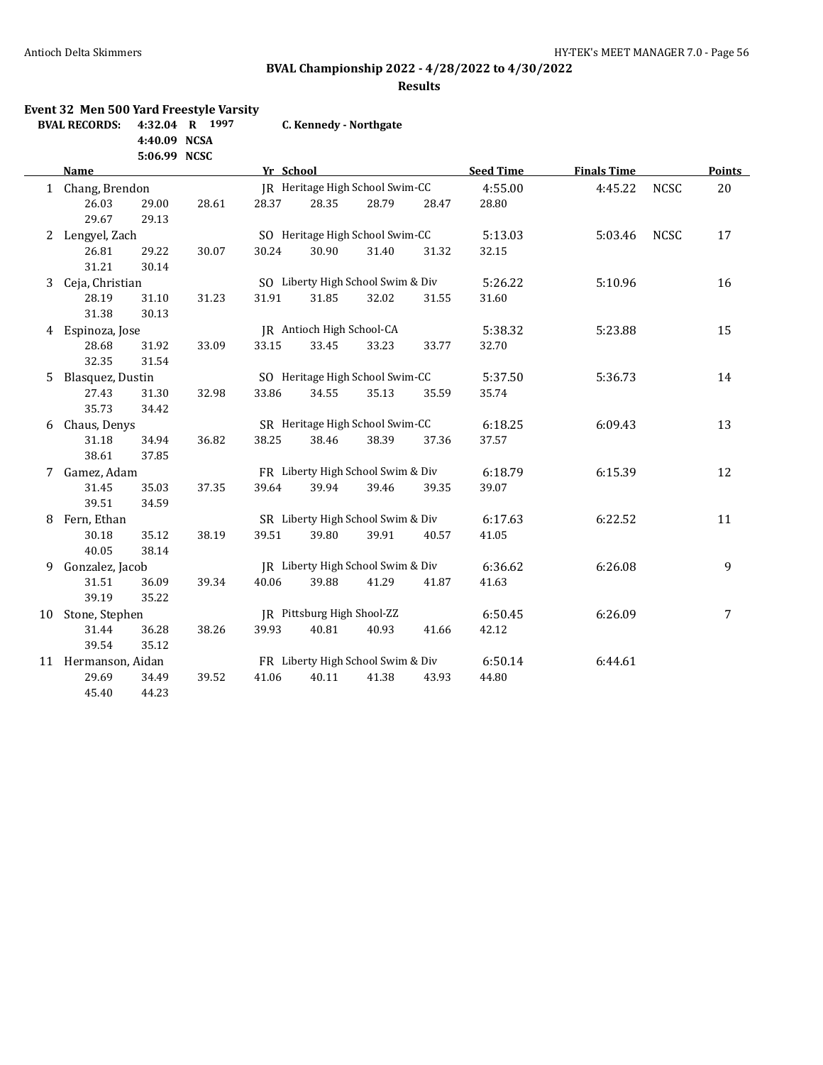## BVAL Championship 2022 - 4/28/2022 to 4/30/2022

### Results

**Event 32 Men 500 Yard Freestyle Varsity**

| BVAL RECORDS: | | | | |
|---|---|---|---|---|
| 4:32.04 | R | 1997 | C. Kennedy - Northgate |
| 4:40.09 | NCSA | | |
| 5:06.99 | NCSC | | |

| | Name | Yr | School | Seed Time | Finals Time | | Points |
|---|---|---|---|---|---|---|---|
| 1 | Chang, Brendon | JR | Heritage High School Swim-CC | 4:55.00 | 4:45.22 | NCSC | 20 |
| | 26.03 29.00 28.61 28.37 28.35 28.79 28.47 28.80 29.67 29.13 | | | | | | |
| 2 | Lengyel, Zach | SO | Heritage High School Swim-CC | 5:13.03 | 5:03.46 | NCSC | 17 |
| | 26.81 29.22 30.07 30.24 30.90 31.40 31.32 32.15 31.21 30.14 | | | | | | |
| 3 | Ceja, Christian | SO | Liberty High School Swim & Div | 5:26.22 | 5:10.96 | | 16 |
| | 28.19 31.10 31.23 31.91 31.85 32.02 31.55 31.60 31.38 30.13 | | | | | | |
| 4 | Espinoza, Jose | JR | Antioch High School-CA | 5:38.32 | 5:23.88 | | 15 |
| | 28.68 31.92 33.09 33.15 33.45 33.23 33.77 32.70 32.35 31.54 | | | | | | |
| 5 | Blasquez, Dustin | SO | Heritage High School Swim-CC | 5:37.50 | 5:36.73 | | 14 |
| | 27.43 31.30 32.98 33.86 34.55 35.13 35.59 35.74 35.73 34.42 | | | | | | |
| 6 | Chaus, Denys | SR | Heritage High School Swim-CC | 6:18.25 | 6:09.43 | | 13 |
| | 31.18 34.94 36.82 38.25 38.46 38.39 37.36 37.57 38.61 37.85 | | | | | | |
| 7 | Gamez, Adam | FR | Liberty High School Swim & Div | 6:18.79 | 6:15.39 | | 12 |
| | 31.45 35.03 37.35 39.64 39.94 39.46 39.35 39.07 39.51 34.59 | | | | | | |
| 8 | Fern, Ethan | SR | Liberty High School Swim & Div | 6:17.63 | 6:22.52 | | 11 |
| | 30.18 35.12 38.19 39.51 39.80 39.91 40.57 41.05 40.05 38.14 | | | | | | |
| 9 | Gonzalez, Jacob | JR | Liberty High School Swim & Div | 6:36.62 | 6:26.08 | | 9 |
| | 31.51 36.09 39.34 40.06 39.88 41.29 41.87 41.63 39.19 35.22 | | | | | | |
| 10 | Stone, Stephen | JR | Pittsburg High Shool-ZZ | 6:50.45 | 6:26.09 | | 7 |
| | 31.44 36.28 38.26 39.93 40.81 40.93 41.66 42.12 39.54 35.12 | | | | | | |
| 11 | Hermanson, Aidan | FR | Liberty High School Swim & Div | 6:50.14 | 6:44.61 | | |
| | 29.69 34.49 39.52 41.06 40.11 41.38 43.93 44.80 45.40 44.23 | | | | | | |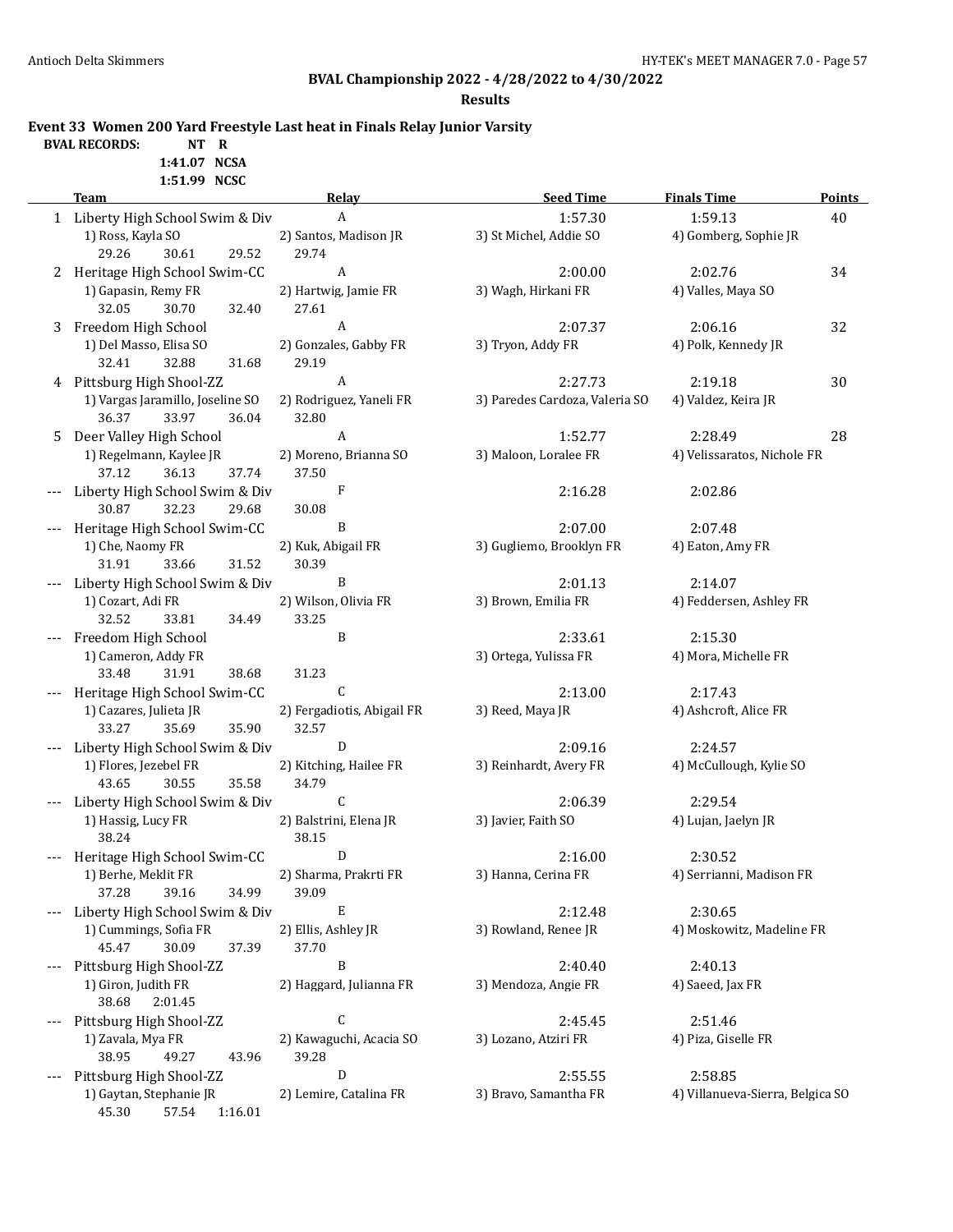## BVAL Championship 2022 - 4/28/2022 to 4/30/2022

### Results

**Event 33 Women 200 Yard Freestyle Last heat in Finals Relay Junior Varsity**

| BVAL RECORDS: | NT | R |
|---|---|---|
| | 1:41.07 | NCSA |
| | 1:51.99 | NCSC |

| | Team | Relay | Seed Time | Finals Time | Points |
|---|---|---|---|---|---|
| 1 | Liberty High School Swim & Div | A | 1:57.30 | 1:59.13 | 40 |
| | 1) Ross, Kayla SO | 2) Santos, Madison JR | 3) St Michel, Addie SO | 4) Gomberg, Sophie JR | |
| | 29.26 30.61 29.52 29.74 | | | | |
| 2 | Heritage High School Swim-CC | A | 2:00.00 | 2:02.76 | 34 |
| | 1) Gapasin, Remy FR | 2) Hartwig, Jamie FR | 3) Wagh, Hirkani FR | 4) Valles, Maya SO | |
| | 32.05 30.70 32.40 27.61 | | | | |
| 3 | Freedom High School | A | 2:07.37 | 2:06.16 | 32 |
| | 1) Del Masso, Elisa SO | 2) Gonzales, Gabby FR | 3) Tryon, Addy FR | 4) Polk, Kennedy JR | |
| | 32.41 32.88 31.68 29.19 | | | | |
| 4 | Pittsburg High Shool-ZZ | A | 2:27.73 | 2:19.18 | 30 |
| | 1) Vargas Jaramillo, Joseline SO | 2) Rodriguez, Yaneli FR | 3) Paredes Cardoza, Valeria SO | 4) Valdez, Keira JR | |
| | 36.37 33.97 36.04 32.80 | | | | |
| 5 | Deer Valley High School | A | 1:52.77 | 2:28.49 | 28 |
| | 1) Regelmann, Kaylee JR | 2) Moreno, Brianna SO | 3) Maloon, Loralee FR | 4) Velissaratos, Nichole FR | |
| | 37.12 36.13 37.74 37.50 | | | | |
| --- | Liberty High School Swim & Div | F | 2:16.28 | 2:02.86 | |
| | 30.87 32.23 29.68 30.08 | | | | |
| --- | Heritage High School Swim-CC | B | 2:07.00 | 2:07.48 | |
| | 1) Che, Naomy FR | 2) Kuk, Abigail FR | 3) Gugliemo, Brooklyn FR | 4) Eaton, Amy FR | |
| | 31.91 33.66 31.52 30.39 | | | | |
| --- | Liberty High School Swim & Div | B | 2:01.13 | 2:14.07 | |
| | 1) Cozart, Adi FR | 2) Wilson, Olivia FR | 3) Brown, Emilia FR | 4) Feddersen, Ashley FR | |
| | 32.52 33.81 34.49 33.25 | | | | |
| --- | Freedom High School | B | 2:33.61 | 2:15.30 | |
| | 1) Cameron, Addy FR | | 3) Ortega, Yulissa FR | 4) Mora, Michelle FR | |
| | 33.48 31.91 38.68 31.23 | | | | |
| --- | Heritage High School Swim-CC | C | 2:13.00 | 2:17.43 | |
| | 1) Cazares, Julieta JR | 2) Fergadiotis, Abigail FR | 3) Reed, Maya JR | 4) Ashcroft, Alice FR | |
| | 33.27 35.69 35.90 32.57 | | | | |
| --- | Liberty High School Swim & Div | D | 2:09.16 | 2:24.57 | |
| | 1) Flores, Jezebel FR | 2) Kitching, Hailee FR | 3) Reinhardt, Avery FR | 4) McCullough, Kylie SO | |
| | 43.65 30.55 35.58 34.79 | | | | |
| --- | Liberty High School Swim & Div | C | 2:06.39 | 2:29.54 | |
| | 1) Hassig, Lucy FR | 2) Balstrini, Elena JR | 3) Javier, Faith SO | 4) Lujan, Jaelyn JR | |
| | 38.24 38.15 | | | | |
| --- | Heritage High School Swim-CC | D | 2:16.00 | 2:30.52 | |
| | 1) Berhe, Meklit FR | 2) Sharma, Prakrti FR | 3) Hanna, Cerina FR | 4) Serrianni, Madison FR | |
| | 37.28 39.16 34.99 39.09 | | | | |
| --- | Liberty High School Swim & Div | E | 2:12.48 | 2:30.65 | |
| | 1) Cummings, Sofia FR | 2) Ellis, Ashley JR | 3) Rowland, Renee JR | 4) Moskowitz, Madeline FR | |
| | 45.47 30.09 37.39 37.70 | | | | |
| --- | Pittsburg High Shool-ZZ | B | 2:40.40 | 2:40.13 | |
| | 1) Giron, Judith FR | 2) Haggard, Julianna FR | 3) Mendoza, Angie FR | 4) Saeed, Jax FR | |
| | 38.68 2:01.45 | | | | |
| --- | Pittsburg High Shool-ZZ | C | 2:45.45 | 2:51.46 | |
| | 1) Zavala, Mya FR | 2) Kawaguchi, Acacia SO | 3) Lozano, Atziri FR | 4) Piza, Giselle FR | |
| | 38.95 49.27 43.96 39.28 | | | | |
| --- | Pittsburg High Shool-ZZ | D | 2:55.55 | 2:58.85 | |
| | 1) Gaytan, Stephanie JR | 2) Lemire, Catalina FR | 3) Bravo, Samantha FR | 4) Villanueva-Sierra, Belgica SO | |
| | 45.30 57.54 1:16.01 | | | | |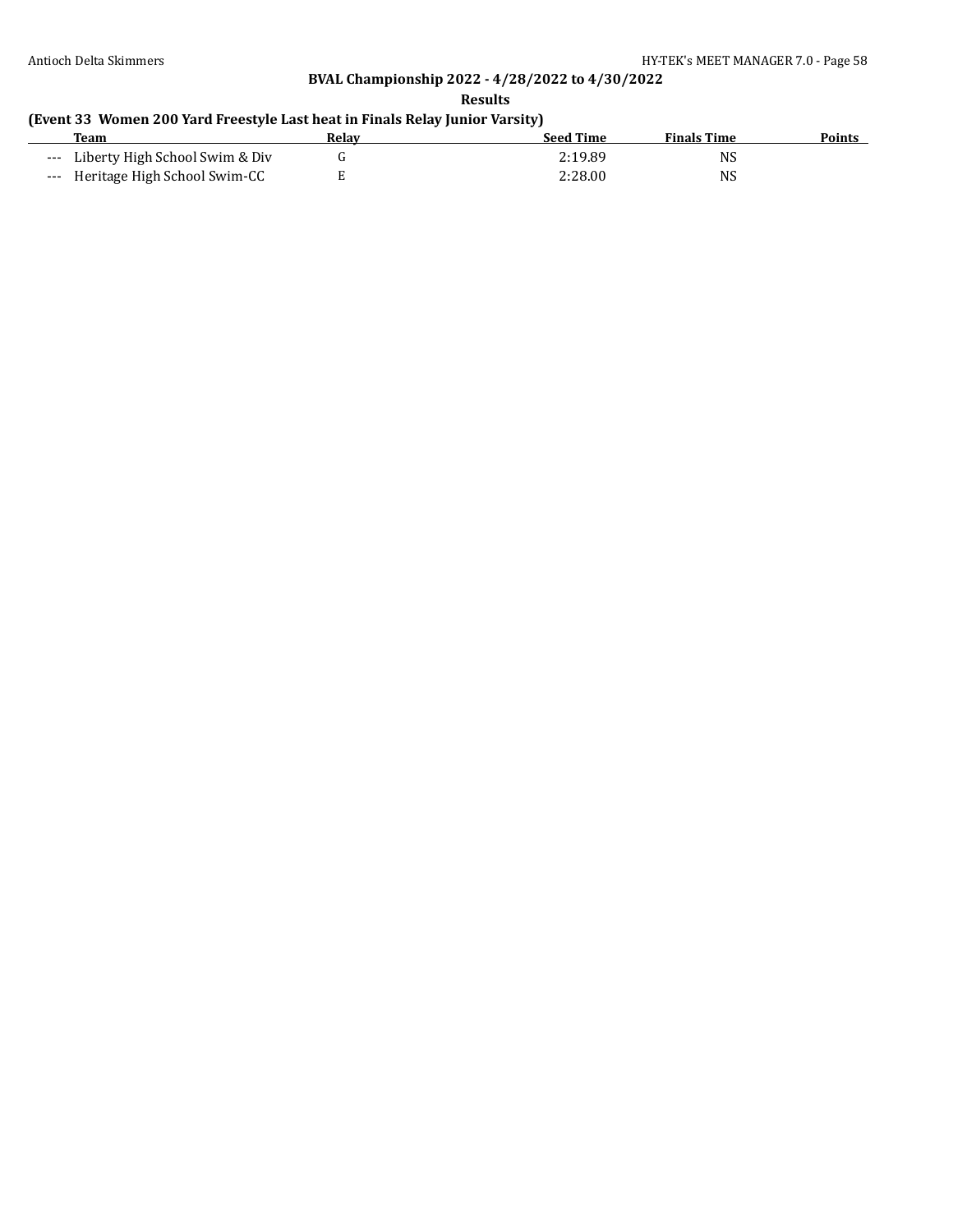## BVAL Championship 2022 - 4/28/2022 to 4/30/2022

### Results

**(Event 33 Women 200 Yard Freestyle Last heat in Finals Relay Junior Varsity)**

| | Team | Relay | Seed Time | Finals Time | Points |
|---|---|---|---|---|---|
| --- | Liberty High School Swim & Div | G | 2:19.89 | NS | |
| --- | Heritage High School Swim-CC | E | 2:28.00 | NS | |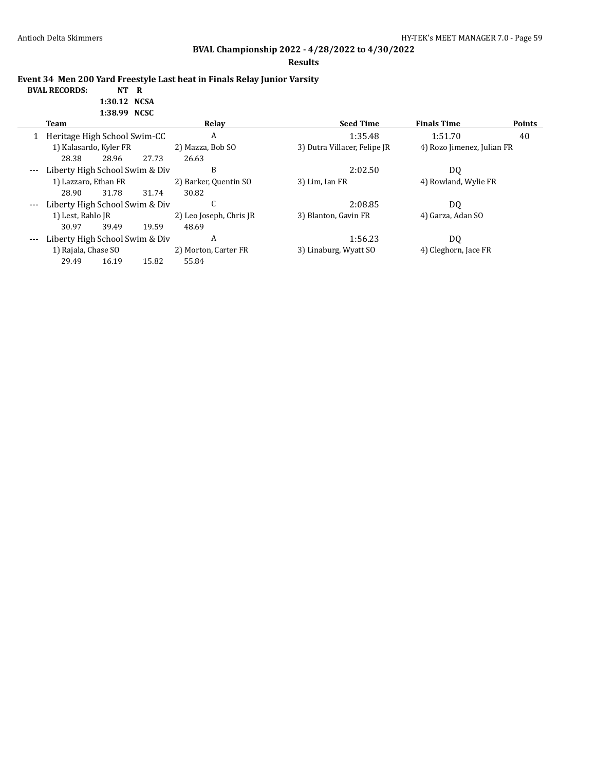## BVAL Championship 2022 - 4/28/2022 to 4/30/2022

**Results**

### Event 34 Men 200 Yard Freestyle Last heat in Finals Relay Junior Varsity

**BVAL RECORDS:** NT R
1:30.12 NCSA
1:38.99 NCSC

| | Team | Relay | Seed Time | Finals Time | Points |
|---|---|---|---|---|---|
| 1 | Heritage High School Swim-CC | A | 1:35.48 | 1:51.70 | 40 |
| | 1) Kalasardo, Kyler FR | 2) Mazza, Bob SO | 3) Dutra Villacer, Felipe JR | 4) Rozo Jimenez, Julian FR | |
| | 28.38 28.96 27.73 | 26.63 | | | |
| --- | Liberty High School Swim & Div | B | 2:02.50 | DQ | |
| | 1) Lazzaro, Ethan FR | 2) Barker, Quentin SO | 3) Lim, Ian FR | 4) Rowland, Wylie FR | |
| | 28.90 31.78 31.74 | 30.82 | | | |
| --- | Liberty High School Swim & Div | C | 2:08.85 | DQ | |
| | 1) Lest, Rahlo JR | 2) Leo Joseph, Chris JR | 3) Blanton, Gavin FR | 4) Garza, Adan SO | |
| | 30.97 39.49 19.59 | 48.69 | | | |
| --- | Liberty High School Swim & Div | A | 1:56.23 | DQ | |
| | 1) Rajala, Chase SO | 2) Morton, Carter FR | 3) Linaburg, Wyatt SO | 4) Cleghorn, Jace FR | |
| | 29.49 16.19 15.82 | 55.84 | | | |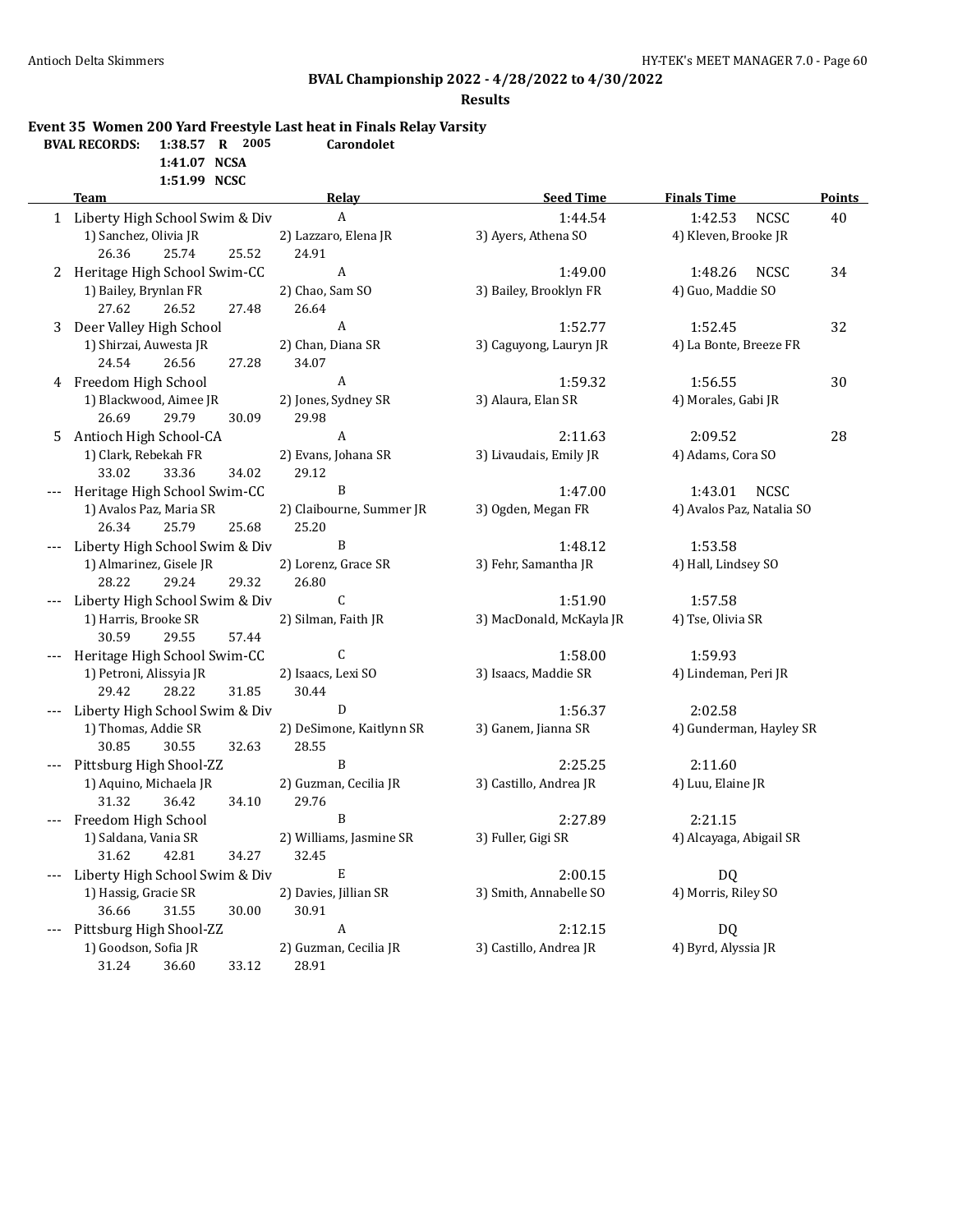**BVAL Championship 2022 - 4/28/2022 to 4/30/2022**

**Results**

### Event 35 Women 200 Yard Freestyle Last heat in Finals Relay Varsity

| BVAL RECORDS: | | | |
|---|---|---|---|
| 1:38.57 | R | 2005 | Carondolet |
| 1:41.07 | NCSA | | |
| 1:51.99 | NCSC | | |

| | Team | Relay | Seed Time | Finals Time | Points |
|---|---|---|---|---|---|
| 1 | Liberty High School Swim & Div | A | 1:44.54 | 1:42.53 NCSC | 40 |
| | 1) Sanchez, Olivia JR | 2) Lazzaro, Elena JR | 3) Ayers, Athena SO | 4) Kleven, Brooke JR | |
| | 26.36 25.74 25.52 | 24.91 | | | |
| 2 | Heritage High School Swim-CC | A | 1:49.00 | 1:48.26 NCSC | 34 |
| | 1) Bailey, Brynlan FR | 2) Chao, Sam SO | 3) Bailey, Brooklyn FR | 4) Guo, Maddie SO | |
| | 27.62 26.52 27.48 | 26.64 | | | |
| 3 | Deer Valley High School | A | 1:52.77 | 1:52.45 | 32 |
| | 1) Shirzai, Auwesta JR | 2) Chan, Diana SR | 3) Caguyong, Lauryn JR | 4) La Bonte, Breeze FR | |
| | 24.54 26.56 27.28 | 34.07 | | | |
| 4 | Freedom High School | A | 1:59.32 | 1:56.55 | 30 |
| | 1) Blackwood, Aimee JR | 2) Jones, Sydney SR | 3) Alaura, Elan SR | 4) Morales, Gabi JR | |
| | 26.69 29.79 30.09 | 29.98 | | | |
| 5 | Antioch High School-CA | A | 2:11.63 | 2:09.52 | 28 |
| | 1) Clark, Rebekah FR | 2) Evans, Johana SR | 3) Livaudais, Emily JR | 4) Adams, Cora SO | |
| | 33.02 33.36 34.02 | 29.12 | | | |
| --- | Heritage High School Swim-CC | B | 1:47.00 | 1:43.01 NCSC | |
| | 1) Avalos Paz, Maria SR | 2) Claibourne, Summer JR | 3) Ogden, Megan FR | 4) Avalos Paz, Natalia SO | |
| | 26.34 25.79 25.68 | 25.20 | | | |
| --- | Liberty High School Swim & Div | B | 1:48.12 | 1:53.58 | |
| | 1) Almarinez, Gisele JR | 2) Lorenz, Grace SR | 3) Fehr, Samantha JR | 4) Hall, Lindsey SO | |
| | 28.22 29.24 29.32 | 26.80 | | | |
| --- | Liberty High School Swim & Div | C | 1:51.90 | 1:57.58 | |
| | 1) Harris, Brooke SR | 2) Silman, Faith JR | 3) MacDonald, McKayla JR | 4) Tse, Olivia SR | |
| | 30.59 29.55 57.44 | | | | |
| --- | Heritage High School Swim-CC | C | 1:58.00 | 1:59.93 | |
| | 1) Petroni, Alissyia JR | 2) Isaacs, Lexi SO | 3) Isaacs, Maddie SR | 4) Lindeman, Peri JR | |
| | 29.42 28.22 31.85 | 30.44 | | | |
| --- | Liberty High School Swim & Div | D | 1:56.37 | 2:02.58 | |
| | 1) Thomas, Addie SR | 2) DeSimone, Kaitlynn SR | 3) Ganem, Jianna SR | 4) Gunderman, Hayley SR | |
| | 30.85 30.55 32.63 | 28.55 | | | |
| --- | Pittsburg High Shool-ZZ | B | 2:25.25 | 2:11.60 | |
| | 1) Aquino, Michaela JR | 2) Guzman, Cecilia JR | 3) Castillo, Andrea JR | 4) Luu, Elaine JR | |
| | 31.32 36.42 34.10 | 29.76 | | | |
| --- | Freedom High School | B | 2:27.89 | 2:21.15 | |
| | 1) Saldana, Vania SR | 2) Williams, Jasmine SR | 3) Fuller, Gigi SR | 4) Alcayaga, Abigail SR | |
| | 31.62 42.81 34.27 | 32.45 | | | |
| --- | Liberty High School Swim & Div | E | 2:00.15 | DQ | |
| | 1) Hassig, Gracie SR | 2) Davies, Jillian SR | 3) Smith, Annabelle SO | 4) Morris, Riley SO | |
| | 36.66 31.55 30.00 | 30.91 | | | |
| --- | Pittsburg High Shool-ZZ | A | 2:12.15 | DQ | |
| | 1) Goodson, Sofia JR | 2) Guzman, Cecilia JR | 3) Castillo, Andrea JR | 4) Byrd, Alyssia JR | |
| | 31.24 36.60 33.12 | 28.91 | | | |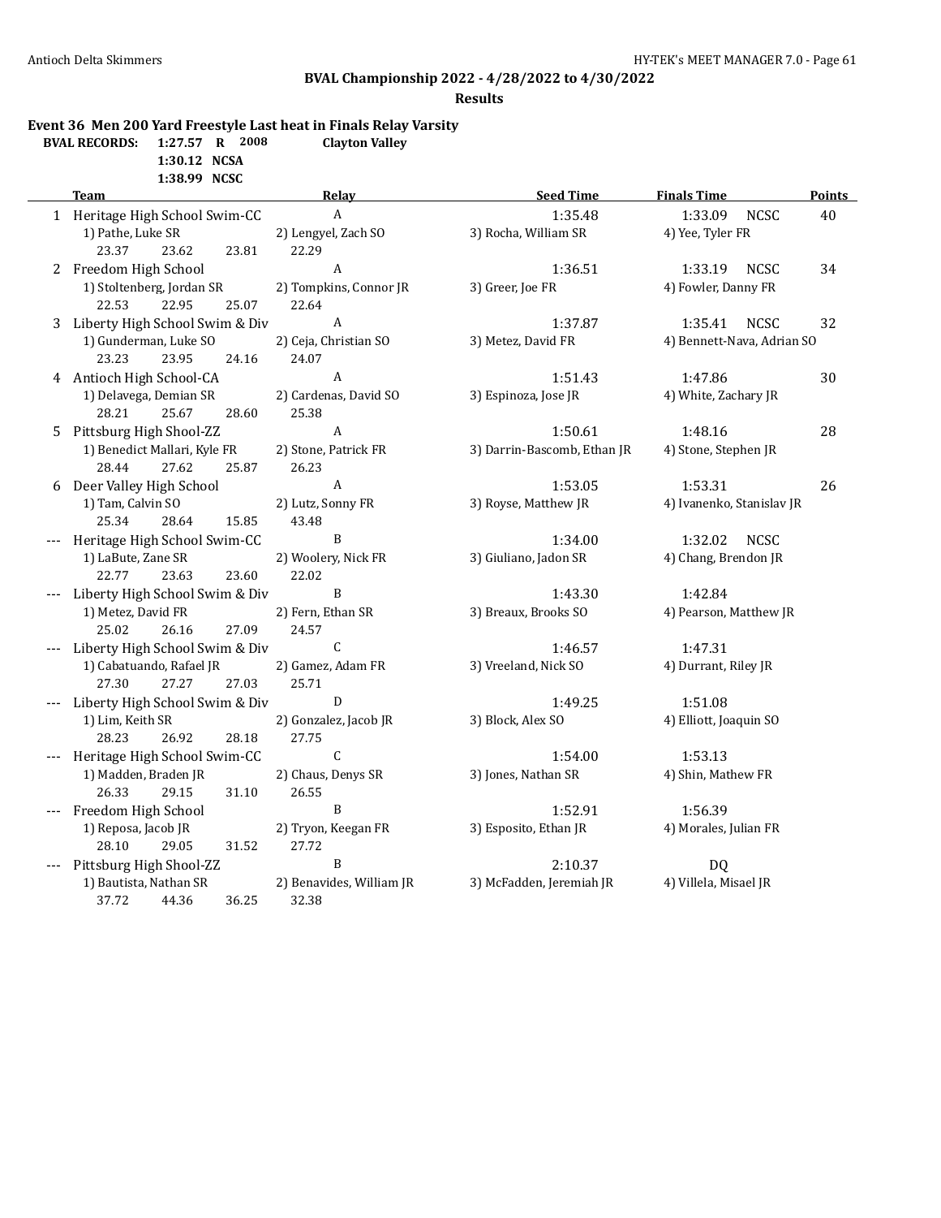## BVAL Championship 2022 - 4/28/2022 to 4/30/2022

### Results

**Event 36 Men 200 Yard Freestyle Last heat in Finals Relay Varsity**

**BVAL RECORDS:** 1:27.57 R 2008 Clayton Valley
1:30.12 NCSA
1:38.99 NCSC

| | Team | Relay | Seed Time | Finals Time | | Points |
|---|---|---|---|---|---|---|
| 1 | Heritage High School Swim-CC | A | 1:35.48 | 1:33.09 | NCSC | 40 |
| | 1) Pathe, Luke SR | 2) Lengyel, Zach SO | 3) Rocha, William SR | 4) Yee, Tyler FR | | |
| | 23.37 23.62 23.81 | 22.29 | | | | |
| 2 | Freedom High School | A | 1:36.51 | 1:33.19 | NCSC | 34 |
| | 1) Stoltenberg, Jordan SR | 2) Tompkins, Connor JR | 3) Greer, Joe FR | 4) Fowler, Danny FR | | |
| | 22.53 22.95 25.07 | 22.64 | | | | |
| 3 | Liberty High School Swim & Div | A | 1:37.87 | 1:35.41 | NCSC | 32 |
| | 1) Gunderman, Luke SO | 2) Ceja, Christian SO | 3) Metez, David FR | 4) Bennett-Nava, Adrian SO | | |
| | 23.23 23.95 24.16 | 24.07 | | | | |
| 4 | Antioch High School-CA | A | 1:51.43 | 1:47.86 | | 30 |
| | 1) Delavega, Demian SR | 2) Cardenas, David SO | 3) Espinoza, Jose JR | 4) White, Zachary JR | | |
| | 28.21 25.67 28.60 | 25.38 | | | | |
| 5 | Pittsburg High Shool-ZZ | A | 1:50.61 | 1:48.16 | | 28 |
| | 1) Benedict Mallari, Kyle FR | 2) Stone, Patrick FR | 3) Darrin-Bascomb, Ethan JR | 4) Stone, Stephen JR | | |
| | 28.44 27.62 25.87 | 26.23 | | | | |
| 6 | Deer Valley High School | A | 1:53.05 | 1:53.31 | | 26 |
| | 1) Tam, Calvin SO | 2) Lutz, Sonny FR | 3) Royse, Matthew JR | 4) Ivanenko, Stanislav JR | | |
| | 25.34 28.64 15.85 | 43.48 | | | | |
| --- | Heritage High School Swim-CC | B | 1:34.00 | 1:32.02 | NCSC | |
| | 1) LaBute, Zane SR | 2) Woolery, Nick FR | 3) Giuliano, Jadon SR | 4) Chang, Brendon JR | | |
| | 22.77 23.63 23.60 | 22.02 | | | | |
| --- | Liberty High School Swim & Div | B | 1:43.30 | 1:42.84 | | |
| | 1) Metez, David FR | 2) Fern, Ethan SR | 3) Breaux, Brooks SO | 4) Pearson, Matthew JR | | |
| | 25.02 26.16 27.09 | 24.57 | | | | |
| --- | Liberty High School Swim & Div | C | 1:46.57 | 1:47.31 | | |
| | 1) Cabatuando, Rafael JR | 2) Gamez, Adam FR | 3) Vreeland, Nick SO | 4) Durrant, Riley JR | | |
| | 27.30 27.27 27.03 | 25.71 | | | | |
| --- | Liberty High School Swim & Div | D | 1:49.25 | 1:51.08 | | |
| | 1) Lim, Keith SR | 2) Gonzalez, Jacob JR | 3) Block, Alex SO | 4) Elliott, Joaquin SO | | |
| | 28.23 26.92 28.18 | 27.75 | | | | |
| --- | Heritage High School Swim-CC | C | 1:54.00 | 1:53.13 | | |
| | 1) Madden, Braden JR | 2) Chaus, Denys SR | 3) Jones, Nathan SR | 4) Shin, Mathew FR | | |
| | 26.33 29.15 31.10 | 26.55 | | | | |
| --- | Freedom High School | B | 1:52.91 | 1:56.39 | | |
| | 1) Reposa, Jacob JR | 2) Tryon, Keegan FR | 3) Esposito, Ethan JR | 4) Morales, Julian FR | | |
| | 28.10 29.05 31.52 | 27.72 | | | | |
| --- | Pittsburg High Shool-ZZ | B | 2:10.37 | DQ | | |
| | 1) Bautista, Nathan SR | 2) Benavides, William JR | 3) McFadden, Jeremiah JR | 4) Villela, Misael JR | | |
| | 37.72 44.36 36.25 | 32.38 | | | | |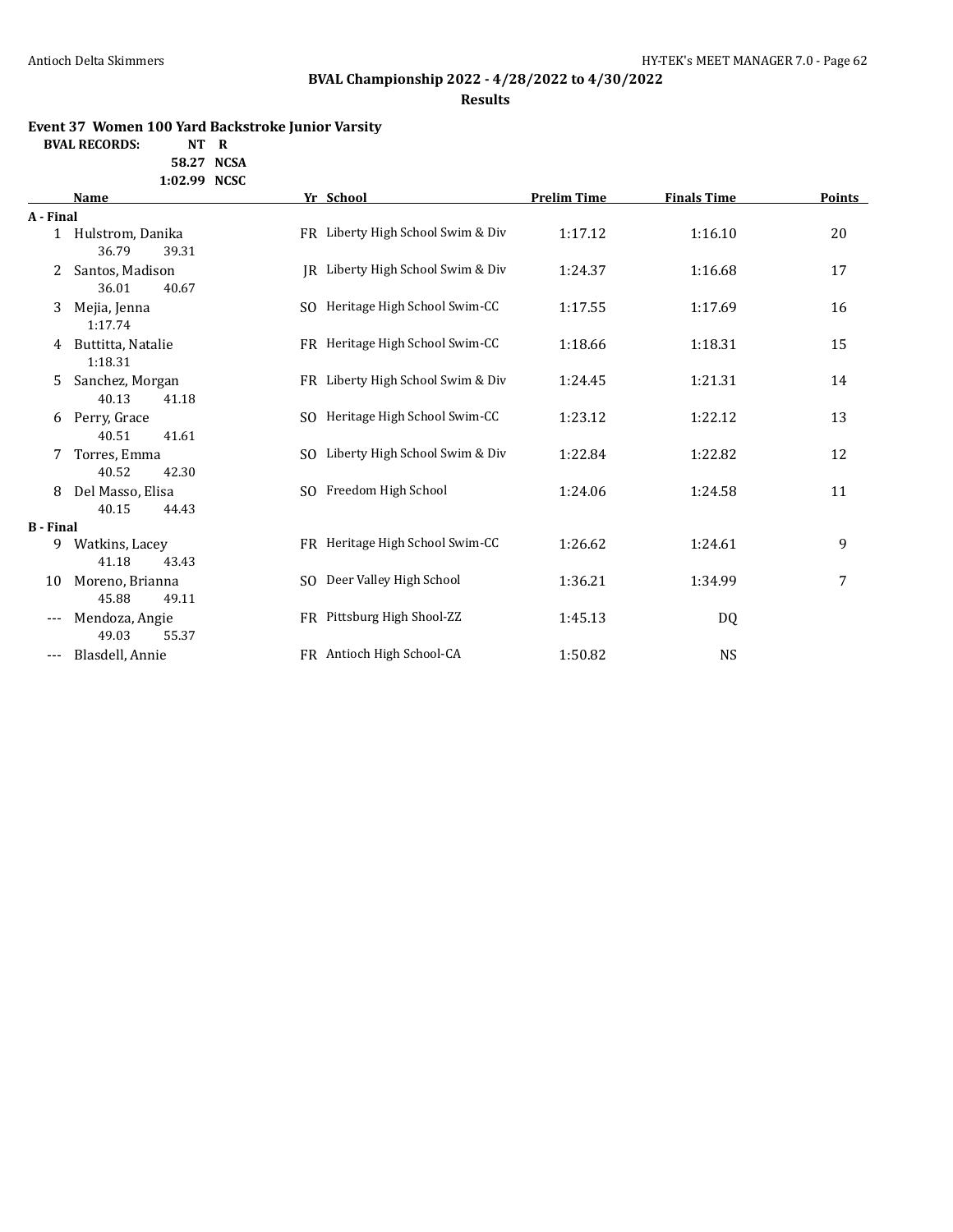## BVAL Championship 2022 - 4/28/2022 to 4/30/2022

**Results**

### Event 37 Women 100 Yard Backstroke Junior Varsity

**BVAL RECORDS:**

| | |
|---|---|
| NT | R |
| 58.27 | NCSA |
| 1:02.99 | NCSC |

| | Name | Yr | School | Prelim Time | Finals Time | Points |
|---|---|---|---|---|---|---|
| **A - Final** | | | | | | |
| 1 | Hulstrom, Danika | FR | Liberty High School Swim & Div | 1:17.12 | 1:16.10 | 20 |
| | 36.79 39.31 | | | | | |
| 2 | Santos, Madison | JR | Liberty High School Swim & Div | 1:24.37 | 1:16.68 | 17 |
| | 36.01 40.67 | | | | | |
| 3 | Mejia, Jenna | SO | Heritage High School Swim-CC | 1:17.55 | 1:17.69 | 16 |
| | 1:17.74 | | | | | |
| 4 | Buttitta, Natalie | FR | Heritage High School Swim-CC | 1:18.66 | 1:18.31 | 15 |
| | 1:18.31 | | | | | |
| 5 | Sanchez, Morgan | FR | Liberty High School Swim & Div | 1:24.45 | 1:21.31 | 14 |
| | 40.13 41.18 | | | | | |
| 6 | Perry, Grace | SO | Heritage High School Swim-CC | 1:23.12 | 1:22.12 | 13 |
| | 40.51 41.61 | | | | | |
| 7 | Torres, Emma | SO | Liberty High School Swim & Div | 1:22.84 | 1:22.82 | 12 |
| | 40.52 42.30 | | | | | |
| 8 | Del Masso, Elisa | SO | Freedom High School | 1:24.06 | 1:24.58 | 11 |
| | 40.15 44.43 | | | | | |
| **B - Final** | | | | | | |
| 9 | Watkins, Lacey | FR | Heritage High School Swim-CC | 1:26.62 | 1:24.61 | 9 |
| | 41.18 43.43 | | | | | |
| 10 | Moreno, Brianna | SO | Deer Valley High School | 1:36.21 | 1:34.99 | 7 |
| | 45.88 49.11 | | | | | |
| --- | Mendoza, Angie | FR | Pittsburg High Shool-ZZ | 1:45.13 | DQ | |
| | 49.03 55.37 | | | | | |
| --- | Blasdell, Annie | FR | Antioch High School-CA | 1:50.82 | NS | |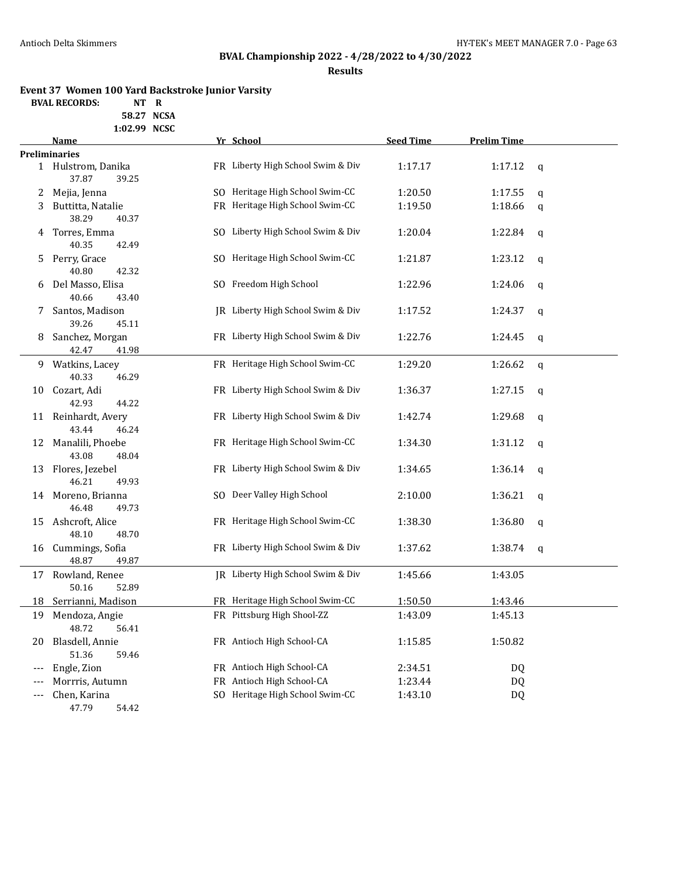## BVAL Championship 2022 - 4/28/2022 to 4/30/2022

### Results

**Event 37 Women 100 Yard Backstroke Junior Varsity**

**BVAL RECORDS:** NT R
58.27 NCSA
1:02.99 NCSC

| | Name | Yr | School | Seed Time | Prelim Time | |
|---|---|---|---|---|---|---|
| **Preliminaries** | | | | | | |
| 1 | Hulstrom, Danika | FR | Liberty High School Swim & Div | 1:17.17 | 1:17.12 | q |
| | 37.87 39.25 | | | | | |
| 2 | Mejia, Jenna | SO | Heritage High School Swim-CC | 1:20.50 | 1:17.55 | q |
| 3 | Buttitta, Natalie | FR | Heritage High School Swim-CC | 1:19.50 | 1:18.66 | q |
| | 38.29 40.37 | | | | | |
| 4 | Torres, Emma | SO | Liberty High School Swim & Div | 1:20.04 | 1:22.84 | q |
| | 40.35 42.49 | | | | | |
| 5 | Perry, Grace | SO | Heritage High School Swim-CC | 1:21.87 | 1:23.12 | q |
| | 40.80 42.32 | | | | | |
| 6 | Del Masso, Elisa | SO | Freedom High School | 1:22.96 | 1:24.06 | q |
| | 40.66 43.40 | | | | | |
| 7 | Santos, Madison | JR | Liberty High School Swim & Div | 1:17.52 | 1:24.37 | q |
| | 39.26 45.11 | | | | | |
| 8 | Sanchez, Morgan | FR | Liberty High School Swim & Div | 1:22.76 | 1:24.45 | q |
| | 42.47 41.98 | | | | | |
| 9 | Watkins, Lacey | FR | Heritage High School Swim-CC | 1:29.20 | 1:26.62 | q |
| | 40.33 46.29 | | | | | |
| 10 | Cozart, Adi | FR | Liberty High School Swim & Div | 1:36.37 | 1:27.15 | q |
| | 42.93 44.22 | | | | | |
| 11 | Reinhardt, Avery | FR | Liberty High School Swim & Div | 1:42.74 | 1:29.68 | q |
| | 43.44 46.24 | | | | | |
| 12 | Manalili, Phoebe | FR | Heritage High School Swim-CC | 1:34.30 | 1:31.12 | q |
| | 43.08 48.04 | | | | | |
| 13 | Flores, Jezebel | FR | Liberty High School Swim & Div | 1:34.65 | 1:36.14 | q |
| | 46.21 49.93 | | | | | |
| 14 | Moreno, Brianna | SO | Deer Valley High School | 2:10.00 | 1:36.21 | q |
| | 46.48 49.73 | | | | | |
| 15 | Ashcroft, Alice | FR | Heritage High School Swim-CC | 1:38.30 | 1:36.80 | q |
| | 48.10 48.70 | | | | | |
| 16 | Cummings, Sofia | FR | Liberty High School Swim & Div | 1:37.62 | 1:38.74 | q |
| | 48.87 49.87 | | | | | |
| 17 | Rowland, Renee | JR | Liberty High School Swim & Div | 1:45.66 | 1:43.05 | |
| | 50.16 52.89 | | | | | |
| 18 | Serrianni, Madison | FR | Heritage High School Swim-CC | 1:50.50 | 1:43.46 | |
| 19 | Mendoza, Angie | FR | Pittsburg High Shool-ZZ | 1:43.09 | 1:45.13 | |
| | 48.72 56.41 | | | | | |
| 20 | Blasdell, Annie | FR | Antioch High School-CA | 1:15.85 | 1:50.82 | |
| | 51.36 59.46 | | | | | |
| --- | Engle, Zion | FR | Antioch High School-CA | 2:34.51 | DQ | |
| --- | Morrris, Autumn | FR | Antioch High School-CA | 1:23.44 | DQ | |
| --- | Chen, Karina | SO | Heritage High School Swim-CC | 1:43.10 | DQ | |
| | 47.79 54.42 | | | | | |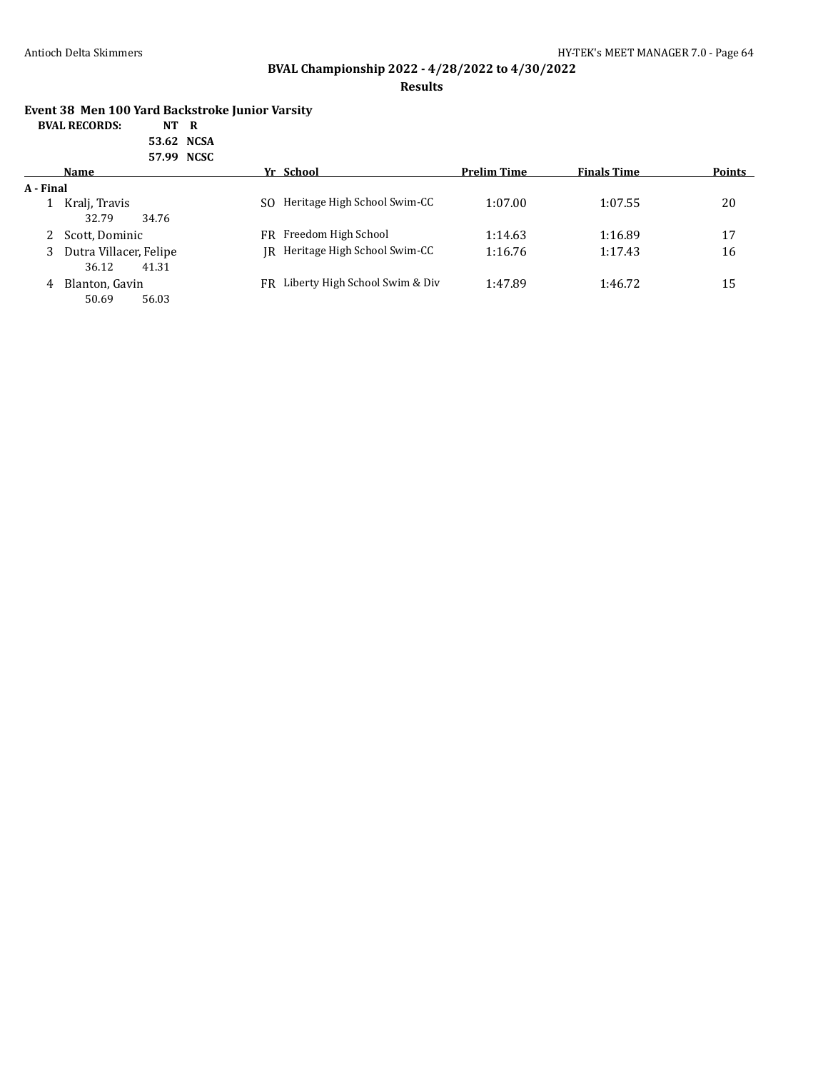**BVAL Championship 2022 - 4/28/2022 to 4/30/2022**

**Results**

### Event 38 Men 100 Yard Backstroke Junior Varsity

**BVAL RECORDS:** **NT R**
**53.62 NCSA**
**57.99 NCSC**

| | Name | Yr | School | Prelim Time | Finals Time | Points |
|---|---|---|---|---|---|---|
| **A - Final** | | | | | | |
| 1 | Kralj, Travis | SO | Heritage High School Swim-CC | 1:07.00 | 1:07.55 | 20 |
| | 32.79 34.76 | | | | | |
| 2 | Scott, Dominic | FR | Freedom High School | 1:14.63 | 1:16.89 | 17 |
| 3 | Dutra Villacer, Felipe | JR | Heritage High School Swim-CC | 1:16.76 | 1:17.43 | 16 |
| | 36.12 41.31 | | | | | |
| 4 | Blanton, Gavin | FR | Liberty High School Swim & Div | 1:47.89 | 1:46.72 | 15 |
| | 50.69 56.03 | | | | | |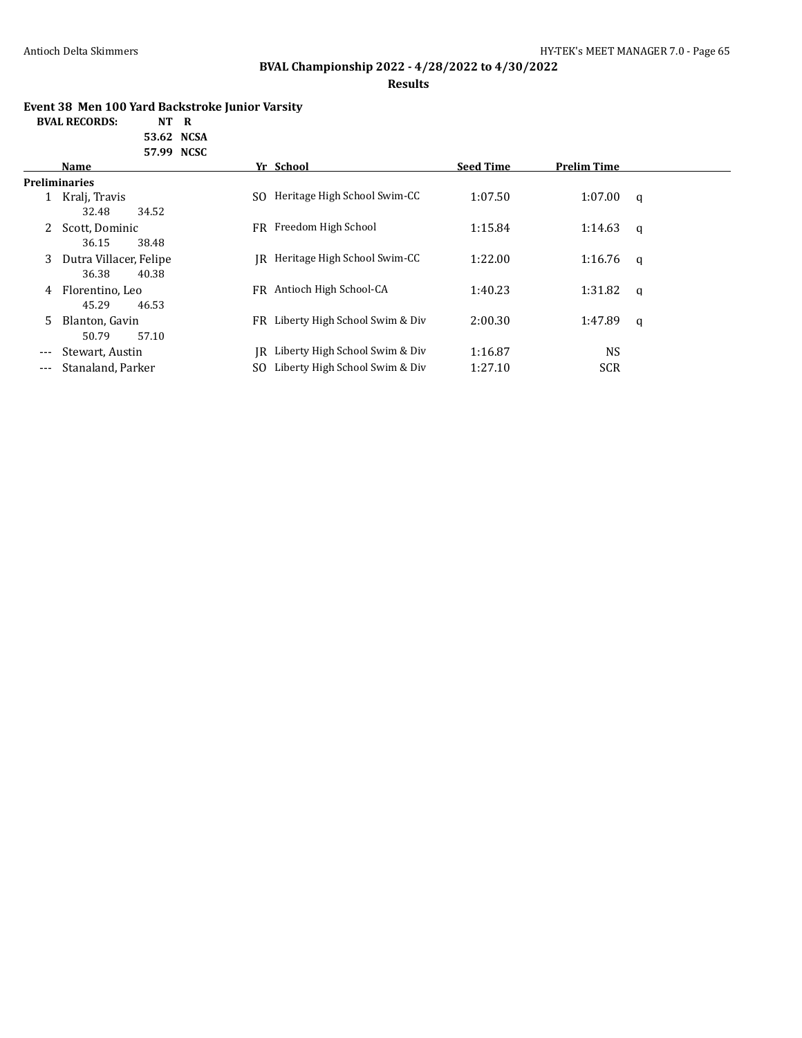## BVAL Championship 2022 - 4/28/2022 to 4/30/2022

**Results**

### Event 38 Men 100 Yard Backstroke Junior Varsity

| BVAL RECORDS: | NT | R |
|---|---|---|
| | 53.62 | NCSA |
| | 57.99 | NCSC |

| | Name | Yr | School | Seed Time | Prelim Time | |
|---|---|---|---|---|---|---|
| **Preliminaries** | | | | | | |
| 1 | Kralj, Travis | SO | Heritage High School Swim-CC | 1:07.50 | 1:07.00 | q |
| | 32.48 34.52 | | | | | |
| 2 | Scott, Dominic | FR | Freedom High School | 1:15.84 | 1:14.63 | q |
| | 36.15 38.48 | | | | | |
| 3 | Dutra Villacer, Felipe | JR | Heritage High School Swim-CC | 1:22.00 | 1:16.76 | q |
| | 36.38 40.38 | | | | | |
| 4 | Florentino, Leo | FR | Antioch High School-CA | 1:40.23 | 1:31.82 | q |
| | 45.29 46.53 | | | | | |
| 5 | Blanton, Gavin | FR | Liberty High School Swim & Div | 2:00.30 | 1:47.89 | q |
| | 50.79 57.10 | | | | | |
| --- | Stewart, Austin | JR | Liberty High School Swim & Div | 1:16.87 | NS | |
| --- | Stanaland, Parker | SO | Liberty High School Swim & Div | 1:27.10 | SCR | |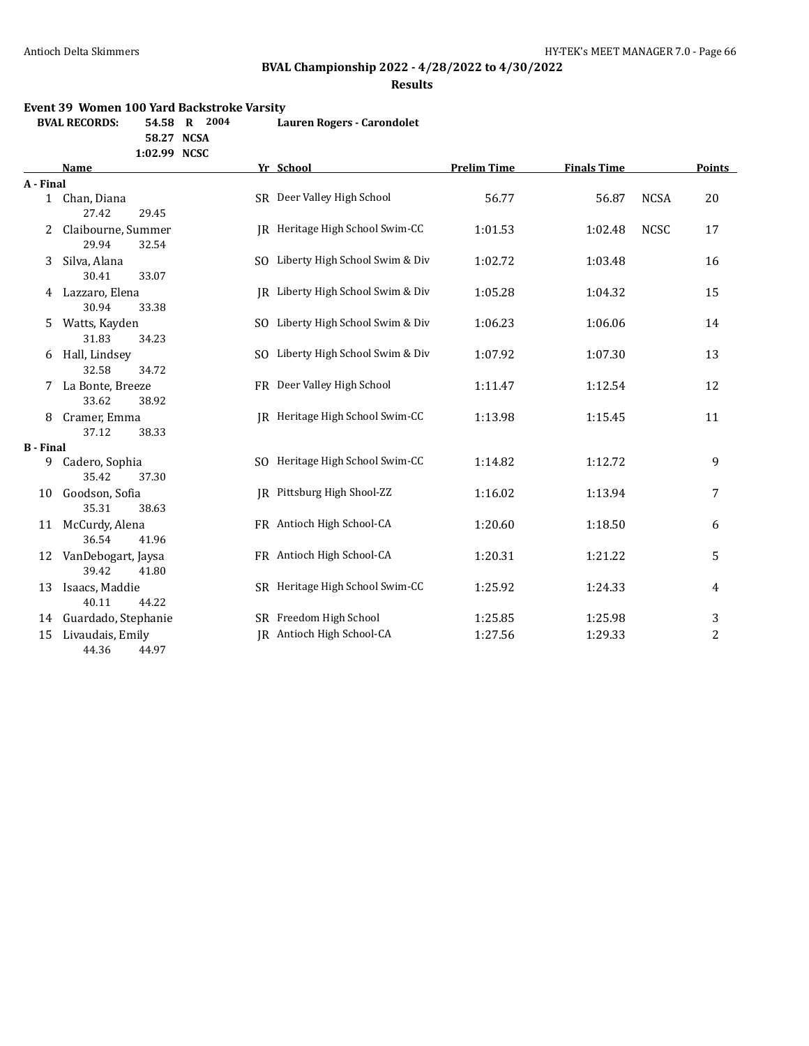## BVAL Championship 2022 - 4/28/2022 to 4/30/2022

**Results**

### Event 39 Women 100 Yard Backstroke Varsity

| BVAL RECORDS: | | | | |
|---|---|---|---|---|
| 54.58 | R | 2004 | Lauren Rogers - Carondolet | |
| 58.27 | NCSA | | | |
| 1:02.99 | NCSC | | | |

| | Name | Yr | School | Prelim Time | Finals Time | | Points |
|---|---|---|---|---|---|---|---|
| **A - Final** | | | | | | | |
| 1 | Chan, Diana | SR | Deer Valley High School | 56.77 | 56.87 | NCSA | 20 |
| | 27.42 29.45 | | | | | | |
| 2 | Claibourne, Summer | JR | Heritage High School Swim-CC | 1:01.53 | 1:02.48 | NCSC | 17 |
| | 29.94 32.54 | | | | | | |
| 3 | Silva, Alana | SO | Liberty High School Swim & Div | 1:02.72 | 1:03.48 | | 16 |
| | 30.41 33.07 | | | | | | |
| 4 | Lazzaro, Elena | JR | Liberty High School Swim & Div | 1:05.28 | 1:04.32 | | 15 |
| | 30.94 33.38 | | | | | | |
| 5 | Watts, Kayden | SO | Liberty High School Swim & Div | 1:06.23 | 1:06.06 | | 14 |
| | 31.83 34.23 | | | | | | |
| 6 | Hall, Lindsey | SO | Liberty High School Swim & Div | 1:07.92 | 1:07.30 | | 13 |
| | 32.58 34.72 | | | | | | |
| 7 | La Bonte, Breeze | FR | Deer Valley High School | 1:11.47 | 1:12.54 | | 12 |
| | 33.62 38.92 | | | | | | |
| 8 | Cramer, Emma | JR | Heritage High School Swim-CC | 1:13.98 | 1:15.45 | | 11 |
| | 37.12 38.33 | | | | | | |
| **B - Final** | | | | | | | |
| 9 | Cadero, Sophia | SO | Heritage High School Swim-CC | 1:14.82 | 1:12.72 | | 9 |
| | 35.42 37.30 | | | | | | |
| 10 | Goodson, Sofia | JR | Pittsburg High Shool-ZZ | 1:16.02 | 1:13.94 | | 7 |
| | 35.31 38.63 | | | | | | |
| 11 | McCurdy, Alena | FR | Antioch High School-CA | 1:20.60 | 1:18.50 | | 6 |
| | 36.54 41.96 | | | | | | |
| 12 | VanDebogart, Jaysa | FR | Antioch High School-CA | 1:20.31 | 1:21.22 | | 5 |
| | 39.42 41.80 | | | | | | |
| 13 | Isaacs, Maddie | SR | Heritage High School Swim-CC | 1:25.92 | 1:24.33 | | 4 |
| | 40.11 44.22 | | | | | | |
| 14 | Guardado, Stephanie | SR | Freedom High School | 1:25.85 | 1:25.98 | | 3 |
| 15 | Livaudais, Emily | JR | Antioch High School-CA | 1:27.56 | 1:29.33 | | 2 |
| | 44.36 44.97 | | | | | | |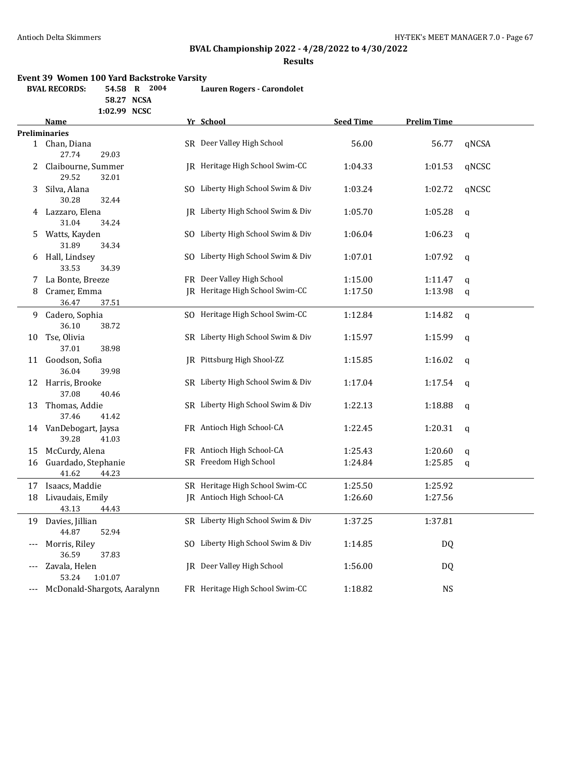## BVAL Championship 2022 - 4/28/2022 to 4/30/2022

### Results

**Event 39 Women 100 Yard Backstroke Varsity**

| BVAL RECORDS: | | | |
|---|---|---|---|
| 54.58 | R | 2004 | Lauren Rogers - Carondolet |
| 58.27 | NCSA | | |
| 1:02.99 | NCSC | | |

**Preliminaries**

| | Name | Yr | School | Seed Time | Prelim Time | |
|---|---|---|---|---|---|---|
| 1 | Chan, Diana | SR | Deer Valley High School | 56.00 | 56.77 | qNCSA |
| | 27.74 29.03 | | | | | |
| 2 | Claibourne, Summer | JR | Heritage High School Swim-CC | 1:04.33 | 1:01.53 | qNCSC |
| | 29.52 32.01 | | | | | |
| 3 | Silva, Alana | SO | Liberty High School Swim & Div | 1:03.24 | 1:02.72 | qNCSC |
| | 30.28 32.44 | | | | | |
| 4 | Lazzaro, Elena | JR | Liberty High School Swim & Div | 1:05.70 | 1:05.28 | q |
| | 31.04 34.24 | | | | | |
| 5 | Watts, Kayden | SO | Liberty High School Swim & Div | 1:06.04 | 1:06.23 | q |
| | 31.89 34.34 | | | | | |
| 6 | Hall, Lindsey | SO | Liberty High School Swim & Div | 1:07.01 | 1:07.92 | q |
| | 33.53 34.39 | | | | | |
| 7 | La Bonte, Breeze | FR | Deer Valley High School | 1:15.00 | 1:11.47 | q |
| 8 | Cramer, Emma | JR | Heritage High School Swim-CC | 1:17.50 | 1:13.98 | q |
| | 36.47 37.51 | | | | | |
| 9 | Cadero, Sophia | SO | Heritage High School Swim-CC | 1:12.84 | 1:14.82 | q |
| | 36.10 38.72 | | | | | |
| 10 | Tse, Olivia | SR | Liberty High School Swim & Div | 1:15.97 | 1:15.99 | q |
| | 37.01 38.98 | | | | | |
| 11 | Goodson, Sofia | JR | Pittsburg High Shool-ZZ | 1:15.85 | 1:16.02 | q |
| | 36.04 39.98 | | | | | |
| 12 | Harris, Brooke | SR | Liberty High School Swim & Div | 1:17.04 | 1:17.54 | q |
| | 37.08 40.46 | | | | | |
| 13 | Thomas, Addie | SR | Liberty High School Swim & Div | 1:22.13 | 1:18.88 | q |
| | 37.46 41.42 | | | | | |
| 14 | VanDebogart, Jaysa | FR | Antioch High School-CA | 1:22.45 | 1:20.31 | q |
| | 39.28 41.03 | | | | | |
| 15 | McCurdy, Alena | FR | Antioch High School-CA | 1:25.43 | 1:20.60 | q |
| 16 | Guardado, Stephanie | SR | Freedom High School | 1:24.84 | 1:25.85 | q |
| | 41.62 44.23 | | | | | |
| 17 | Isaacs, Maddie | SR | Heritage High School Swim-CC | 1:25.50 | 1:25.92 | |
| 18 | Livaudais, Emily | JR | Antioch High School-CA | 1:26.60 | 1:27.56 | |
| | 43.13 44.43 | | | | | |
| 19 | Davies, Jillian | SR | Liberty High School Swim & Div | 1:37.25 | 1:37.81 | |
| | 44.87 52.94 | | | | | |
| --- | Morris, Riley | SO | Liberty High School Swim & Div | 1:14.85 | DQ | |
| | 36.59 37.83 | | | | | |
| --- | Zavala, Helen | JR | Deer Valley High School | 1:56.00 | DQ | |
| | 53.24 1:01.07 | | | | | |
| --- | McDonald-Shargots, Aaralynn | FR | Heritage High School Swim-CC | 1:18.82 | NS | |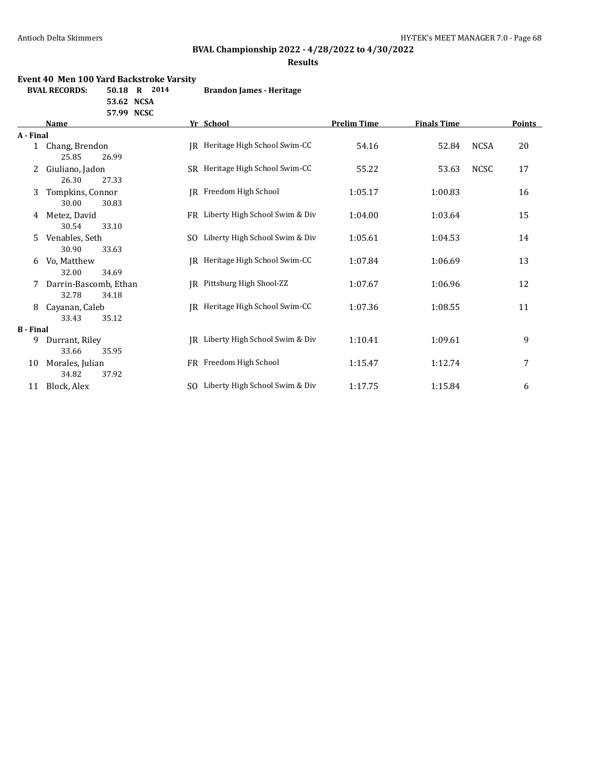## BVAL Championship 2022 - 4/28/2022 to 4/30/2022

### Results

**Event 40 Men 100 Yard Backstroke Varsity**

**BVAL RECORDS:** 50.18 R 2014 **Brandon James - Heritage**
53.62 NCSA
57.99 NCSC

| | Name | Yr | School | Prelim Time | Finals Time | | Points |
|---|---|---|---|---|---|---|---|
| **A - Final** | | | | | | | |
| 1 | Chang, Brendon | JR | Heritage High School Swim-CC | 54.16 | 52.84 | NCSA | 20 |
| | 25.85 26.99 | | | | | | |
| 2 | Giuliano, Jadon | SR | Heritage High School Swim-CC | 55.22 | 53.63 | NCSC | 17 |
| | 26.30 27.33 | | | | | | |
| 3 | Tompkins, Connor | JR | Freedom High School | 1:05.17 | 1:00.83 | | 16 |
| | 30.00 30.83 | | | | | | |
| 4 | Metez, David | FR | Liberty High School Swim & Div | 1:04.00 | 1:03.64 | | 15 |
| | 30.54 33.10 | | | | | | |
| 5 | Venables, Seth | SO | Liberty High School Swim & Div | 1:05.61 | 1:04.53 | | 14 |
| | 30.90 33.63 | | | | | | |
| 6 | Vo, Matthew | JR | Heritage High School Swim-CC | 1:07.84 | 1:06.69 | | 13 |
| | 32.00 34.69 | | | | | | |
| 7 | Darrin-Bascomb, Ethan | JR | Pittsburg High Shool-ZZ | 1:07.67 | 1:06.96 | | 12 |
| | 32.78 34.18 | | | | | | |
| 8 | Cayanan, Caleb | JR | Heritage High School Swim-CC | 1:07.36 | 1:08.55 | | 11 |
| | 33.43 35.12 | | | | | | |
| **B - Final** | | | | | | | |
| 9 | Durrant, Riley | JR | Liberty High School Swim & Div | 1:10.41 | 1:09.61 | | 9 |
| | 33.66 35.95 | | | | | | |
| 10 | Morales, Julian | FR | Freedom High School | 1:15.47 | 1:12.74 | | 7 |
| | 34.82 37.92 | | | | | | |
| 11 | Block, Alex | SO | Liberty High School Swim & Div | 1:17.75 | 1:15.84 | | 6 |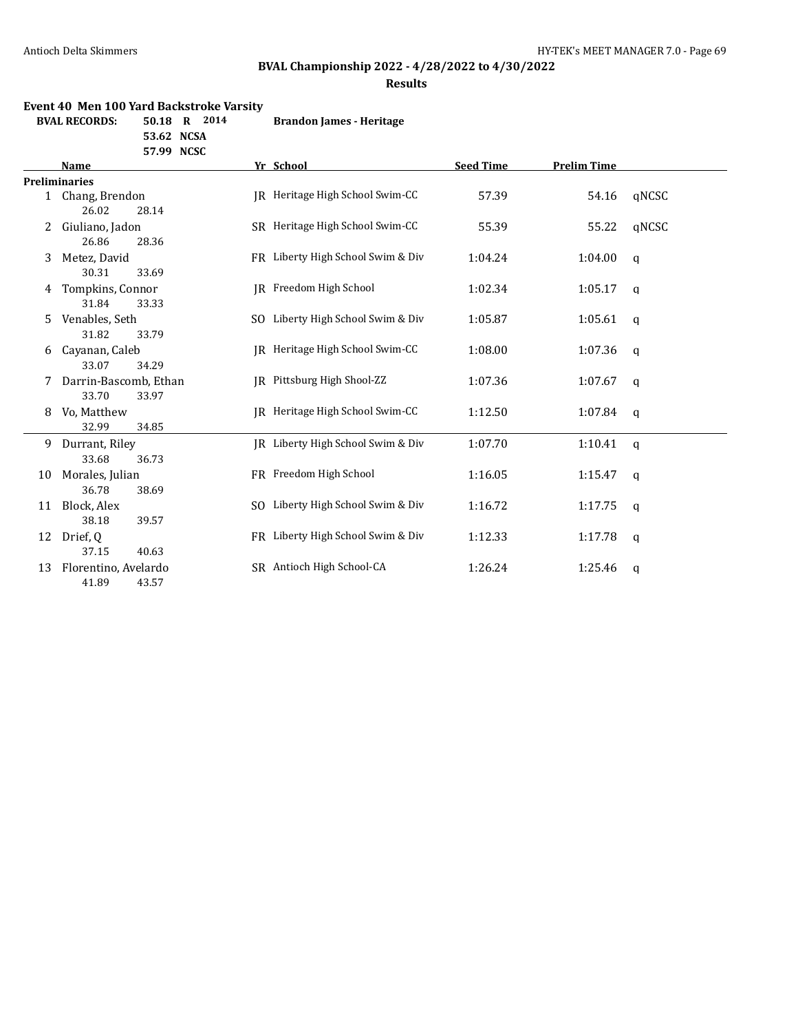## BVAL Championship 2022 - 4/28/2022 to 4/30/2022

### Results

**Event 40 Men 100 Yard Backstroke Varsity**

| BVAL RECORDS: | 50.18 | R | 2014 | Brandon James - Heritage |
|---|---|---|---|---|
| | 53.62 | NCSA | | |
| | 57.99 | NCSC | | |

| | Name | Yr | School | Seed Time | Prelim Time | |
|---|---|---|---|---|---|---|
| **Preliminaries** | | | | | | |
| 1 | Chang, Brendon | JR | Heritage High School Swim-CC | 57.39 | 54.16 | qNCSC |
| | 26.02  28.14 | | | | | |
| 2 | Giuliano, Jadon | SR | Heritage High School Swim-CC | 55.39 | 55.22 | qNCSC |
| | 26.86  28.36 | | | | | |
| 3 | Metez, David | FR | Liberty High School Swim & Div | 1:04.24 | 1:04.00 | q |
| | 30.31  33.69 | | | | | |
| 4 | Tompkins, Connor | JR | Freedom High School | 1:02.34 | 1:05.17 | q |
| | 31.84  33.33 | | | | | |
| 5 | Venables, Seth | SO | Liberty High School Swim & Div | 1:05.87 | 1:05.61 | q |
| | 31.82  33.79 | | | | | |
| 6 | Cayanan, Caleb | JR | Heritage High School Swim-CC | 1:08.00 | 1:07.36 | q |
| | 33.07  34.29 | | | | | |
| 7 | Darrin-Bascomb, Ethan | JR | Pittsburg High Shool-ZZ | 1:07.36 | 1:07.67 | q |
| | 33.70  33.97 | | | | | |
| 8 | Vo, Matthew | JR | Heritage High School Swim-CC | 1:12.50 | 1:07.84 | q |
| | 32.99  34.85 | | | | | |
| 9 | Durrant, Riley | JR | Liberty High School Swim & Div | 1:07.70 | 1:10.41 | q |
| | 33.68  36.73 | | | | | |
| 10 | Morales, Julian | FR | Freedom High School | 1:16.05 | 1:15.47 | q |
| | 36.78  38.69 | | | | | |
| 11 | Block, Alex | SO | Liberty High School Swim & Div | 1:16.72 | 1:17.75 | q |
| | 38.18  39.57 | | | | | |
| 12 | Drief, Q | FR | Liberty High School Swim & Div | 1:12.33 | 1:17.78 | q |
| | 37.15  40.63 | | | | | |
| 13 | Florentino, Avelardo | SR | Antioch High School-CA | 1:26.24 | 1:25.46 | q |
| | 41.89  43.57 | | | | | |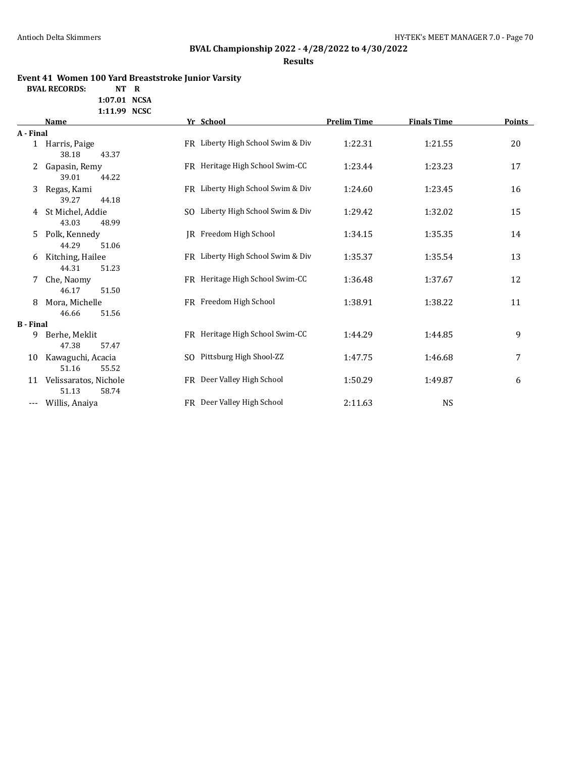**BVAL Championship 2022 - 4/28/2022 to 4/30/2022**

**Results**

### Event 41 Women 100 Yard Breaststroke Junior Varsity

**BVAL RECORDS:** NT R
1:07.01 NCSA
1:11.99 NCSC

| | Name | Yr | School | Prelim Time | Finals Time | Points |
|---|---|---|---|---|---|---|
| **A - Final** | | | | | | |
| 1 | Harris, Paige | FR | Liberty High School Swim & Div | 1:22.31 | 1:21.55 | 20 |
| | 38.18 43.37 | | | | | |
| 2 | Gapasin, Remy | FR | Heritage High School Swim-CC | 1:23.44 | 1:23.23 | 17 |
| | 39.01 44.22 | | | | | |
| 3 | Regas, Kami | FR | Liberty High School Swim & Div | 1:24.60 | 1:23.45 | 16 |
| | 39.27 44.18 | | | | | |
| 4 | St Michel, Addie | SO | Liberty High School Swim & Div | 1:29.42 | 1:32.02 | 15 |
| | 43.03 48.99 | | | | | |
| 5 | Polk, Kennedy | JR | Freedom High School | 1:34.15 | 1:35.35 | 14 |
| | 44.29 51.06 | | | | | |
| 6 | Kitching, Hailee | FR | Liberty High School Swim & Div | 1:35.37 | 1:35.54 | 13 |
| | 44.31 51.23 | | | | | |
| 7 | Che, Naomy | FR | Heritage High School Swim-CC | 1:36.48 | 1:37.67 | 12 |
| | 46.17 51.50 | | | | | |
| 8 | Mora, Michelle | FR | Freedom High School | 1:38.91 | 1:38.22 | 11 |
| | 46.66 51.56 | | | | | |
| **B - Final** | | | | | | |
| 9 | Berhe, Meklit | FR | Heritage High School Swim-CC | 1:44.29 | 1:44.85 | 9 |
| | 47.38 57.47 | | | | | |
| 10 | Kawaguchi, Acacia | SO | Pittsburg High Shool-ZZ | 1:47.75 | 1:46.68 | 7 |
| | 51.16 55.52 | | | | | |
| 11 | Velissaratos, Nichole | FR | Deer Valley High School | 1:50.29 | 1:49.87 | 6 |
| | 51.13 58.74 | | | | | |
| --- | Willis, Anaiya | FR | Deer Valley High School | 2:11.63 | NS | |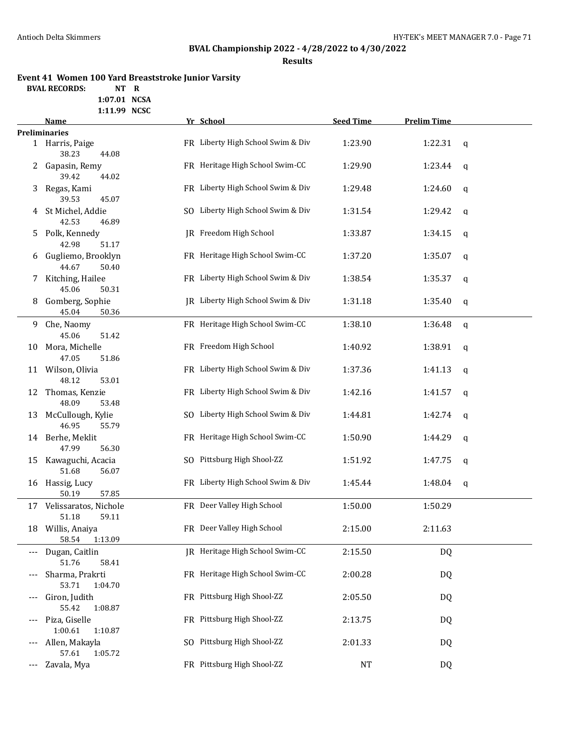**BVAL Championship 2022 - 4/28/2022 to 4/30/2022**

**Results**

### Event 41 Women 100 Yard Breaststroke Junior Varsity

**BVAL RECORDS:** NT R
1:07.01 NCSA
1:11.99 NCSC

| | Name | Yr | School | Seed Time | Prelim Time | |
|---|---|---|---|---|---|---|
| **Preliminaries** | | | | | | |
| 1 | Harris, Paige | FR | Liberty High School Swim & Div | 1:23.90 | 1:22.31 | q |
| | 38.23 44.08 | | | | | |
| 2 | Gapasin, Remy | FR | Heritage High School Swim-CC | 1:29.90 | 1:23.44 | q |
| | 39.42 44.02 | | | | | |
| 3 | Regas, Kami | FR | Liberty High School Swim & Div | 1:29.48 | 1:24.60 | q |
| | 39.53 45.07 | | | | | |
| 4 | St Michel, Addie | SO | Liberty High School Swim & Div | 1:31.54 | 1:29.42 | q |
| | 42.53 46.89 | | | | | |
| 5 | Polk, Kennedy | JR | Freedom High School | 1:33.87 | 1:34.15 | q |
| | 42.98 51.17 | | | | | |
| 6 | Gugliemo, Brooklyn | FR | Heritage High School Swim-CC | 1:37.20 | 1:35.07 | q |
| | 44.67 50.40 | | | | | |
| 7 | Kitching, Hailee | FR | Liberty High School Swim & Div | 1:38.54 | 1:35.37 | q |
| | 45.06 50.31 | | | | | |
| 8 | Gomberg, Sophie | JR | Liberty High School Swim & Div | 1:31.18 | 1:35.40 | q |
| | 45.04 50.36 | | | | | |
| 9 | Che, Naomy | FR | Heritage High School Swim-CC | 1:38.10 | 1:36.48 | q |
| | 45.06 51.42 | | | | | |
| 10 | Mora, Michelle | FR | Freedom High School | 1:40.92 | 1:38.91 | q |
| | 47.05 51.86 | | | | | |
| 11 | Wilson, Olivia | FR | Liberty High School Swim & Div | 1:37.36 | 1:41.13 | q |
| | 48.12 53.01 | | | | | |
| 12 | Thomas, Kenzie | FR | Liberty High School Swim & Div | 1:42.16 | 1:41.57 | q |
| | 48.09 53.48 | | | | | |
| 13 | McCullough, Kylie | SO | Liberty High School Swim & Div | 1:44.81 | 1:42.74 | q |
| | 46.95 55.79 | | | | | |
| 14 | Berhe, Meklit | FR | Heritage High School Swim-CC | 1:50.90 | 1:44.29 | q |
| | 47.99 56.30 | | | | | |
| 15 | Kawaguchi, Acacia | SO | Pittsburg High Shool-ZZ | 1:51.92 | 1:47.75 | q |
| | 51.68 56.07 | | | | | |
| 16 | Hassig, Lucy | FR | Liberty High School Swim & Div | 1:45.44 | 1:48.04 | q |
| | 50.19 57.85 | | | | | |
| 17 | Velissaratos, Nichole | FR | Deer Valley High School | 1:50.00 | 1:50.29 | |
| | 51.18 59.11 | | | | | |
| 18 | Willis, Anaiya | FR | Deer Valley High School | 2:15.00 | 2:11.63 | |
| | 58.54 1:13.09 | | | | | |
| --- | Dugan, Caitlin | JR | Heritage High School Swim-CC | 2:15.50 | DQ | |
| | 51.76 58.41 | | | | | |
| --- | Sharma, Prakrti | FR | Heritage High School Swim-CC | 2:00.28 | DQ | |
| | 53.71 1:04.70 | | | | | |
| --- | Giron, Judith | FR | Pittsburg High Shool-ZZ | 2:05.50 | DQ | |
| | 55.42 1:08.87 | | | | | |
| --- | Piza, Giselle | FR | Pittsburg High Shool-ZZ | 2:13.75 | DQ | |
| | 1:00.61 1:10.87 | | | | | |
| --- | Allen, Makayla | SO | Pittsburg High Shool-ZZ | 2:01.33 | DQ | |
| | 57.61 1:05.72 | | | | | |
| --- | Zavala, Mya | FR | Pittsburg High Shool-ZZ | NT | DQ | |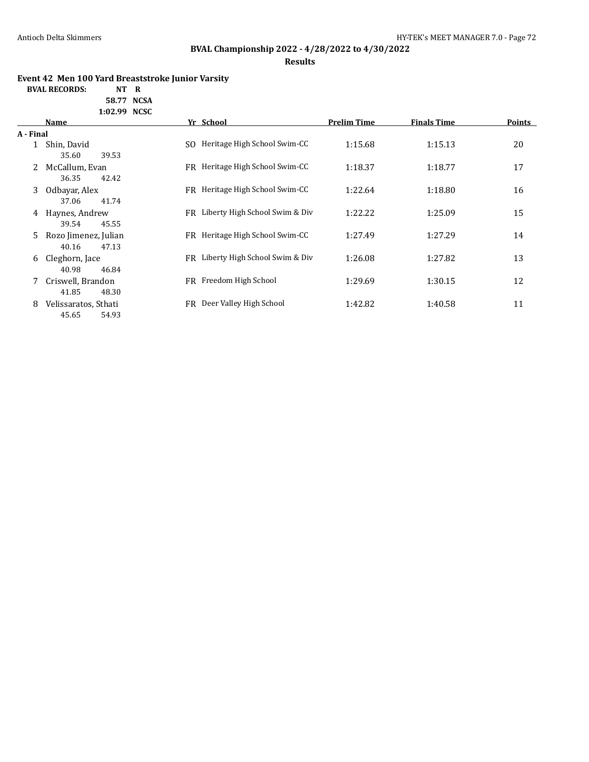**BVAL Championship 2022 - 4/28/2022 to 4/30/2022**

**Results**

### Event 42 Men 100 Yard Breaststroke Junior Varsity

| BVAL RECORDS: | | |
|---|---|---|
| | NT | R |
| | 58.77 | NCSA |
| | 1:02.99 | NCSC |

| | Name | Yr | School | Prelim Time | Finals Time | Points |
|---|---|---|---|---|---|---|
| **A - Final** | | | | | | |
| 1 | Shin, David | SO | Heritage High School Swim-CC | 1:15.68 | 1:15.13 | 20 |
| | 35.60 39.53 | | | | | |
| 2 | McCallum, Evan | FR | Heritage High School Swim-CC | 1:18.37 | 1:18.77 | 17 |
| | 36.35 42.42 | | | | | |
| 3 | Odbayar, Alex | FR | Heritage High School Swim-CC | 1:22.64 | 1:18.80 | 16 |
| | 37.06 41.74 | | | | | |
| 4 | Haynes, Andrew | FR | Liberty High School Swim & Div | 1:22.22 | 1:25.09 | 15 |
| | 39.54 45.55 | | | | | |
| 5 | Rozo Jimenez, Julian | FR | Heritage High School Swim-CC | 1:27.49 | 1:27.29 | 14 |
| | 40.16 47.13 | | | | | |
| 6 | Cleghorn, Jace | FR | Liberty High School Swim & Div | 1:26.08 | 1:27.82 | 13 |
| | 40.98 46.84 | | | | | |
| 7 | Criswell, Brandon | FR | Freedom High School | 1:29.69 | 1:30.15 | 12 |
| | 41.85 48.30 | | | | | |
| 8 | Velissaratos, Sthati | FR | Deer Valley High School | 1:42.82 | 1:40.58 | 11 |
| | 45.65 54.93 | | | | | |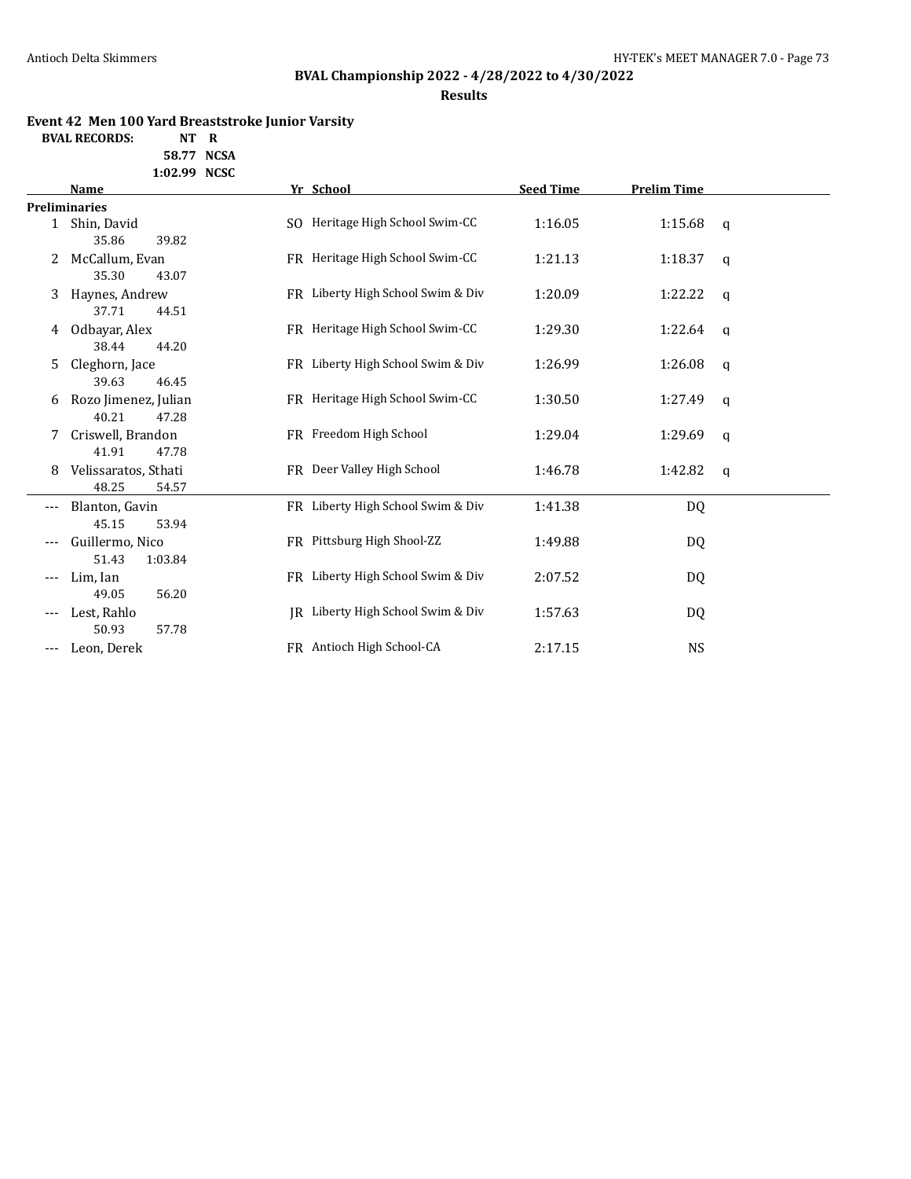## BVAL Championship 2022 - 4/28/2022 to 4/30/2022

### Results

**Event 42 Men 100 Yard Breaststroke Junior Varsity**

**BVAL RECORDS:** NT R
58.77 NCSA
1:02.99 NCSC

| | Name | Yr | School | Seed Time | Prelim Time | |
|---|---|---|---|---|---|---|
| **Preliminaries** | | | | | | |
| 1 | Shin, David | SO | Heritage High School Swim-CC | 1:16.05 | 1:15.68 | q |
| | 35.86 39.82 | | | | | |
| 2 | McCallum, Evan | FR | Heritage High School Swim-CC | 1:21.13 | 1:18.37 | q |
| | 35.30 43.07 | | | | | |
| 3 | Haynes, Andrew | FR | Liberty High School Swim & Div | 1:20.09 | 1:22.22 | q |
| | 37.71 44.51 | | | | | |
| 4 | Odbayar, Alex | FR | Heritage High School Swim-CC | 1:29.30 | 1:22.64 | q |
| | 38.44 44.20 | | | | | |
| 5 | Cleghorn, Jace | FR | Liberty High School Swim & Div | 1:26.99 | 1:26.08 | q |
| | 39.63 46.45 | | | | | |
| 6 | Rozo Jimenez, Julian | FR | Heritage High School Swim-CC | 1:30.50 | 1:27.49 | q |
| | 40.21 47.28 | | | | | |
| 7 | Criswell, Brandon | FR | Freedom High School | 1:29.04 | 1:29.69 | q |
| | 41.91 47.78 | | | | | |
| 8 | Velissaratos, Sthati | FR | Deer Valley High School | 1:46.78 | 1:42.82 | q |
| | 48.25 54.57 | | | | | |
| --- | Blanton, Gavin | FR | Liberty High School Swim & Div | 1:41.38 | DQ | |
| | 45.15 53.94 | | | | | |
| --- | Guillermo, Nico | FR | Pittsburg High Shool-ZZ | 1:49.88 | DQ | |
| | 51.43 1:03.84 | | | | | |
| --- | Lim, Ian | FR | Liberty High School Swim & Div | 2:07.52 | DQ | |
| | 49.05 56.20 | | | | | |
| --- | Lest, Rahlo | JR | Liberty High School Swim & Div | 1:57.63 | DQ | |
| | 50.93 57.78 | | | | | |
| --- | Leon, Derek | FR | Antioch High School-CA | 2:17.15 | NS | |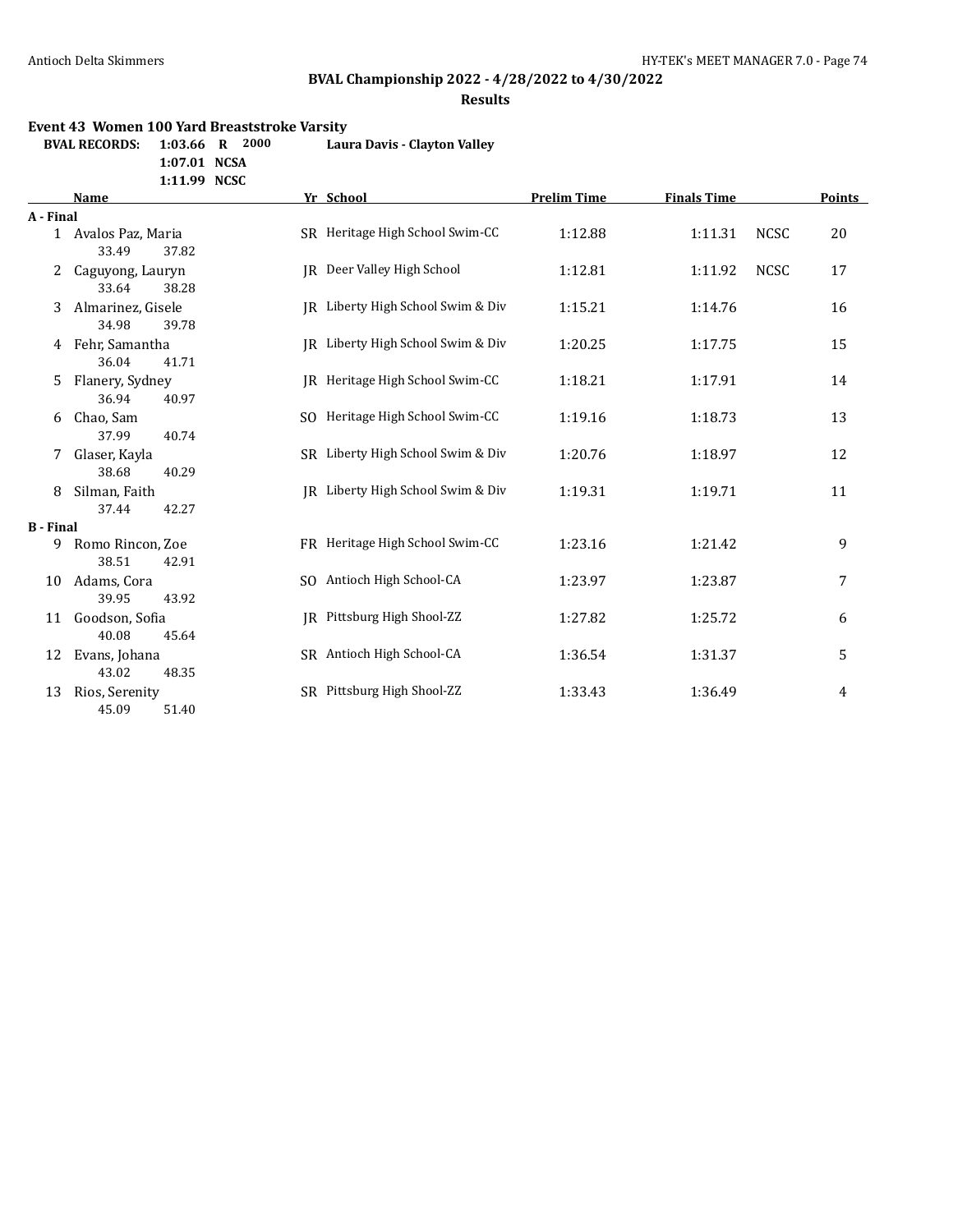## BVAL Championship 2022 - 4/28/2022 to 4/30/2022

**Results**

### Event 43 Women 100 Yard Breaststroke Varsity

| BVAL RECORDS: | | | |
|---|---|---|---|
| 1:03.66 | R | 2000 | Laura Davis - Clayton Valley |
| 1:07.01 | NCSA | | |
| 1:11.99 | NCSC | | |

| | Name | Yr | School | Prelim Time | Finals Time | | Points |
|---|---|---|---|---|---|---|---|
| **A - Final** | | | | | | | |
| 1 | Avalos Paz, Maria | SR | Heritage High School Swim-CC | 1:12.88 | 1:11.31 | NCSC | 20 |
| | 33.49 37.82 | | | | | | |
| 2 | Caguyong, Lauryn | JR | Deer Valley High School | 1:12.81 | 1:11.92 | NCSC | 17 |
| | 33.64 38.28 | | | | | | |
| 3 | Almarinez, Gisele | JR | Liberty High School Swim & Div | 1:15.21 | 1:14.76 | | 16 |
| | 34.98 39.78 | | | | | | |
| 4 | Fehr, Samantha | JR | Liberty High School Swim & Div | 1:20.25 | 1:17.75 | | 15 |
| | 36.04 41.71 | | | | | | |
| 5 | Flanery, Sydney | JR | Heritage High School Swim-CC | 1:18.21 | 1:17.91 | | 14 |
| | 36.94 40.97 | | | | | | |
| 6 | Chao, Sam | SO | Heritage High School Swim-CC | 1:19.16 | 1:18.73 | | 13 |
| | 37.99 40.74 | | | | | | |
| 7 | Glaser, Kayla | SR | Liberty High School Swim & Div | 1:20.76 | 1:18.97 | | 12 |
| | 38.68 40.29 | | | | | | |
| 8 | Silman, Faith | JR | Liberty High School Swim & Div | 1:19.31 | 1:19.71 | | 11 |
| | 37.44 42.27 | | | | | | |
| **B - Final** | | | | | | | |
| 9 | Romo Rincon, Zoe | FR | Heritage High School Swim-CC | 1:23.16 | 1:21.42 | | 9 |
| | 38.51 42.91 | | | | | | |
| 10 | Adams, Cora | SO | Antioch High School-CA | 1:23.97 | 1:23.87 | | 7 |
| | 39.95 43.92 | | | | | | |
| 11 | Goodson, Sofia | JR | Pittsburg High Shool-ZZ | 1:27.82 | 1:25.72 | | 6 |
| | 40.08 45.64 | | | | | | |
| 12 | Evans, Johana | SR | Antioch High School-CA | 1:36.54 | 1:31.37 | | 5 |
| | 43.02 48.35 | | | | | | |
| 13 | Rios, Serenity | SR | Pittsburg High Shool-ZZ | 1:33.43 | 1:36.49 | | 4 |
| | 45.09 51.40 | | | | | | |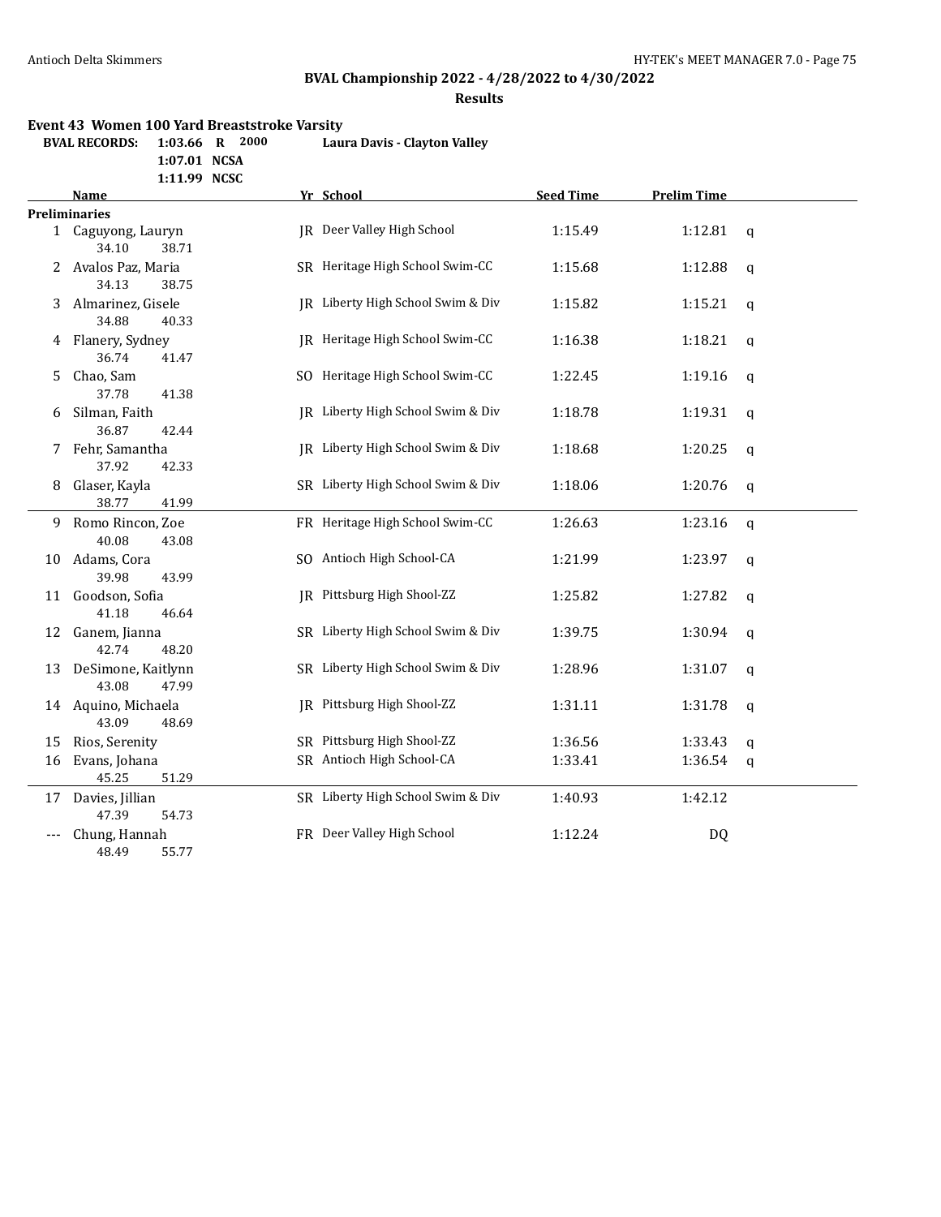**BVAL Championship 2022 - 4/28/2022 to 4/30/2022**

**Results**

### Event 43 Women 100 Yard Breaststroke Varsity

| BVAL RECORDS: | | | |
|---|---|---|---|
| 1:03.66 | R | 2000 | Laura Davis - Clayton Valley |
| 1:07.01 | NCSA | | |
| 1:11.99 | NCSC | | |

| | Name | Yr | School | Seed Time | Prelim Time | |
|---|---|---|---|---|---|---|
| **Preliminaries** | | | | | | |
| 1 | Caguyong, Lauryn | JR | Deer Valley High School | 1:15.49 | 1:12.81 | q |
| | 34.10 38.71 | | | | | |
| 2 | Avalos Paz, Maria | SR | Heritage High School Swim-CC | 1:15.68 | 1:12.88 | q |
| | 34.13 38.75 | | | | | |
| 3 | Almarinez, Gisele | JR | Liberty High School Swim & Div | 1:15.82 | 1:15.21 | q |
| | 34.88 40.33 | | | | | |
| 4 | Flanery, Sydney | JR | Heritage High School Swim-CC | 1:16.38 | 1:18.21 | q |
| | 36.74 41.47 | | | | | |
| 5 | Chao, Sam | SO | Heritage High School Swim-CC | 1:22.45 | 1:19.16 | q |
| | 37.78 41.38 | | | | | |
| 6 | Silman, Faith | JR | Liberty High School Swim & Div | 1:18.78 | 1:19.31 | q |
| | 36.87 42.44 | | | | | |
| 7 | Fehr, Samantha | JR | Liberty High School Swim & Div | 1:18.68 | 1:20.25 | q |
| | 37.92 42.33 | | | | | |
| 8 | Glaser, Kayla | SR | Liberty High School Swim & Div | 1:18.06 | 1:20.76 | q |
| | 38.77 41.99 | | | | | |
| 9 | Romo Rincon, Zoe | FR | Heritage High School Swim-CC | 1:26.63 | 1:23.16 | q |
| | 40.08 43.08 | | | | | |
| 10 | Adams, Cora | SO | Antioch High School-CA | 1:21.99 | 1:23.97 | q |
| | 39.98 43.99 | | | | | |
| 11 | Goodson, Sofia | JR | Pittsburg High Shool-ZZ | 1:25.82 | 1:27.82 | q |
| | 41.18 46.64 | | | | | |
| 12 | Ganem, Jianna | SR | Liberty High School Swim & Div | 1:39.75 | 1:30.94 | q |
| | 42.74 48.20 | | | | | |
| 13 | DeSimone, Kaitlynn | SR | Liberty High School Swim & Div | 1:28.96 | 1:31.07 | q |
| | 43.08 47.99 | | | | | |
| 14 | Aquino, Michaela | JR | Pittsburg High Shool-ZZ | 1:31.11 | 1:31.78 | q |
| | 43.09 48.69 | | | | | |
| 15 | Rios, Serenity | SR | Pittsburg High Shool-ZZ | 1:36.56 | 1:33.43 | q |
| 16 | Evans, Johana | SR | Antioch High School-CA | 1:33.41 | 1:36.54 | q |
| | 45.25 51.29 | | | | | |
| 17 | Davies, Jillian | SR | Liberty High School Swim & Div | 1:40.93 | 1:42.12 | |
| | 47.39 54.73 | | | | | |
| --- | Chung, Hannah | FR | Deer Valley High School | 1:12.24 | DQ | |
| | 48.49 55.77 | | | | | |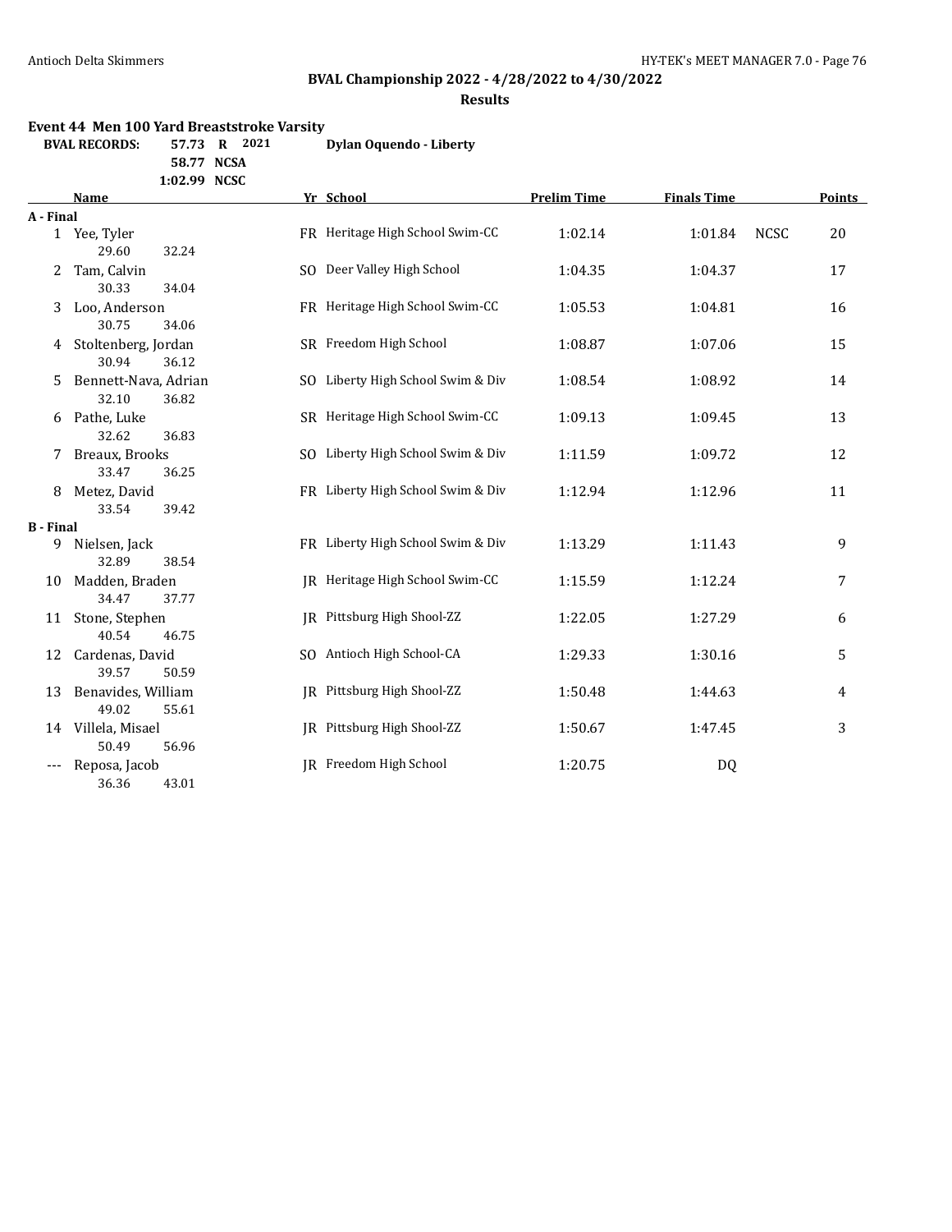## BVAL Championship 2022 - 4/28/2022 to 4/30/2022

### Results

**Event 44 Men 100 Yard Breaststroke Varsity**

**BVAL RECORDS:** 57.73 R 2021 Dylan Oquendo - Liberty
58.77 NCSA
1:02.99 NCSC

| | Name | Yr | School | Prelim Time | Finals Time | | Points |
|---|---|---|---|---|---|---|---|
| **A - Final** | | | | | | | |
| 1 | Yee, Tyler | FR | Heritage High School Swim-CC | 1:02.14 | 1:01.84 | NCSC | 20 |
| | 29.60 32.24 | | | | | | |
| 2 | Tam, Calvin | SO | Deer Valley High School | 1:04.35 | 1:04.37 | | 17 |
| | 30.33 34.04 | | | | | | |
| 3 | Loo, Anderson | FR | Heritage High School Swim-CC | 1:05.53 | 1:04.81 | | 16 |
| | 30.75 34.06 | | | | | | |
| 4 | Stoltenberg, Jordan | SR | Freedom High School | 1:08.87 | 1:07.06 | | 15 |
| | 30.94 36.12 | | | | | | |
| 5 | Bennett-Nava, Adrian | SO | Liberty High School Swim & Div | 1:08.54 | 1:08.92 | | 14 |
| | 32.10 36.82 | | | | | | |
| 6 | Pathe, Luke | SR | Heritage High School Swim-CC | 1:09.13 | 1:09.45 | | 13 |
| | 32.62 36.83 | | | | | | |
| 7 | Breaux, Brooks | SO | Liberty High School Swim & Div | 1:11.59 | 1:09.72 | | 12 |
| | 33.47 36.25 | | | | | | |
| 8 | Metez, David | FR | Liberty High School Swim & Div | 1:12.94 | 1:12.96 | | 11 |
| | 33.54 39.42 | | | | | | |
| **B - Final** | | | | | | | |
| 9 | Nielsen, Jack | FR | Liberty High School Swim & Div | 1:13.29 | 1:11.43 | | 9 |
| | 32.89 38.54 | | | | | | |
| 10 | Madden, Braden | JR | Heritage High School Swim-CC | 1:15.59 | 1:12.24 | | 7 |
| | 34.47 37.77 | | | | | | |
| 11 | Stone, Stephen | JR | Pittsburg High Shool-ZZ | 1:22.05 | 1:27.29 | | 6 |
| | 40.54 46.75 | | | | | | |
| 12 | Cardenas, David | SO | Antioch High School-CA | 1:29.33 | 1:30.16 | | 5 |
| | 39.57 50.59 | | | | | | |
| 13 | Benavides, William | JR | Pittsburg High Shool-ZZ | 1:50.48 | 1:44.63 | | 4 |
| | 49.02 55.61 | | | | | | |
| 14 | Villela, Misael | JR | Pittsburg High Shool-ZZ | 1:50.67 | 1:47.45 | | 3 |
| | 50.49 56.96 | | | | | | |
| --- | Reposa, Jacob | JR | Freedom High School | 1:20.75 | DQ | | |
| | 36.36 43.01 | | | | | | |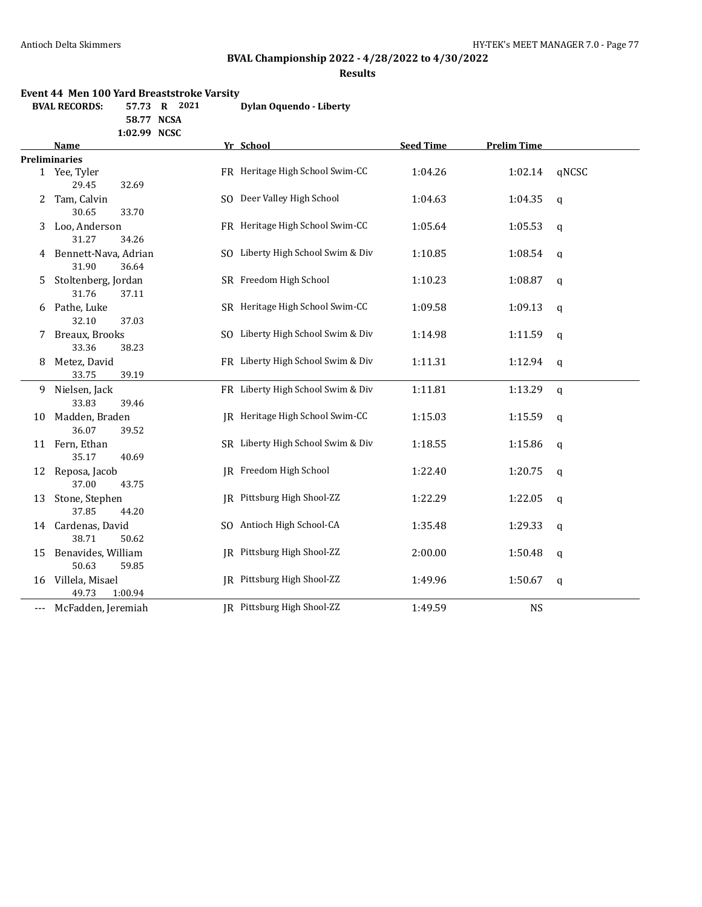## BVAL Championship 2022 - 4/28/2022 to 4/30/2022

### Results

**Event 44 Men 100 Yard Breaststroke Varsity**

| BVAL RECORDS: | | | |
|---|---|---|---|
| 57.73 | R | 2021 | Dylan Oquendo - Liberty |
| 58.77 | NCSA | | |
| 1:02.99 | NCSC | | |

| | Name | Yr | School | Seed Time | Prelim Time | |
|---|---|---|---|---|---|---|
| **Preliminaries** | | | | | | |
| 1 | Yee, Tyler | FR | Heritage High School Swim-CC | 1:04.26 | 1:02.14 | qNCSC |
| | 29.45 32.69 | | | | | |
| 2 | Tam, Calvin | SO | Deer Valley High School | 1:04.63 | 1:04.35 | q |
| | 30.65 33.70 | | | | | |
| 3 | Loo, Anderson | FR | Heritage High School Swim-CC | 1:05.64 | 1:05.53 | q |
| | 31.27 34.26 | | | | | |
| 4 | Bennett-Nava, Adrian | SO | Liberty High School Swim & Div | 1:10.85 | 1:08.54 | q |
| | 31.90 36.64 | | | | | |
| 5 | Stoltenberg, Jordan | SR | Freedom High School | 1:10.23 | 1:08.87 | q |
| | 31.76 37.11 | | | | | |
| 6 | Pathe, Luke | SR | Heritage High School Swim-CC | 1:09.58 | 1:09.13 | q |
| | 32.10 37.03 | | | | | |
| 7 | Breaux, Brooks | SO | Liberty High School Swim & Div | 1:14.98 | 1:11.59 | q |
| | 33.36 38.23 | | | | | |
| 8 | Metez, David | FR | Liberty High School Swim & Div | 1:11.31 | 1:12.94 | q |
| | 33.75 39.19 | | | | | |
| 9 | Nielsen, Jack | FR | Liberty High School Swim & Div | 1:11.81 | 1:13.29 | q |
| | 33.83 39.46 | | | | | |
| 10 | Madden, Braden | JR | Heritage High School Swim-CC | 1:15.03 | 1:15.59 | q |
| | 36.07 39.52 | | | | | |
| 11 | Fern, Ethan | SR | Liberty High School Swim & Div | 1:18.55 | 1:15.86 | q |
| | 35.17 40.69 | | | | | |
| 12 | Reposa, Jacob | JR | Freedom High School | 1:22.40 | 1:20.75 | q |
| | 37.00 43.75 | | | | | |
| 13 | Stone, Stephen | JR | Pittsburg High Shool-ZZ | 1:22.29 | 1:22.05 | q |
| | 37.85 44.20 | | | | | |
| 14 | Cardenas, David | SO | Antioch High School-CA | 1:35.48 | 1:29.33 | q |
| | 38.71 50.62 | | | | | |
| 15 | Benavides, William | JR | Pittsburg High Shool-ZZ | 2:00.00 | 1:50.48 | q |
| | 50.63 59.85 | | | | | |
| 16 | Villela, Misael | JR | Pittsburg High Shool-ZZ | 1:49.96 | 1:50.67 | q |
| | 49.73 1:00.94 | | | | | |
| --- | McFadden, Jeremiah | JR | Pittsburg High Shool-ZZ | 1:49.59 | NS | |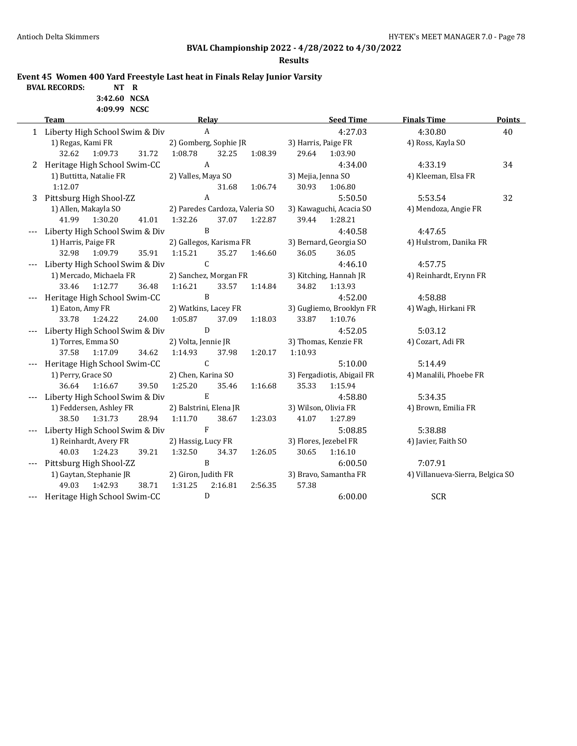## BVAL Championship 2022 - 4/28/2022 to 4/30/2022

### Results

**Event 45 Women 400 Yard Freestyle Last heat in Finals Relay Junior Varsity**

**BVAL RECORDS:** NT R
3:42.60 NCSA
4:09.99 NCSC

| | Team | Relay | Seed Time | Finals Time | Points |
|---|---|---|---|---|---|
| 1 | Liberty High School Swim & Div | A | 4:27.03 | 4:30.80 | 40 |
| | 1) Regas, Kami FR; 2) Gomberg, Sophie JR; 3) Harris, Paige FR; 4) Ross, Kayla SO | | | | |
| | 32.62 1:09.73 31.72 1:08.78 32.25 1:08.39 29.64 1:03.90 | | | | |
| 2 | Heritage High School Swim-CC | A | 4:34.00 | 4:33.19 | 34 |
| | 1) Buttitta, Natalie FR; 2) Valles, Maya SO; 3) Mejia, Jenna SO; 4) Kleeman, Elsa FR | | | | |
| | 1:12.07 31.68 1:06.74 30.93 1:06.80 | | | | |
| 3 | Pittsburg High Shool-ZZ | A | 5:50.50 | 5:53.54 | 32 |
| | 1) Allen, Makayla SO; 2) Paredes Cardoza, Valeria SO; 3) Kawaguchi, Acacia SO; 4) Mendoza, Angie FR | | | | |
| | 41.99 1:30.20 41.01 1:32.26 37.07 1:22.87 39.44 1:28.21 | | | | |
| --- | Liberty High School Swim & Div | B | 4:40.58 | 4:47.65 | |
| | 1) Harris, Paige FR; 2) Gallegos, Karisma FR; 3) Bernard, Georgia SO; 4) Hulstrom, Danika FR | | | | |
| | 32.98 1:09.79 35.91 1:15.21 35.27 1:46.60 36.05 36.05 | | | | |
| --- | Liberty High School Swim & Div | C | 4:46.10 | 4:57.75 | |
| | 1) Mercado, Michaela FR; 2) Sanchez, Morgan FR; 3) Kitching, Hannah JR; 4) Reinhardt, Erynn FR | | | | |
| | 33.46 1:12.77 36.48 1:16.21 33.57 1:14.84 34.82 1:13.93 | | | | |
| --- | Heritage High School Swim-CC | B | 4:52.00 | 4:58.88 | |
| | 1) Eaton, Amy FR; 2) Watkins, Lacey FR; 3) Gugliemo, Brooklyn FR; 4) Wagh, Hirkani FR | | | | |
| | 33.78 1:24.22 24.00 1:05.87 37.09 1:18.03 33.87 1:10.76 | | | | |
| --- | Liberty High School Swim & Div | D | 4:52.05 | 5:03.12 | |
| | 1) Torres, Emma SO; 2) Volta, Jennie JR; 3) Thomas, Kenzie FR; 4) Cozart, Adi FR | | | | |
| | 37.58 1:17.09 34.62 1:14.93 37.98 1:20.17 1:10.93 | | | | |
| --- | Heritage High School Swim-CC | C | 5:10.00 | 5:14.49 | |
| | 1) Perry, Grace SO; 2) Chen, Karina SO; 3) Fergadiotis, Abigail FR; 4) Manalili, Phoebe FR | | | | |
| | 36.64 1:16.67 39.50 1:25.20 35.46 1:16.68 35.33 1:15.94 | | | | |
| --- | Liberty High School Swim & Div | E | 4:58.80 | 5:34.35 | |
| | 1) Feddersen, Ashley FR; 2) Balstrini, Elena JR; 3) Wilson, Olivia FR; 4) Brown, Emilia FR | | | | |
| | 38.50 1:31.73 28.94 1:11.70 38.67 1:23.03 41.07 1:27.89 | | | | |
| --- | Liberty High School Swim & Div | F | 5:08.85 | 5:38.88 | |
| | 1) Reinhardt, Avery FR; 2) Hassig, Lucy FR; 3) Flores, Jezebel FR; 4) Javier, Faith SO | | | | |
| | 40.03 1:24.23 39.21 1:32.50 34.37 1:26.05 30.65 1:16.10 | | | | |
| --- | Pittsburg High Shool-ZZ | B | 6:00.50 | 7:07.91 | |
| | 1) Gaytan, Stephanie JR; 2) Giron, Judith FR; 3) Bravo, Samantha FR; 4) Villanueva-Sierra, Belgica SO | | | | |
| | 49.03 1:42.93 38.71 1:31.25 2:16.81 2:56.35 57.38 | | | | |
| --- | Heritage High School Swim-CC | D | 6:00.00 | SCR | |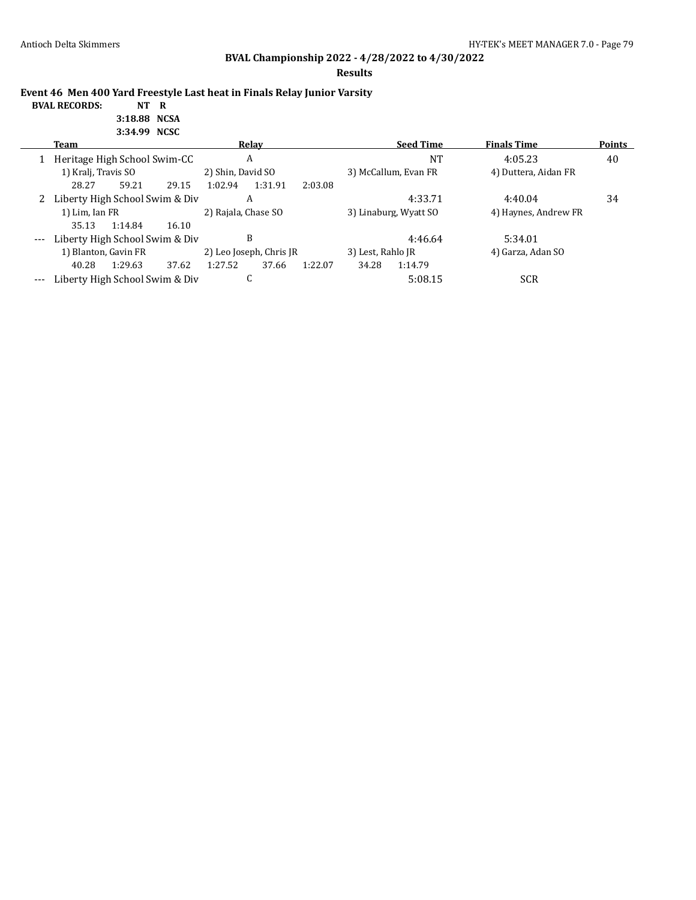## BVAL Championship 2022 - 4/28/2022 to 4/30/2022

**Results**

### Event 46 Men 400 Yard Freestyle Last heat in Finals Relay Junior Varsity

**BVAL RECORDS:** NT R

3:18.88 NCSA

3:34.99 NCSC

| | Team | Relay | Seed Time | Finals Time | Points |
|---|---|---|---|---|---|
| 1 | Heritage High School Swim-CC | A | NT | 4:05.23 | 40 |
| | 1) Kralj, Travis SO | 2) Shin, David SO | 3) McCallum, Evan FR | 4) Duttera, Aidan FR | |
| | 28.27 59.21 29.15 | 1:02.94 1:31.91 2:03.08 | | | |
| 2 | Liberty High School Swim & Div | A | 4:33.71 | 4:40.04 | 34 |
| | 1) Lim, Ian FR | 2) Rajala, Chase SO | 3) Linaburg, Wyatt SO | 4) Haynes, Andrew FR | |
| | 35.13 1:14.84 16.10 | | | | |
| --- | Liberty High School Swim & Div | B | 4:46.64 | 5:34.01 | |
| | 1) Blanton, Gavin FR | 2) Leo Joseph, Chris JR | 3) Lest, Rahlo JR | 4) Garza, Adan SO | |
| | 40.28 1:29.63 37.62 | 1:27.52 37.66 1:22.07 | 34.28 1:14.79 | | |
| --- | Liberty High School Swim & Div | C | 5:08.15 | SCR | |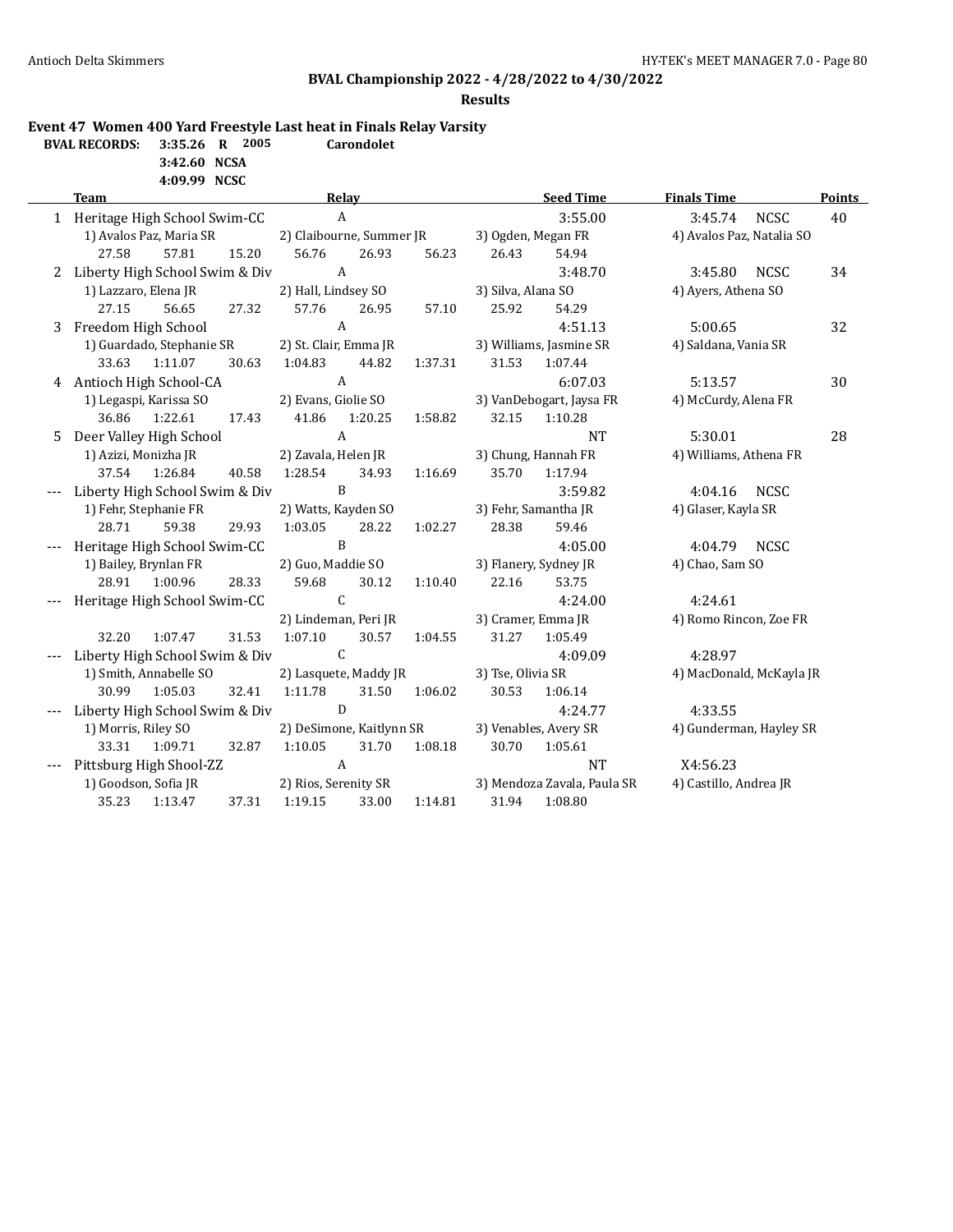## BVAL Championship 2022 - 4/28/2022 to 4/30/2022

### Results

**Event 47 Women 400 Yard Freestyle Last heat in Finals Relay Varsity**

**BVAL RECORDS:** 3:35.26 R 2005 Carondolet
3:42.60 NCSA
4:09.99 NCSC

| | Team | Relay | Seed Time | Finals Time | Points |
|---|---|---|---|---|---|
| 1 | Heritage High School Swim-CC | A | 3:55.00 | 3:45.74 NCSC | 40 |
| | 1) Avalos Paz, Maria SR | 2) Claibourne, Summer JR | 3) Ogden, Megan FR | 4) Avalos Paz, Natalia SO | |
| | 27.58 57.81 | 15.20 56.76 | 26.93 56.23 | 26.43 54.94 | |
| 2 | Liberty High School Swim & Div | A | 3:48.70 | 3:45.80 NCSC | 34 |
| | 1) Lazzaro, Elena JR | 2) Hall, Lindsey SO | 3) Silva, Alana SO | 4) Ayers, Athena SO | |
| | 27.15 56.65 | 27.32 57.76 | 26.95 57.10 | 25.92 54.29 | |
| 3 | Freedom High School | A | 4:51.13 | 5:00.65 | 32 |
| | 1) Guardado, Stephanie SR | 2) St. Clair, Emma JR | 3) Williams, Jasmine SR | 4) Saldana, Vania SR | |
| | 33.63 1:11.07 | 30.63 1:04.83 | 44.82 1:37.31 | 31.53 1:07.44 | |
| 4 | Antioch High School-CA | A | 6:07.03 | 5:13.57 | 30 |
| | 1) Legaspi, Karissa SO | 2) Evans, Giolie SO | 3) VanDebogart, Jaysa FR | 4) McCurdy, Alena FR | |
| | 36.86 1:22.61 | 17.43 41.86 | 1:20.25 1:58.82 | 32.15 1:10.28 | |
| 5 | Deer Valley High School | A | NT | 5:30.01 | 28 |
| | 1) Azizi, Monizha JR | 2) Zavala, Helen JR | 3) Chung, Hannah FR | 4) Williams, Athena FR | |
| | 37.54 1:26.84 | 40.58 1:28.54 | 34.93 1:16.69 | 35.70 1:17.94 | |
| --- | Liberty High School Swim & Div | B | 3:59.82 | 4:04.16 NCSC | |
| | 1) Fehr, Stephanie FR | 2) Watts, Kayden SO | 3) Fehr, Samantha JR | 4) Glaser, Kayla SR | |
| | 28.71 59.38 | 29.93 1:03.05 | 28.22 1:02.27 | 28.38 59.46 | |
| --- | Heritage High School Swim-CC | B | 4:05.00 | 4:04.79 NCSC | |
| | 1) Bailey, Brynlan FR | 2) Guo, Maddie SO | 3) Flanery, Sydney JR | 4) Chao, Sam SO | |
| | 28.91 1:00.96 | 28.33 59.68 | 30.12 1:10.40 | 22.16 53.75 | |
| --- | Heritage High School Swim-CC | C | 4:24.00 | 4:24.61 | |
| | | 2) Lindeman, Peri JR | 3) Cramer, Emma JR | 4) Romo Rincon, Zoe FR | |
| | 32.20 1:07.47 | 31.53 1:07.10 | 30.57 1:04.55 | 31.27 1:05.49 | |
| --- | Liberty High School Swim & Div | C | 4:09.09 | 4:28.97 | |
| | 1) Smith, Annabelle SO | 2) Lasquete, Maddy JR | 3) Tse, Olivia SR | 4) MacDonald, McKayla JR | |
| | 30.99 1:05.03 | 32.41 1:11.78 | 31.50 1:06.02 | 30.53 1:06.14 | |
| --- | Liberty High School Swim & Div | D | 4:24.77 | 4:33.55 | |
| | 1) Morris, Riley SO | 2) DeSimone, Kaitlynn SR | 3) Venables, Avery SR | 4) Gunderman, Hayley SR | |
| | 33.31 1:09.71 | 32.87 1:10.05 | 31.70 1:08.18 | 30.70 1:05.61 | |
| --- | Pittsburg High Shool-ZZ | A | NT | X4:56.23 | |
| | 1) Goodson, Sofia JR | 2) Rios, Serenity SR | 3) Mendoza Zavala, Paula SR | 4) Castillo, Andrea JR | |
| | 35.23 1:13.47 | 37.31 1:19.15 | 33.00 1:14.81 | 31.94 1:08.80 | |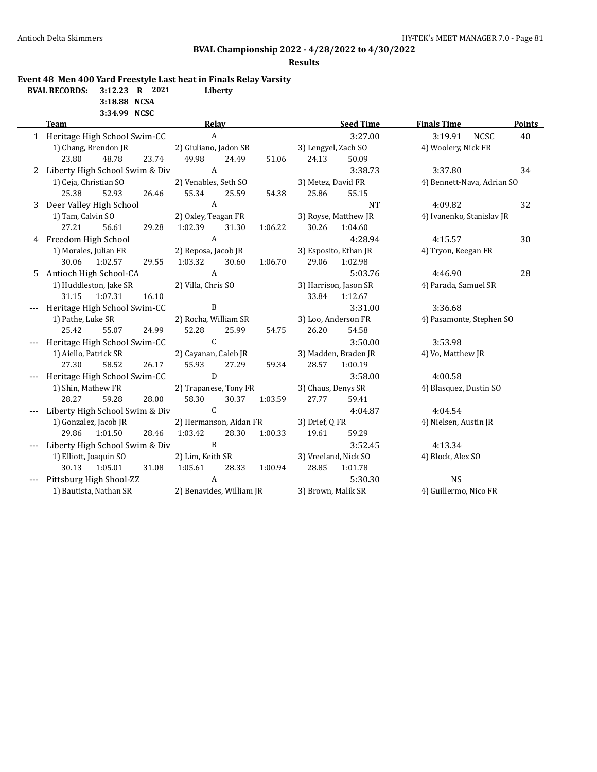## BVAL Championship 2022 - 4/28/2022 to 4/30/2022

### Results

**Event 48 Men 400 Yard Freestyle Last heat in Finals Relay Varsity**

**BVAL RECORDS:** 3:12.23 R 2021 Liberty
3:18.88 NCSA
3:34.99 NCSC

| | Team | Relay | Seed Time | Finals Time | Points |
|---|---|---|---|---|---|
| 1 | Heritage High School Swim-CC | A | 3:27.00 | 3:19.91 NCSC | 40 |
| | 1) Chang, Brendon JR | 2) Giuliano, Jadon SR | 3) Lengyel, Zach SO | 4) Woolery, Nick FR | |
| | 23.80 48.78 | 23.74 49.98 | 24.49 51.06 | 24.13 50.09 | |
| 2 | Liberty High School Swim & Div | A | 3:38.73 | 3:37.80 | 34 |
| | 1) Ceja, Christian SO | 2) Venables, Seth SO | 3) Metez, David FR | 4) Bennett-Nava, Adrian SO | |
| | 25.38 52.93 | 26.46 55.34 | 25.59 54.38 | 25.86 55.15 | |
| 3 | Deer Valley High School | A | NT | 4:09.82 | 32 |
| | 1) Tam, Calvin SO | 2) Oxley, Teagan FR | 3) Royse, Matthew JR | 4) Ivanenko, Stanislav JR | |
| | 27.21 56.61 | 29.28 1:02.39 | 31.30 1:06.22 | 30.26 1:04.60 | |
| 4 | Freedom High School | A | 4:28.94 | 4:15.57 | 30 |
| | 1) Morales, Julian FR | 2) Reposa, Jacob JR | 3) Esposito, Ethan JR | 4) Tryon, Keegan FR | |
| | 30.06 1:02.57 | 29.55 1:03.32 | 30.60 1:06.70 | 29.06 1:02.98 | |
| 5 | Antioch High School-CA | A | 5:03.76 | 4:46.90 | 28 |
| | 1) Huddleston, Jake SR | 2) Villa, Chris SO | 3) Harrison, Jason SR | 4) Parada, Samuel SR | |
| | 31.15 1:07.31 | 16.10 | | 33.84 1:12.67 | |
| --- | Heritage High School Swim-CC | B | 3:31.00 | 3:36.68 | |
| | 1) Pathe, Luke SR | 2) Rocha, William SR | 3) Loo, Anderson FR | 4) Pasamonte, Stephen SO | |
| | 25.42 55.07 | 24.99 52.28 | 25.99 54.75 | 26.20 54.58 | |
| --- | Heritage High School Swim-CC | C | 3:50.00 | 3:53.98 | |
| | 1) Aiello, Patrick SR | 2) Cayanan, Caleb JR | 3) Madden, Braden JR | 4) Vo, Matthew JR | |
| | 27.30 58.52 | 26.17 55.93 | 27.29 59.34 | 28.57 1:00.19 | |
| --- | Heritage High School Swim-CC | D | 3:58.00 | 4:00.58 | |
| | 1) Shin, Mathew FR | 2) Trapanese, Tony FR | 3) Chaus, Denys SR | 4) Blasquez, Dustin SO | |
| | 28.27 59.28 | 28.00 58.30 | 30.37 1:03.59 | 27.77 59.41 | |
| --- | Liberty High School Swim & Div | C | 4:04.87 | 4:04.54 | |
| | 1) Gonzalez, Jacob JR | 2) Hermanson, Aidan FR | 3) Drief, Q FR | 4) Nielsen, Austin JR | |
| | 29.86 1:01.50 | 28.46 1:03.42 | 28.30 1:00.33 | 19.61 59.29 | |
| --- | Liberty High School Swim & Div | B | 3:52.45 | 4:13.34 | |
| | 1) Elliott, Joaquin SO | 2) Lim, Keith SR | 3) Vreeland, Nick SO | 4) Block, Alex SO | |
| | 30.13 1:05.01 | 31.08 1:05.61 | 28.33 1:00.94 | 28.85 1:01.78 | |
| --- | Pittsburg High Shool-ZZ | A | 5:30.30 | NS | |
| | 1) Bautista, Nathan SR | 2) Benavides, William JR | 3) Brown, Malik SR | 4) Guillermo, Nico FR | |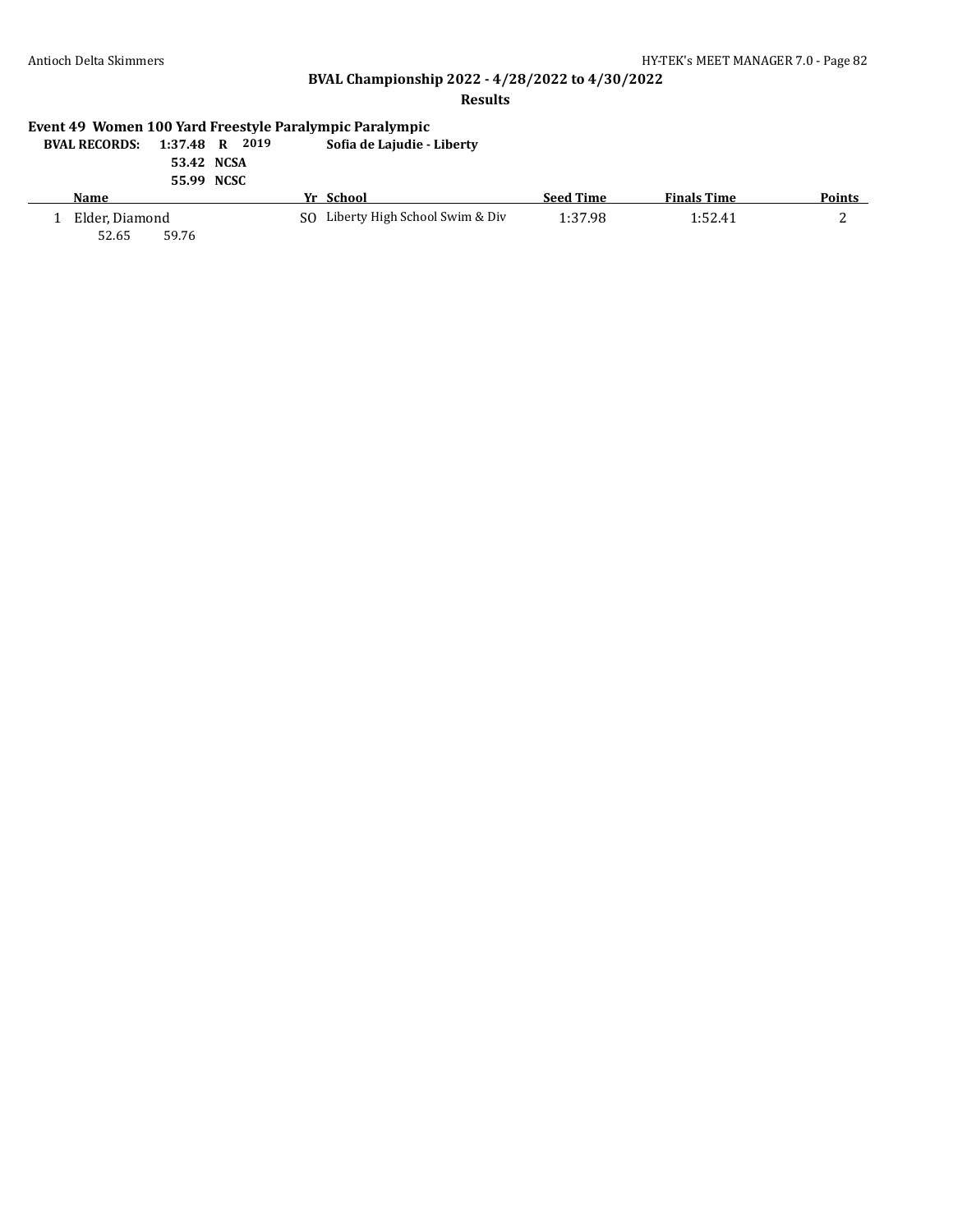## BVAL Championship 2022 - 4/28/2022 to 4/30/2022

### Results

**Event 49 Women 100 Yard Freestyle Paralympic Paralympic**

**BVAL RECORDS:** **1:37.48 R 2019** **Sofia de Lajudie - Liberty**
**53.42 NCSA**
**55.99 NCSC**

| | Name | Yr | School | Seed Time | Finals Time | Points |
|---|---|---|---|---|---|---|
| 1 | Elder, Diamond | SO | Liberty High School Swim & Div | 1:37.98 | 1:52.41 | 2 |
| | 52.65 59.76 | | | | | |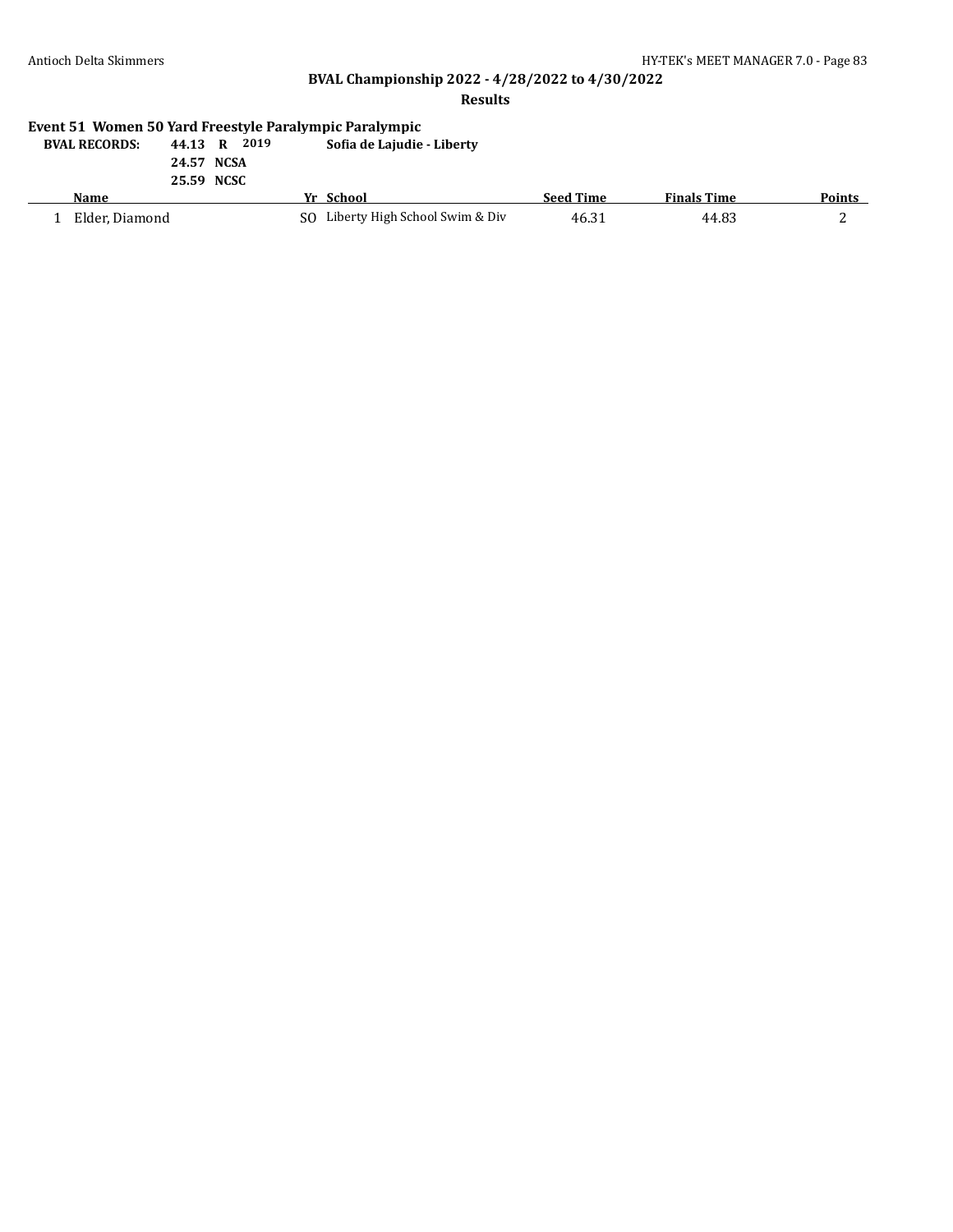## BVAL Championship 2022 - 4/28/2022 to 4/30/2022

### Results

#### Event 51 Women 50 Yard Freestyle Paralympic Paralympic

**BVAL RECORDS:** **44.13 R 2019** **Sofia de Lajudie - Liberty**
**24.57 NCSA**
**25.59 NCSC**

| | Name | Yr | School | Seed Time | Finals Time | Points |
|---|---|---|---|---|---|---|
| 1 | Elder, Diamond | SO | Liberty High School Swim & Div | 46.31 | 44.83 | 2 |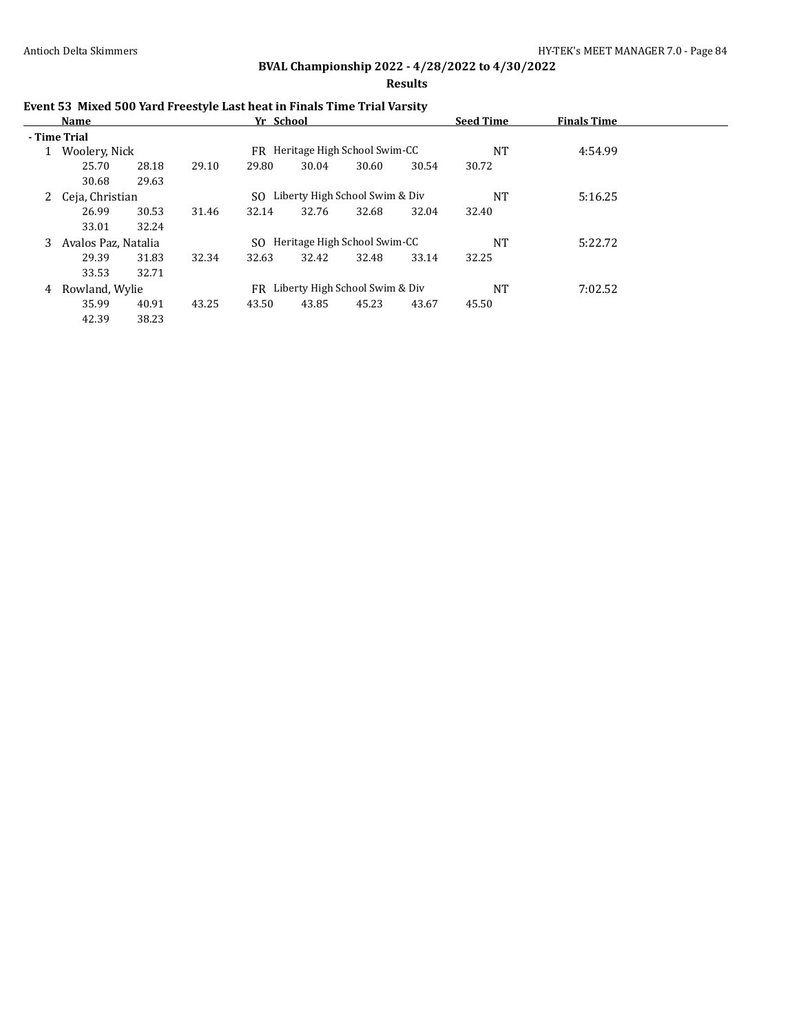# BVAL Championship 2022 - 4/28/2022 to 4/30/2022

## Results

### Event 53 Mixed 500 Yard Freestyle Last heat in Finals Time Trial Varsity

| | Name | Yr | School | Seed Time | Finals Time |
|---|---|---|---|---|---|
| **- Time Trial** | | | | | |
| 1 | Woolery, Nick | FR | Heritage High School Swim-CC | NT | 4:54.99 |
| | 25.70 28.18 29.10 29.80 30.04 30.60 30.54 30.72 30.68 29.63 | | | | |
| 2 | Ceja, Christian | SO | Liberty High School Swim & Div | NT | 5:16.25 |
| | 26.99 30.53 31.46 32.14 32.76 32.68 32.04 32.40 33.01 32.24 | | | | |
| 3 | Avalos Paz, Natalia | SO | Heritage High School Swim-CC | NT | 5:22.72 |
| | 29.39 31.83 32.34 32.63 32.42 32.48 33.14 32.25 33.53 32.71 | | | | |
| 4 | Rowland, Wylie | FR | Liberty High School Swim & Div | NT | 7:02.52 |
| | 35.99 40.91 43.25 43.50 43.85 45.23 43.67 45.50 42.39 38.23 | | | | |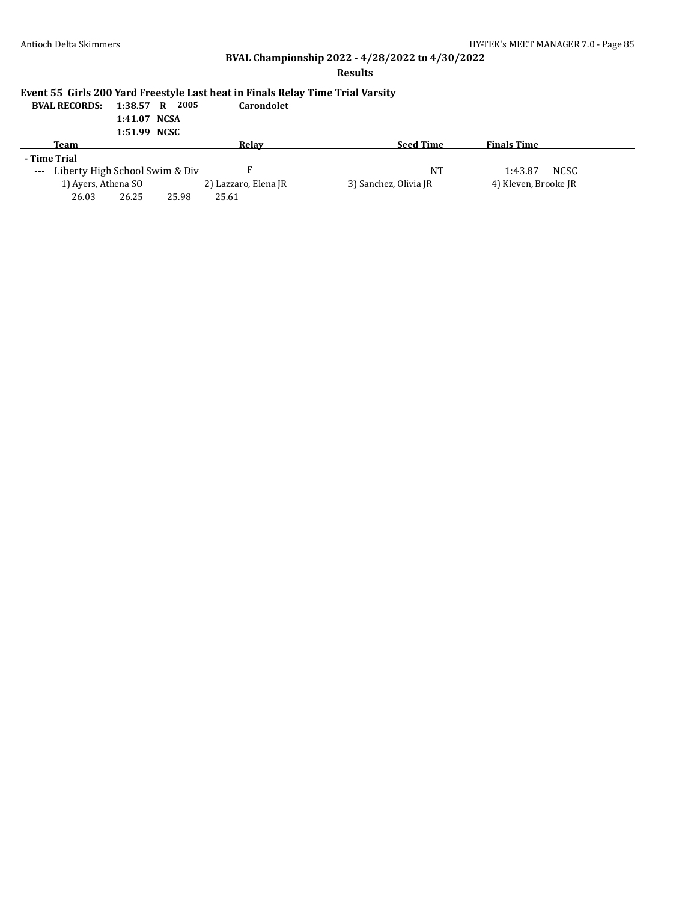**BVAL Championship 2022 - 4/28/2022 to 4/30/2022**

**Results**

### Event 55 Girls 200 Yard Freestyle Last heat in Finals Relay Time Trial Varsity

| BVAL RECORDS: | | | |
|---|---|---|---|
| 1:38.57 | R | 2005 | Carondolet |
| 1:41.07 | NCSA | | |
| 1:51.99 | NCSC | | |

| Team | Relay | Seed Time | Finals Time |
|---|---|---|---|
| **- Time Trial** | | | |
| --- Liberty High School Swim & Div | F | NT | 1:43.87 NCSC |
| 1) Ayers, Athena SO | 2) Lazzaro, Elena JR | 3) Sanchez, Olivia JR | 4) Kleven, Brooke JR |
| 26.03 26.25 25.98 25.61 | | | |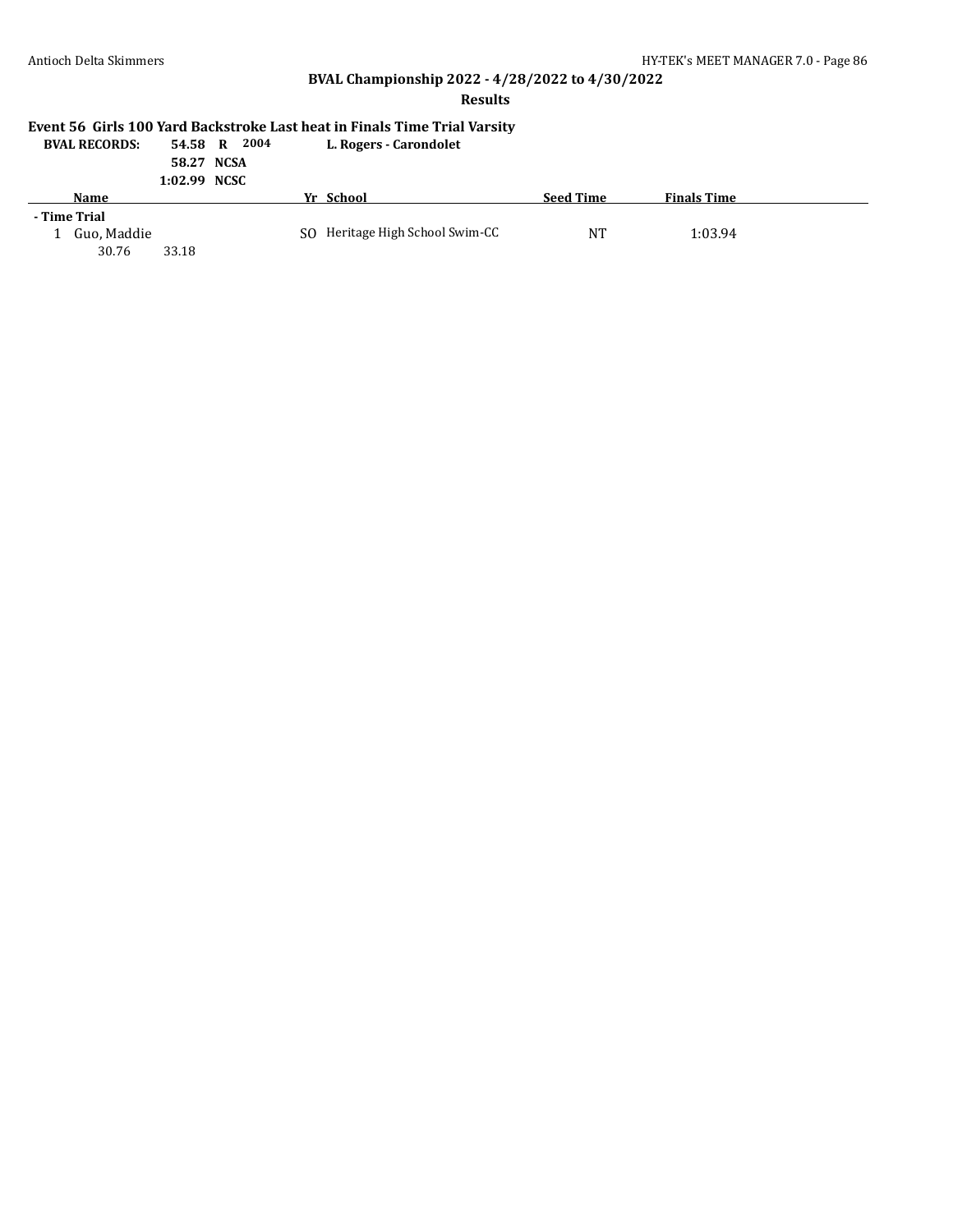## BVAL Championship 2022 - 4/28/2022 to 4/30/2022

### Results

#### Event 56 Girls 100 Yard Backstroke Last heat in Finals Time Trial Varsity

| BVAL RECORDS: | | | |
|---|---|---|---|
| 54.58 | R | 2004 | L. Rogers - Carondolet |
| 58.27 | NCSA | | |
| 1:02.99 | NCSC | | |

| | Name | Yr | School | Seed Time | Finals Time |
|---|---|---|---|---|---|
| **- Time Trial** | | | | | |
| 1 | Guo, Maddie | SO | Heritage High School Swim-CC | NT | 1:03.94 |
| | 30.76 33.18 | | | | |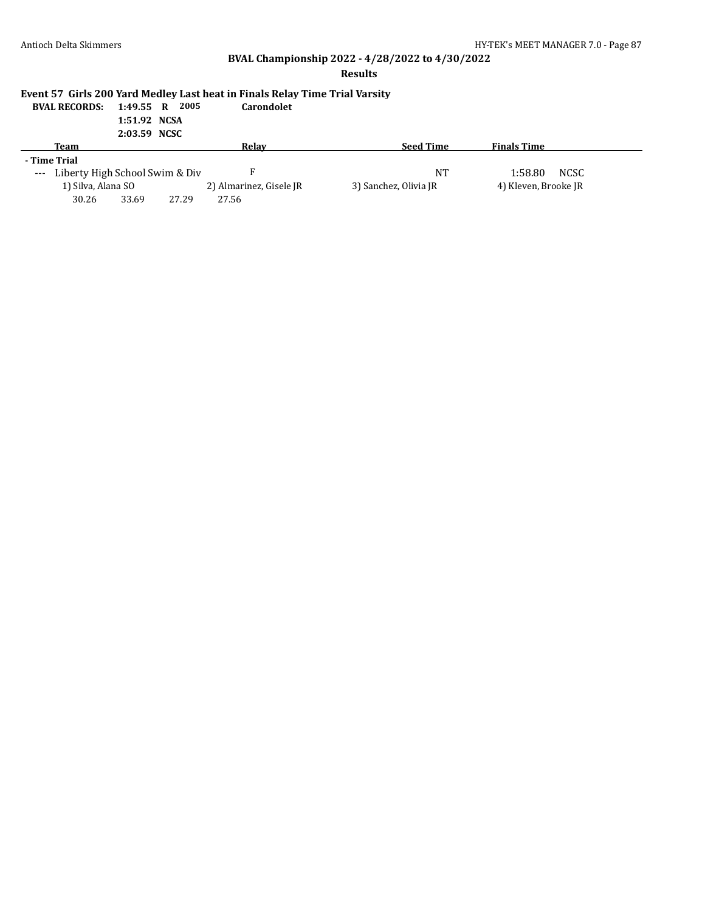## BVAL Championship 2022 - 4/28/2022 to 4/30/2022

### Results

**Event 57 Girls 200 Yard Medley Last heat in Finals Relay Time Trial Varsity**

| BVAL RECORDS: | | | |
|---|---|---|---|
| 1:49.55 | R | 2005 | Carondolet |
| 1:51.92 | NCSA | | |
| 2:03.59 | NCSC | | |

| | Team | Relay | Seed Time | Finals Time | |
|---|---|---|---|---|---|
| **- Time Trial** | | | | | |
| --- | Liberty High School Swim & Div | F | NT | 1:58.80 | NCSC |
| | 1) Silva, Alana SO | 2) Almarinez, Gisele JR | 3) Sanchez, Olivia JR | 4) Kleven, Brooke JR | |
| | 30.26  33.69  27.29  27.56 | | | | |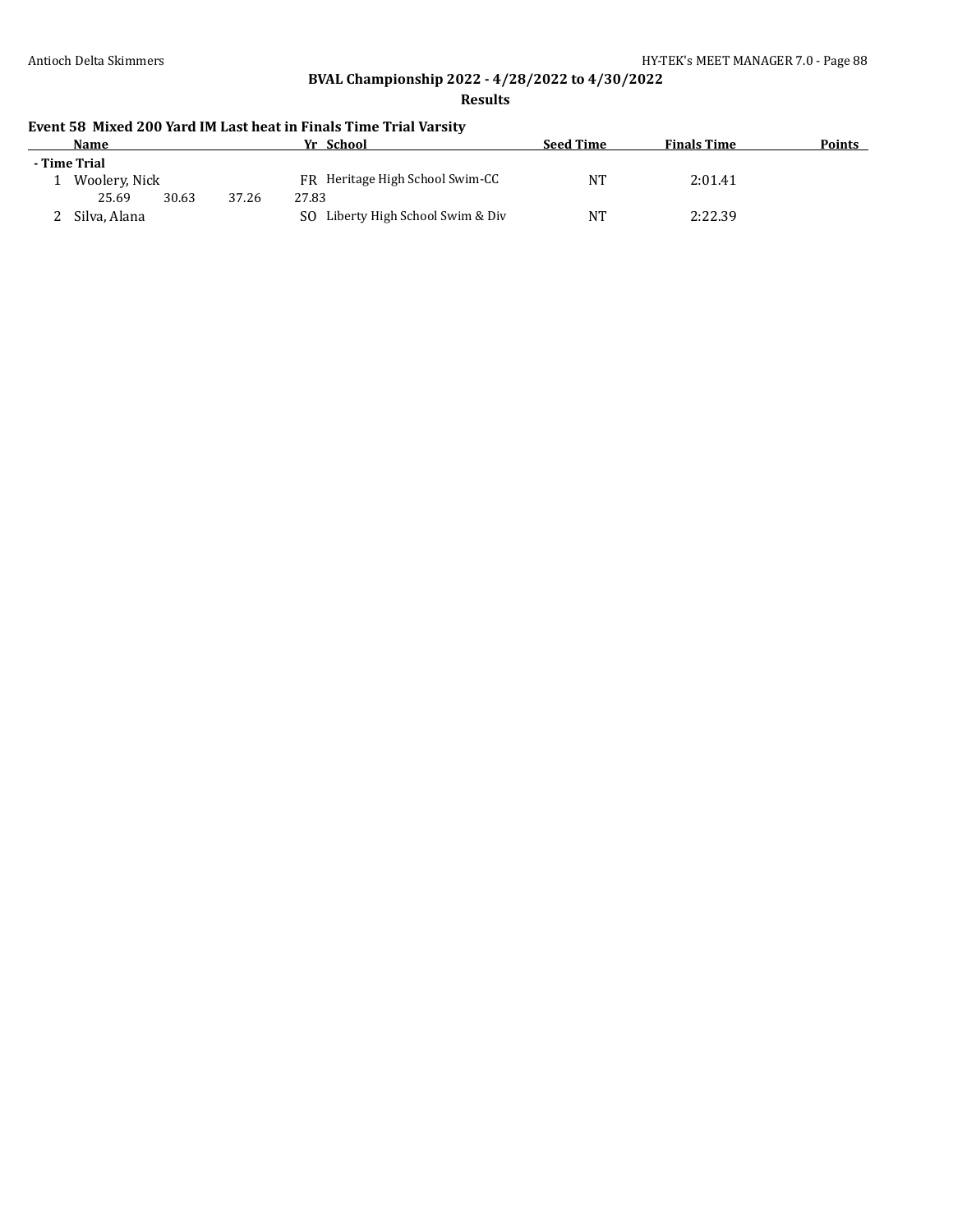## BVAL Championship 2022 - 4/28/2022 to 4/30/2022

### Results

#### Event 58 Mixed 200 Yard IM Last heat in Finals Time Trial Varsity

| | Name | Yr | School | Seed Time | Finals Time | Points |
|---|---|---|---|---|---|---|
| **- Time Trial** | | | | | | |
| 1 | Woolery, Nick | FR | Heritage High School Swim-CC | NT | 2:01.41 | |
| | 25.69 30.63 37.26 27.83 | | | | | |
| 2 | Silva, Alana | SO | Liberty High School Swim & Div | NT | 2:22.39 | |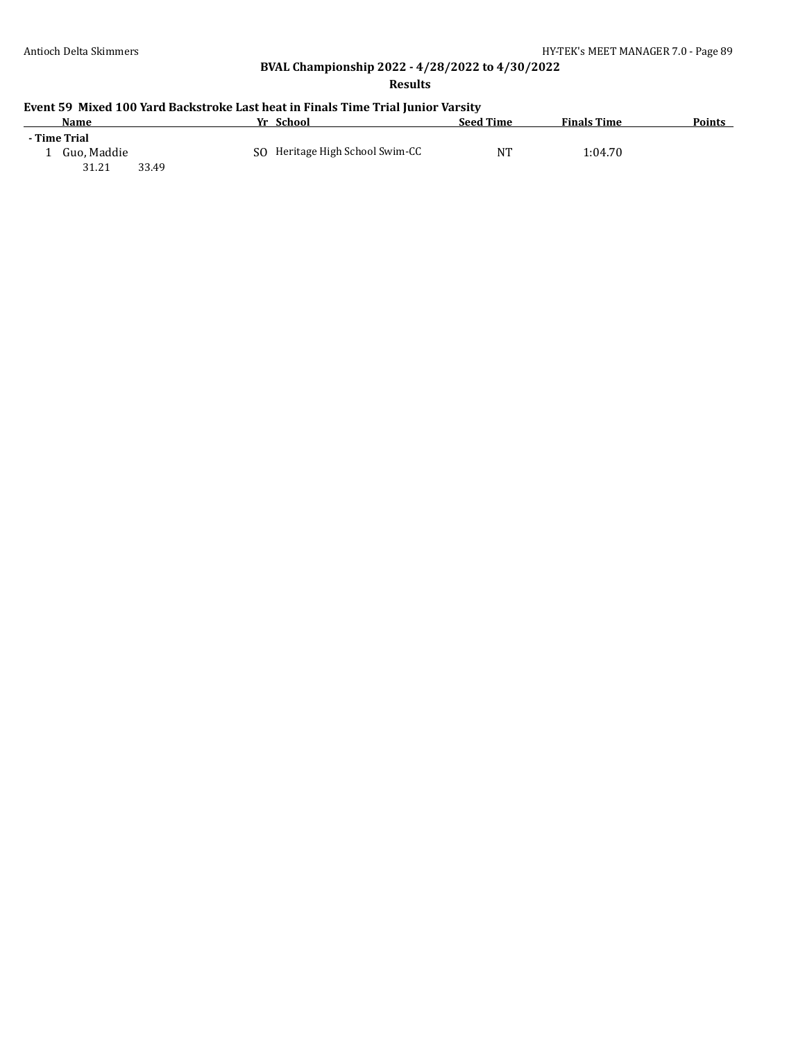## BVAL Championship 2022 - 4/28/2022 to 4/30/2022

**Results**

### Event 59 Mixed 100 Yard Backstroke Last heat in Finals Time Trial Junior Varsity

| | Name | Yr | School | Seed Time | Finals Time | Points |
|---|---|---|---|---|---|---|
| **- Time Trial** | | | | | | |
| 1 | Guo, Maddie | SO | Heritage High School Swim-CC | NT | 1:04.70 | |
| | 31.21 33.49 | | | | | |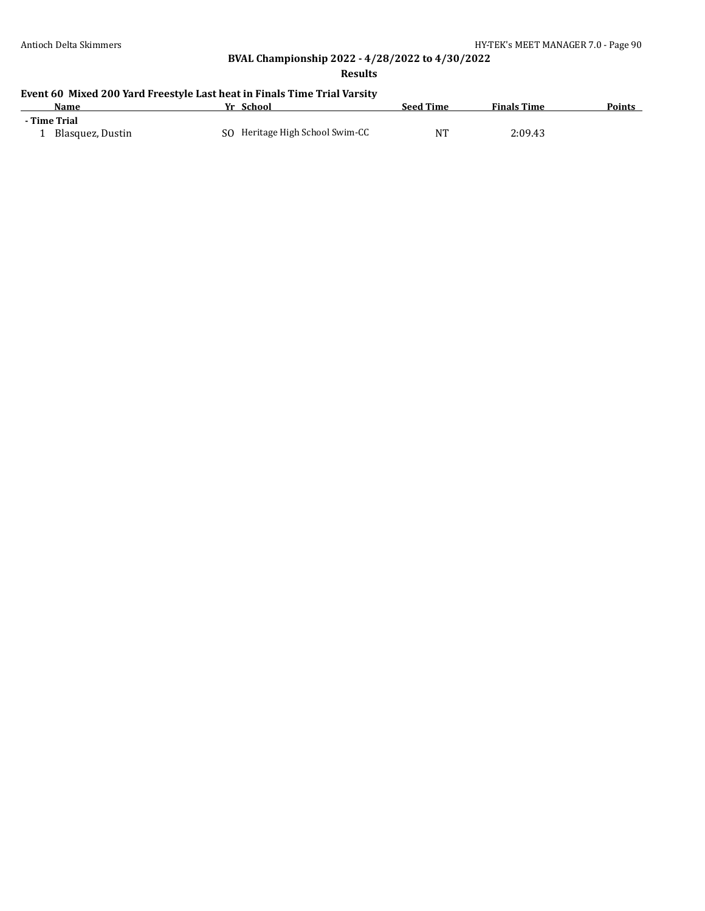**BVAL Championship 2022 - 4/28/2022 to 4/30/2022**

**Results**

### Event 60 Mixed 200 Yard Freestyle Last heat in Finals Time Trial Varsity

| | Name | Yr | School | Seed Time | Finals Time | Points |
|---|---|---|---|---|---|---|
| **- Time Trial** | | | | | | |
| 1 | Blasquez, Dustin | SO | Heritage High School Swim-CC | NT | 2:09.43 | |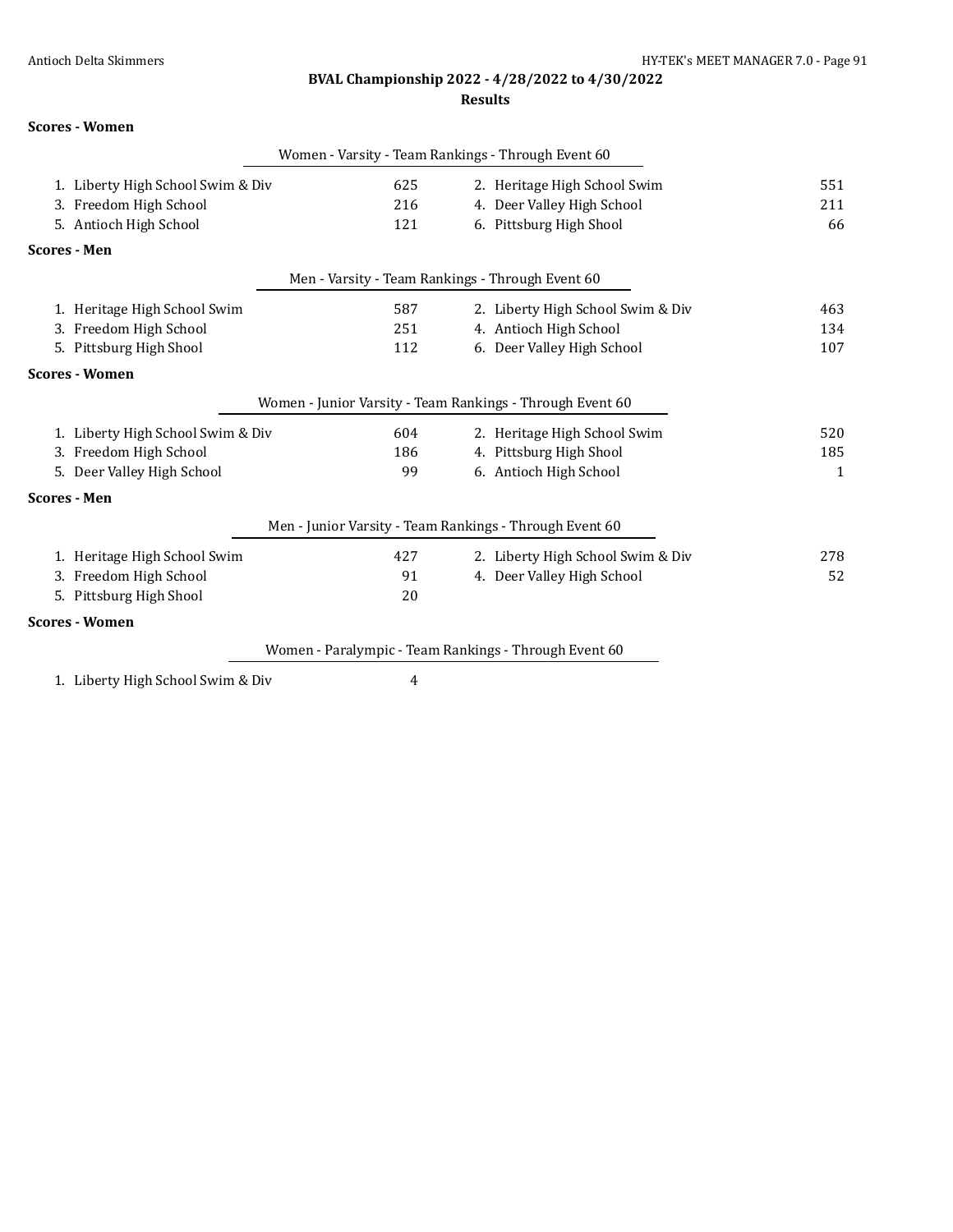**BVAL Championship 2022 - 4/28/2022 to 4/30/2022**

**Results**

**Scores - Women**

Women - Varsity - Team Rankings - Through Event 60

| | | | |
|---|---|---|---|
| 1. Liberty High School Swim & Div | 625 | 2. Heritage High School Swim | 551 |
| 3. Freedom High School | 216 | 4. Deer Valley High School | 211 |
| 5. Antioch High School | 121 | 6. Pittsburg High Shool | 66 |

**Scores - Men**

Men - Varsity - Team Rankings - Through Event 60

| | | | |
|---|---|---|---|
| 1. Heritage High School Swim | 587 | 2. Liberty High School Swim & Div | 463 |
| 3. Freedom High School | 251 | 4. Antioch High School | 134 |
| 5. Pittsburg High Shool | 112 | 6. Deer Valley High School | 107 |

**Scores - Women**

Women - Junior Varsity - Team Rankings - Through Event 60

| | | | |
|---|---|---|---|
| 1. Liberty High School Swim & Div | 604 | 2. Heritage High School Swim | 520 |
| 3. Freedom High School | 186 | 4. Pittsburg High Shool | 185 |
| 5. Deer Valley High School | 99 | 6. Antioch High School | 1 |

**Scores - Men**

Men - Junior Varsity - Team Rankings - Through Event 60

| | | | |
|---|---|---|---|
| 1. Heritage High School Swim | 427 | 2. Liberty High School Swim & Div | 278 |
| 3. Freedom High School | 91 | 4. Deer Valley High School | 52 |
| 5. Pittsburg High Shool | 20 | | |

**Scores - Women**

Women - Paralympic - Team Rankings - Through Event 60

| | |
|---|---|
| 1. Liberty High School Swim & Div | 4 |